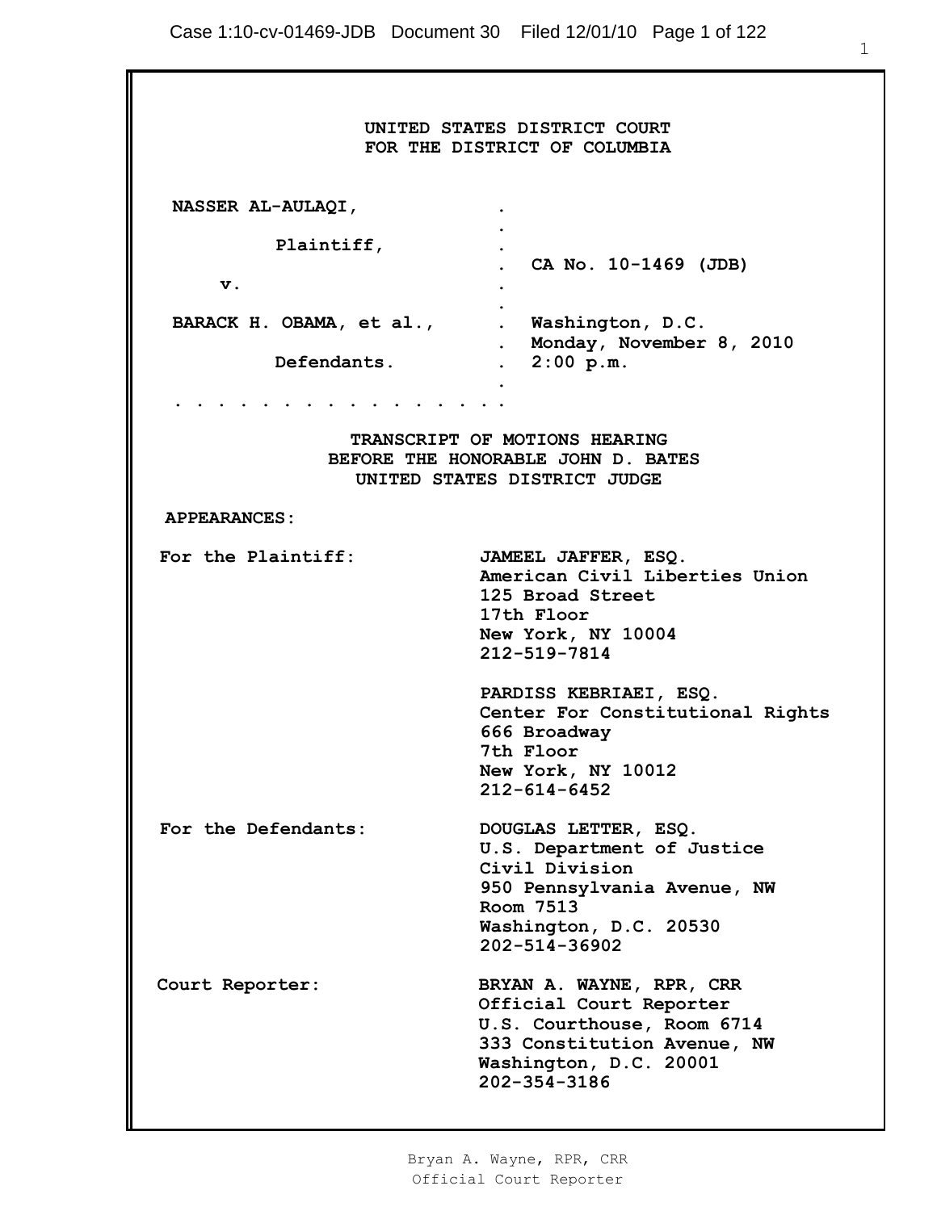UNITED STATES DISTRICT COURT
FOR THE DISTRICT OF COLUMBIA

| | | |
|---|---|---|
| NASSER AL-AULAQI, | . | |
| | . | |
| Plaintiff, | . | |
| | . | CA No. 10-1469 (JDB) |
| v. | . | |
| | . | |
| BARACK H. OBAMA, et al., | . | Washington, D.C. |
| | . | Monday, November 8, 2010 |
| Defendants. | . | 2:00 p.m. |
| | . | |

. . . . . . . . . . . . . . . . . .

TRANSCRIPT OF MOTIONS HEARING
BEFORE THE HONORABLE JOHN D. BATES
UNITED STATES DISTRICT JUDGE

**APPEARANCES:**

**For the Plaintiff:**

JAMEEL JAFFER, ESQ.
American Civil Liberties Union
125 Broad Street
17th Floor
New York, NY 10004
212-519-7814

PARDISS KEBRIAEI, ESQ.
Center For Constitutional Rights
666 Broadway
7th Floor
New York, NY 10012
212-614-6452

**For the Defendants:**

DOUGLAS LETTER, ESQ.
U.S. Department of Justice
Civil Division
950 Pennsylvania Avenue, NW
Room 7513
Washington, D.C. 20530
202-514-36902

**Court Reporter:**

BRYAN A. WAYNE, RPR, CRR
Official Court Reporter
U.S. Courthouse, Room 6714
333 Constitution Avenue, NW
Washington, D.C. 20001
202-354-3186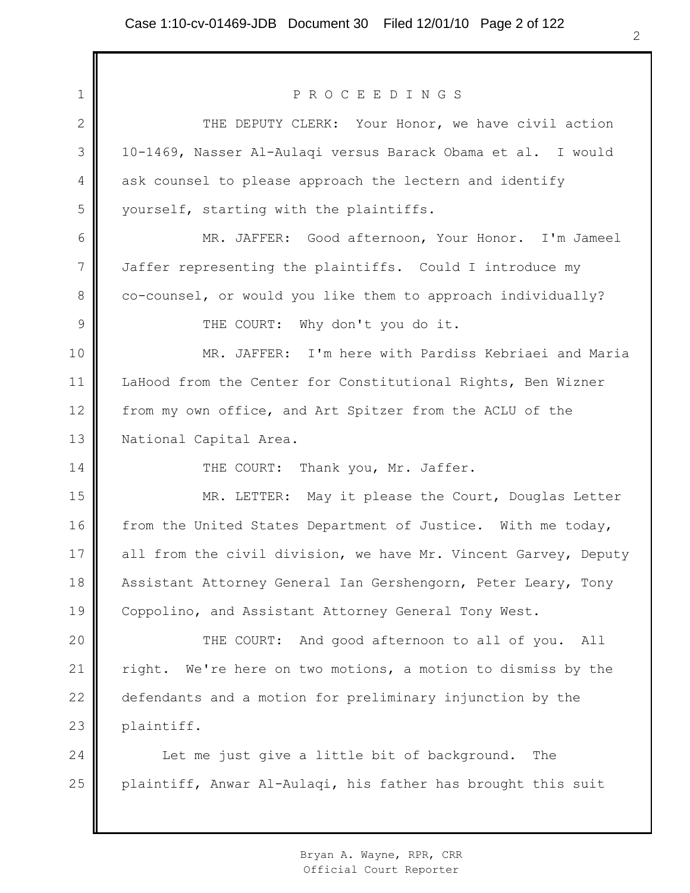P R O C E E D I N G S

THE DEPUTY CLERK: Your Honor, we have civil action 10-1469, Nasser Al-Aulaqi versus Barack Obama et al. I would ask counsel to please approach the lectern and identify yourself, starting with the plaintiffs.

MR. JAFFER: Good afternoon, Your Honor. I'm Jameel Jaffer representing the plaintiffs. Could I introduce my co-counsel, or would you like them to approach individually?

THE COURT: Why don't you do it.

MR. JAFFER: I'm here with Pardiss Kebriaei and Maria LaHood from the Center for Constitutional Rights, Ben Wizner from my own office, and Art Spitzer from the ACLU of the National Capital Area.

THE COURT: Thank you, Mr. Jaffer.

MR. LETTER: May it please the Court, Douglas Letter from the United States Department of Justice. With me today, all from the civil division, we have Mr. Vincent Garvey, Deputy Assistant Attorney General Ian Gershengorn, Peter Leary, Tony Coppolino, and Assistant Attorney General Tony West.

THE COURT: And good afternoon to all of you. All right. We're here on two motions, a motion to dismiss by the defendants and a motion for preliminary injunction by the plaintiff.

Let me just give a little bit of background. The plaintiff, Anwar Al-Aulaqi, his father has brought this suit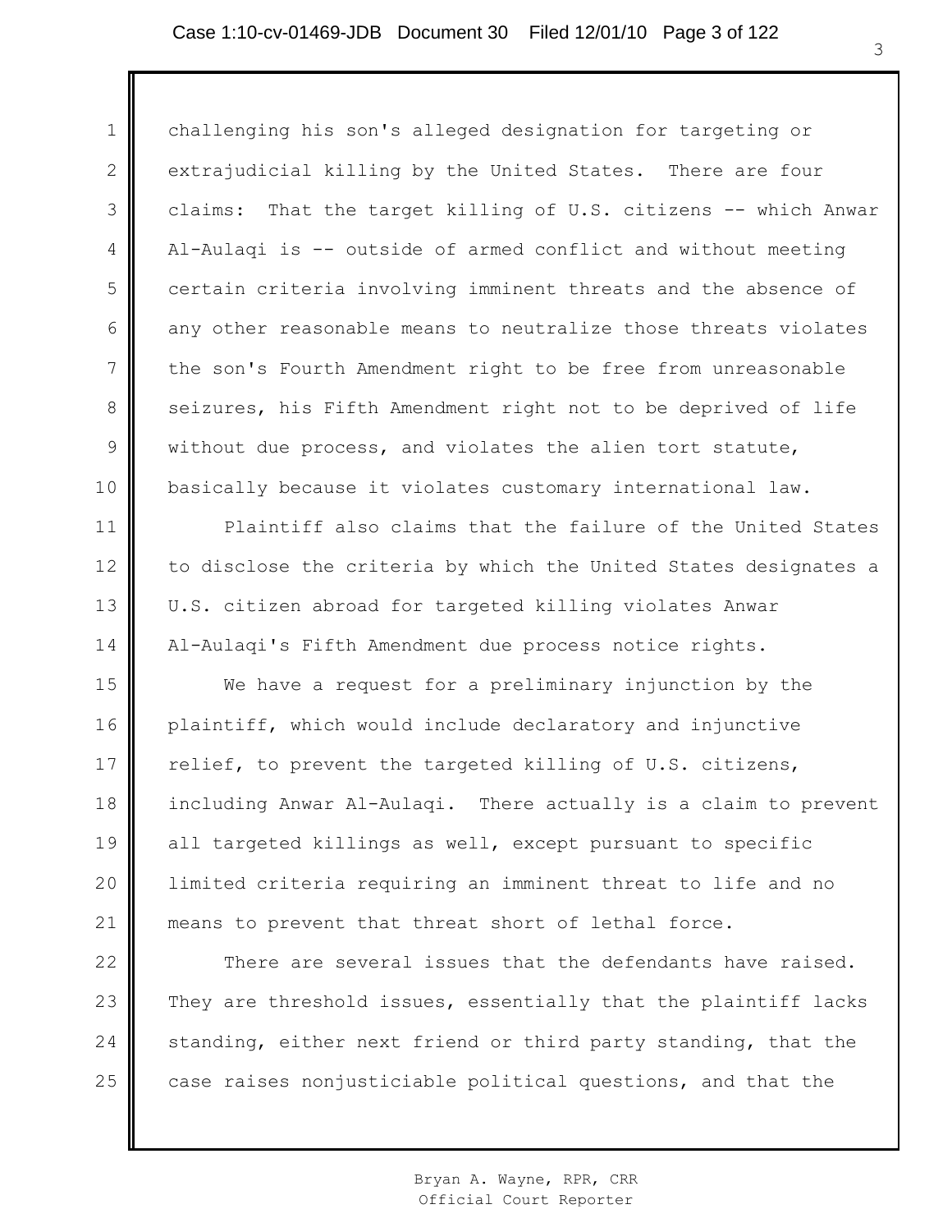challenging his son's alleged designation for targeting or extrajudicial killing by the United States. There are four claims: That the target killing of U.S. citizens -- which Anwar Al-Aulaqi is -- outside of armed conflict and without meeting certain criteria involving imminent threats and the absence of any other reasonable means to neutralize those threats violates the son's Fourth Amendment right to be free from unreasonable seizures, his Fifth Amendment right not to be deprived of life without due process, and violates the alien tort statute, basically because it violates customary international law.

Plaintiff also claims that the failure of the United States to disclose the criteria by which the United States designates a U.S. citizen abroad for targeted killing violates Anwar Al-Aulaqi's Fifth Amendment due process notice rights.

We have a request for a preliminary injunction by the plaintiff, which would include declaratory and injunctive relief, to prevent the targeted killing of U.S. citizens, including Anwar Al-Aulaqi. There actually is a claim to prevent all targeted killings as well, except pursuant to specific limited criteria requiring an imminent threat to life and no means to prevent that threat short of lethal force.

There are several issues that the defendants have raised. They are threshold issues, essentially that the plaintiff lacks standing, either next friend or third party standing, that the case raises nonjusticiable political questions, and that the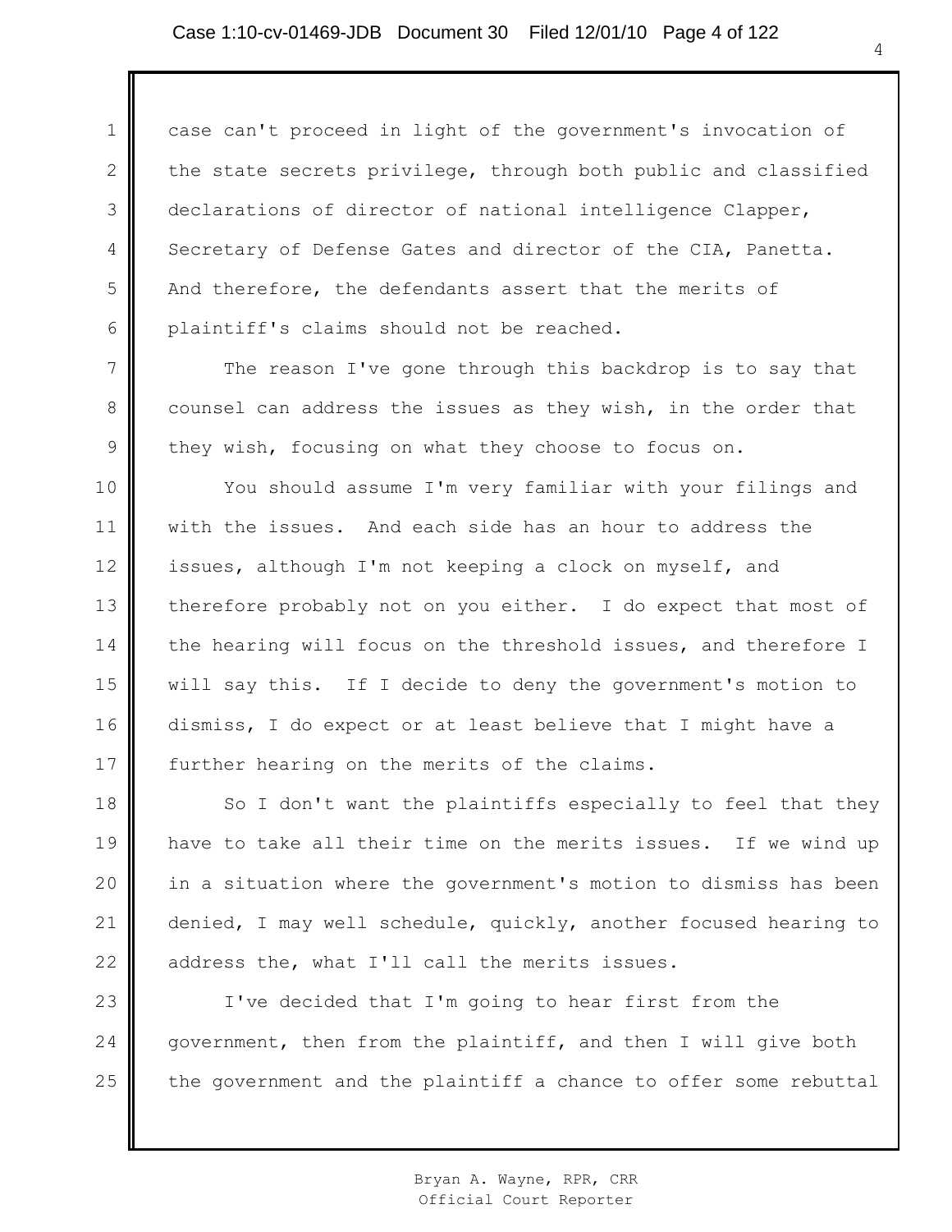case can't proceed in light of the government's invocation of the state secrets privilege, through both public and classified declarations of director of national intelligence Clapper, Secretary of Defense Gates and director of the CIA, Panetta. And therefore, the defendants assert that the merits of plaintiff's claims should not be reached.

The reason I've gone through this backdrop is to say that counsel can address the issues as they wish, in the order that they wish, focusing on what they choose to focus on.

You should assume I'm very familiar with your filings and with the issues. And each side has an hour to address the issues, although I'm not keeping a clock on myself, and therefore probably not on you either. I do expect that most of the hearing will focus on the threshold issues, and therefore I will say this. If I decide to deny the government's motion to dismiss, I do expect or at least believe that I might have a further hearing on the merits of the claims.

So I don't want the plaintiffs especially to feel that they have to take all their time on the merits issues. If we wind up in a situation where the government's motion to dismiss has been denied, I may well schedule, quickly, another focused hearing to address the, what I'll call the merits issues.

I've decided that I'm going to hear first from the government, then from the plaintiff, and then I will give both the government and the plaintiff a chance to offer some rebuttal

Bryan A. Wayne, RPR, CRR
Official Court Reporter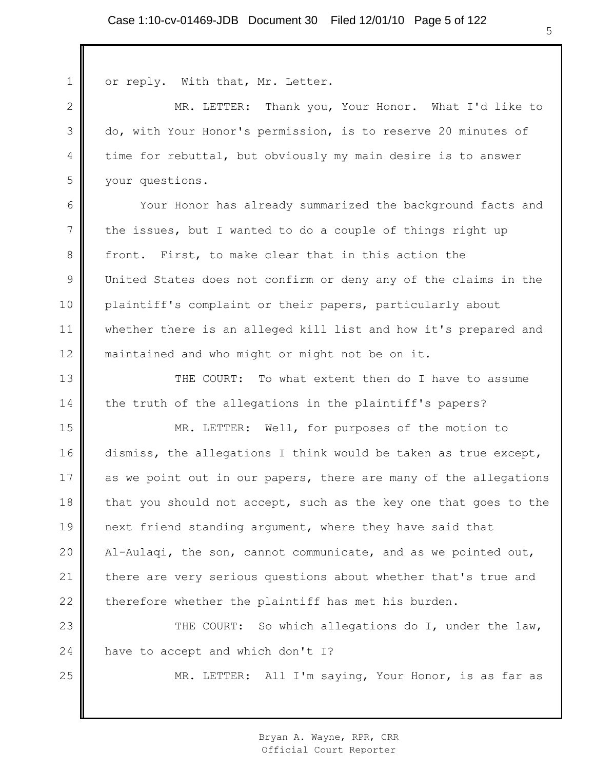or reply. With that, Mr. Letter.

MR. LETTER: Thank you, Your Honor. What I'd like to do, with Your Honor's permission, is to reserve 20 minutes of time for rebuttal, but obviously my main desire is to answer your questions.

Your Honor has already summarized the background facts and the issues, but I wanted to do a couple of things right up front. First, to make clear that in this action the United States does not confirm or deny any of the claims in the plaintiff's complaint or their papers, particularly about whether there is an alleged kill list and how it's prepared and maintained and who might or might not be on it.

THE COURT: To what extent then do I have to assume the truth of the allegations in the plaintiff's papers?

MR. LETTER: Well, for purposes of the motion to dismiss, the allegations I think would be taken as true except, as we point out in our papers, there are many of the allegations that you should not accept, such as the key one that goes to the next friend standing argument, where they have said that Al-Aulaqi, the son, cannot communicate, and as we pointed out, there are very serious questions about whether that's true and therefore whether the plaintiff has met his burden.

THE COURT: So which allegations do I, under the law, have to accept and which don't I?

MR. LETTER: All I'm saying, Your Honor, is as far as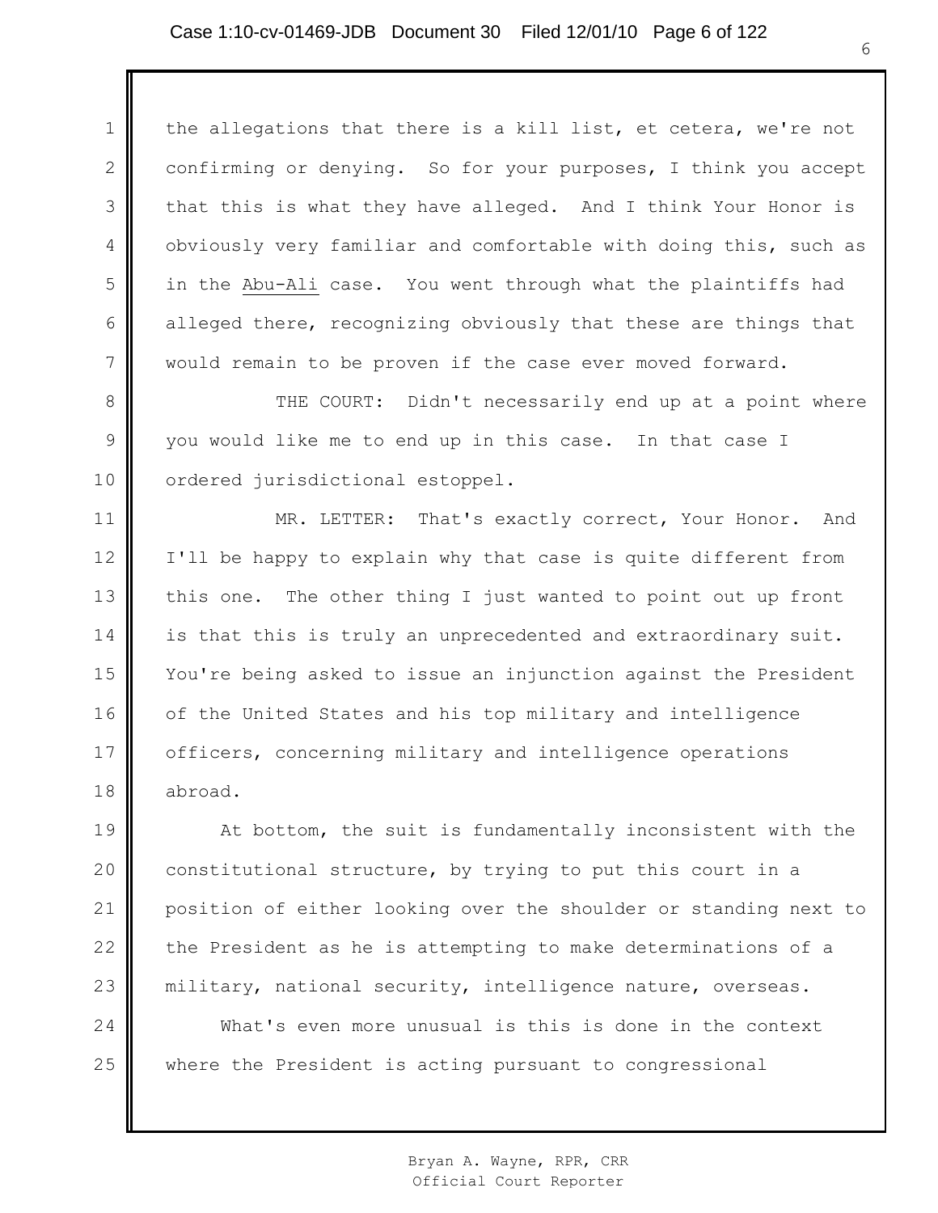the allegations that there is a kill list, et cetera, we're not confirming or denying. So for your purposes, I think you accept that this is what they have alleged. And I think Your Honor is obviously very familiar and comfortable with doing this, such as in the Abu-Ali case. You went through what the plaintiffs had alleged there, recognizing obviously that these are things that would remain to be proven if the case ever moved forward.

THE COURT: Didn't necessarily end up at a point where you would like me to end up in this case. In that case I ordered jurisdictional estoppel.

MR. LETTER: That's exactly correct, Your Honor. And I'll be happy to explain why that case is quite different from this one. The other thing I just wanted to point out up front is that this is truly an unprecedented and extraordinary suit. You're being asked to issue an injunction against the President of the United States and his top military and intelligence officers, concerning military and intelligence operations abroad.

At bottom, the suit is fundamentally inconsistent with the constitutional structure, by trying to put this court in a position of either looking over the shoulder or standing next to the President as he is attempting to make determinations of a military, national security, intelligence nature, overseas.

What's even more unusual is this is done in the context where the President is acting pursuant to congressional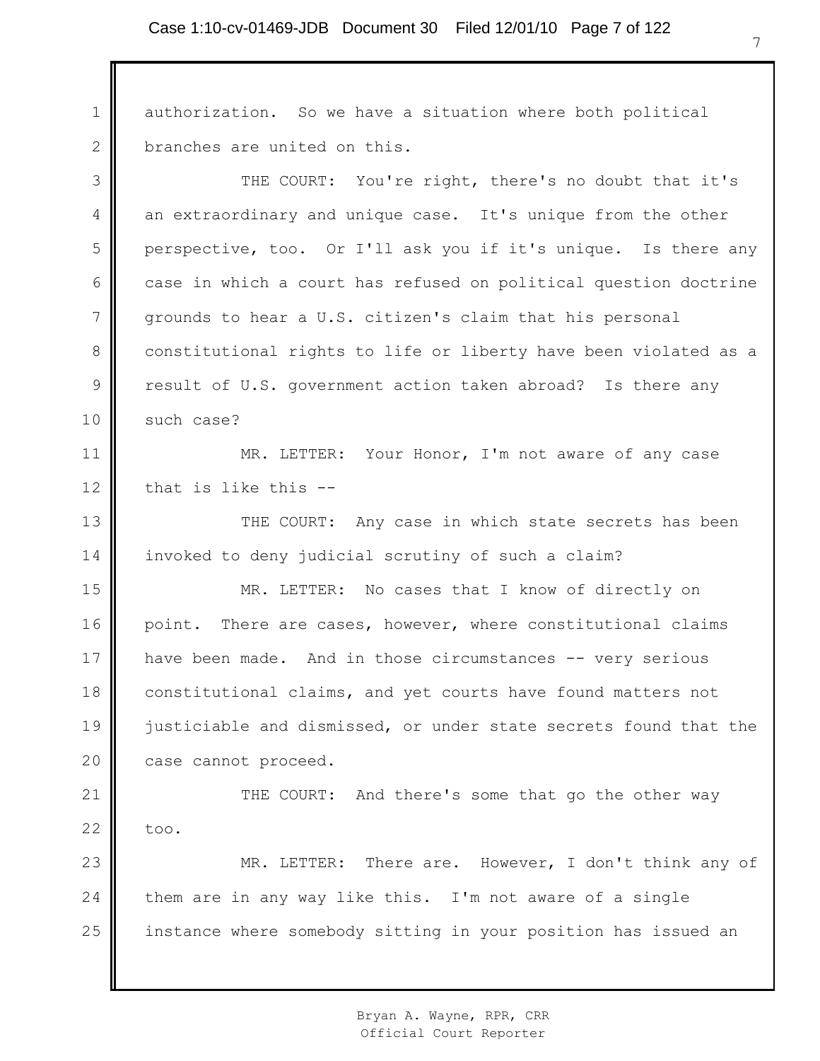authorization. So we have a situation where both political branches are united on this.

THE COURT: You're right, there's no doubt that it's an extraordinary and unique case. It's unique from the other perspective, too. Or I'll ask you if it's unique. Is there any case in which a court has refused on political question doctrine grounds to hear a U.S. citizen's claim that his personal constitutional rights to life or liberty have been violated as a result of U.S. government action taken abroad? Is there any such case?

MR. LETTER: Your Honor, I'm not aware of any case that is like this --

THE COURT: Any case in which state secrets has been invoked to deny judicial scrutiny of such a claim?

MR. LETTER: No cases that I know of directly on point. There are cases, however, where constitutional claims have been made. And in those circumstances -- very serious constitutional claims, and yet courts have found matters not justiciable and dismissed, or under state secrets found that the case cannot proceed.

THE COURT: And there's some that go the other way too.

MR. LETTER: There are. However, I don't think any of them are in any way like this. I'm not aware of a single instance where somebody sitting in your position has issued an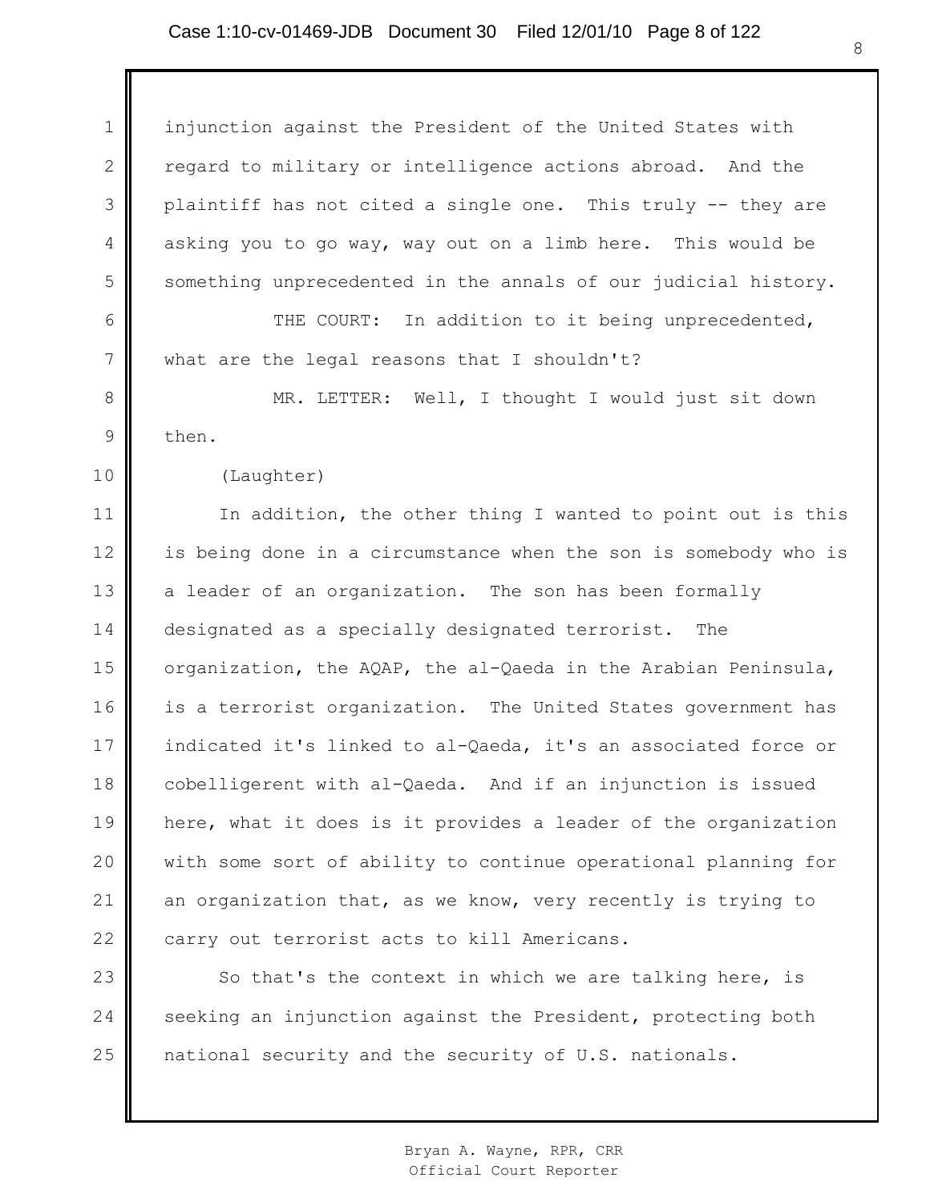injunction against the President of the United States with regard to military or intelligence actions abroad. And the plaintiff has not cited a single one. This truly -- they are asking you to go way, way out on a limb here. This would be something unprecedented in the annals of our judicial history.

THE COURT: In addition to it being unprecedented, what are the legal reasons that I shouldn't?

MR. LETTER: Well, I thought I would just sit down then.

(Laughter)

In addition, the other thing I wanted to point out is this is being done in a circumstance when the son is somebody who is a leader of an organization. The son has been formally designated as a specially designated terrorist. The organization, the AQAP, the al-Qaeda in the Arabian Peninsula, is a terrorist organization. The United States government has indicated it's linked to al-Qaeda, it's an associated force or cobelligerent with al-Qaeda. And if an injunction is issued here, what it does is it provides a leader of the organization with some sort of ability to continue operational planning for an organization that, as we know, very recently is trying to carry out terrorist acts to kill Americans.

So that's the context in which we are talking here, is seeking an injunction against the President, protecting both national security and the security of U.S. nationals.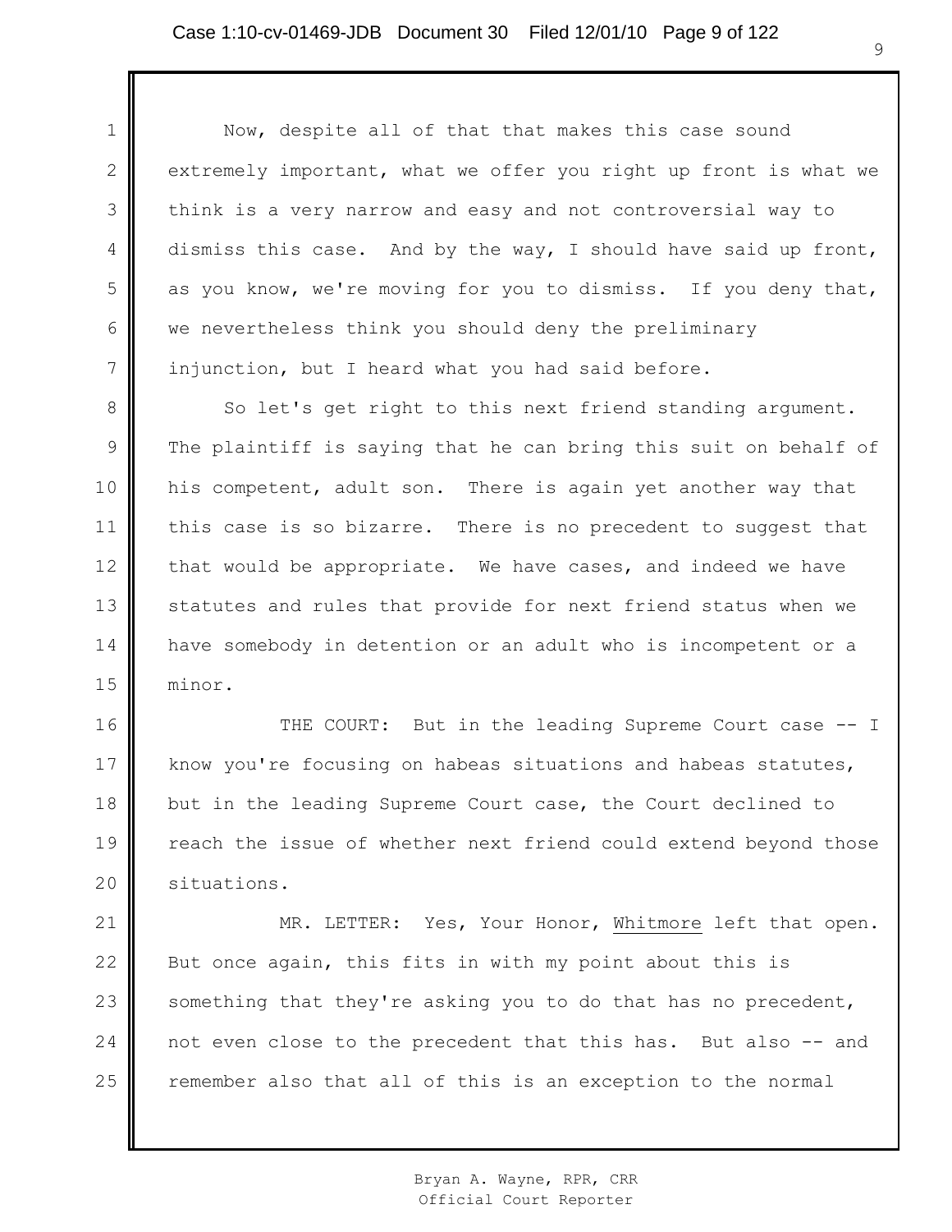Now, despite all of that that makes this case sound extremely important, what we offer you right up front is what we think is a very narrow and easy and not controversial way to dismiss this case. And by the way, I should have said up front, as you know, we're moving for you to dismiss. If you deny that, we nevertheless think you should deny the preliminary injunction, but I heard what you had said before.

So let's get right to this next friend standing argument. The plaintiff is saying that he can bring this suit on behalf of his competent, adult son. There is again yet another way that this case is so bizarre. There is no precedent to suggest that that would be appropriate. We have cases, and indeed we have statutes and rules that provide for next friend status when we have somebody in detention or an adult who is incompetent or a minor.

THE COURT: But in the leading Supreme Court case -- I know you're focusing on habeas situations and habeas statutes, but in the leading Supreme Court case, the Court declined to reach the issue of whether next friend could extend beyond those situations.

MR. LETTER: Yes, Your Honor, Whitmore left that open. But once again, this fits in with my point about this is something that they're asking you to do that has no precedent, not even close to the precedent that this has. But also -- and remember also that all of this is an exception to the normal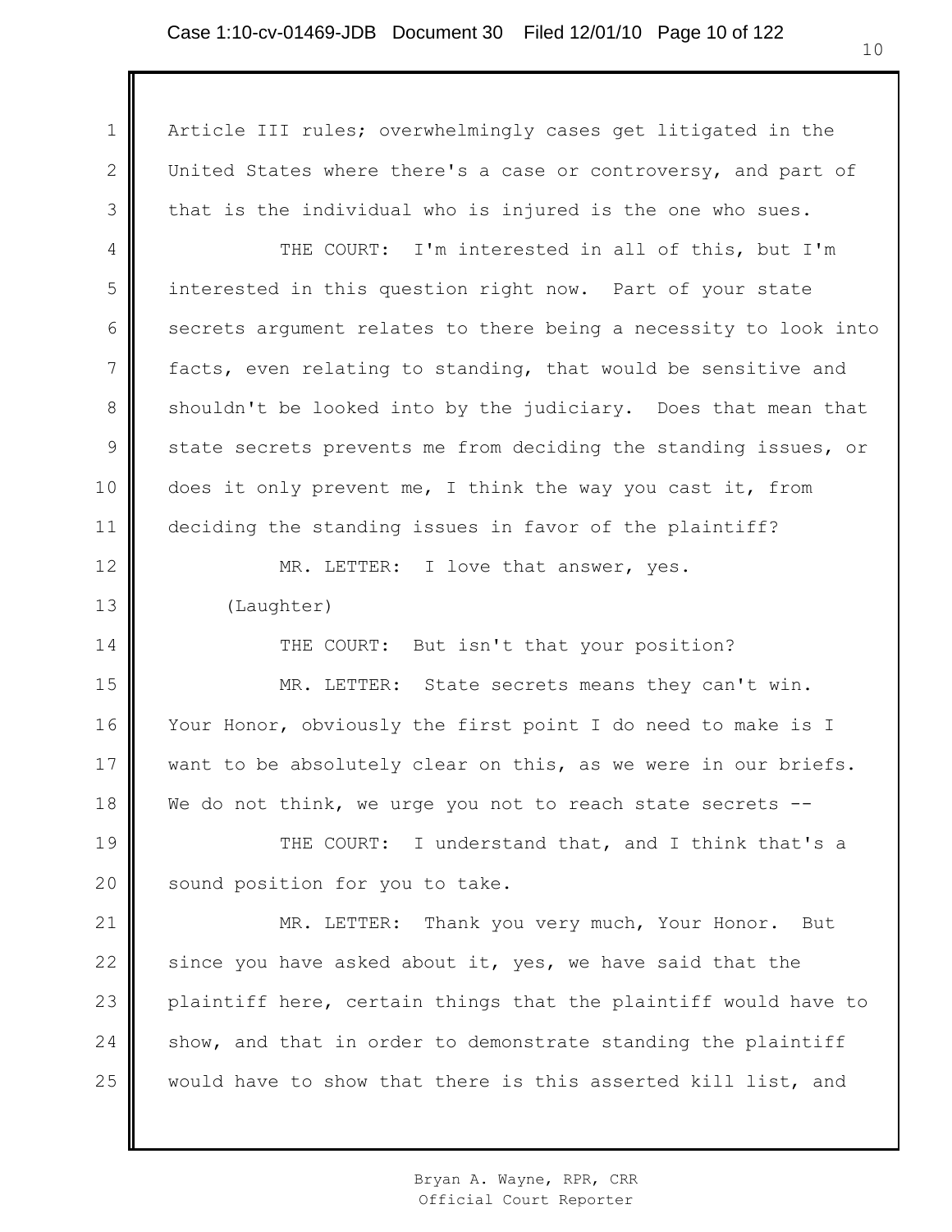Article III rules; overwhelmingly cases get litigated in the United States where there's a case or controversy, and part of that is the individual who is injured is the one who sues.

THE COURT: I'm interested in all of this, but I'm interested in this question right now. Part of your state secrets argument relates to there being a necessity to look into facts, even relating to standing, that would be sensitive and shouldn't be looked into by the judiciary. Does that mean that state secrets prevents me from deciding the standing issues, or does it only prevent me, I think the way you cast it, from deciding the standing issues in favor of the plaintiff?

MR. LETTER: I love that answer, yes.

(Laughter)

THE COURT: But isn't that your position?

MR. LETTER: State secrets means they can't win. Your Honor, obviously the first point I do need to make is I want to be absolutely clear on this, as we were in our briefs. We do not think, we urge you not to reach state secrets --

THE COURT: I understand that, and I think that's a sound position for you to take.

MR. LETTER: Thank you very much, Your Honor. But since you have asked about it, yes, we have said that the plaintiff here, certain things that the plaintiff would have to show, and that in order to demonstrate standing the plaintiff would have to show that there is this asserted kill list, and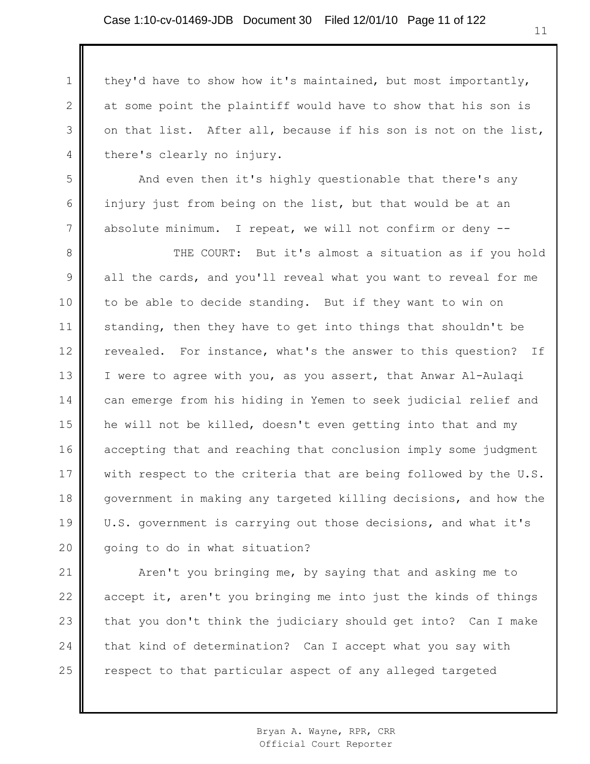they'd have to show how it's maintained, but most importantly, at some point the plaintiff would have to show that his son is on that list. After all, because if his son is not on the list, there's clearly no injury.

And even then it's highly questionable that there's any injury just from being on the list, but that would be at an absolute minimum. I repeat, we will not confirm or deny --

THE COURT: But it's almost a situation as if you hold all the cards, and you'll reveal what you want to reveal for me to be able to decide standing. But if they want to win on standing, then they have to get into things that shouldn't be revealed. For instance, what's the answer to this question? If I were to agree with you, as you assert, that Anwar Al-Aulaqi can emerge from his hiding in Yemen to seek judicial relief and he will not be killed, doesn't even getting into that and my accepting that and reaching that conclusion imply some judgment with respect to the criteria that are being followed by the U.S. government in making any targeted killing decisions, and how the U.S. government is carrying out those decisions, and what it's going to do in what situation?

Aren't you bringing me, by saying that and asking me to accept it, aren't you bringing me into just the kinds of things that you don't think the judiciary should get into? Can I make that kind of determination? Can I accept what you say with respect to that particular aspect of any alleged targeted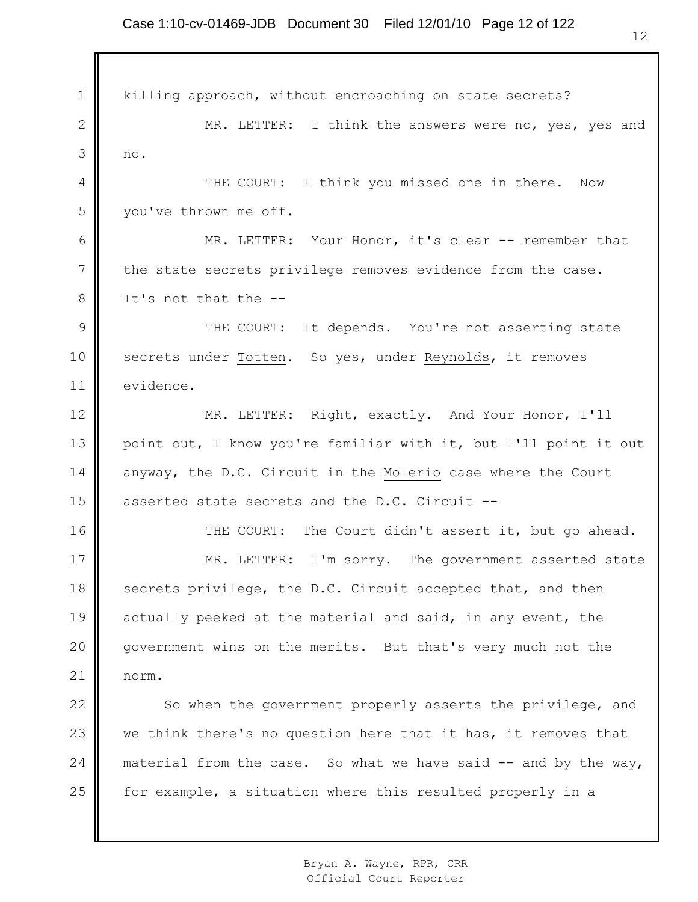killing approach, without encroaching on state secrets?

MR. LETTER: I think the answers were no, yes, yes and no.

THE COURT: I think you missed one in there. Now you've thrown me off.

MR. LETTER: Your Honor, it's clear -- remember that the state secrets privilege removes evidence from the case. It's not that the --

THE COURT: It depends. You're not asserting state secrets under Totten. So yes, under Reynolds, it removes evidence.

MR. LETTER: Right, exactly. And Your Honor, I'll point out, I know you're familiar with it, but I'll point it out anyway, the D.C. Circuit in the Molerio case where the Court asserted state secrets and the D.C. Circuit --

THE COURT: The Court didn't assert it, but go ahead.

MR. LETTER: I'm sorry. The government asserted state secrets privilege, the D.C. Circuit accepted that, and then actually peeked at the material and said, in any event, the government wins on the merits. But that's very much not the norm.

So when the government properly asserts the privilege, and we think there's no question here that it has, it removes that material from the case. So what we have said -- and by the way, for example, a situation where this resulted properly in a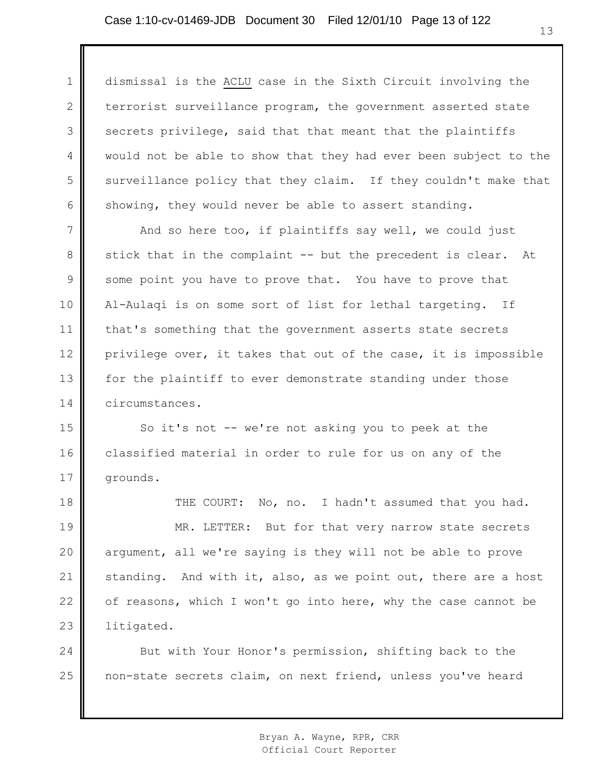dismissal is the ACLU case in the Sixth Circuit involving the terrorist surveillance program, the government asserted state secrets privilege, said that that meant that the plaintiffs would not be able to show that they had ever been subject to the surveillance policy that they claim. If they couldn't make that showing, they would never be able to assert standing.

And so here too, if plaintiffs say well, we could just stick that in the complaint -- but the precedent is clear. At some point you have to prove that. You have to prove that Al-Aulaqi is on some sort of list for lethal targeting. If that's something that the government asserts state secrets privilege over, it takes that out of the case, it is impossible for the plaintiff to ever demonstrate standing under those circumstances.

So it's not -- we're not asking you to peek at the classified material in order to rule for us on any of the grounds.

THE COURT: No, no. I hadn't assumed that you had.

MR. LETTER: But for that very narrow state secrets argument, all we're saying is they will not be able to prove standing. And with it, also, as we point out, there are a host of reasons, which I won't go into here, why the case cannot be litigated.

But with Your Honor's permission, shifting back to the non-state secrets claim, on next friend, unless you've heard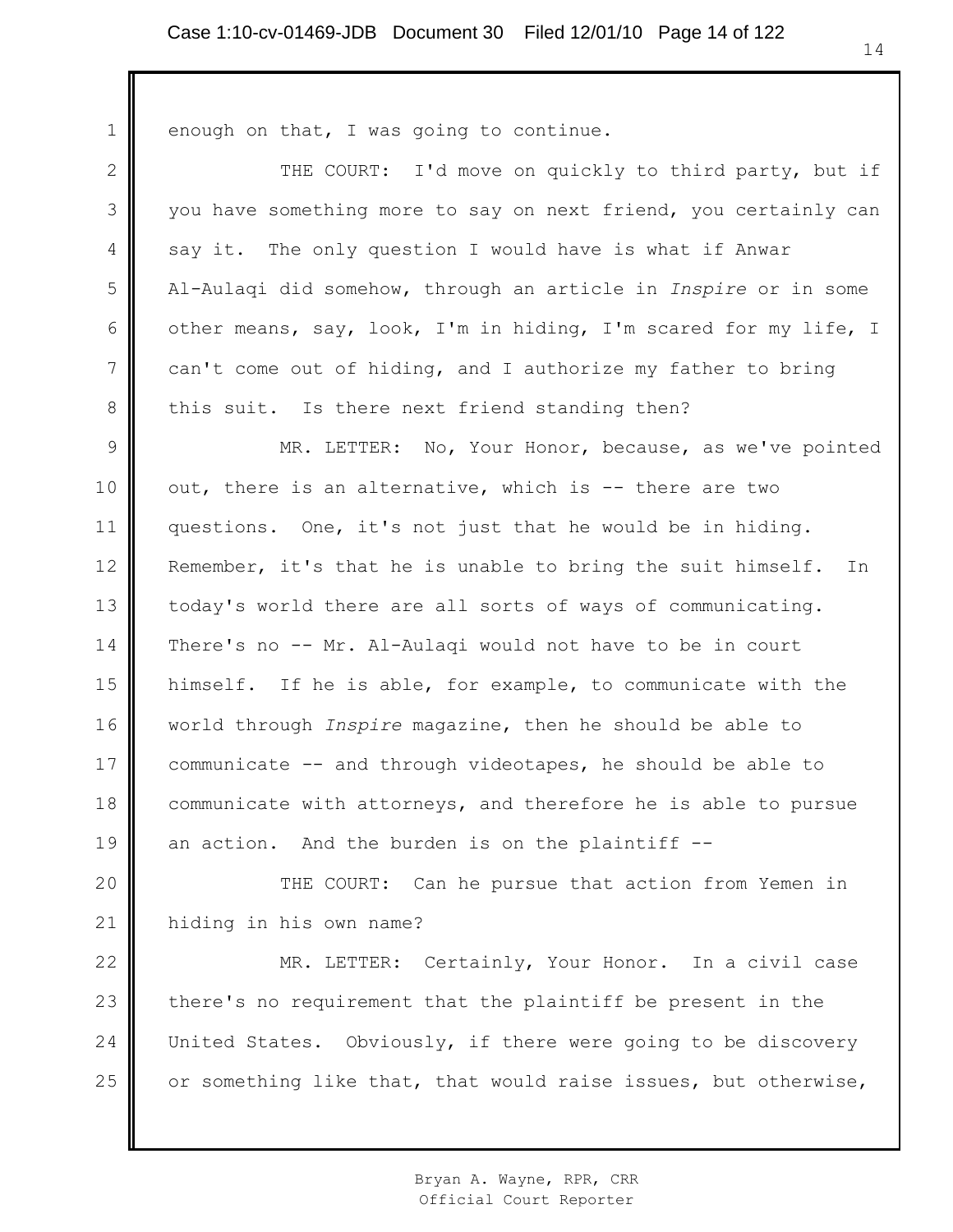enough on that, I was going to continue.

THE COURT: I'd move on quickly to third party, but if you have something more to say on next friend, you certainly can say it. The only question I would have is what if Anwar Al-Aulaqi did somehow, through an article in *Inspire* or in some other means, say, look, I'm in hiding, I'm scared for my life, I can't come out of hiding, and I authorize my father to bring this suit. Is there next friend standing then?

MR. LETTER: No, Your Honor, because, as we've pointed out, there is an alternative, which is -- there are two questions. One, it's not just that he would be in hiding. Remember, it's that he is unable to bring the suit himself. In today's world there are all sorts of ways of communicating. There's no -- Mr. Al-Aulaqi would not have to be in court himself. If he is able, for example, to communicate with the world through *Inspire* magazine, then he should be able to communicate -- and through videotapes, he should be able to communicate with attorneys, and therefore he is able to pursue an action. And the burden is on the plaintiff --

THE COURT: Can he pursue that action from Yemen in hiding in his own name?

MR. LETTER: Certainly, Your Honor. In a civil case there's no requirement that the plaintiff be present in the United States. Obviously, if there were going to be discovery or something like that, that would raise issues, but otherwise,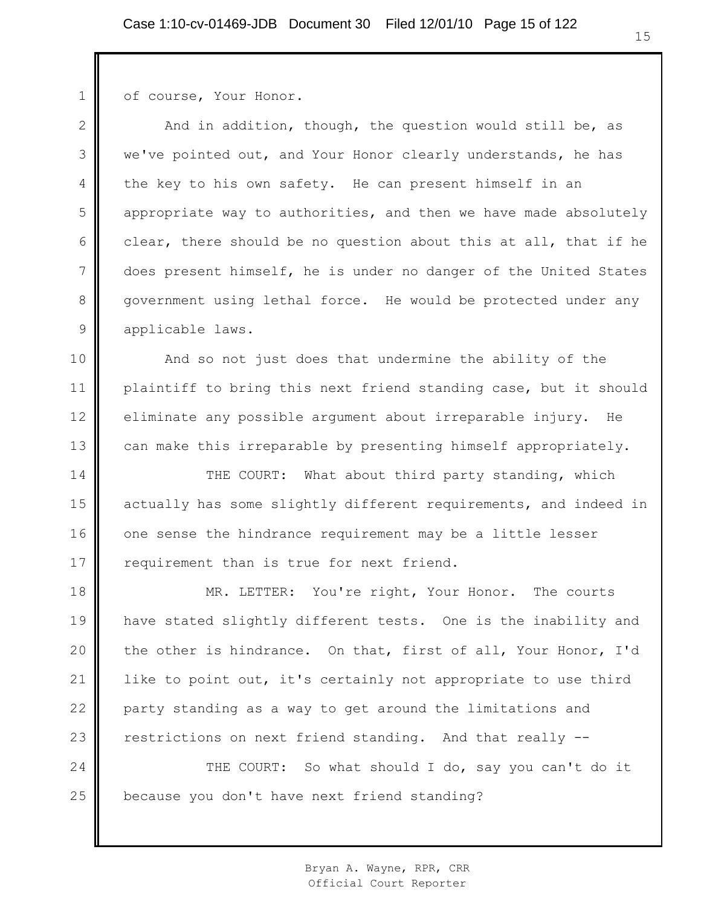of course, Your Honor.

And in addition, though, the question would still be, as we've pointed out, and Your Honor clearly understands, he has the key to his own safety. He can present himself in an appropriate way to authorities, and then we have made absolutely clear, there should be no question about this at all, that if he does present himself, he is under no danger of the United States government using lethal force. He would be protected under any applicable laws.

And so not just does that undermine the ability of the plaintiff to bring this next friend standing case, but it should eliminate any possible argument about irreparable injury. He can make this irreparable by presenting himself appropriately.

THE COURT: What about third party standing, which actually has some slightly different requirements, and indeed in one sense the hindrance requirement may be a little lesser requirement than is true for next friend.

MR. LETTER: You're right, Your Honor. The courts have stated slightly different tests. One is the inability and the other is hindrance. On that, first of all, Your Honor, I'd like to point out, it's certainly not appropriate to use third party standing as a way to get around the limitations and restrictions on next friend standing. And that really --

THE COURT: So what should I do, say you can't do it because you don't have next friend standing?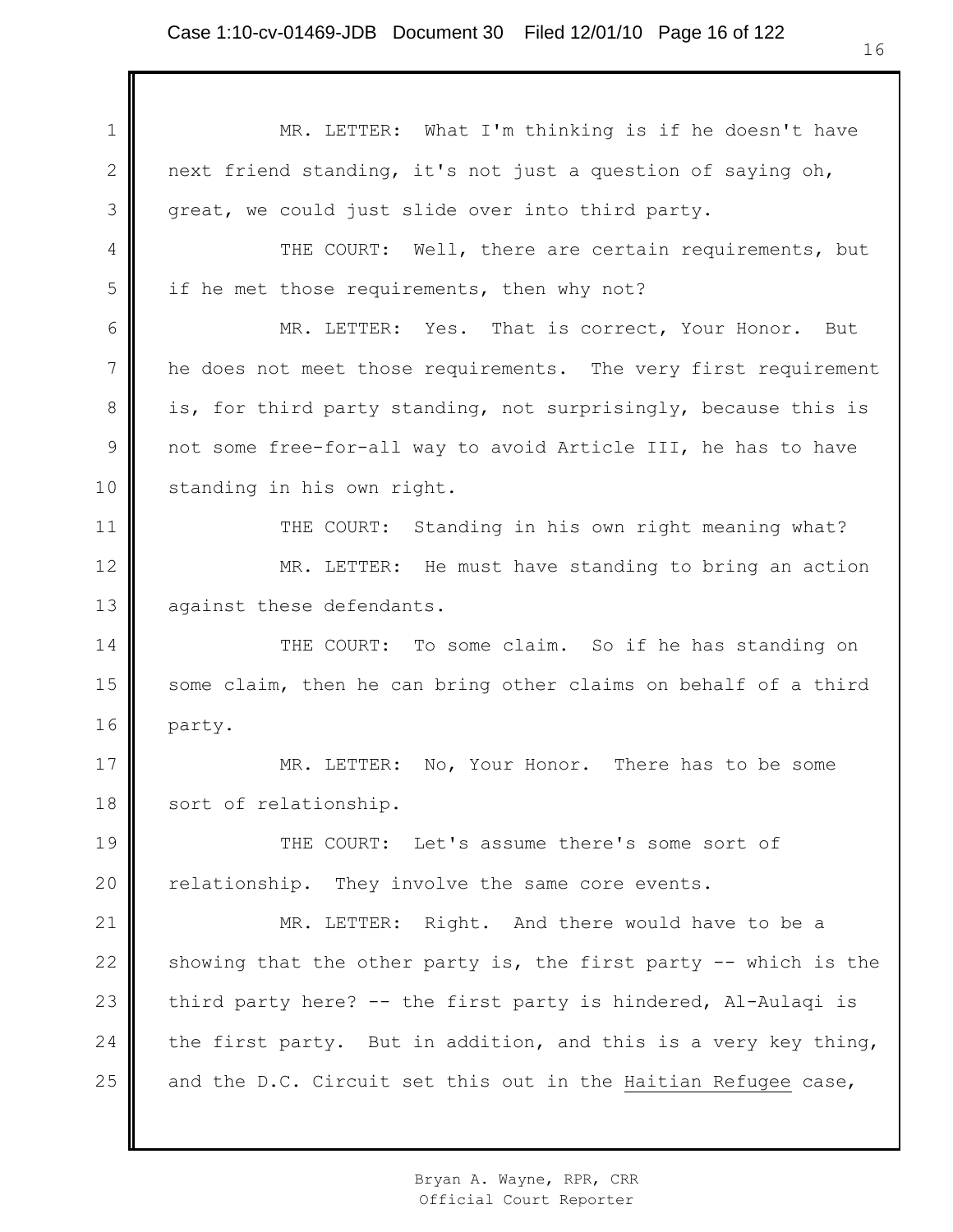MR. LETTER: What I'm thinking is if he doesn't have next friend standing, it's not just a question of saying oh, great, we could just slide over into third party.

THE COURT: Well, there are certain requirements, but if he met those requirements, then why not?

MR. LETTER: Yes. That is correct, Your Honor. But he does not meet those requirements. The very first requirement is, for third party standing, not surprisingly, because this is not some free-for-all way to avoid Article III, he has to have standing in his own right.

THE COURT: Standing in his own right meaning what?

MR. LETTER: He must have standing to bring an action against these defendants.

THE COURT: To some claim. So if he has standing on some claim, then he can bring other claims on behalf of a third party.

MR. LETTER: No, Your Honor. There has to be some sort of relationship.

THE COURT: Let's assume there's some sort of relationship. They involve the same core events.

MR. LETTER: Right. And there would have to be a showing that the other party is, the first party -- which is the third party here? -- the first party is hindered, Al-Aulaqi is the first party. But in addition, and this is a very key thing, and the D.C. Circuit set this out in the Haitian Refugee case,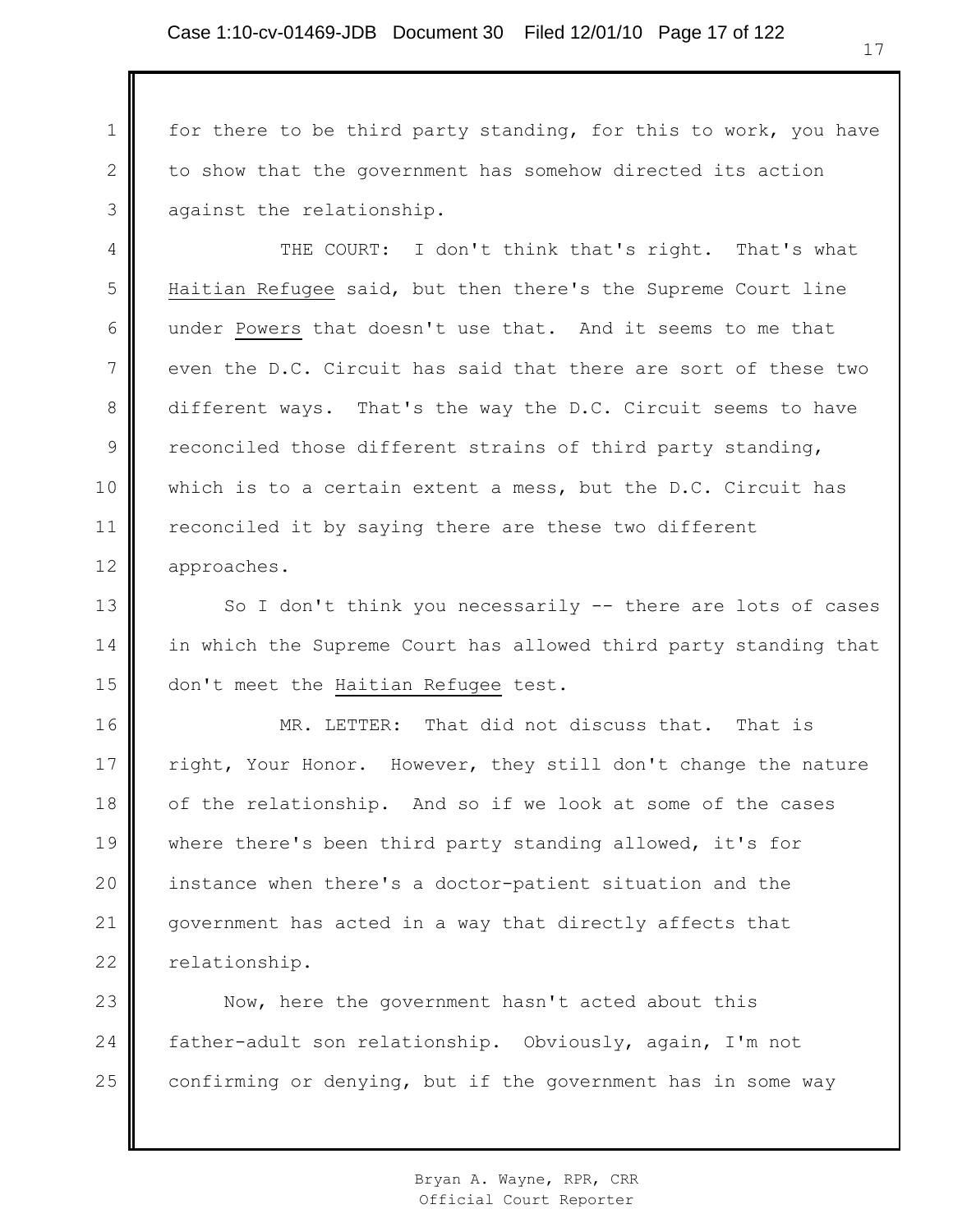for there to be third party standing, for this to work, you have to show that the government has somehow directed its action against the relationship.

THE COURT: I don't think that's right. That's what Haitian Refugee said, but then there's the Supreme Court line under Powers that doesn't use that. And it seems to me that even the D.C. Circuit has said that there are sort of these two different ways. That's the way the D.C. Circuit seems to have reconciled those different strains of third party standing, which is to a certain extent a mess, but the D.C. Circuit has reconciled it by saying there are these two different approaches.

So I don't think you necessarily -- there are lots of cases in which the Supreme Court has allowed third party standing that don't meet the Haitian Refugee test.

MR. LETTER: That did not discuss that. That is right, Your Honor. However, they still don't change the nature of the relationship. And so if we look at some of the cases where there's been third party standing allowed, it's for instance when there's a doctor-patient situation and the government has acted in a way that directly affects that relationship.

Now, here the government hasn't acted about this father-adult son relationship. Obviously, again, I'm not confirming or denying, but if the government has in some way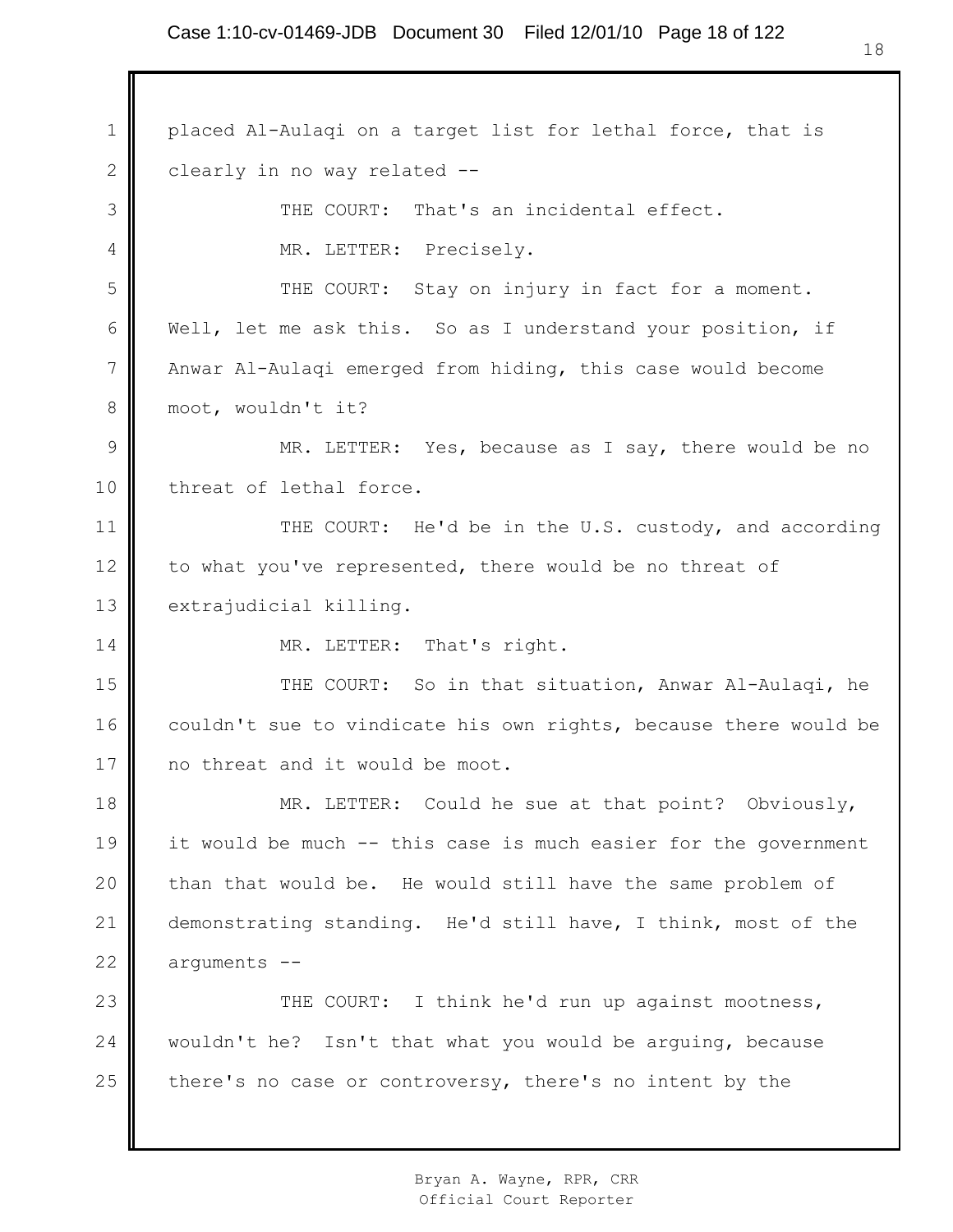placed Al-Aulaqi on a target list for lethal force, that is clearly in no way related --

THE COURT: That's an incidental effect.

MR. LETTER: Precisely.

THE COURT: Stay on injury in fact for a moment. Well, let me ask this. So as I understand your position, if Anwar Al-Aulaqi emerged from hiding, this case would become moot, wouldn't it?

MR. LETTER: Yes, because as I say, there would be no threat of lethal force.

THE COURT: He'd be in the U.S. custody, and according to what you've represented, there would be no threat of extrajudicial killing.

MR. LETTER: That's right.

THE COURT: So in that situation, Anwar Al-Aulaqi, he couldn't sue to vindicate his own rights, because there would be no threat and it would be moot.

MR. LETTER: Could he sue at that point? Obviously, it would be much -- this case is much easier for the government than that would be. He would still have the same problem of demonstrating standing. He'd still have, I think, most of the arguments --

THE COURT: I think he'd run up against mootness, wouldn't he? Isn't that what you would be arguing, because there's no case or controversy, there's no intent by the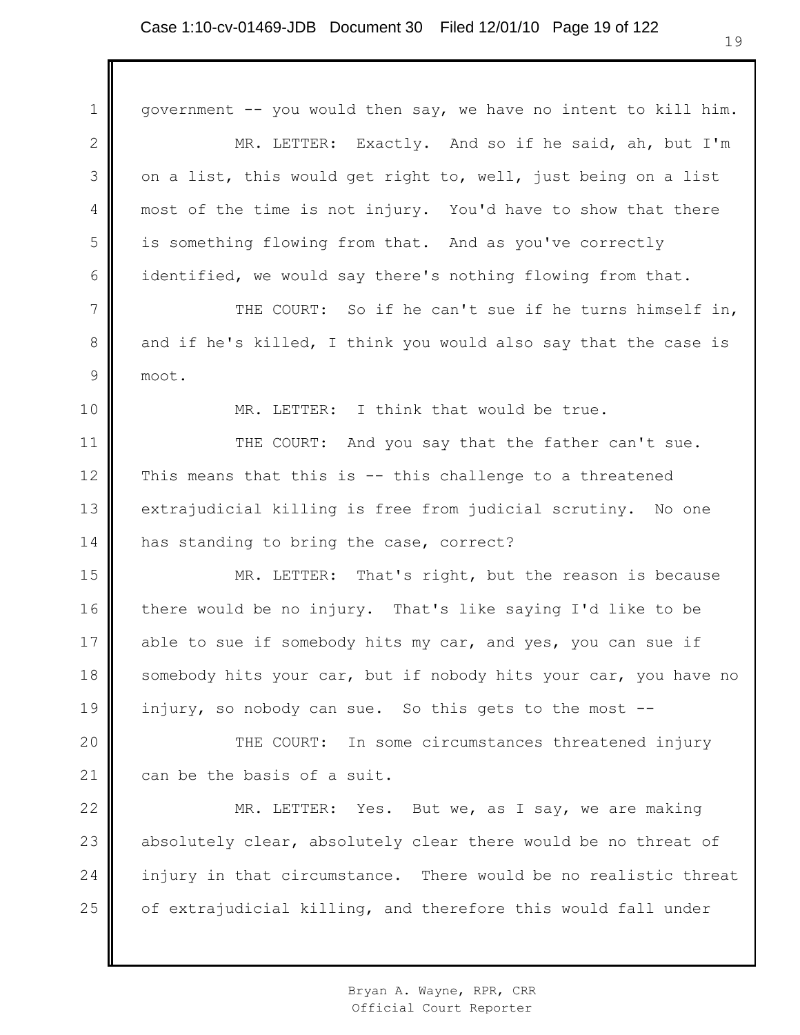government -- you would then say, we have no intent to kill him.

MR. LETTER: Exactly. And so if he said, ah, but I'm on a list, this would get right to, well, just being on a list most of the time is not injury. You'd have to show that there is something flowing from that. And as you've correctly identified, we would say there's nothing flowing from that.

THE COURT: So if he can't sue if he turns himself in, and if he's killed, I think you would also say that the case is moot.

MR. LETTER: I think that would be true.

THE COURT: And you say that the father can't sue. This means that this is -- this challenge to a threatened extrajudicial killing is free from judicial scrutiny. No one has standing to bring the case, correct?

MR. LETTER: That's right, but the reason is because there would be no injury. That's like saying I'd like to be able to sue if somebody hits my car, and yes, you can sue if somebody hits your car, but if nobody hits your car, you have no injury, so nobody can sue. So this gets to the most --

THE COURT: In some circumstances threatened injury can be the basis of a suit.

MR. LETTER: Yes. But we, as I say, we are making absolutely clear, absolutely clear there would be no threat of injury in that circumstance. There would be no realistic threat of extrajudicial killing, and therefore this would fall under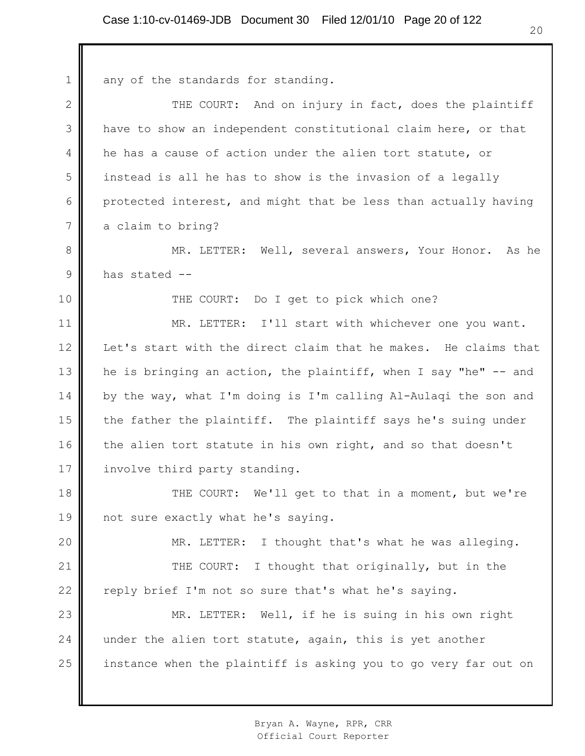any of the standards for standing.

THE COURT: And on injury in fact, does the plaintiff have to show an independent constitutional claim here, or that he has a cause of action under the alien tort statute, or instead is all he has to show is the invasion of a legally protected interest, and might that be less than actually having a claim to bring?

MR. LETTER: Well, several answers, Your Honor. As he has stated --

THE COURT: Do I get to pick which one?

MR. LETTER: I'll start with whichever one you want. Let's start with the direct claim that he makes. He claims that he is bringing an action, the plaintiff, when I say "he" -- and by the way, what I'm doing is I'm calling Al-Aulaqi the son and the father the plaintiff. The plaintiff says he's suing under the alien tort statute in his own right, and so that doesn't involve third party standing.

THE COURT: We'll get to that in a moment, but we're not sure exactly what he's saying.

MR. LETTER: I thought that's what he was alleging.

THE COURT: I thought that originally, but in the reply brief I'm not so sure that's what he's saying.

MR. LETTER: Well, if he is suing in his own right under the alien tort statute, again, this is yet another instance when the plaintiff is asking you to go very far out on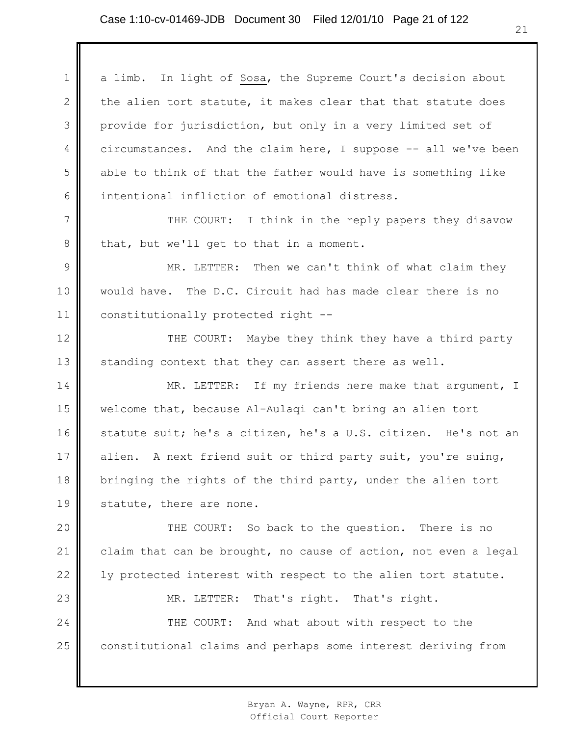a limb. In light of Sosa, the Supreme Court's decision about the alien tort statute, it makes clear that that statute does provide for jurisdiction, but only in a very limited set of circumstances. And the claim here, I suppose -- all we've been able to think of that the father would have is something like intentional infliction of emotional distress.

THE COURT: I think in the reply papers they disavow that, but we'll get to that in a moment.

MR. LETTER: Then we can't think of what claim they would have. The D.C. Circuit had has made clear there is no constitutionally protected right --

THE COURT: Maybe they think they have a third party standing context that they can assert there as well.

MR. LETTER: If my friends here make that argument, I welcome that, because Al-Aulaqi can't bring an alien tort statute suit; he's a citizen, he's a U.S. citizen. He's not an alien. A next friend suit or third party suit, you're suing, bringing the rights of the third party, under the alien tort statute, there are none.

THE COURT: So back to the question. There is no claim that can be brought, no cause of action, not even a legal ly protected interest with respect to the alien tort statute.

MR. LETTER: That's right. That's right.

THE COURT: And what about with respect to the constitutional claims and perhaps some interest deriving from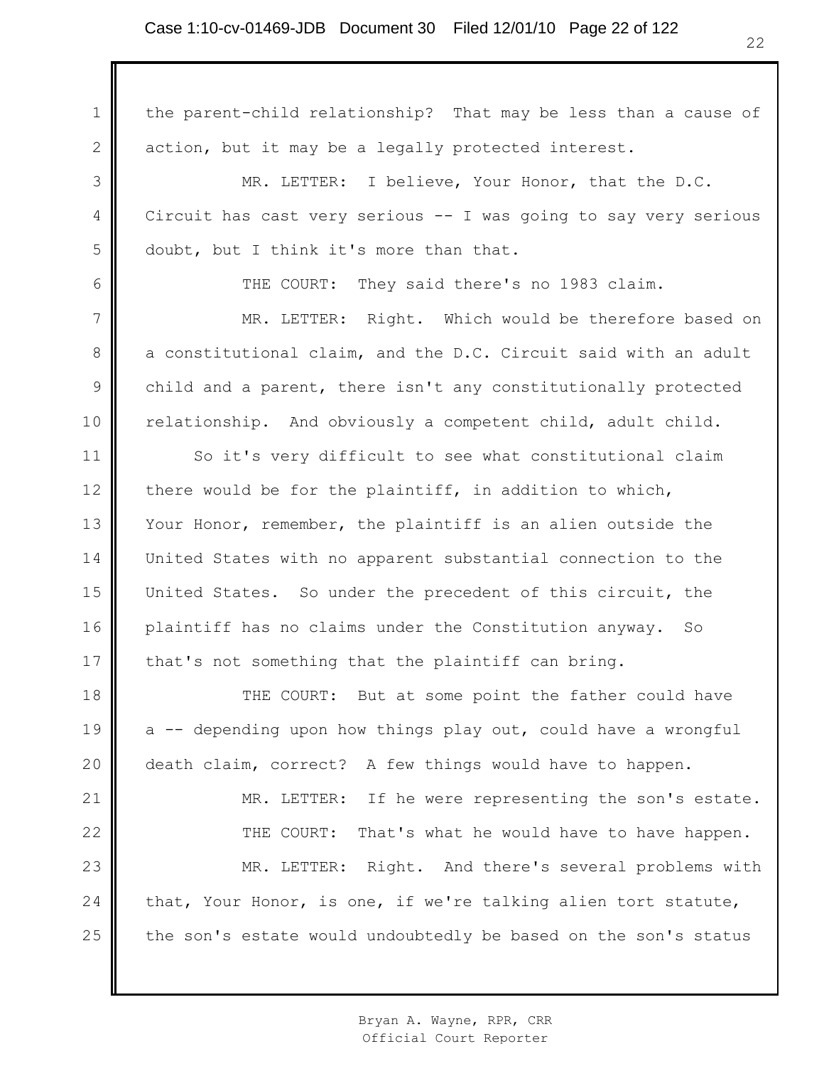the parent-child relationship? That may be less than a cause of action, but it may be a legally protected interest.

MR. LETTER: I believe, Your Honor, that the D.C. Circuit has cast very serious -- I was going to say very serious doubt, but I think it's more than that.

THE COURT: They said there's no 1983 claim.

MR. LETTER: Right. Which would be therefore based on a constitutional claim, and the D.C. Circuit said with an adult child and a parent, there isn't any constitutionally protected relationship. And obviously a competent child, adult child.

So it's very difficult to see what constitutional claim there would be for the plaintiff, in addition to which, Your Honor, remember, the plaintiff is an alien outside the United States with no apparent substantial connection to the United States. So under the precedent of this circuit, the plaintiff has no claims under the Constitution anyway. So that's not something that the plaintiff can bring.

THE COURT: But at some point the father could have a -- depending upon how things play out, could have a wrongful death claim, correct? A few things would have to happen.

MR. LETTER: If he were representing the son's estate.

THE COURT: That's what he would have to have happen.

MR. LETTER: Right. And there's several problems with that, Your Honor, is one, if we're talking alien tort statute, the son's estate would undoubtedly be based on the son's status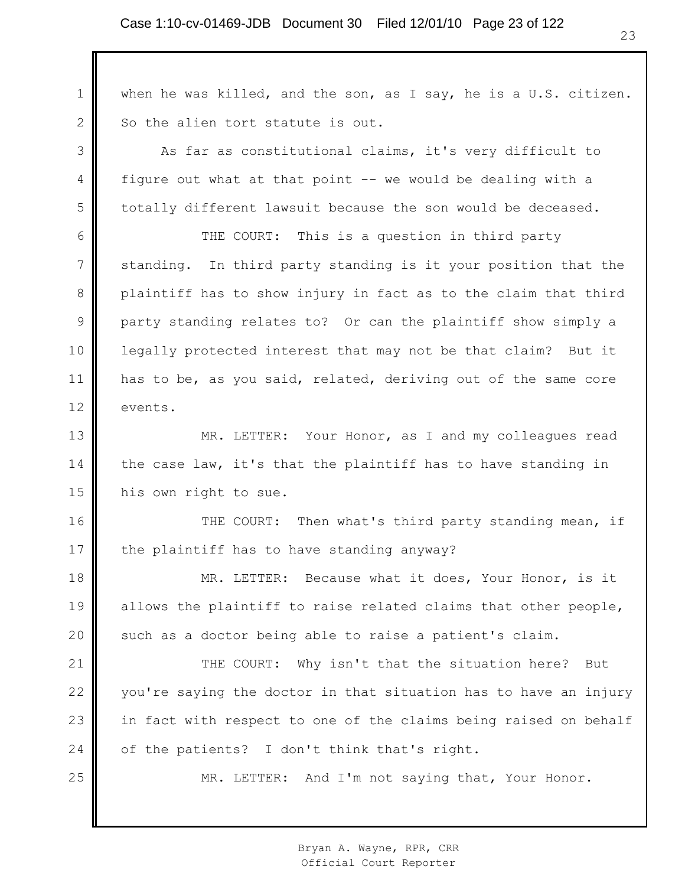when he was killed, and the son, as I say, he is a U.S. citizen. So the alien tort statute is out.

As far as constitutional claims, it's very difficult to figure out what at that point -- we would be dealing with a totally different lawsuit because the son would be deceased.

THE COURT: This is a question in third party standing. In third party standing is it your position that the plaintiff has to show injury in fact as to the claim that third party standing relates to? Or can the plaintiff show simply a legally protected interest that may not be that claim? But it has to be, as you said, related, deriving out of the same core events.

MR. LETTER: Your Honor, as I and my colleagues read the case law, it's that the plaintiff has to have standing in his own right to sue.

THE COURT: Then what's third party standing mean, if the plaintiff has to have standing anyway?

MR. LETTER: Because what it does, Your Honor, is it allows the plaintiff to raise related claims that other people, such as a doctor being able to raise a patient's claim.

THE COURT: Why isn't that the situation here? But you're saying the doctor in that situation has to have an injury in fact with respect to one of the claims being raised on behalf of the patients? I don't think that's right.

MR. LETTER: And I'm not saying that, Your Honor.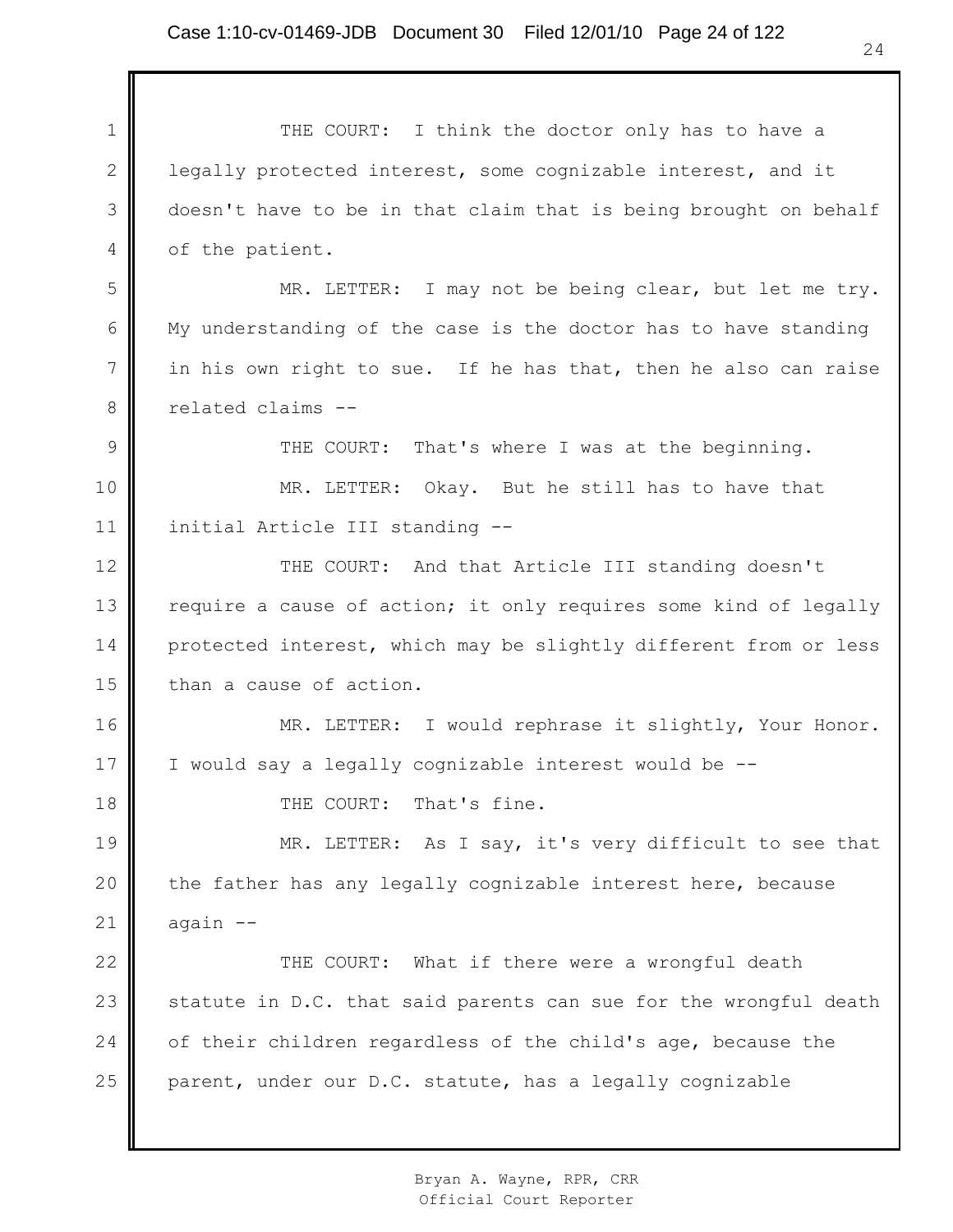THE COURT: I think the doctor only has to have a legally protected interest, some cognizable interest, and it doesn't have to be in that claim that is being brought on behalf of the patient.

MR. LETTER: I may not be being clear, but let me try. My understanding of the case is the doctor has to have standing in his own right to sue. If he has that, then he also can raise related claims --

THE COURT: That's where I was at the beginning.

MR. LETTER: Okay. But he still has to have that initial Article III standing --

THE COURT: And that Article III standing doesn't require a cause of action; it only requires some kind of legally protected interest, which may be slightly different from or less than a cause of action.

MR. LETTER: I would rephrase it slightly, Your Honor. I would say a legally cognizable interest would be --

THE COURT: That's fine.

MR. LETTER: As I say, it's very difficult to see that the father has any legally cognizable interest here, because again --

THE COURT: What if there were a wrongful death statute in D.C. that said parents can sue for the wrongful death of their children regardless of the child's age, because the parent, under our D.C. statute, has a legally cognizable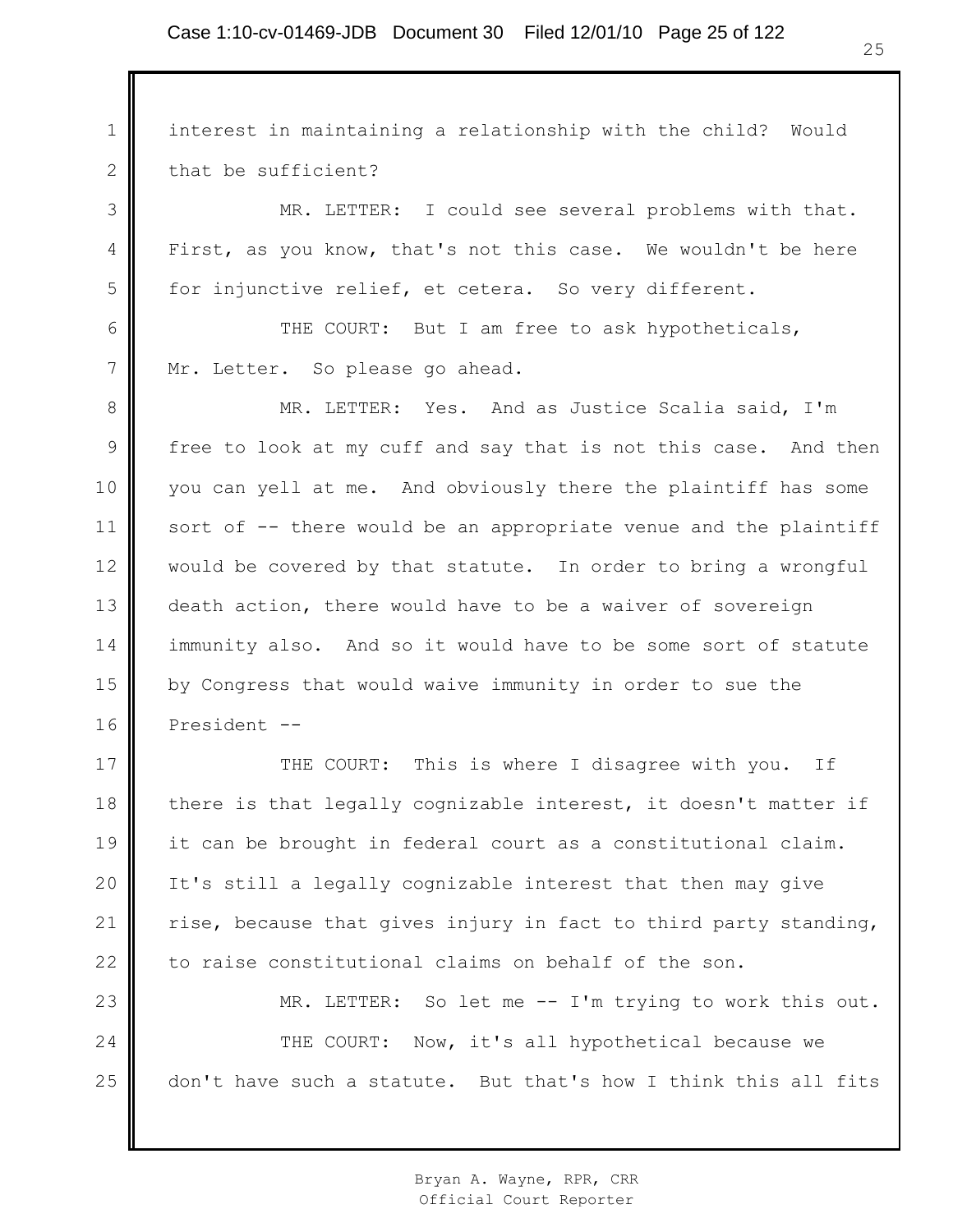interest in maintaining a relationship with the child? Would that be sufficient?

MR. LETTER: I could see several problems with that. First, as you know, that's not this case. We wouldn't be here for injunctive relief, et cetera. So very different.

THE COURT: But I am free to ask hypotheticals, Mr. Letter. So please go ahead.

MR. LETTER: Yes. And as Justice Scalia said, I'm free to look at my cuff and say that is not this case. And then you can yell at me. And obviously there the plaintiff has some sort of -- there would be an appropriate venue and the plaintiff would be covered by that statute. In order to bring a wrongful death action, there would have to be a waiver of sovereign immunity also. And so it would have to be some sort of statute by Congress that would waive immunity in order to sue the President --

THE COURT: This is where I disagree with you. If there is that legally cognizable interest, it doesn't matter if it can be brought in federal court as a constitutional claim. It's still a legally cognizable interest that then may give rise, because that gives injury in fact to third party standing, to raise constitutional claims on behalf of the son.

MR. LETTER: So let me -- I'm trying to work this out.

THE COURT: Now, it's all hypothetical because we don't have such a statute. But that's how I think this all fits

Bryan A. Wayne, RPR, CRR
Official Court Reporter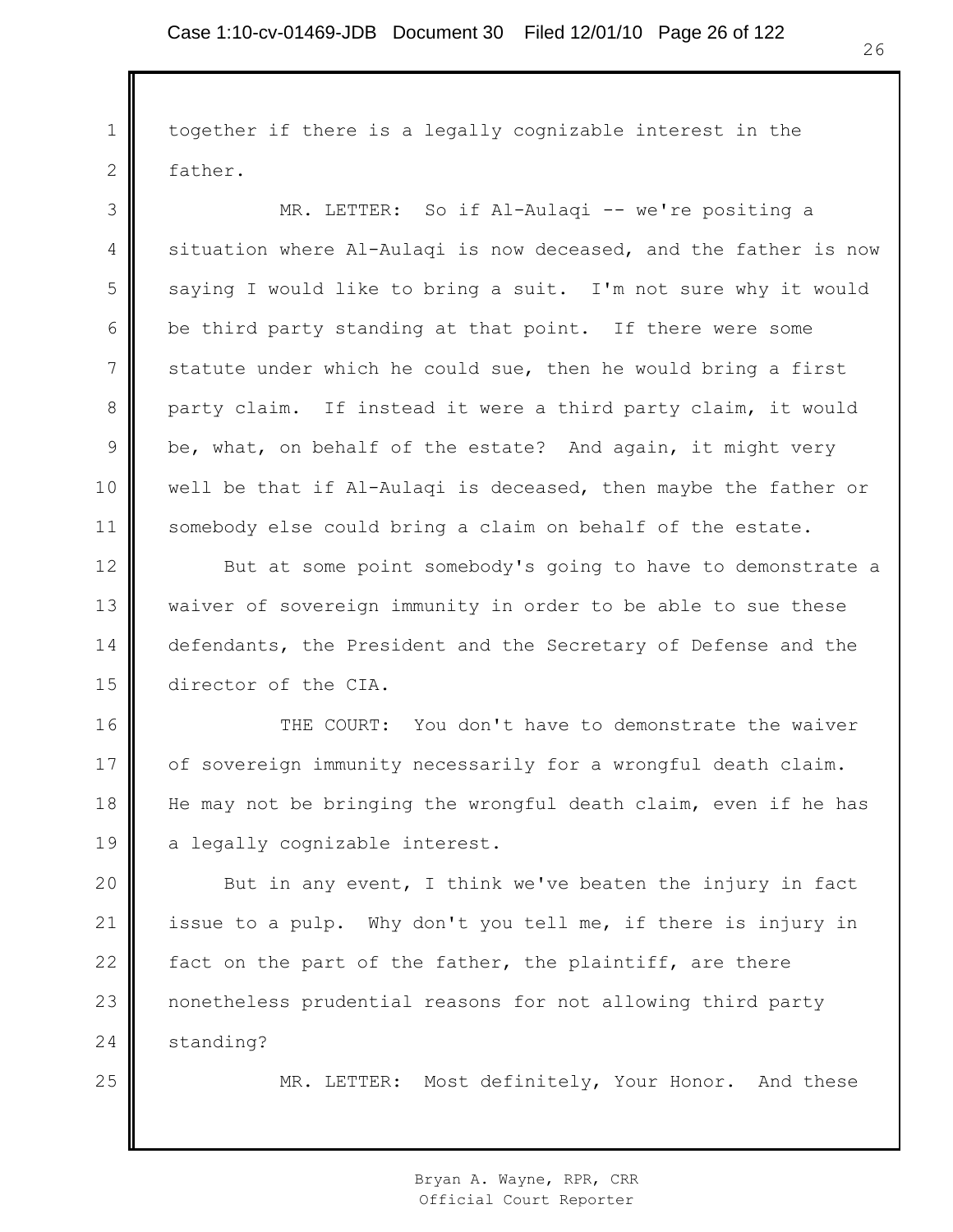together if there is a legally cognizable interest in the father.

MR. LETTER: So if Al-Aulaqi -- we're positing a situation where Al-Aulaqi is now deceased, and the father is now saying I would like to bring a suit. I'm not sure why it would be third party standing at that point. If there were some statute under which he could sue, then he would bring a first party claim. If instead it were a third party claim, it would be, what, on behalf of the estate? And again, it might very well be that if Al-Aulaqi is deceased, then maybe the father or somebody else could bring a claim on behalf of the estate.

But at some point somebody's going to have to demonstrate a waiver of sovereign immunity in order to be able to sue these defendants, the President and the Secretary of Defense and the director of the CIA.

THE COURT: You don't have to demonstrate the waiver of sovereign immunity necessarily for a wrongful death claim. He may not be bringing the wrongful death claim, even if he has a legally cognizable interest.

But in any event, I think we've beaten the injury in fact issue to a pulp. Why don't you tell me, if there is injury in fact on the part of the father, the plaintiff, are there nonetheless prudential reasons for not allowing third party standing?

MR. LETTER: Most definitely, Your Honor. And these

Bryan A. Wayne, RPR, CRR
Official Court Reporter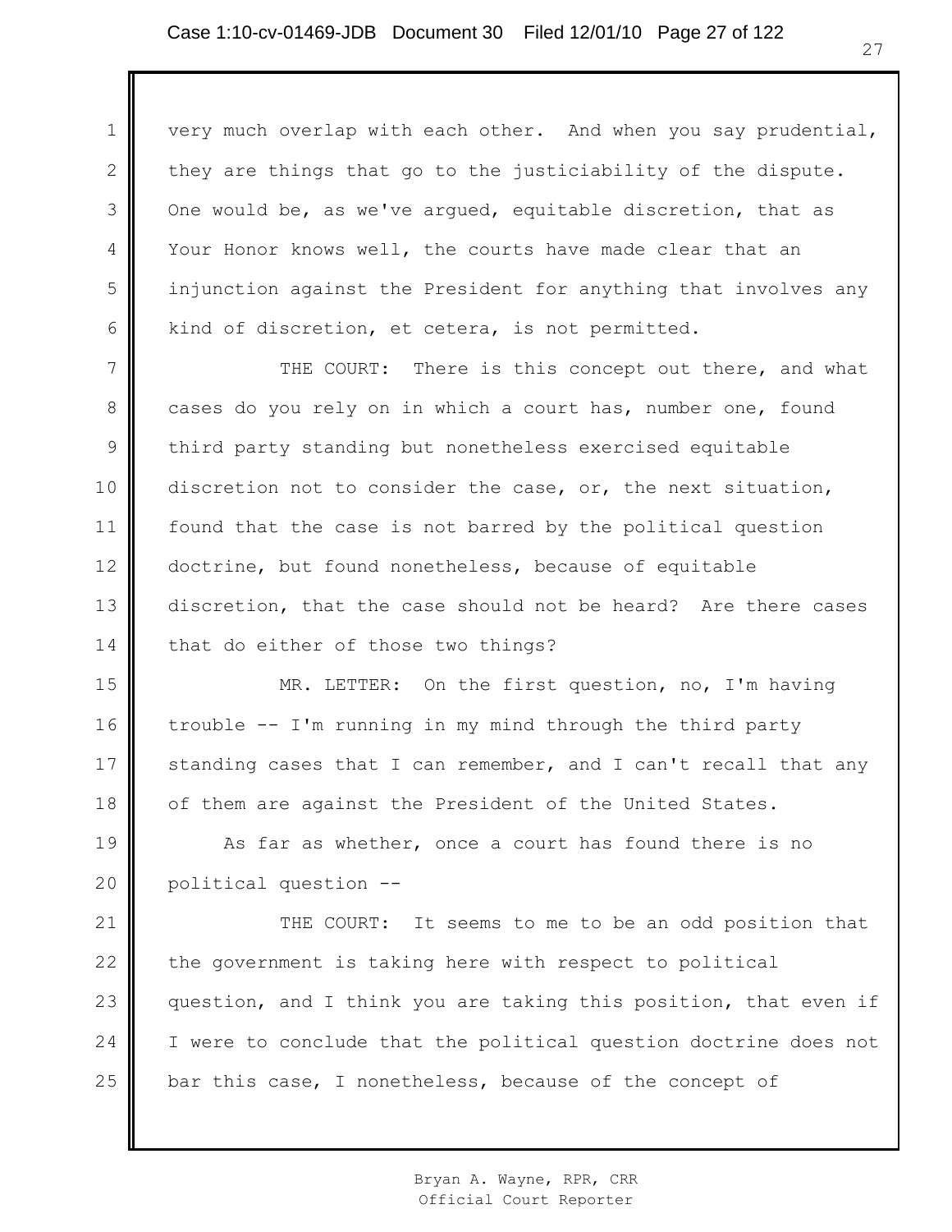very much overlap with each other. And when you say prudential, they are things that go to the justiciability of the dispute. One would be, as we've argued, equitable discretion, that as Your Honor knows well, the courts have made clear that an injunction against the President for anything that involves any kind of discretion, et cetera, is not permitted.

THE COURT: There is this concept out there, and what cases do you rely on in which a court has, number one, found third party standing but nonetheless exercised equitable discretion not to consider the case, or, the next situation, found that the case is not barred by the political question doctrine, but found nonetheless, because of equitable discretion, that the case should not be heard? Are there cases that do either of those two things?

MR. LETTER: On the first question, no, I'm having trouble -- I'm running in my mind through the third party standing cases that I can remember, and I can't recall that any of them are against the President of the United States.

As far as whether, once a court has found there is no political question --

THE COURT: It seems to me to be an odd position that the government is taking here with respect to political question, and I think you are taking this position, that even if I were to conclude that the political question doctrine does not bar this case, I nonetheless, because of the concept of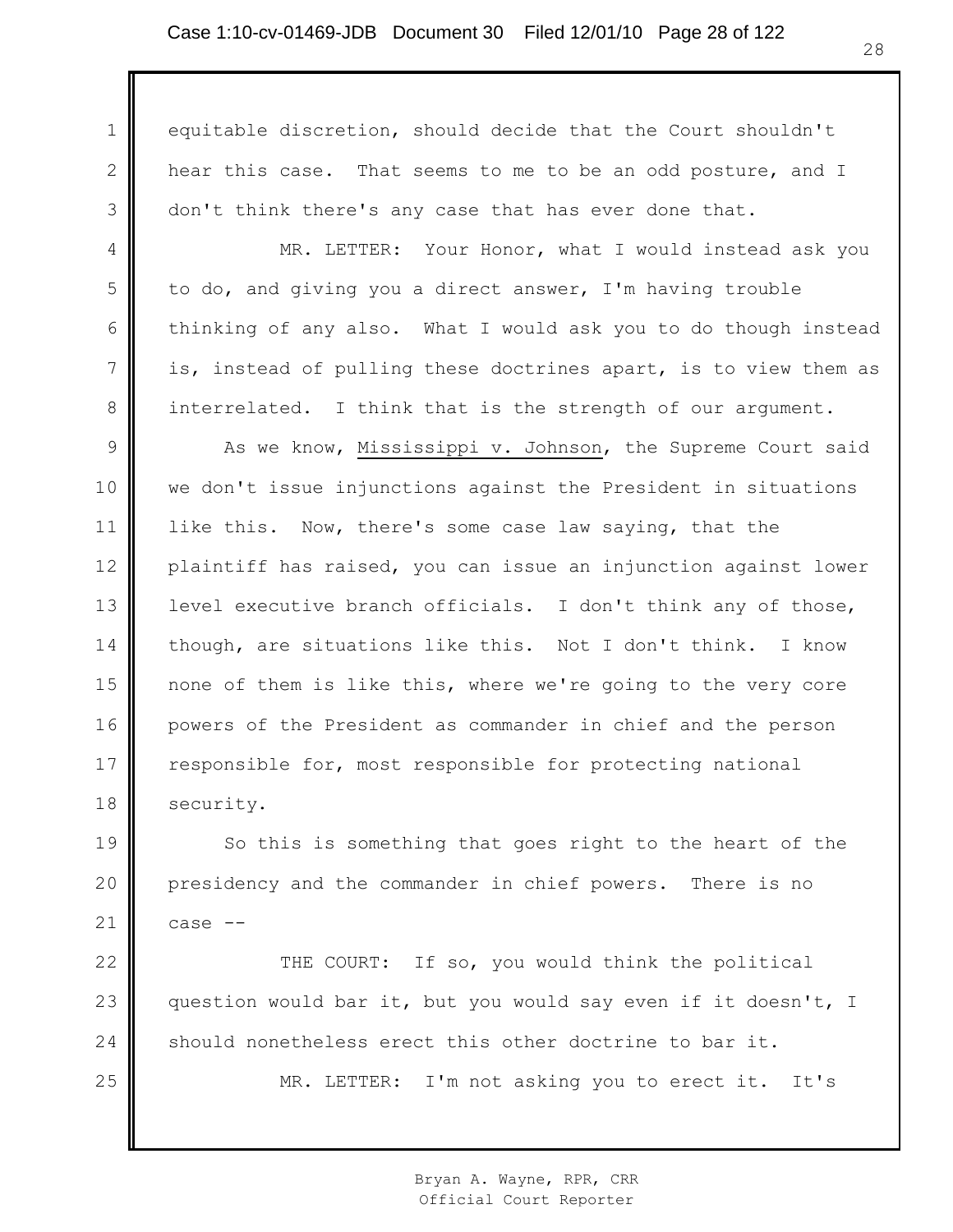equitable discretion, should decide that the Court shouldn't hear this case. That seems to me to be an odd posture, and I don't think there's any case that has ever done that.

MR. LETTER: Your Honor, what I would instead ask you to do, and giving you a direct answer, I'm having trouble thinking of any also. What I would ask you to do though instead is, instead of pulling these doctrines apart, is to view them as interrelated. I think that is the strength of our argument.

As we know, Mississippi v. Johnson, the Supreme Court said we don't issue injunctions against the President in situations like this. Now, there's some case law saying, that the plaintiff has raised, you can issue an injunction against lower level executive branch officials. I don't think any of those, though, are situations like this. Not I don't think. I know none of them is like this, where we're going to the very core powers of the President as commander in chief and the person responsible for, most responsible for protecting national security.

So this is something that goes right to the heart of the presidency and the commander in chief powers. There is no case --

THE COURT: If so, you would think the political question would bar it, but you would say even if it doesn't, I should nonetheless erect this other doctrine to bar it.

MR. LETTER: I'm not asking you to erect it. It's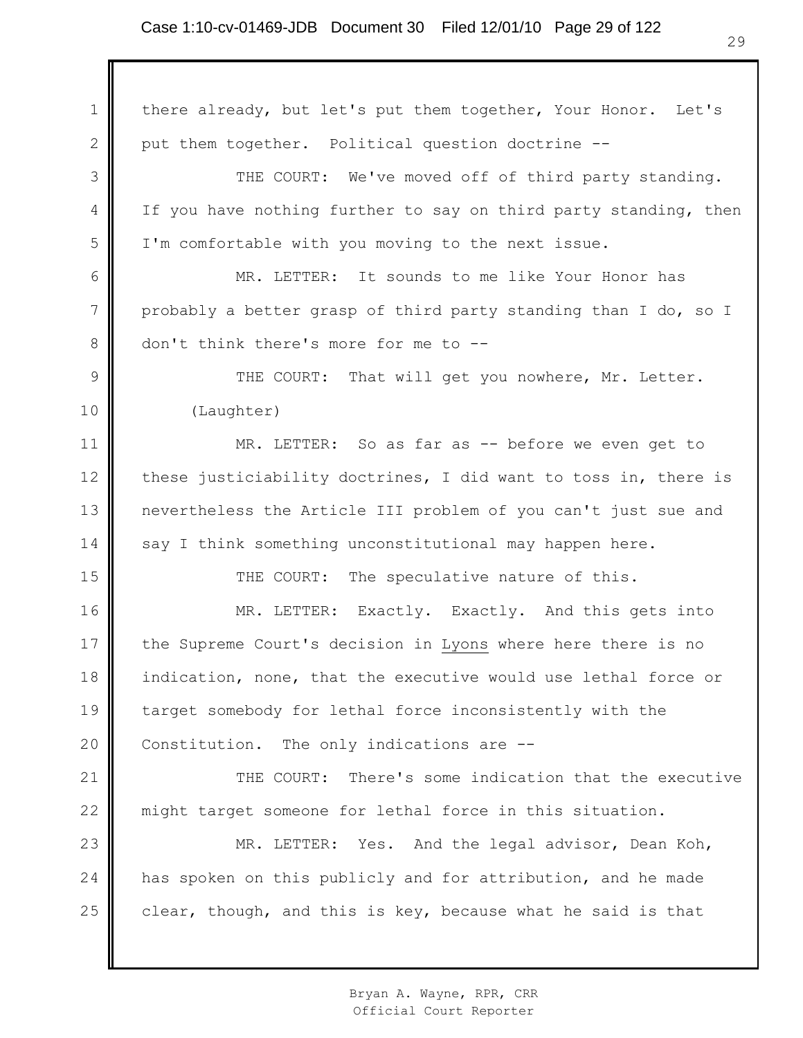there already, but let's put them together, Your Honor. Let's put them together. Political question doctrine --

THE COURT: We've moved off of third party standing. If you have nothing further to say on third party standing, then I'm comfortable with you moving to the next issue.

MR. LETTER: It sounds to me like Your Honor has probably a better grasp of third party standing than I do, so I don't think there's more for me to --

THE COURT: That will get you nowhere, Mr. Letter.

(Laughter)

MR. LETTER: So as far as -- before we even get to these justiciability doctrines, I did want to toss in, there is nevertheless the Article III problem of you can't just sue and say I think something unconstitutional may happen here.

THE COURT: The speculative nature of this.

MR. LETTER: Exactly. Exactly. And this gets into the Supreme Court's decision in Lyons where here there is no indication, none, that the executive would use lethal force or target somebody for lethal force inconsistently with the Constitution. The only indications are --

THE COURT: There's some indication that the executive might target someone for lethal force in this situation.

MR. LETTER: Yes. And the legal advisor, Dean Koh, has spoken on this publicly and for attribution, and he made clear, though, and this is key, because what he said is that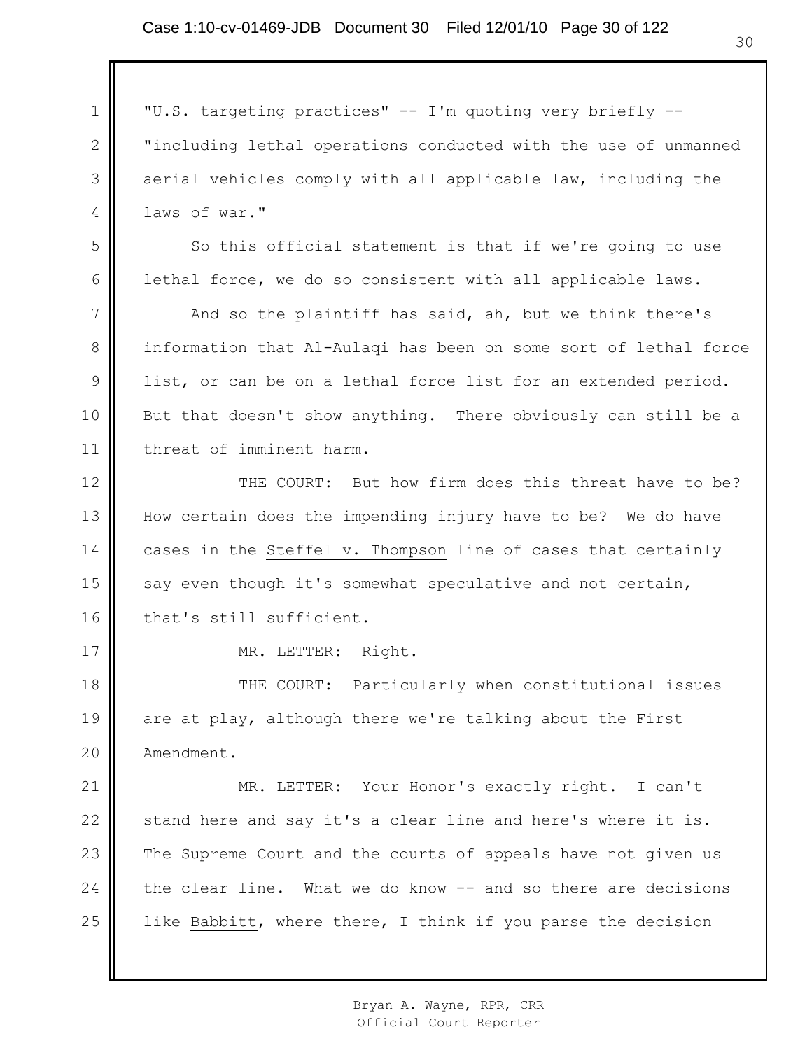"U.S. targeting practices" -- I'm quoting very briefly -- "including lethal operations conducted with the use of unmanned aerial vehicles comply with all applicable law, including the laws of war."

So this official statement is that if we're going to use lethal force, we do so consistent with all applicable laws.

And so the plaintiff has said, ah, but we think there's information that Al-Aulaqi has been on some sort of lethal force list, or can be on a lethal force list for an extended period. But that doesn't show anything. There obviously can still be a threat of imminent harm.

THE COURT: But how firm does this threat have to be? How certain does the impending injury have to be? We do have cases in the Steffel v. Thompson line of cases that certainly say even though it's somewhat speculative and not certain, that's still sufficient.

MR. LETTER: Right.

THE COURT: Particularly when constitutional issues are at play, although there we're talking about the First Amendment.

MR. LETTER: Your Honor's exactly right. I can't stand here and say it's a clear line and here's where it is. The Supreme Court and the courts of appeals have not given us the clear line. What we do know -- and so there are decisions like Babbitt, where there, I think if you parse the decision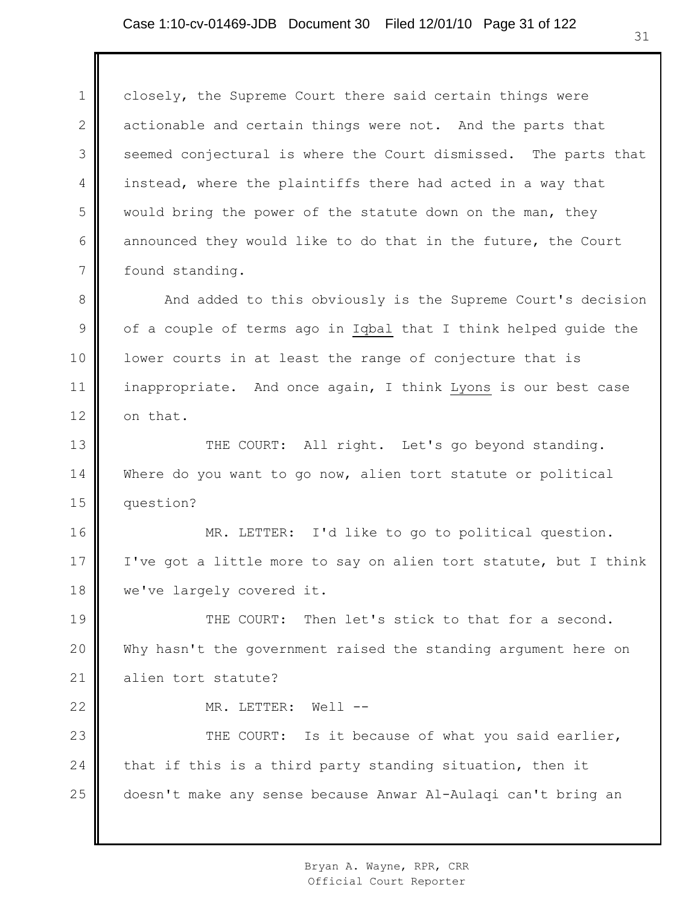closely, the Supreme Court there said certain things were actionable and certain things were not. And the parts that seemed conjectural is where the Court dismissed. The parts that instead, where the plaintiffs there had acted in a way that would bring the power of the statute down on the man, they announced they would like to do that in the future, the Court found standing.

And added to this obviously is the Supreme Court's decision of a couple of terms ago in Iqbal that I think helped guide the lower courts in at least the range of conjecture that is inappropriate. And once again, I think Lyons is our best case on that.

THE COURT: All right. Let's go beyond standing. Where do you want to go now, alien tort statute or political question?

MR. LETTER: I'd like to go to political question. I've got a little more to say on alien tort statute, but I think we've largely covered it.

THE COURT: Then let's stick to that for a second. Why hasn't the government raised the standing argument here on alien tort statute?

MR. LETTER: Well --

THE COURT: Is it because of what you said earlier, that if this is a third party standing situation, then it doesn't make any sense because Anwar Al-Aulaqi can't bring an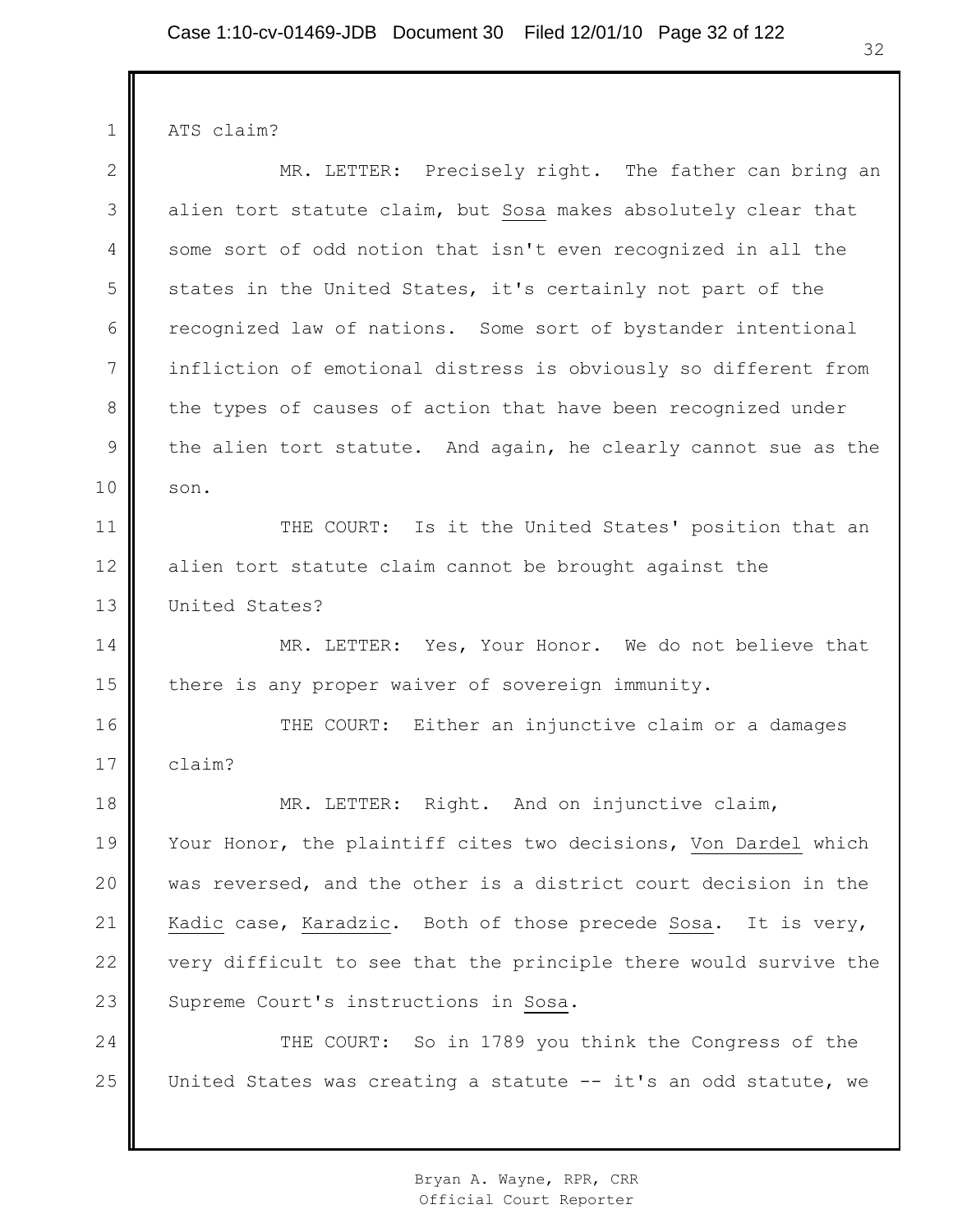ATS claim?

MR. LETTER: Precisely right. The father can bring an alien tort statute claim, but Sosa makes absolutely clear that some sort of odd notion that isn't even recognized in all the states in the United States, it's certainly not part of the recognized law of nations. Some sort of bystander intentional infliction of emotional distress is obviously so different from the types of causes of action that have been recognized under the alien tort statute. And again, he clearly cannot sue as the son.

THE COURT: Is it the United States' position that an alien tort statute claim cannot be brought against the United States?

MR. LETTER: Yes, Your Honor. We do not believe that there is any proper waiver of sovereign immunity.

THE COURT: Either an injunctive claim or a damages claim?

MR. LETTER: Right. And on injunctive claim, Your Honor, the plaintiff cites two decisions, Von Dardel which was reversed, and the other is a district court decision in the Kadic case, Karadzic. Both of those precede Sosa. It is very, very difficult to see that the principle there would survive the Supreme Court's instructions in Sosa.

THE COURT: So in 1789 you think the Congress of the United States was creating a statute -- it's an odd statute, we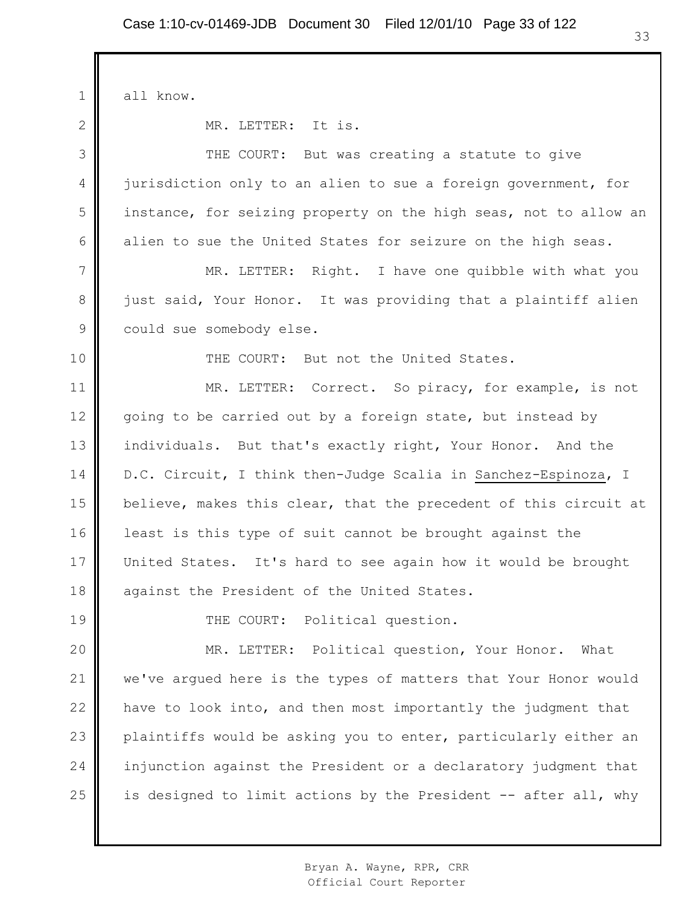all know.

MR. LETTER: It is.

THE COURT: But was creating a statute to give jurisdiction only to an alien to sue a foreign government, for instance, for seizing property on the high seas, not to allow an alien to sue the United States for seizure on the high seas.

MR. LETTER: Right. I have one quibble with what you just said, Your Honor. It was providing that a plaintiff alien could sue somebody else.

THE COURT: But not the United States.

MR. LETTER: Correct. So piracy, for example, is not going to be carried out by a foreign state, but instead by individuals. But that's exactly right, Your Honor. And the D.C. Circuit, I think then-Judge Scalia in Sanchez-Espinoza, I believe, makes this clear, that the precedent of this circuit at least is this type of suit cannot be brought against the United States. It's hard to see again how it would be brought against the President of the United States.

THE COURT: Political question.

MR. LETTER: Political question, Your Honor. What we've argued here is the types of matters that Your Honor would have to look into, and then most importantly the judgment that plaintiffs would be asking you to enter, particularly either an injunction against the President or a declaratory judgment that is designed to limit actions by the President -- after all, why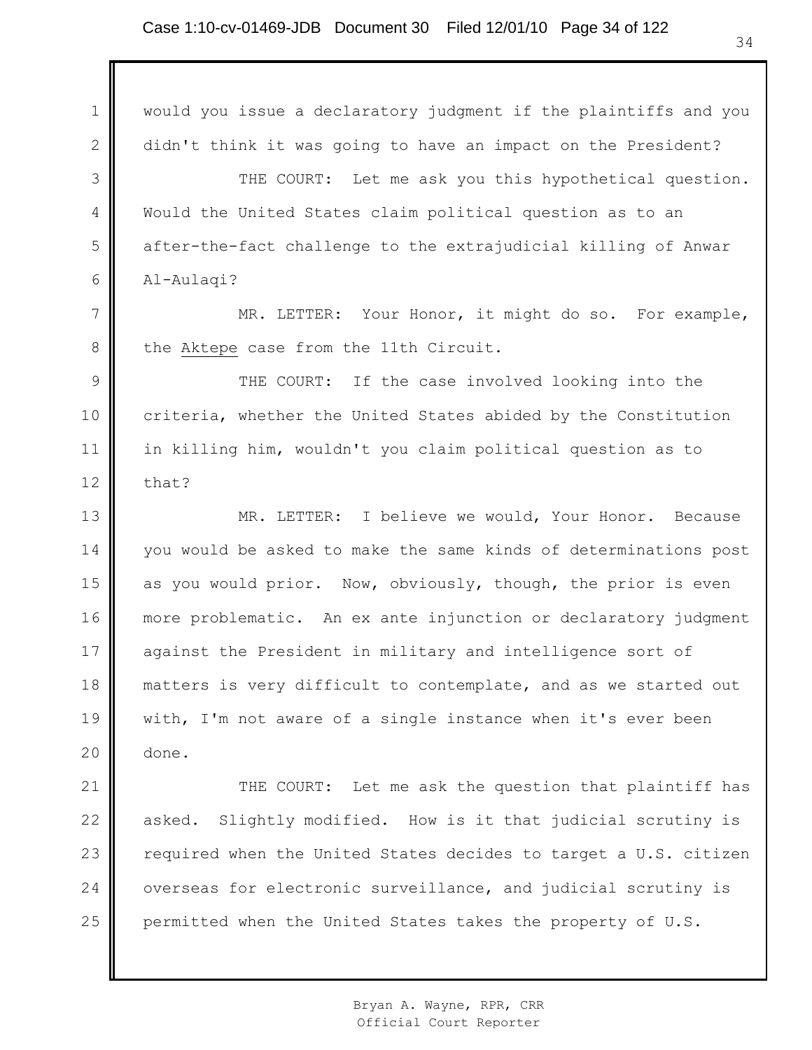would you issue a declaratory judgment if the plaintiffs and you didn't think it was going to have an impact on the President?

THE COURT: Let me ask you this hypothetical question. Would the United States claim political question as to an after-the-fact challenge to the extrajudicial killing of Anwar Al-Aulaqi?

MR. LETTER: Your Honor, it might do so. For example, the Aktepe case from the 11th Circuit.

THE COURT: If the case involved looking into the criteria, whether the United States abided by the Constitution in killing him, wouldn't you claim political question as to that?

MR. LETTER: I believe we would, Your Honor. Because you would be asked to make the same kinds of determinations post as you would prior. Now, obviously, though, the prior is even more problematic. An ex ante injunction or declaratory judgment against the President in military and intelligence sort of matters is very difficult to contemplate, and as we started out with, I'm not aware of a single instance when it's ever been done.

THE COURT: Let me ask the question that plaintiff has asked. Slightly modified. How is it that judicial scrutiny is required when the United States decides to target a U.S. citizen overseas for electronic surveillance, and judicial scrutiny is permitted when the United States takes the property of U.S.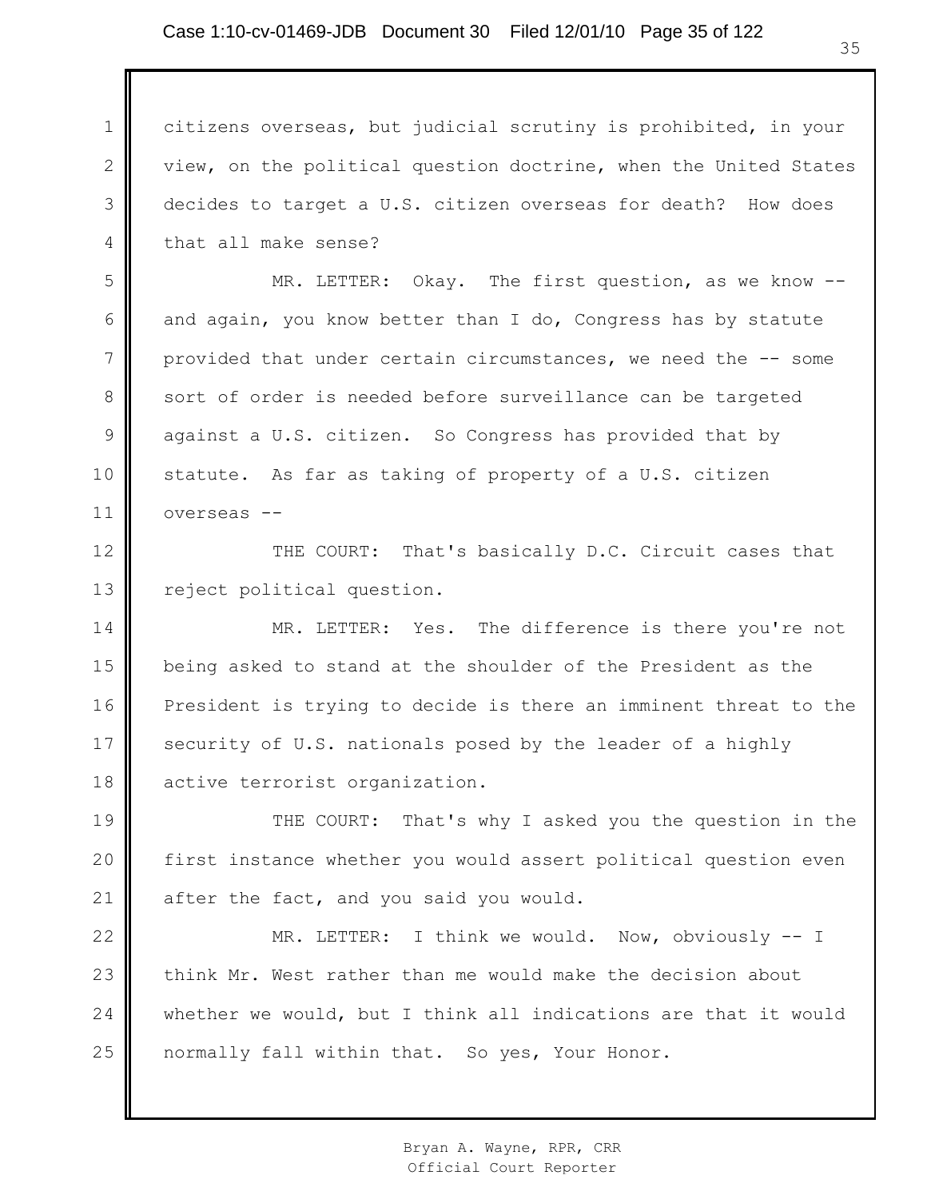citizens overseas, but judicial scrutiny is prohibited, in your view, on the political question doctrine, when the United States decides to target a U.S. citizen overseas for death? How does that all make sense?

MR. LETTER: Okay. The first question, as we know -- and again, you know better than I do, Congress has by statute provided that under certain circumstances, we need the -- some sort of order is needed before surveillance can be targeted against a U.S. citizen. So Congress has provided that by statute. As far as taking of property of a U.S. citizen overseas --

THE COURT: That's basically D.C. Circuit cases that reject political question.

MR. LETTER: Yes. The difference is there you're not being asked to stand at the shoulder of the President as the President is trying to decide is there an imminent threat to the security of U.S. nationals posed by the leader of a highly active terrorist organization.

THE COURT: That's why I asked you the question in the first instance whether you would assert political question even after the fact, and you said you would.

MR. LETTER: I think we would. Now, obviously -- I think Mr. West rather than me would make the decision about whether we would, but I think all indications are that it would normally fall within that. So yes, Your Honor.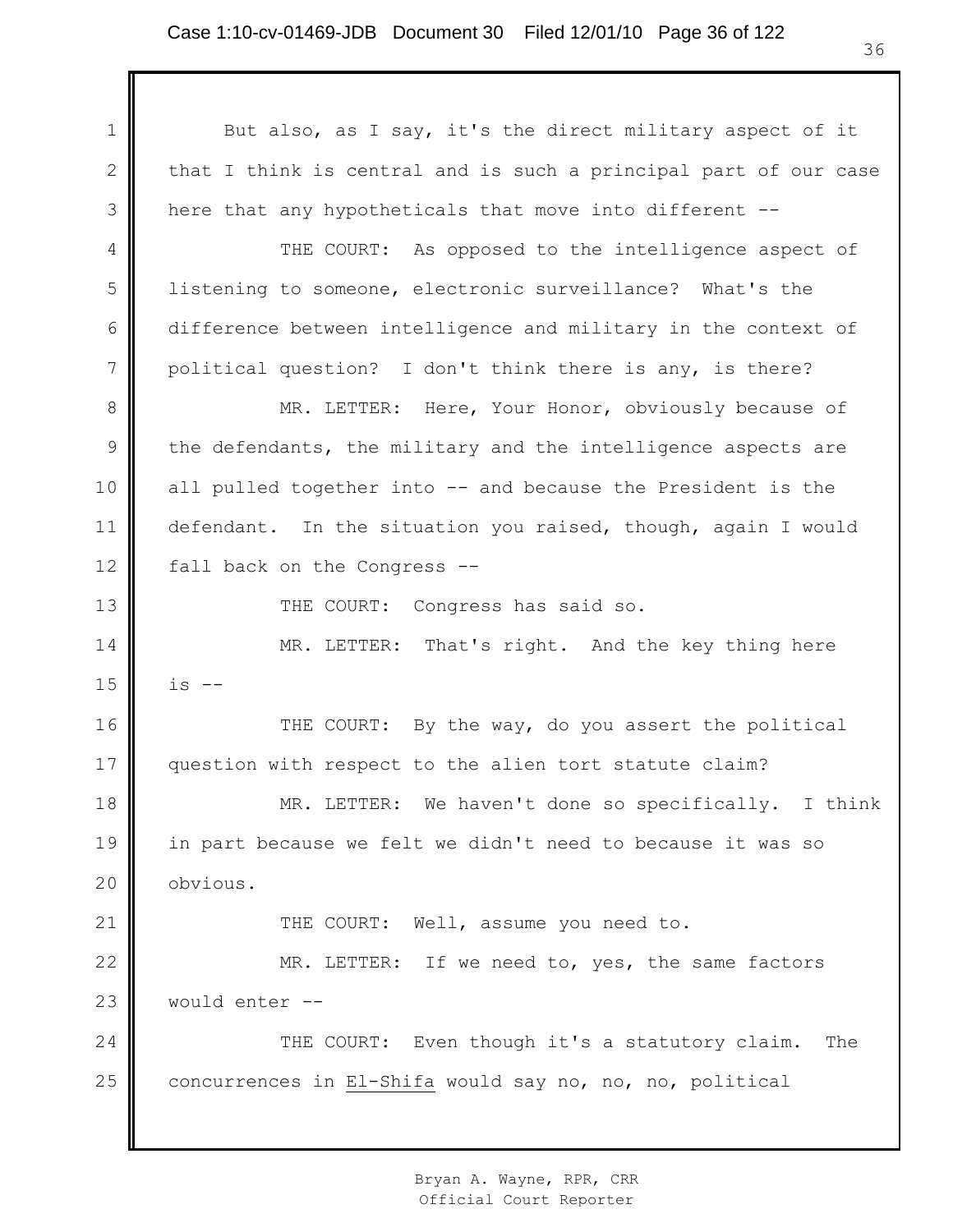But also, as I say, it's the direct military aspect of it that I think is central and is such a principal part of our case here that any hypotheticals that move into different --

THE COURT: As opposed to the intelligence aspect of listening to someone, electronic surveillance? What's the difference between intelligence and military in the context of political question? I don't think there is any, is there?

MR. LETTER: Here, Your Honor, obviously because of the defendants, the military and the intelligence aspects are all pulled together into -- and because the President is the defendant. In the situation you raised, though, again I would fall back on the Congress --

THE COURT: Congress has said so.

MR. LETTER: That's right. And the key thing here is --

THE COURT: By the way, do you assert the political question with respect to the alien tort statute claim?

MR. LETTER: We haven't done so specifically. I think in part because we felt we didn't need to because it was so obvious.

THE COURT: Well, assume you need to.

MR. LETTER: If we need to, yes, the same factors would enter --

THE COURT: Even though it's a statutory claim. The concurrences in El-Shifa would say no, no, no, political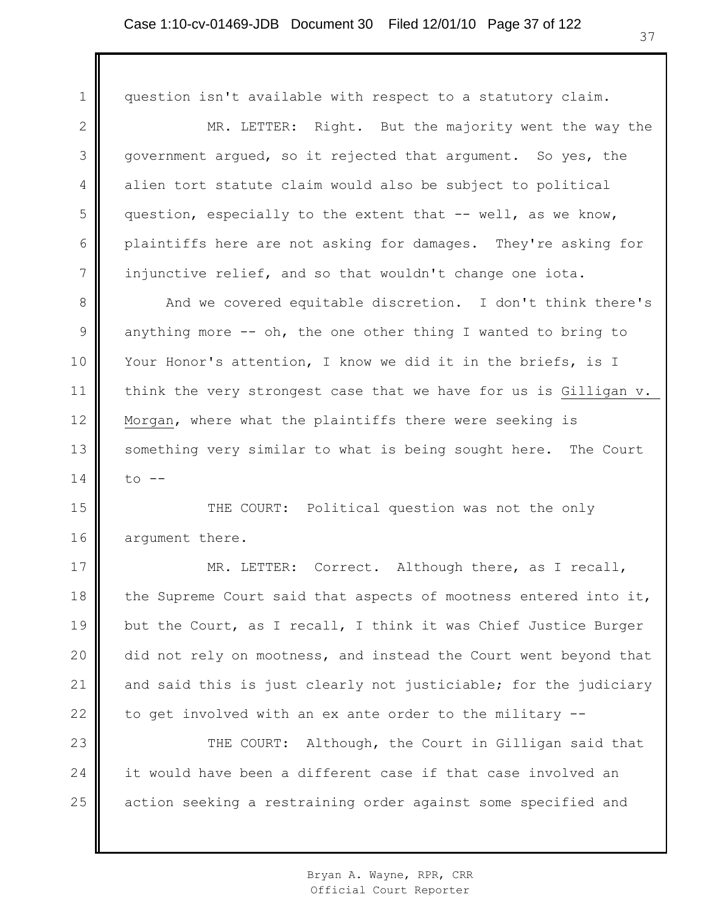question isn't available with respect to a statutory claim.

MR. LETTER: Right. But the majority went the way the government argued, so it rejected that argument. So yes, the alien tort statute claim would also be subject to political question, especially to the extent that -- well, as we know, plaintiffs here are not asking for damages. They're asking for injunctive relief, and so that wouldn't change one iota.

And we covered equitable discretion. I don't think there's anything more -- oh, the one other thing I wanted to bring to Your Honor's attention, I know we did it in the briefs, is I think the very strongest case that we have for us is Gilligan v. Morgan, where what the plaintiffs there were seeking is something very similar to what is being sought here. The Court to --

THE COURT: Political question was not the only argument there.

MR. LETTER: Correct. Although there, as I recall, the Supreme Court said that aspects of mootness entered into it, but the Court, as I recall, I think it was Chief Justice Burger did not rely on mootness, and instead the Court went beyond that and said this is just clearly not justiciable; for the judiciary to get involved with an ex ante order to the military --

THE COURT: Although, the Court in Gilligan said that it would have been a different case if that case involved an action seeking a restraining order against some specified and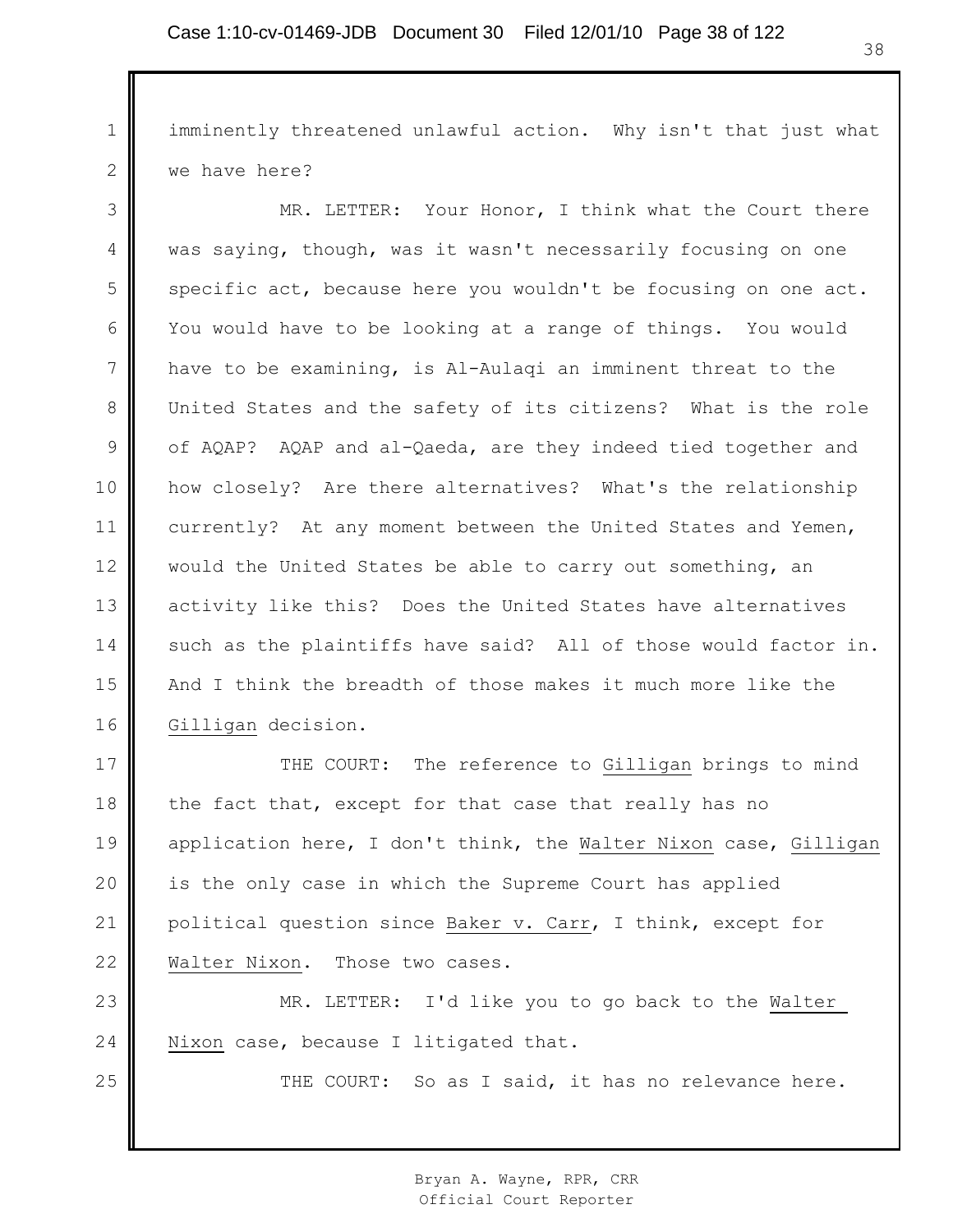imminently threatened unlawful action. Why isn't that just what we have here?

MR. LETTER: Your Honor, I think what the Court there was saying, though, was it wasn't necessarily focusing on one specific act, because here you wouldn't be focusing on one act. You would have to be looking at a range of things. You would have to be examining, is Al-Aulaqi an imminent threat to the United States and the safety of its citizens? What is the role of AQAP? AQAP and al-Qaeda, are they indeed tied together and how closely? Are there alternatives? What's the relationship currently? At any moment between the United States and Yemen, would the United States be able to carry out something, an activity like this? Does the United States have alternatives such as the plaintiffs have said? All of those would factor in. And I think the breadth of those makes it much more like the Gilligan decision.

THE COURT: The reference to Gilligan brings to mind the fact that, except for that case that really has no application here, I don't think, the Walter Nixon case, Gilligan is the only case in which the Supreme Court has applied political question since Baker v. Carr, I think, except for Walter Nixon. Those two cases.

MR. LETTER: I'd like you to go back to the Walter Nixon case, because I litigated that.

THE COURT: So as I said, it has no relevance here.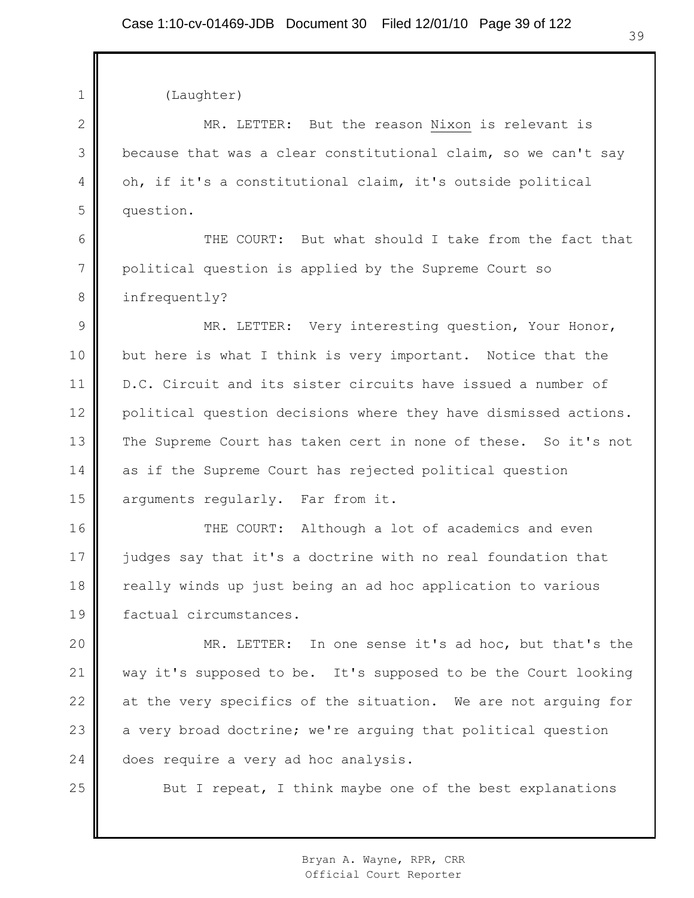(Laughter)

MR. LETTER: But the reason Nixon is relevant is because that was a clear constitutional claim, so we can't say oh, if it's a constitutional claim, it's outside political question.

THE COURT: But what should I take from the fact that political question is applied by the Supreme Court so infrequently?

MR. LETTER: Very interesting question, Your Honor, but here is what I think is very important. Notice that the D.C. Circuit and its sister circuits have issued a number of political question decisions where they have dismissed actions. The Supreme Court has taken cert in none of these. So it's not as if the Supreme Court has rejected political question arguments regularly. Far from it.

THE COURT: Although a lot of academics and even judges say that it's a doctrine with no real foundation that really winds up just being an ad hoc application to various factual circumstances.

MR. LETTER: In one sense it's ad hoc, but that's the way it's supposed to be. It's supposed to be the Court looking at the very specifics of the situation. We are not arguing for a very broad doctrine; we're arguing that political question does require a very ad hoc analysis.

But I repeat, I think maybe one of the best explanations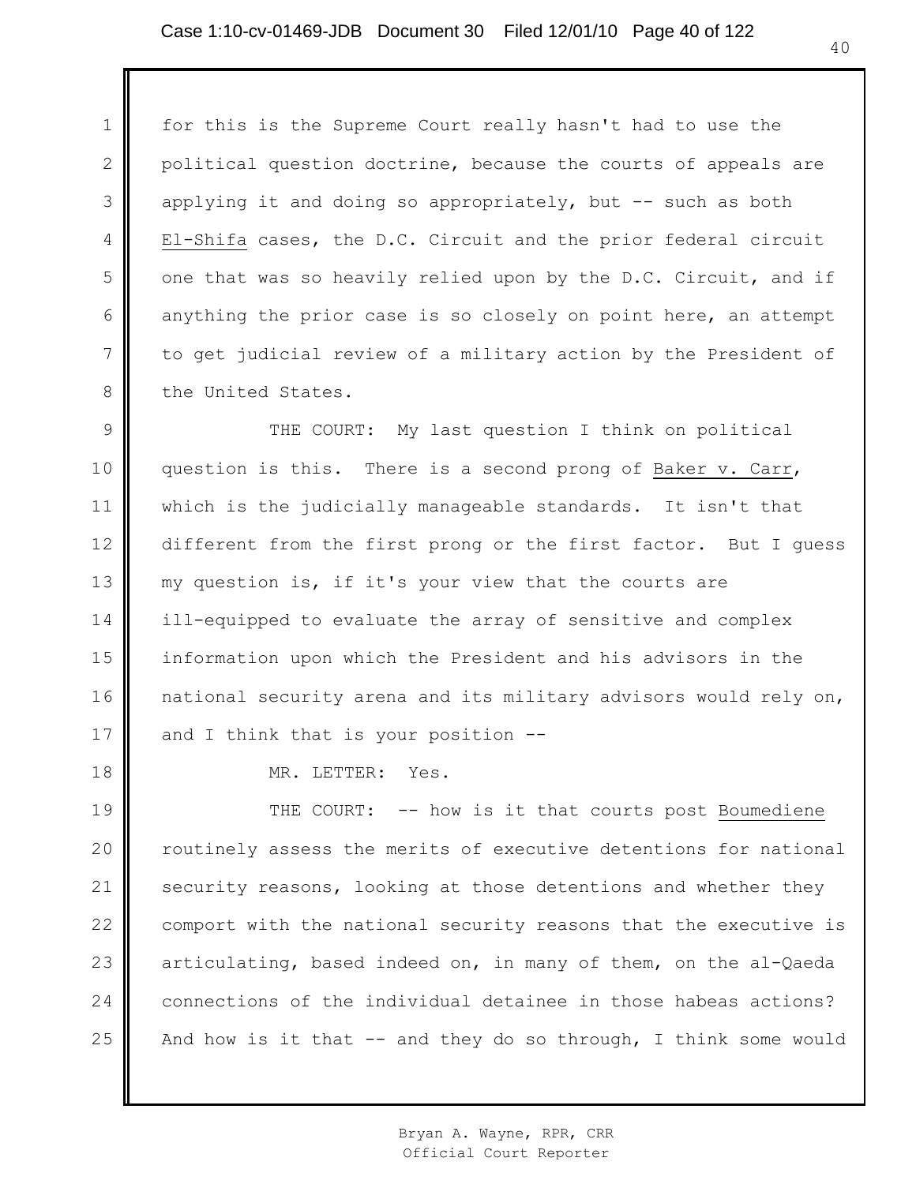for this is the Supreme Court really hasn't had to use the political question doctrine, because the courts of appeals are applying it and doing so appropriately, but -- such as both _El-Shifa_ cases, the D.C. Circuit and the prior federal circuit one that was so heavily relied upon by the D.C. Circuit, and if anything the prior case is so closely on point here, an attempt to get judicial review of a military action by the President of the United States.

THE COURT: My last question I think on political question is this. There is a second prong of _Baker v. Carr_, which is the judicially manageable standards. It isn't that different from the first prong or the first factor. But I guess my question is, if it's your view that the courts are ill-equipped to evaluate the array of sensitive and complex information upon which the President and his advisors in the national security arena and its military advisors would rely on, and I think that is your position --

MR. LETTER: Yes.

THE COURT: -- how is it that courts post _Boumediene_ routinely assess the merits of executive detentions for national security reasons, looking at those detentions and whether they comport with the national security reasons that the executive is articulating, based indeed on, in many of them, on the al-Qaeda connections of the individual detainee in those habeas actions? And how is it that -- and they do so through, I think some would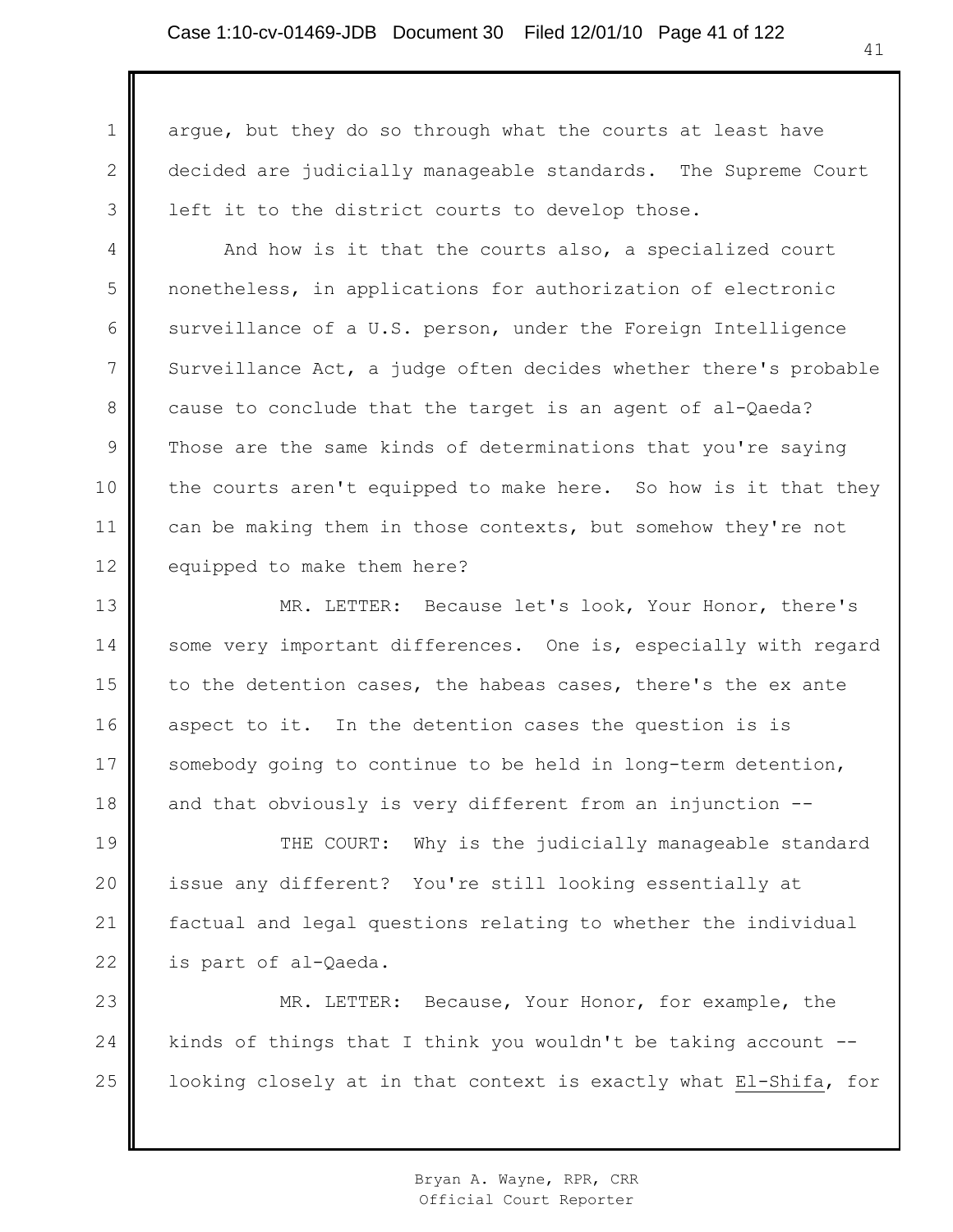argue, but they do so through what the courts at least have decided are judicially manageable standards. The Supreme Court left it to the district courts to develop those.

And how is it that the courts also, a specialized court nonetheless, in applications for authorization of electronic surveillance of a U.S. person, under the Foreign Intelligence Surveillance Act, a judge often decides whether there's probable cause to conclude that the target is an agent of al-Qaeda? Those are the same kinds of determinations that you're saying the courts aren't equipped to make here. So how is it that they can be making them in those contexts, but somehow they're not equipped to make them here?

MR. LETTER: Because let's look, Your Honor, there's some very important differences. One is, especially with regard to the detention cases, the habeas cases, there's the ex ante aspect to it. In the detention cases the question is is somebody going to continue to be held in long-term detention, and that obviously is very different from an injunction --

THE COURT: Why is the judicially manageable standard issue any different? You're still looking essentially at factual and legal questions relating to whether the individual is part of al-Qaeda.

MR. LETTER: Because, Your Honor, for example, the kinds of things that I think you wouldn't be taking account -- looking closely at in that context is exactly what _El-Shifa_, for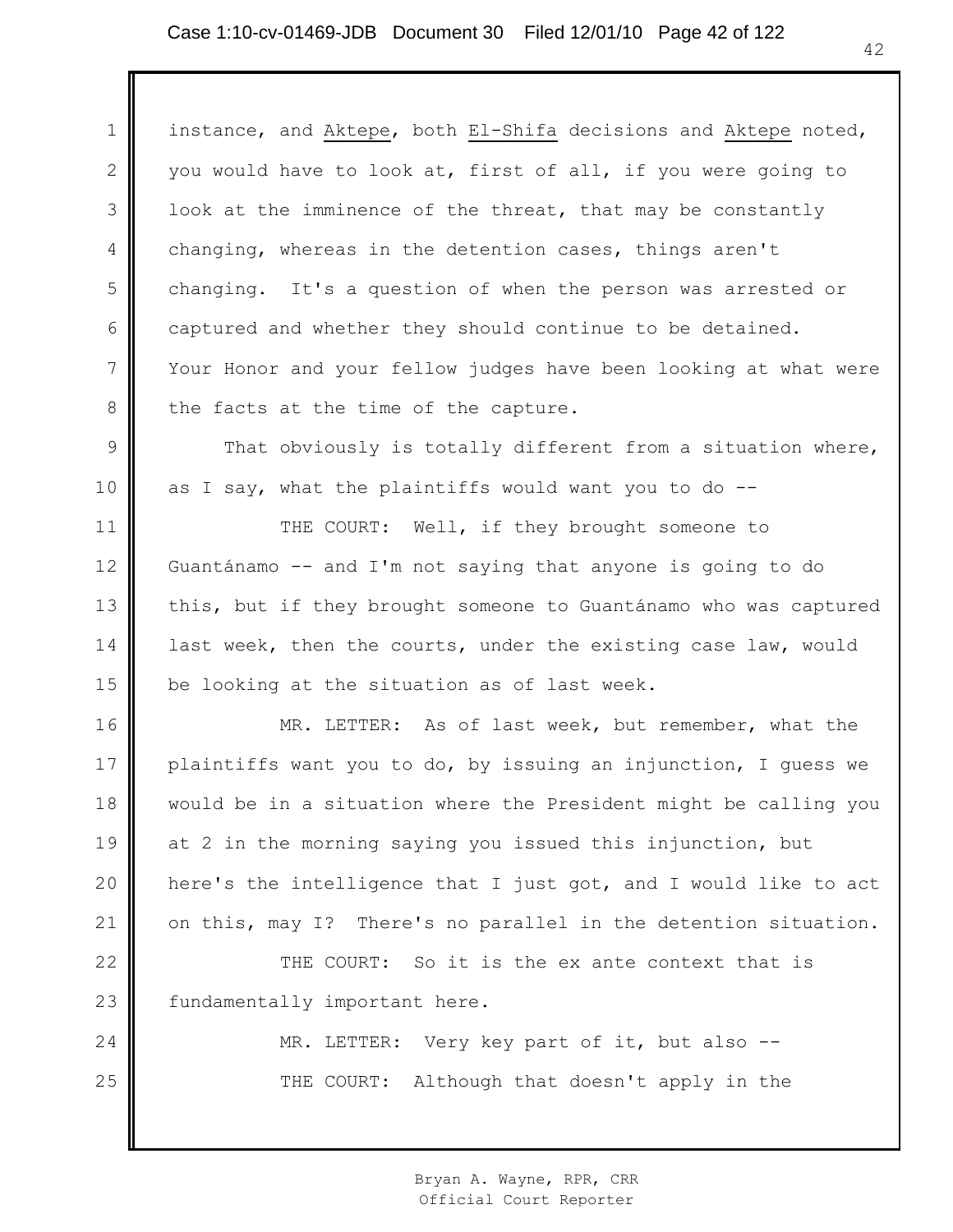instance, and _Aktepe_, both _El-Shifa_ decisions and _Aktepe_ noted, you would have to look at, first of all, if you were going to look at the imminence of the threat, that may be constantly changing, whereas in the detention cases, things aren't changing. It's a question of when the person was arrested or captured and whether they should continue to be detained. Your Honor and your fellow judges have been looking at what were the facts at the time of the capture.

That obviously is totally different from a situation where, as I say, what the plaintiffs would want you to do --

THE COURT: Well, if they brought someone to Guantánamo -- and I'm not saying that anyone is going to do this, but if they brought someone to Guantánamo who was captured last week, then the courts, under the existing case law, would be looking at the situation as of last week.

MR. LETTER: As of last week, but remember, what the plaintiffs want you to do, by issuing an injunction, I guess we would be in a situation where the President might be calling you at 2 in the morning saying you issued this injunction, but here's the intelligence that I just got, and I would like to act on this, may I? There's no parallel in the detention situation.

THE COURT: So it is the ex ante context that is fundamentally important here.

MR. LETTER: Very key part of it, but also --

THE COURT: Although that doesn't apply in the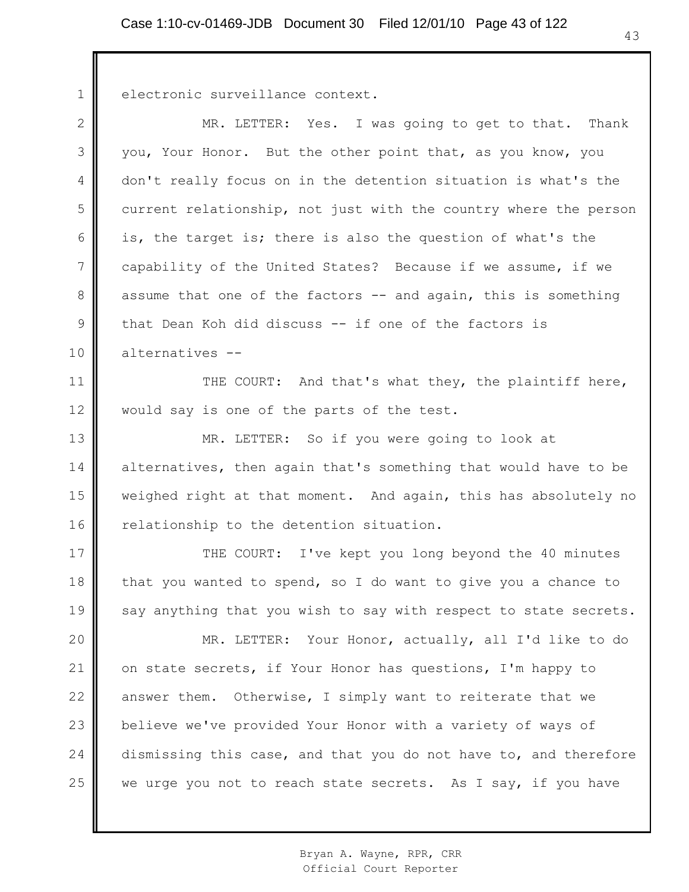electronic surveillance context.

MR. LETTER: Yes. I was going to get to that. Thank you, Your Honor. But the other point that, as you know, you don't really focus on in the detention situation is what's the current relationship, not just with the country where the person is, the target is; there is also the question of what's the capability of the United States? Because if we assume, if we assume that one of the factors -- and again, this is something that Dean Koh did discuss -- if one of the factors is alternatives --

THE COURT: And that's what they, the plaintiff here, would say is one of the parts of the test.

MR. LETTER: So if you were going to look at alternatives, then again that's something that would have to be weighed right at that moment. And again, this has absolutely no relationship to the detention situation.

THE COURT: I've kept you long beyond the 40 minutes that you wanted to spend, so I do want to give you a chance to say anything that you wish to say with respect to state secrets.

MR. LETTER: Your Honor, actually, all I'd like to do on state secrets, if Your Honor has questions, I'm happy to answer them. Otherwise, I simply want to reiterate that we believe we've provided Your Honor with a variety of ways of dismissing this case, and that you do not have to, and therefore we urge you not to reach state secrets. As I say, if you have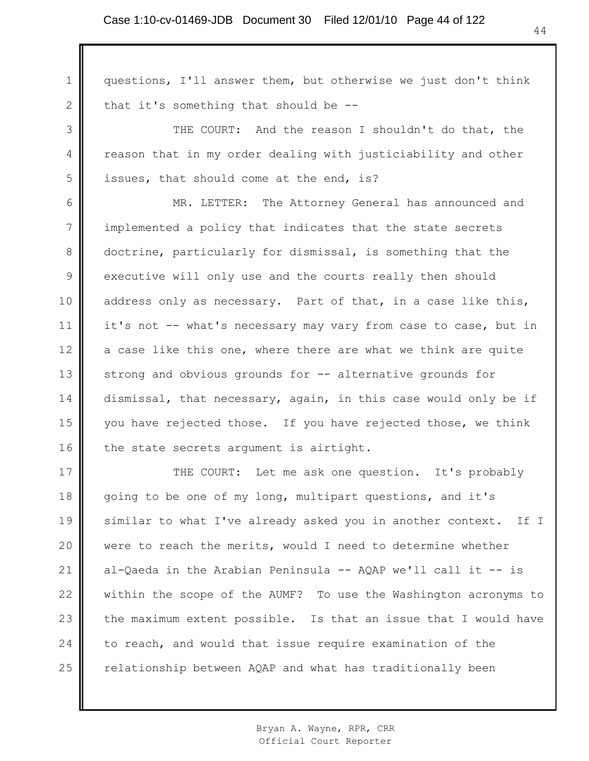questions, I'll answer them, but otherwise we just don't think that it's something that should be --

THE COURT: And the reason I shouldn't do that, the reason that in my order dealing with justiciability and other issues, that should come at the end, is?

MR. LETTER: The Attorney General has announced and implemented a policy that indicates that the state secrets doctrine, particularly for dismissal, is something that the executive will only use and the courts really then should address only as necessary. Part of that, in a case like this, it's not -- what's necessary may vary from case to case, but in a case like this one, where there are what we think are quite strong and obvious grounds for -- alternative grounds for dismissal, that necessary, again, in this case would only be if you have rejected those. If you have rejected those, we think the state secrets argument is airtight.

THE COURT: Let me ask one question. It's probably going to be one of my long, multipart questions, and it's similar to what I've already asked you in another context. If I were to reach the merits, would I need to determine whether al-Qaeda in the Arabian Peninsula -- AQAP we'll call it -- is within the scope of the AUMF? To use the Washington acronyms to the maximum extent possible. Is that an issue that I would have to reach, and would that issue require examination of the relationship between AQAP and what has traditionally been

Bryan A. Wayne, RPR, CRR
Official Court Reporter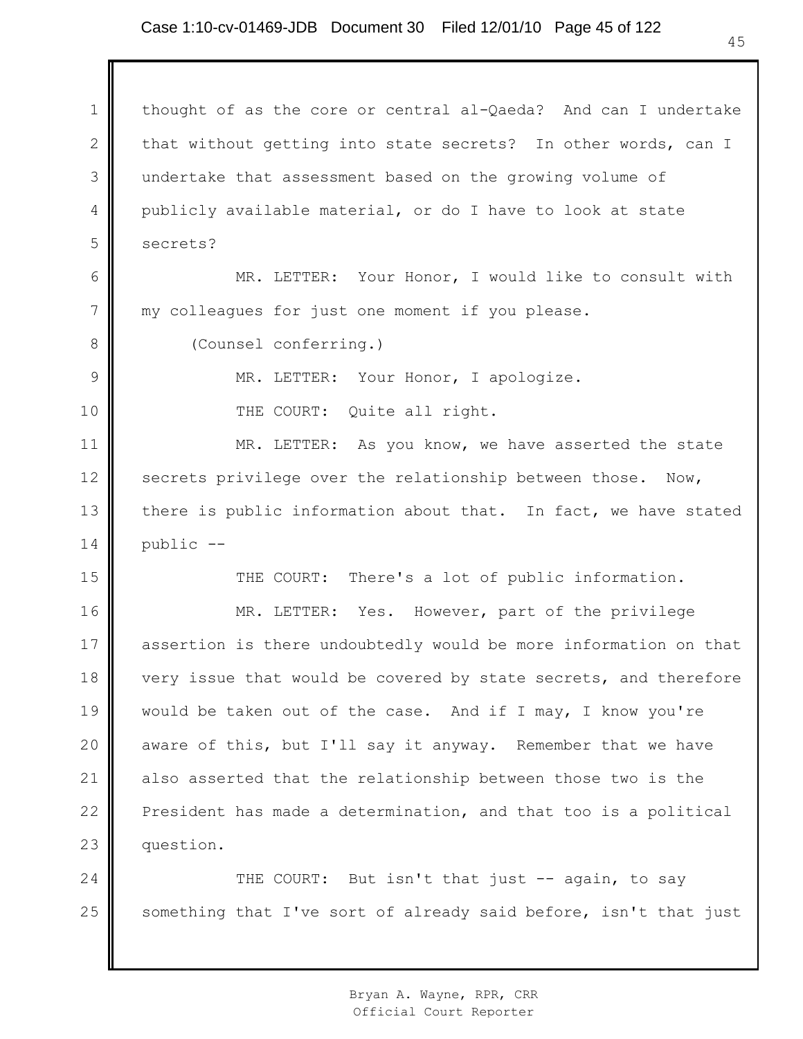thought of as the core or central al-Qaeda? And can I undertake that without getting into state secrets? In other words, can I undertake that assessment based on the growing volume of publicly available material, or do I have to look at state secrets?

MR. LETTER: Your Honor, I would like to consult with my colleagues for just one moment if you please.

(Counsel conferring.)

MR. LETTER: Your Honor, I apologize.

THE COURT: Quite all right.

MR. LETTER: As you know, we have asserted the state secrets privilege over the relationship between those. Now, there is public information about that. In fact, we have stated public --

THE COURT: There's a lot of public information.

MR. LETTER: Yes. However, part of the privilege assertion is there undoubtedly would be more information on that very issue that would be covered by state secrets, and therefore would be taken out of the case. And if I may, I know you're aware of this, but I'll say it anyway. Remember that we have also asserted that the relationship between those two is the President has made a determination, and that too is a political question.

THE COURT: But isn't that just -- again, to say something that I've sort of already said before, isn't that just

Bryan A. Wayne, RPR, CRR
Official Court Reporter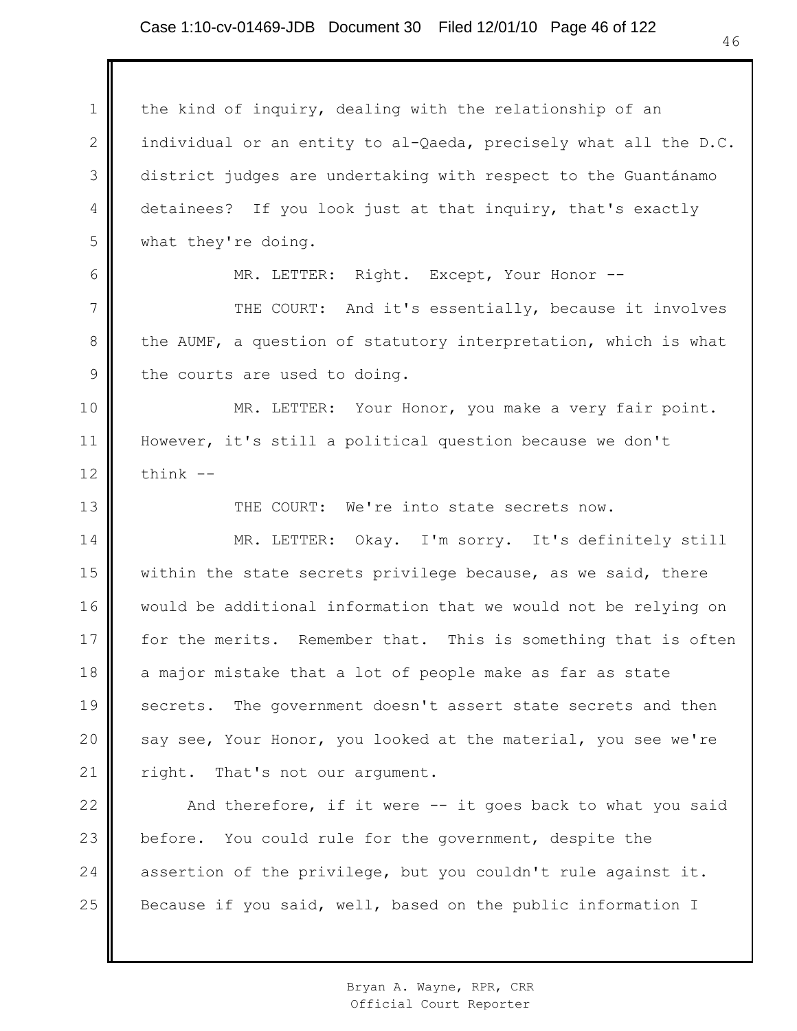the kind of inquiry, dealing with the relationship of an individual or an entity to al-Qaeda, precisely what all the D.C. district judges are undertaking with respect to the Guantánamo detainees? If you look just at that inquiry, that's exactly what they're doing.

MR. LETTER: Right. Except, Your Honor --

THE COURT: And it's essentially, because it involves the AUMF, a question of statutory interpretation, which is what the courts are used to doing.

MR. LETTER: Your Honor, you make a very fair point. However, it's still a political question because we don't think --

THE COURT: We're into state secrets now.

MR. LETTER: Okay. I'm sorry. It's definitely still within the state secrets privilege because, as we said, there would be additional information that we would not be relying on for the merits. Remember that. This is something that is often a major mistake that a lot of people make as far as state secrets. The government doesn't assert state secrets and then say see, Your Honor, you looked at the material, you see we're right. That's not our argument.

And therefore, if it were -- it goes back to what you said before. You could rule for the government, despite the assertion of the privilege, but you couldn't rule against it. Because if you said, well, based on the public information I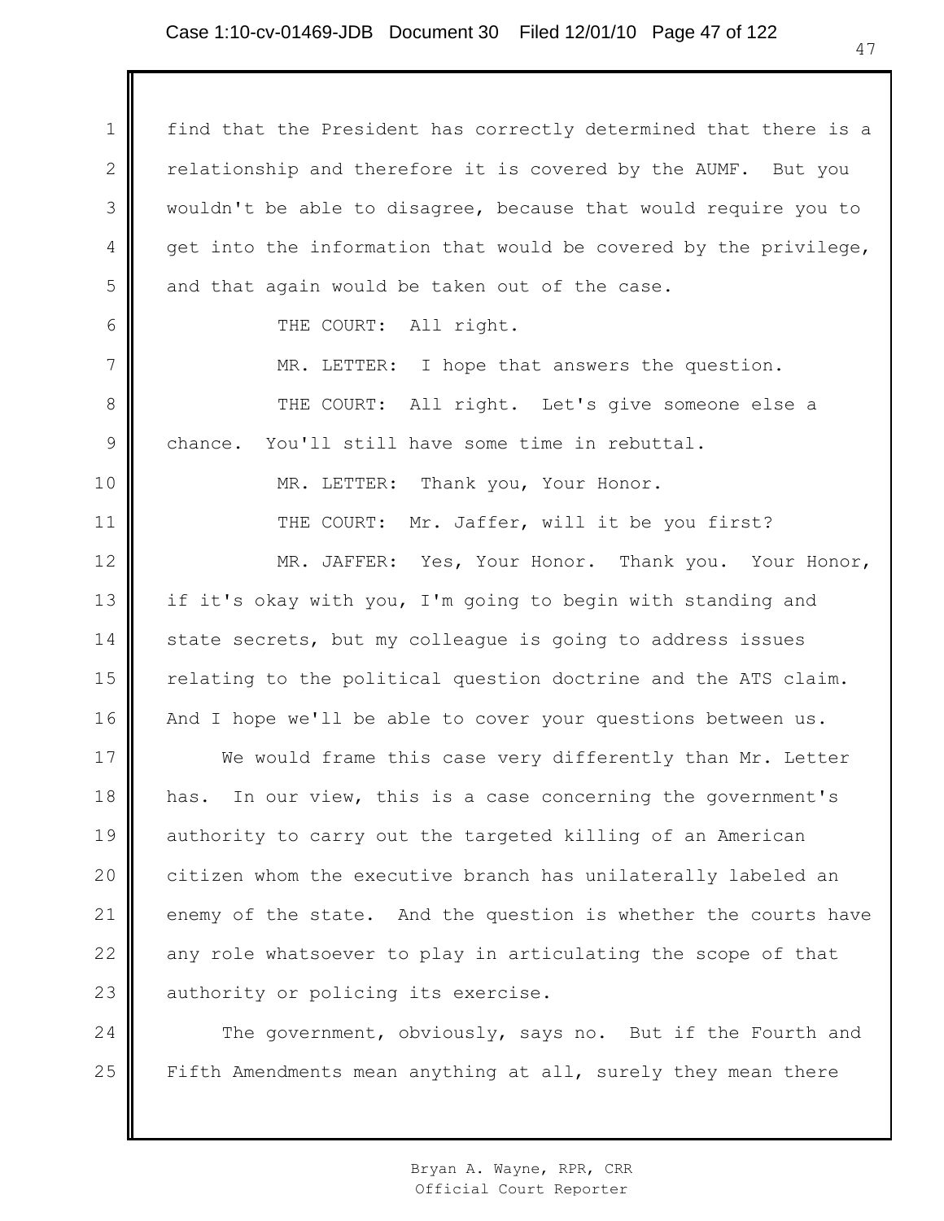find that the President has correctly determined that there is a relationship and therefore it is covered by the AUMF. But you wouldn't be able to disagree, because that would require you to get into the information that would be covered by the privilege, and that again would be taken out of the case.

THE COURT: All right.

MR. LETTER: I hope that answers the question.

THE COURT: All right. Let's give someone else a chance. You'll still have some time in rebuttal.

MR. LETTER: Thank you, Your Honor.

THE COURT: Mr. Jaffer, will it be you first?

MR. JAFFER: Yes, Your Honor. Thank you. Your Honor, if it's okay with you, I'm going to begin with standing and state secrets, but my colleague is going to address issues relating to the political question doctrine and the ATS claim. And I hope we'll be able to cover your questions between us.

We would frame this case very differently than Mr. Letter has. In our view, this is a case concerning the government's authority to carry out the targeted killing of an American citizen whom the executive branch has unilaterally labeled an enemy of the state. And the question is whether the courts have any role whatsoever to play in articulating the scope of that authority or policing its exercise.

The government, obviously, says no. But if the Fourth and Fifth Amendments mean anything at all, surely they mean there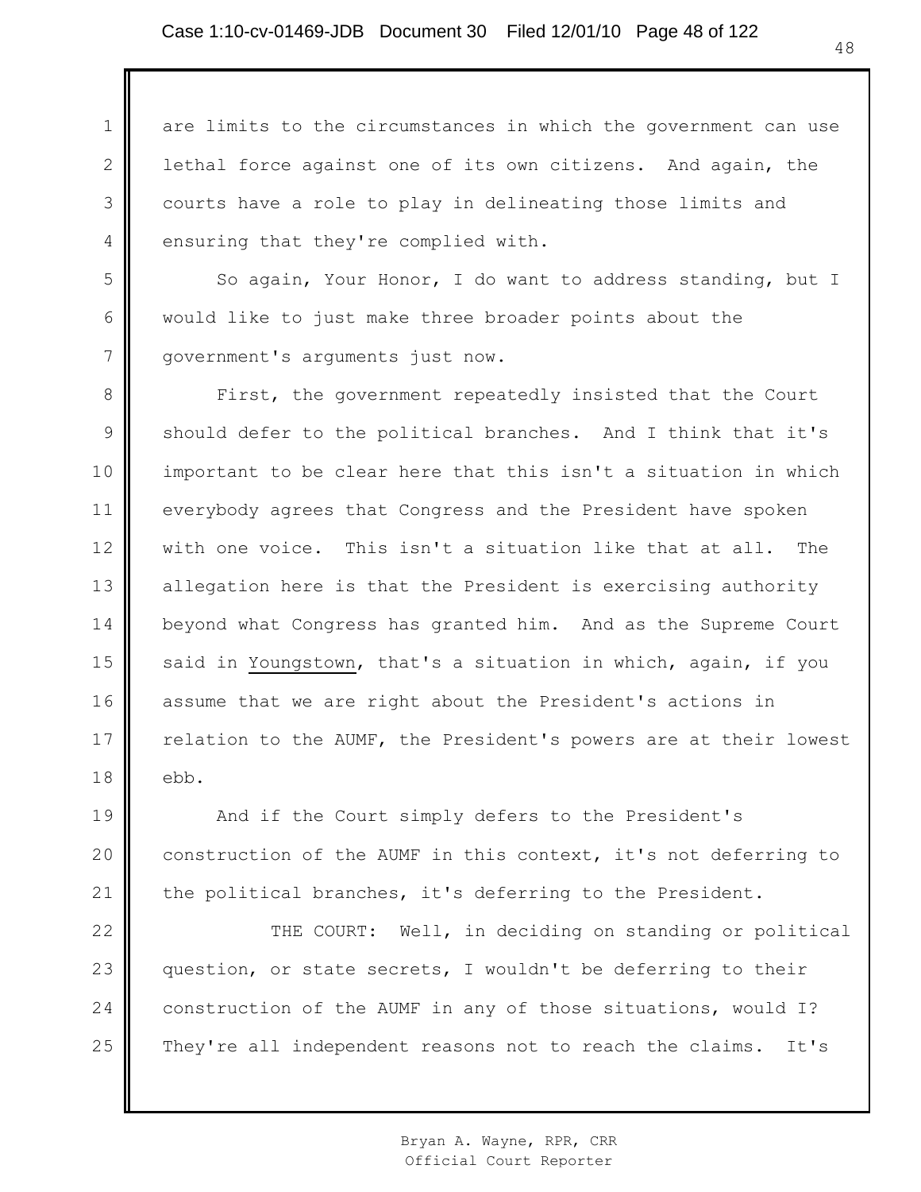are limits to the circumstances in which the government can use lethal force against one of its own citizens. And again, the courts have a role to play in delineating those limits and ensuring that they're complied with.

So again, Your Honor, I do want to address standing, but I would like to just make three broader points about the government's arguments just now.

First, the government repeatedly insisted that the Court should defer to the political branches. And I think that it's important to be clear here that this isn't a situation in which everybody agrees that Congress and the President have spoken with one voice. This isn't a situation like that at all. The allegation here is that the President is exercising authority beyond what Congress has granted him. And as the Supreme Court said in Youngstown, that's a situation in which, again, if you assume that we are right about the President's actions in relation to the AUMF, the President's powers are at their lowest ebb.

And if the Court simply defers to the President's construction of the AUMF in this context, it's not deferring to the political branches, it's deferring to the President.

THE COURT: Well, in deciding on standing or political question, or state secrets, I wouldn't be deferring to their construction of the AUMF in any of those situations, would I? They're all independent reasons not to reach the claims. It's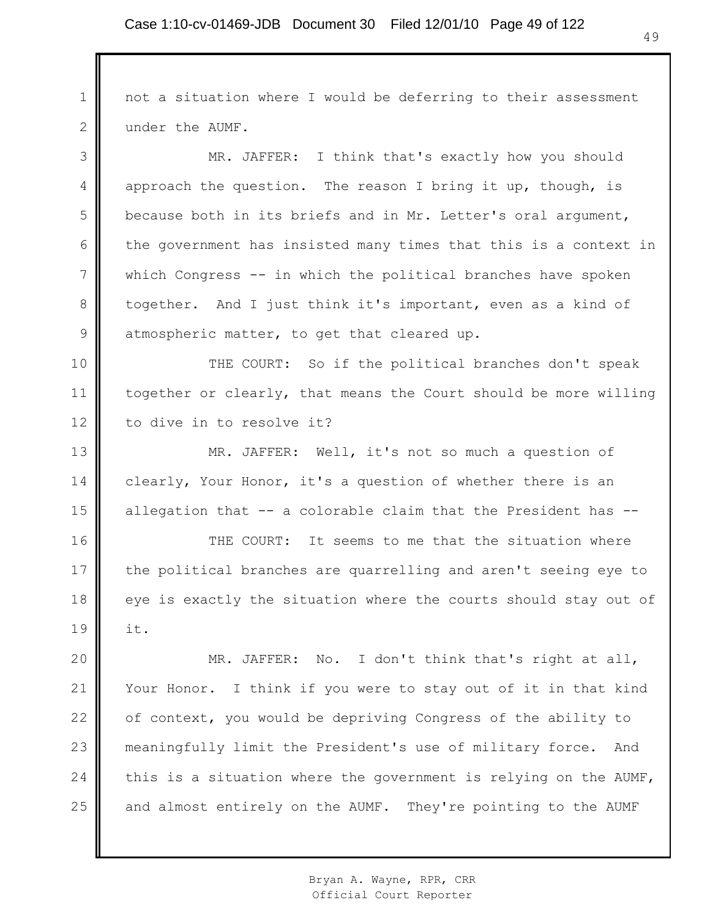not a situation where I would be deferring to their assessment under the AUMF.

MR. JAFFER: I think that's exactly how you should approach the question. The reason I bring it up, though, is because both in its briefs and in Mr. Letter's oral argument, the government has insisted many times that this is a context in which Congress -- in which the political branches have spoken together. And I just think it's important, even as a kind of atmospheric matter, to get that cleared up.

THE COURT: So if the political branches don't speak together or clearly, that means the Court should be more willing to dive in to resolve it?

MR. JAFFER: Well, it's not so much a question of clearly, Your Honor, it's a question of whether there is an allegation that -- a colorable claim that the President has --

THE COURT: It seems to me that the situation where the political branches are quarrelling and aren't seeing eye to eye is exactly the situation where the courts should stay out of it.

MR. JAFFER: No. I don't think that's right at all, Your Honor. I think if you were to stay out of it in that kind of context, you would be depriving Congress of the ability to meaningfully limit the President's use of military force. And this is a situation where the government is relying on the AUMF, and almost entirely on the AUMF. They're pointing to the AUMF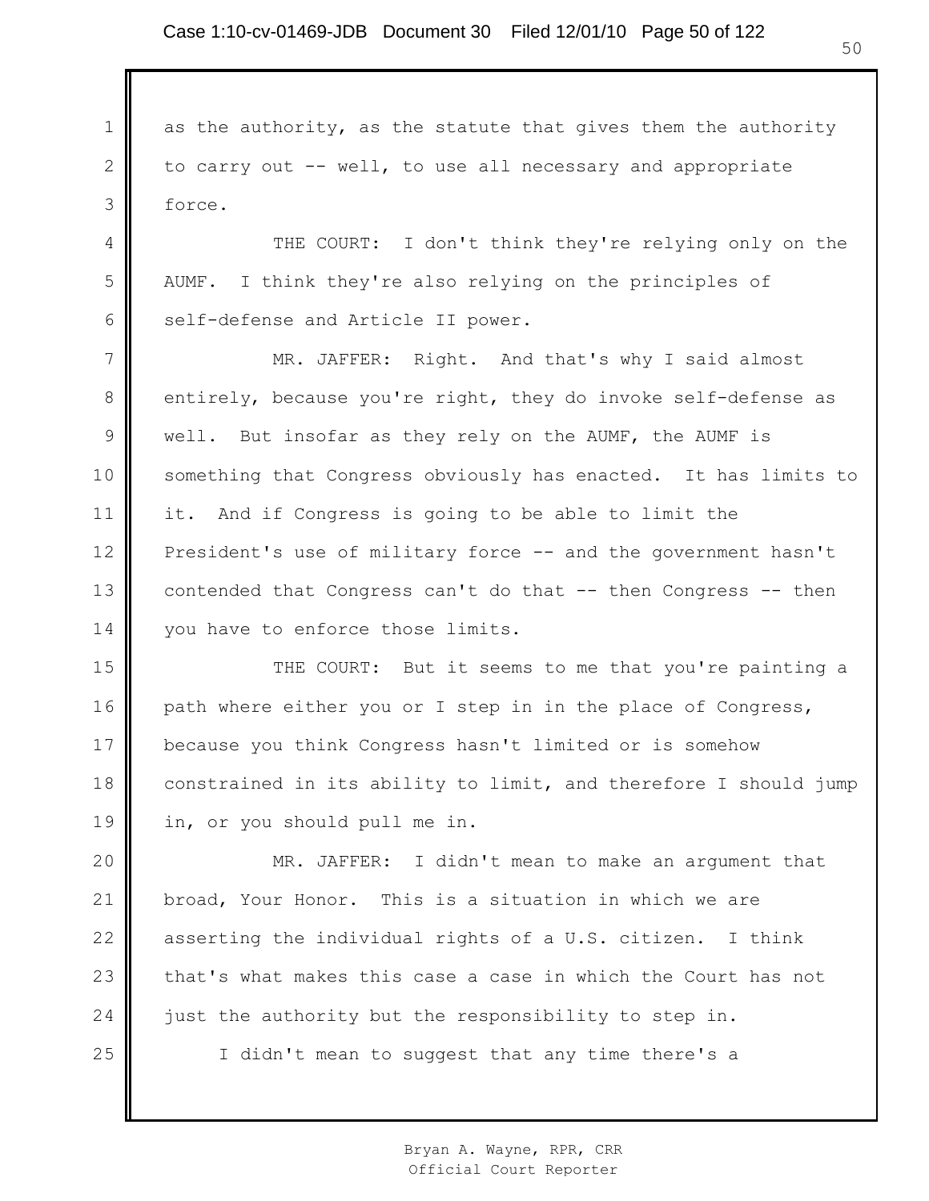as the authority, as the statute that gives them the authority to carry out -- well, to use all necessary and appropriate force.

THE COURT: I don't think they're relying only on the AUMF. I think they're also relying on the principles of self-defense and Article II power.

MR. JAFFER: Right. And that's why I said almost entirely, because you're right, they do invoke self-defense as well. But insofar as they rely on the AUMF, the AUMF is something that Congress obviously has enacted. It has limits to it. And if Congress is going to be able to limit the President's use of military force -- and the government hasn't contended that Congress can't do that -- then Congress -- then you have to enforce those limits.

THE COURT: But it seems to me that you're painting a path where either you or I step in in the place of Congress, because you think Congress hasn't limited or is somehow constrained in its ability to limit, and therefore I should jump in, or you should pull me in.

MR. JAFFER: I didn't mean to make an argument that broad, Your Honor. This is a situation in which we are asserting the individual rights of a U.S. citizen. I think that's what makes this case a case in which the Court has not just the authority but the responsibility to step in.

I didn't mean to suggest that any time there's a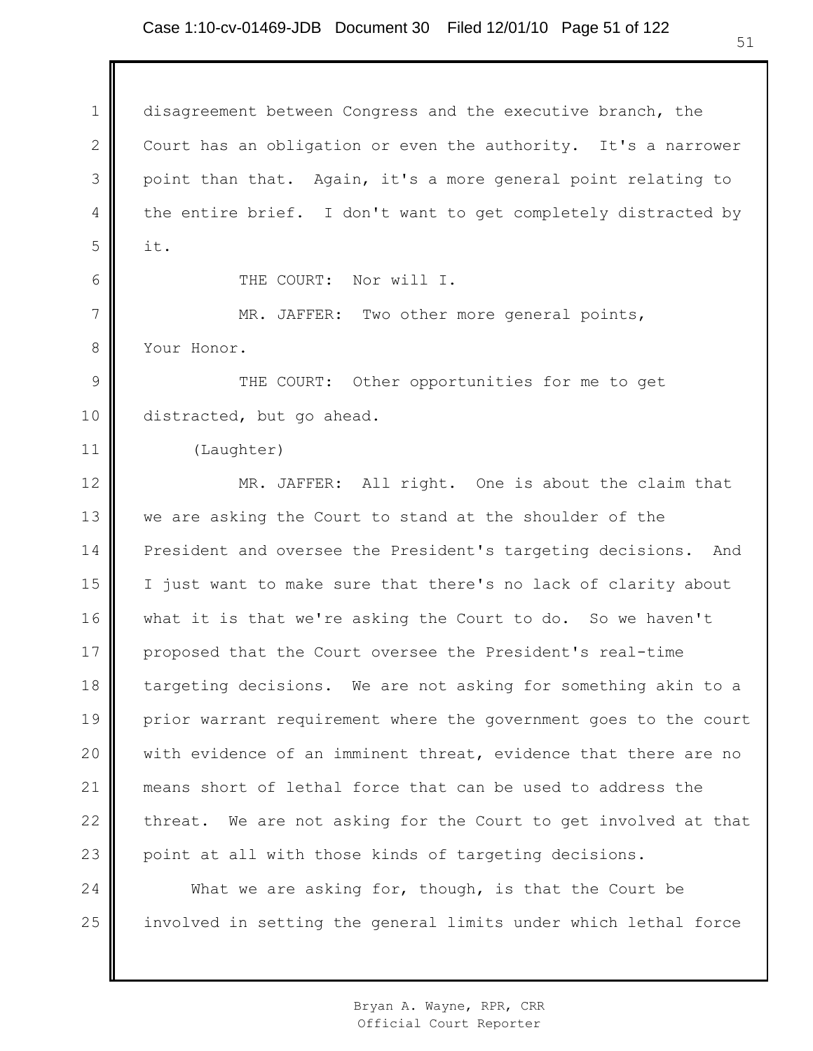disagreement between Congress and the executive branch, the Court has an obligation or even the authority. It's a narrower point than that. Again, it's a more general point relating to the entire brief. I don't want to get completely distracted by it.

THE COURT: Nor will I.

MR. JAFFER: Two other more general points, Your Honor.

THE COURT: Other opportunities for me to get distracted, but go ahead.

(Laughter)

MR. JAFFER: All right. One is about the claim that we are asking the Court to stand at the shoulder of the President and oversee the President's targeting decisions. And I just want to make sure that there's no lack of clarity about what it is that we're asking the Court to do. So we haven't proposed that the Court oversee the President's real-time targeting decisions. We are not asking for something akin to a prior warrant requirement where the government goes to the court with evidence of an imminent threat, evidence that there are no means short of lethal force that can be used to address the threat. We are not asking for the Court to get involved at that point at all with those kinds of targeting decisions.

What we are asking for, though, is that the Court be involved in setting the general limits under which lethal force

Bryan A. Wayne, RPR, CRR
Official Court Reporter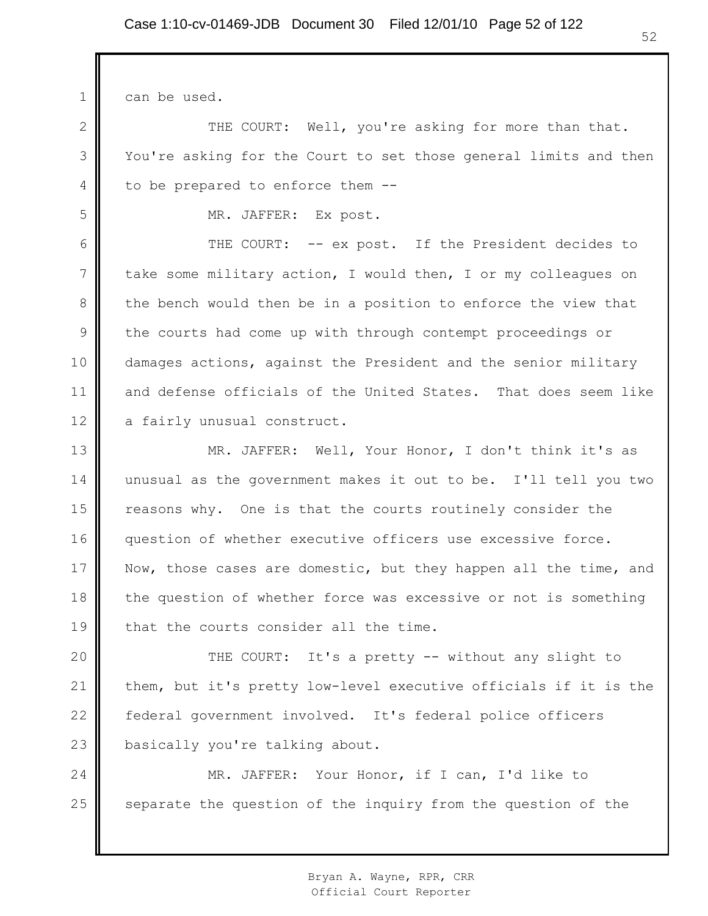can be used.

THE COURT: Well, you're asking for more than that. You're asking for the Court to set those general limits and then to be prepared to enforce them --

MR. JAFFER: Ex post.

THE COURT: -- ex post. If the President decides to take some military action, I would then, I or my colleagues on the bench would then be in a position to enforce the view that the courts had come up with through contempt proceedings or damages actions, against the President and the senior military and defense officials of the United States. That does seem like a fairly unusual construct.

MR. JAFFER: Well, Your Honor, I don't think it's as unusual as the government makes it out to be. I'll tell you two reasons why. One is that the courts routinely consider the question of whether executive officers use excessive force. Now, those cases are domestic, but they happen all the time, and the question of whether force was excessive or not is something that the courts consider all the time.

THE COURT: It's a pretty -- without any slight to them, but it's pretty low-level executive officials if it is the federal government involved. It's federal police officers basically you're talking about.

MR. JAFFER: Your Honor, if I can, I'd like to separate the question of the inquiry from the question of the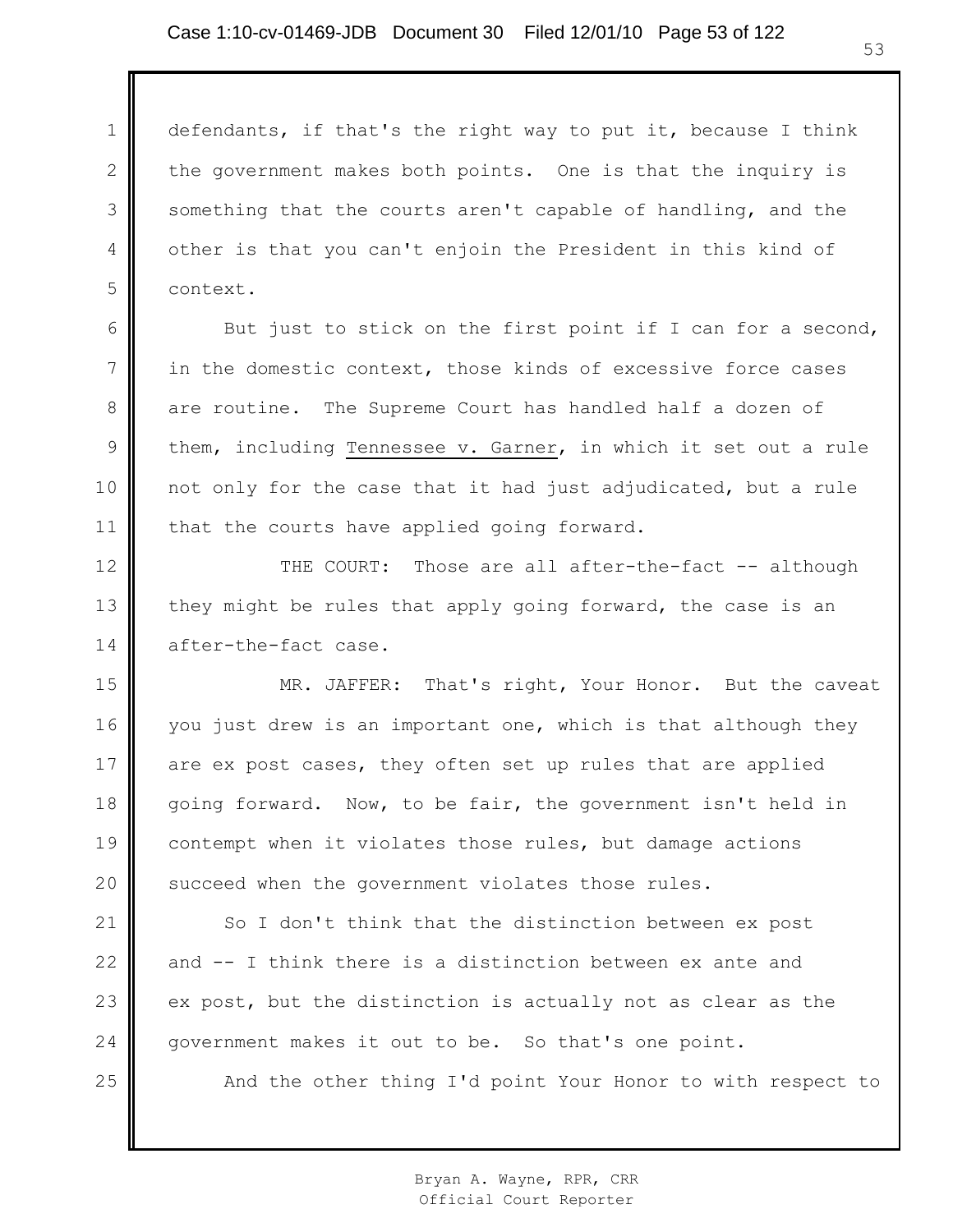defendants, if that's the right way to put it, because I think the government makes both points. One is that the inquiry is something that the courts aren't capable of handling, and the other is that you can't enjoin the President in this kind of context.

But just to stick on the first point if I can for a second, in the domestic context, those kinds of excessive force cases are routine. The Supreme Court has handled half a dozen of them, including Tennessee v. Garner, in which it set out a rule not only for the case that it had just adjudicated, but a rule that the courts have applied going forward.

THE COURT: Those are all after-the-fact -- although they might be rules that apply going forward, the case is an after-the-fact case.

MR. JAFFER: That's right, Your Honor. But the caveat you just drew is an important one, which is that although they are ex post cases, they often set up rules that are applied going forward. Now, to be fair, the government isn't held in contempt when it violates those rules, but damage actions succeed when the government violates those rules.

So I don't think that the distinction between ex post and -- I think there is a distinction between ex ante and ex post, but the distinction is actually not as clear as the government makes it out to be. So that's one point.

And the other thing I'd point Your Honor to with respect to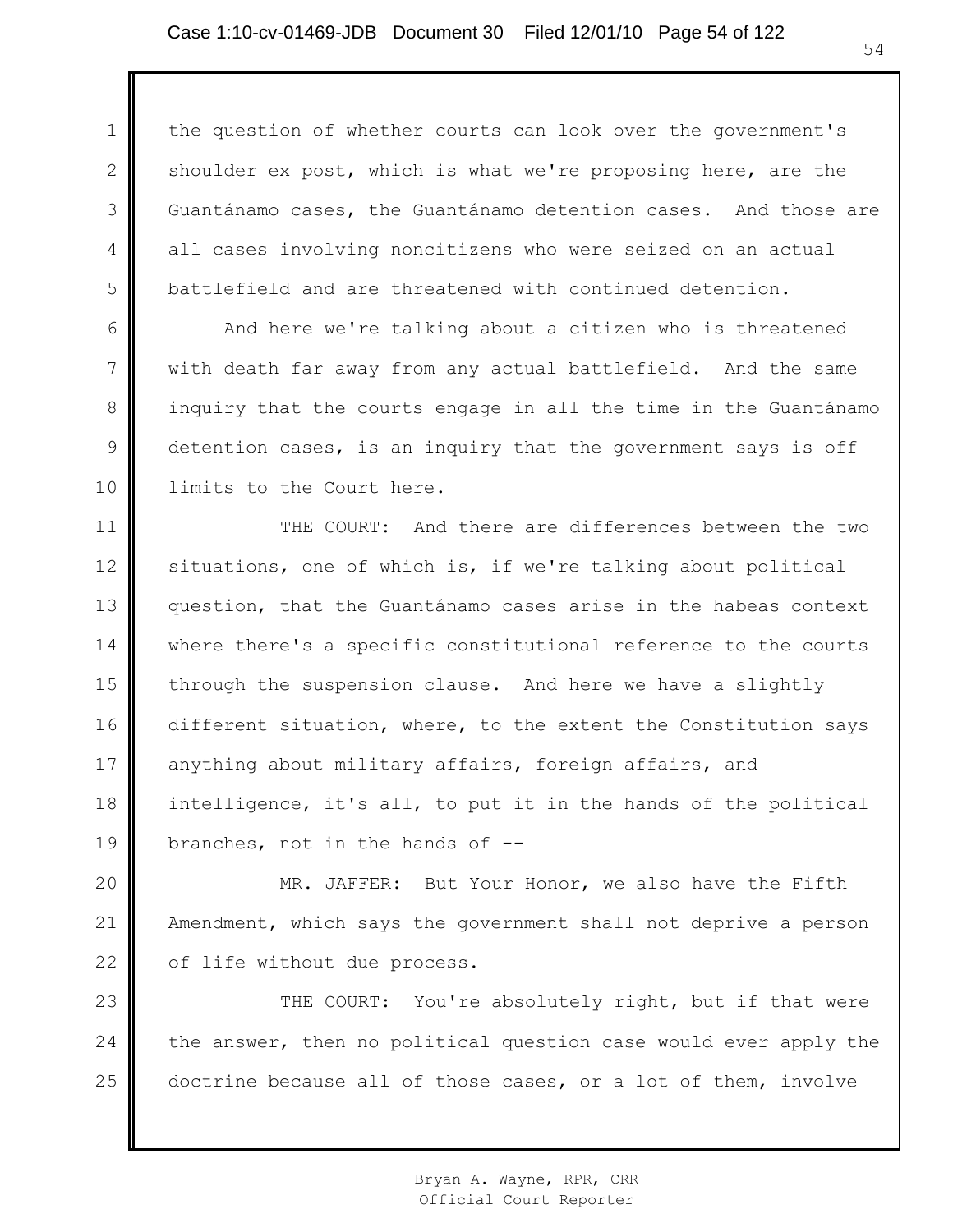the question of whether courts can look over the government's shoulder ex post, which is what we're proposing here, are the Guantánamo cases, the Guantánamo detention cases. And those are all cases involving noncitizens who were seized on an actual battlefield and are threatened with continued detention.

And here we're talking about a citizen who is threatened with death far away from any actual battlefield. And the same inquiry that the courts engage in all the time in the Guantánamo detention cases, is an inquiry that the government says is off limits to the Court here.

THE COURT: And there are differences between the two situations, one of which is, if we're talking about political question, that the Guantánamo cases arise in the habeas context where there's a specific constitutional reference to the courts through the suspension clause. And here we have a slightly different situation, where, to the extent the Constitution says anything about military affairs, foreign affairs, and intelligence, it's all, to put it in the hands of the political branches, not in the hands of --

MR. JAFFER: But Your Honor, we also have the Fifth Amendment, which says the government shall not deprive a person of life without due process.

THE COURT: You're absolutely right, but if that were the answer, then no political question case would ever apply the doctrine because all of those cases, or a lot of them, involve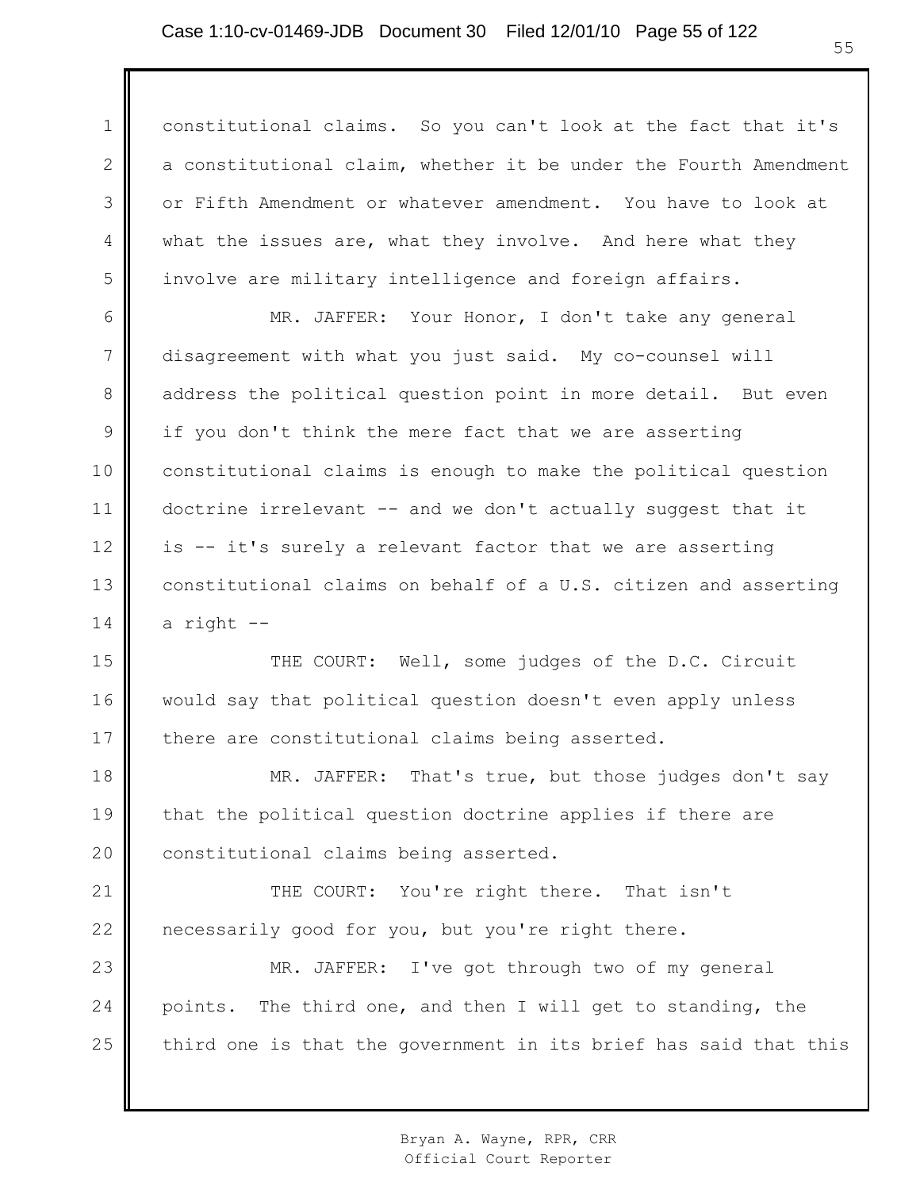constitutional claims. So you can't look at the fact that it's a constitutional claim, whether it be under the Fourth Amendment or Fifth Amendment or whatever amendment. You have to look at what the issues are, what they involve. And here what they involve are military intelligence and foreign affairs.

MR. JAFFER: Your Honor, I don't take any general disagreement with what you just said. My co-counsel will address the political question point in more detail. But even if you don't think the mere fact that we are asserting constitutional claims is enough to make the political question doctrine irrelevant -- and we don't actually suggest that it is -- it's surely a relevant factor that we are asserting constitutional claims on behalf of a U.S. citizen and asserting a right --

THE COURT: Well, some judges of the D.C. Circuit would say that political question doesn't even apply unless there are constitutional claims being asserted.

MR. JAFFER: That's true, but those judges don't say that the political question doctrine applies if there are constitutional claims being asserted.

THE COURT: You're right there. That isn't necessarily good for you, but you're right there.

MR. JAFFER: I've got through two of my general points. The third one, and then I will get to standing, the third one is that the government in its brief has said that this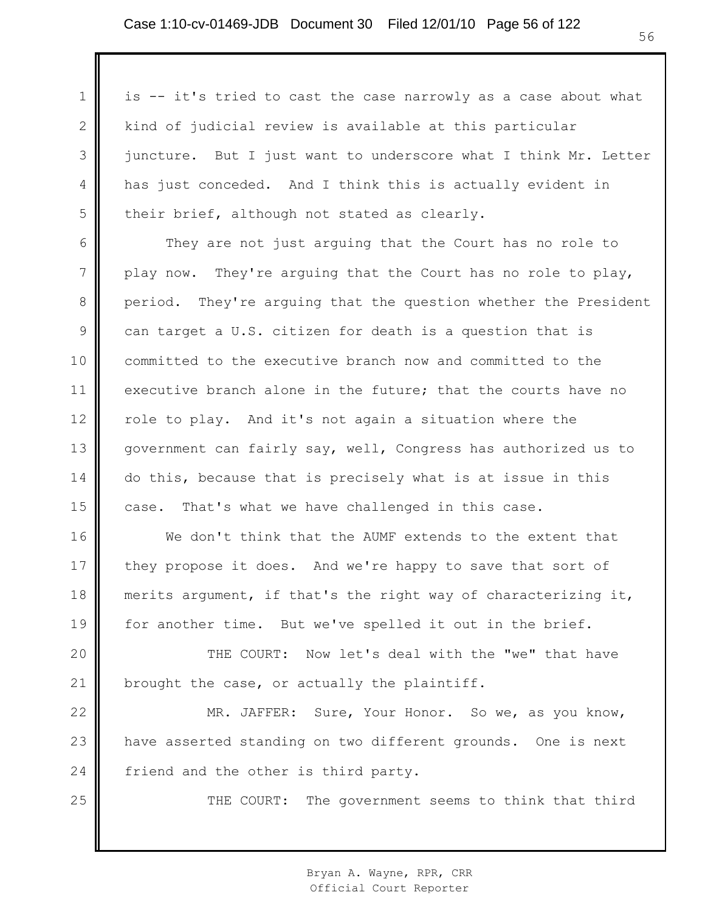is -- it's tried to cast the case narrowly as a case about what kind of judicial review is available at this particular juncture. But I just want to underscore what I think Mr. Letter has just conceded. And I think this is actually evident in their brief, although not stated as clearly.

They are not just arguing that the Court has no role to play now. They're arguing that the Court has no role to play, period. They're arguing that the question whether the President can target a U.S. citizen for death is a question that is committed to the executive branch now and committed to the executive branch alone in the future; that the courts have no role to play. And it's not again a situation where the government can fairly say, well, Congress has authorized us to do this, because that is precisely what is at issue in this case. That's what we have challenged in this case.

We don't think that the AUMF extends to the extent that they propose it does. And we're happy to save that sort of merits argument, if that's the right way of characterizing it, for another time. But we've spelled it out in the brief.

THE COURT: Now let's deal with the "we" that have brought the case, or actually the plaintiff.

MR. JAFFER: Sure, Your Honor. So we, as you know, have asserted standing on two different grounds. One is next friend and the other is third party.

THE COURT: The government seems to think that third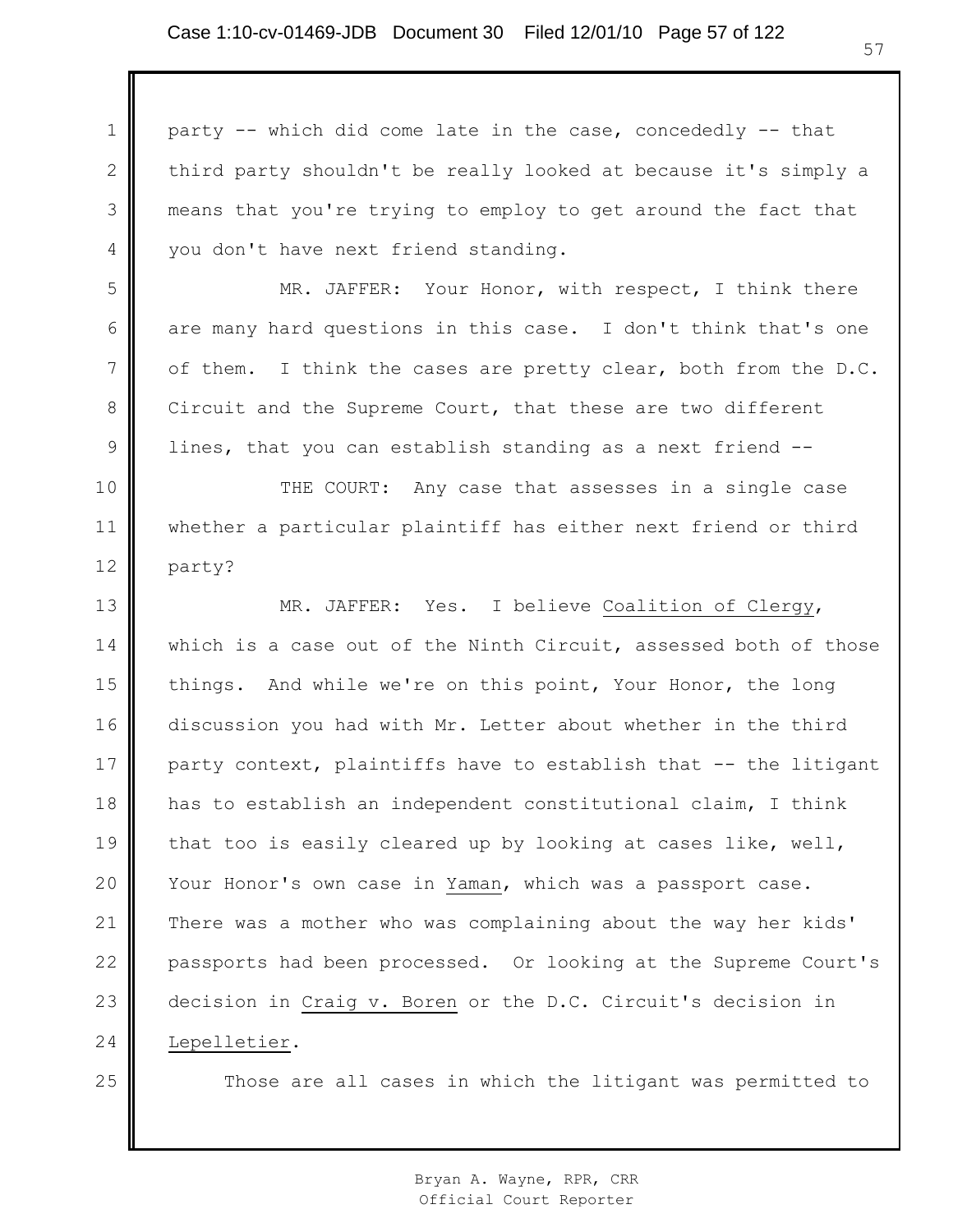party -- which did come late in the case, concededly -- that third party shouldn't be really looked at because it's simply a means that you're trying to employ to get around the fact that you don't have next friend standing.

MR. JAFFER: Your Honor, with respect, I think there are many hard questions in this case. I don't think that's one of them. I think the cases are pretty clear, both from the D.C. Circuit and the Supreme Court, that these are two different lines, that you can establish standing as a next friend --

THE COURT: Any case that assesses in a single case whether a particular plaintiff has either next friend or third party?

MR. JAFFER: Yes. I believe Coalition of Clergy, which is a case out of the Ninth Circuit, assessed both of those things. And while we're on this point, Your Honor, the long discussion you had with Mr. Letter about whether in the third party context, plaintiffs have to establish that -- the litigant has to establish an independent constitutional claim, I think that too is easily cleared up by looking at cases like, well, Your Honor's own case in Yaman, which was a passport case. There was a mother who was complaining about the way her kids' passports had been processed. Or looking at the Supreme Court's decision in Craig v. Boren or the D.C. Circuit's decision in Lepelletier.

Those are all cases in which the litigant was permitted to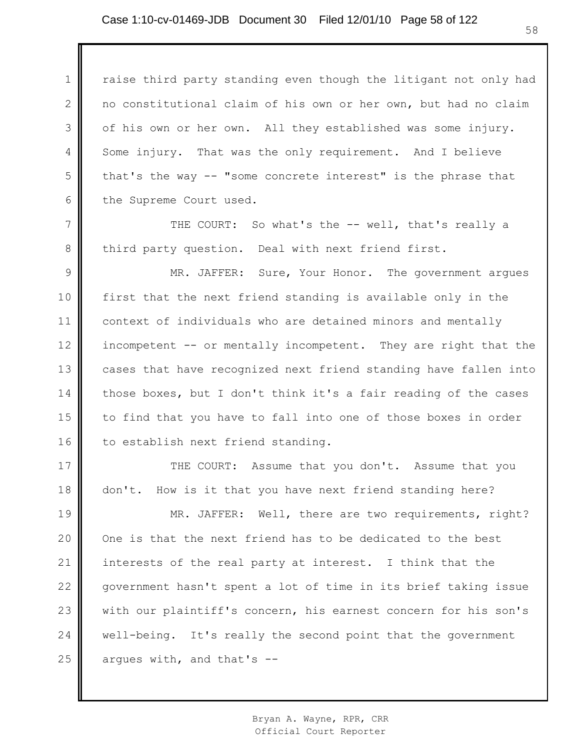raise third party standing even though the litigant not only had no constitutional claim of his own or her own, but had no claim of his own or her own. All they established was some injury. Some injury. That was the only requirement. And I believe that's the way -- "some concrete interest" is the phrase that the Supreme Court used.

THE COURT: So what's the -- well, that's really a third party question. Deal with next friend first.

MR. JAFFER: Sure, Your Honor. The government argues first that the next friend standing is available only in the context of individuals who are detained minors and mentally incompetent -- or mentally incompetent. They are right that the cases that have recognized next friend standing have fallen into those boxes, but I don't think it's a fair reading of the cases to find that you have to fall into one of those boxes in order to establish next friend standing.

THE COURT: Assume that you don't. Assume that you don't. How is it that you have next friend standing here?

MR. JAFFER: Well, there are two requirements, right? One is that the next friend has to be dedicated to the best interests of the real party at interest. I think that the government hasn't spent a lot of time in its brief taking issue with our plaintiff's concern, his earnest concern for his son's well-being. It's really the second point that the government argues with, and that's --

Bryan A. Wayne, RPR, CRR
Official Court Reporter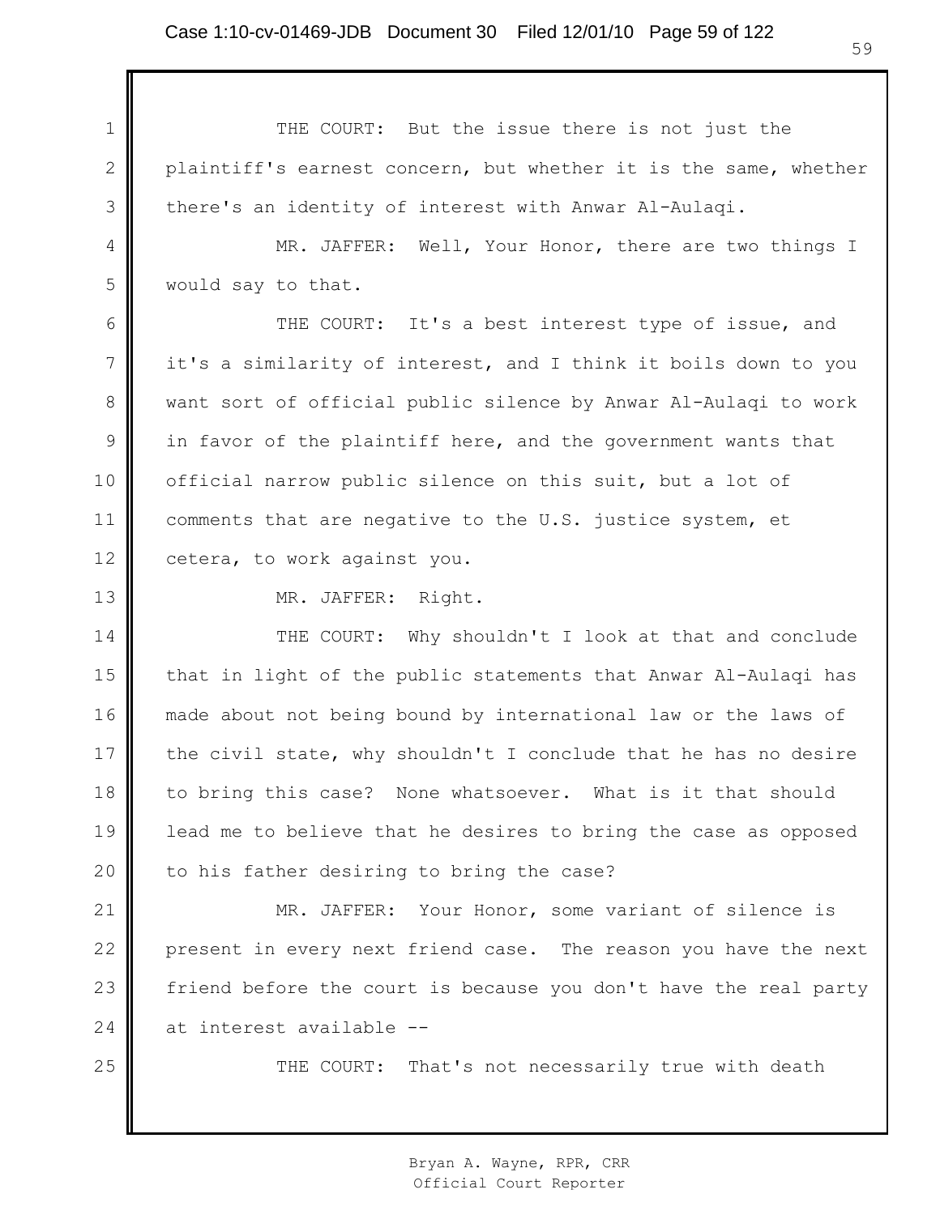THE COURT: But the issue there is not just the plaintiff's earnest concern, but whether it is the same, whether there's an identity of interest with Anwar Al-Aulaqi.

MR. JAFFER: Well, Your Honor, there are two things I would say to that.

THE COURT: It's a best interest type of issue, and it's a similarity of interest, and I think it boils down to you want sort of official public silence by Anwar Al-Aulaqi to work in favor of the plaintiff here, and the government wants that official narrow public silence on this suit, but a lot of comments that are negative to the U.S. justice system, et cetera, to work against you.

MR. JAFFER: Right.

THE COURT: Why shouldn't I look at that and conclude that in light of the public statements that Anwar Al-Aulaqi has made about not being bound by international law or the laws of the civil state, why shouldn't I conclude that he has no desire to bring this case? None whatsoever. What is it that should lead me to believe that he desires to bring the case as opposed to his father desiring to bring the case?

MR. JAFFER: Your Honor, some variant of silence is present in every next friend case. The reason you have the next friend before the court is because you don't have the real party at interest available --

THE COURT: That's not necessarily true with death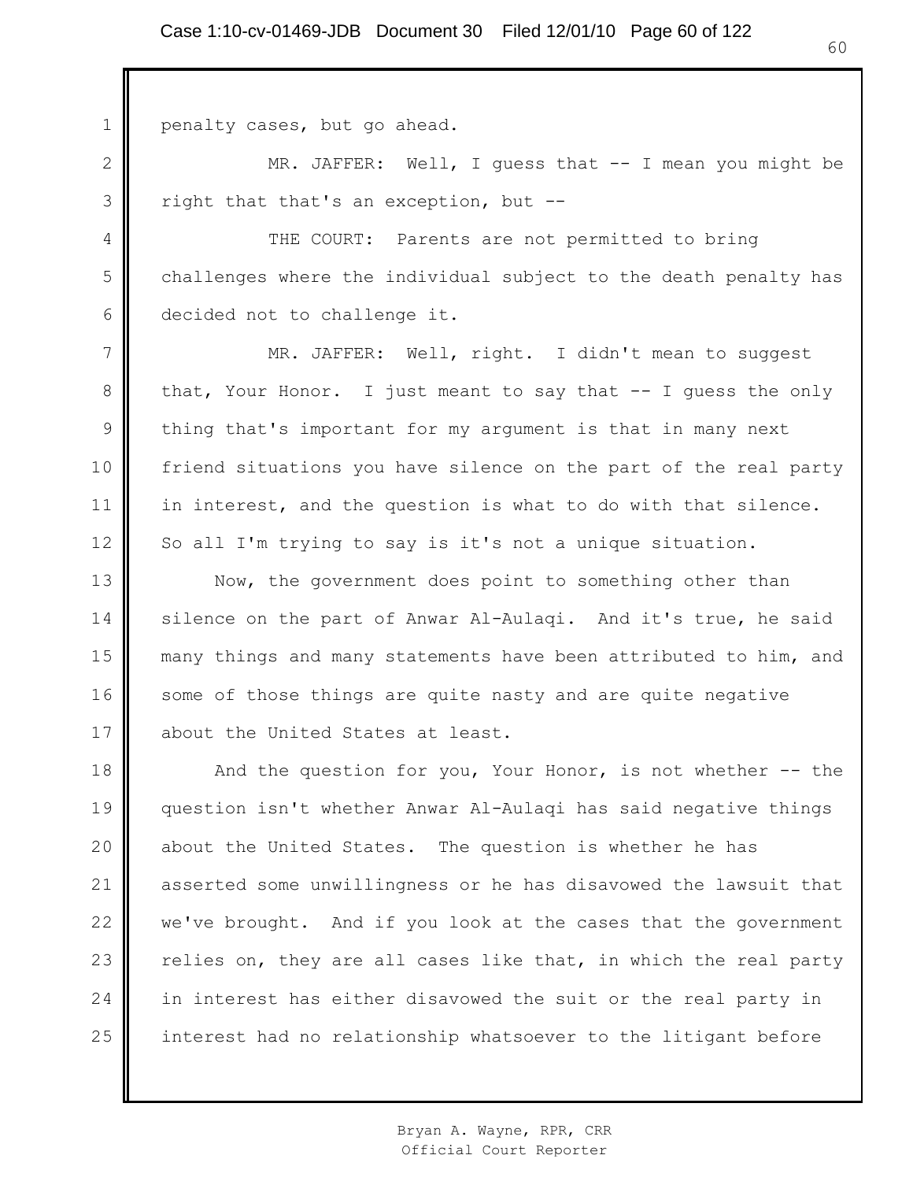penalty cases, but go ahead.

MR. JAFFER: Well, I guess that -- I mean you might be right that that's an exception, but --

THE COURT: Parents are not permitted to bring challenges where the individual subject to the death penalty has decided not to challenge it.

MR. JAFFER: Well, right. I didn't mean to suggest that, Your Honor. I just meant to say that -- I guess the only thing that's important for my argument is that in many next friend situations you have silence on the part of the real party in interest, and the question is what to do with that silence. So all I'm trying to say is it's not a unique situation.

Now, the government does point to something other than silence on the part of Anwar Al-Aulaqi. And it's true, he said many things and many statements have been attributed to him, and some of those things are quite nasty and are quite negative about the United States at least.

And the question for you, Your Honor, is not whether -- the question isn't whether Anwar Al-Aulaqi has said negative things about the United States. The question is whether he has asserted some unwillingness or he has disavowed the lawsuit that we've brought. And if you look at the cases that the government relies on, they are all cases like that, in which the real party in interest has either disavowed the suit or the real party in interest had no relationship whatsoever to the litigant before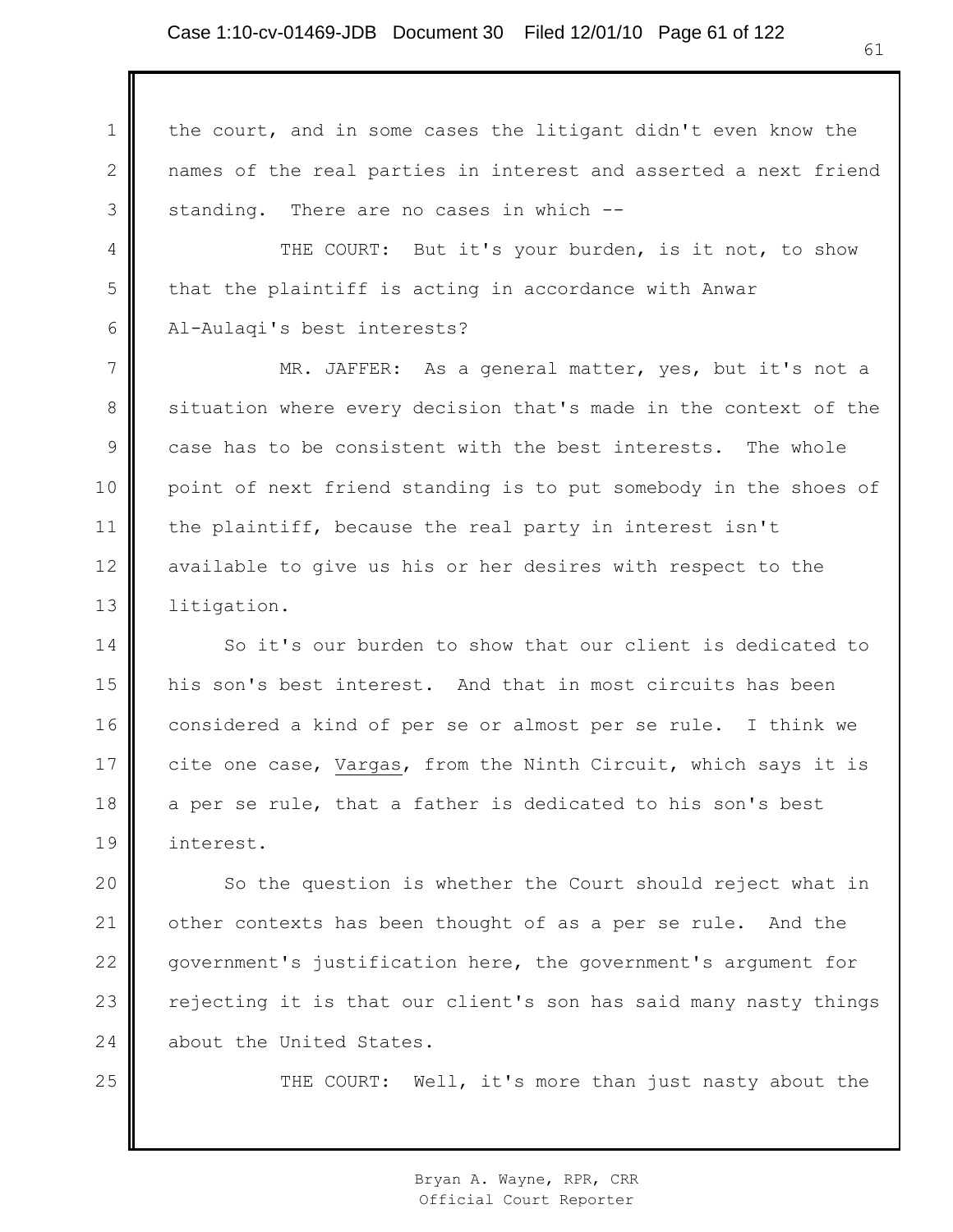the court, and in some cases the litigant didn't even know the names of the real parties in interest and asserted a next friend standing. There are no cases in which --

THE COURT: But it's your burden, is it not, to show that the plaintiff is acting in accordance with Anwar Al-Aulaqi's best interests?

MR. JAFFER: As a general matter, yes, but it's not a situation where every decision that's made in the context of the case has to be consistent with the best interests. The whole point of next friend standing is to put somebody in the shoes of the plaintiff, because the real party in interest isn't available to give us his or her desires with respect to the litigation.

So it's our burden to show that our client is dedicated to his son's best interest. And that in most circuits has been considered a kind of per se or almost per se rule. I think we cite one case, Vargas, from the Ninth Circuit, which says it is a per se rule, that a father is dedicated to his son's best interest.

So the question is whether the Court should reject what in other contexts has been thought of as a per se rule. And the government's justification here, the government's argument for rejecting it is that our client's son has said many nasty things about the United States.

THE COURT: Well, it's more than just nasty about the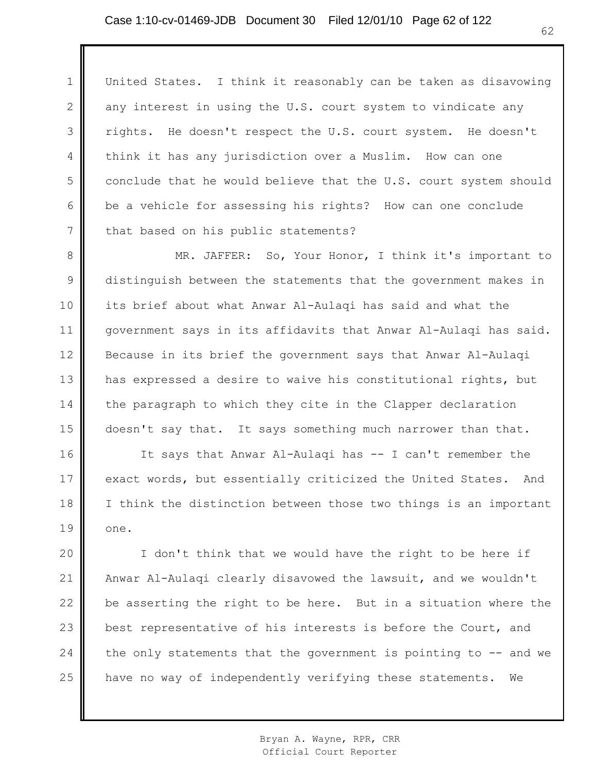United States. I think it reasonably can be taken as disavowing any interest in using the U.S. court system to vindicate any rights. He doesn't respect the U.S. court system. He doesn't think it has any jurisdiction over a Muslim. How can one conclude that he would believe that the U.S. court system should be a vehicle for assessing his rights? How can one conclude that based on his public statements?

MR. JAFFER: So, Your Honor, I think it's important to distinguish between the statements that the government makes in its brief about what Anwar Al-Aulaqi has said and what the government says in its affidavits that Anwar Al-Aulaqi has said. Because in its brief the government says that Anwar Al-Aulaqi has expressed a desire to waive his constitutional rights, but the paragraph to which they cite in the Clapper declaration doesn't say that. It says something much narrower than that.

It says that Anwar Al-Aulaqi has -- I can't remember the exact words, but essentially criticized the United States. And I think the distinction between those two things is an important one.

I don't think that we would have the right to be here if Anwar Al-Aulaqi clearly disavowed the lawsuit, and we wouldn't be asserting the right to be here. But in a situation where the best representative of his interests is before the Court, and the only statements that the government is pointing to -- and we have no way of independently verifying these statements. We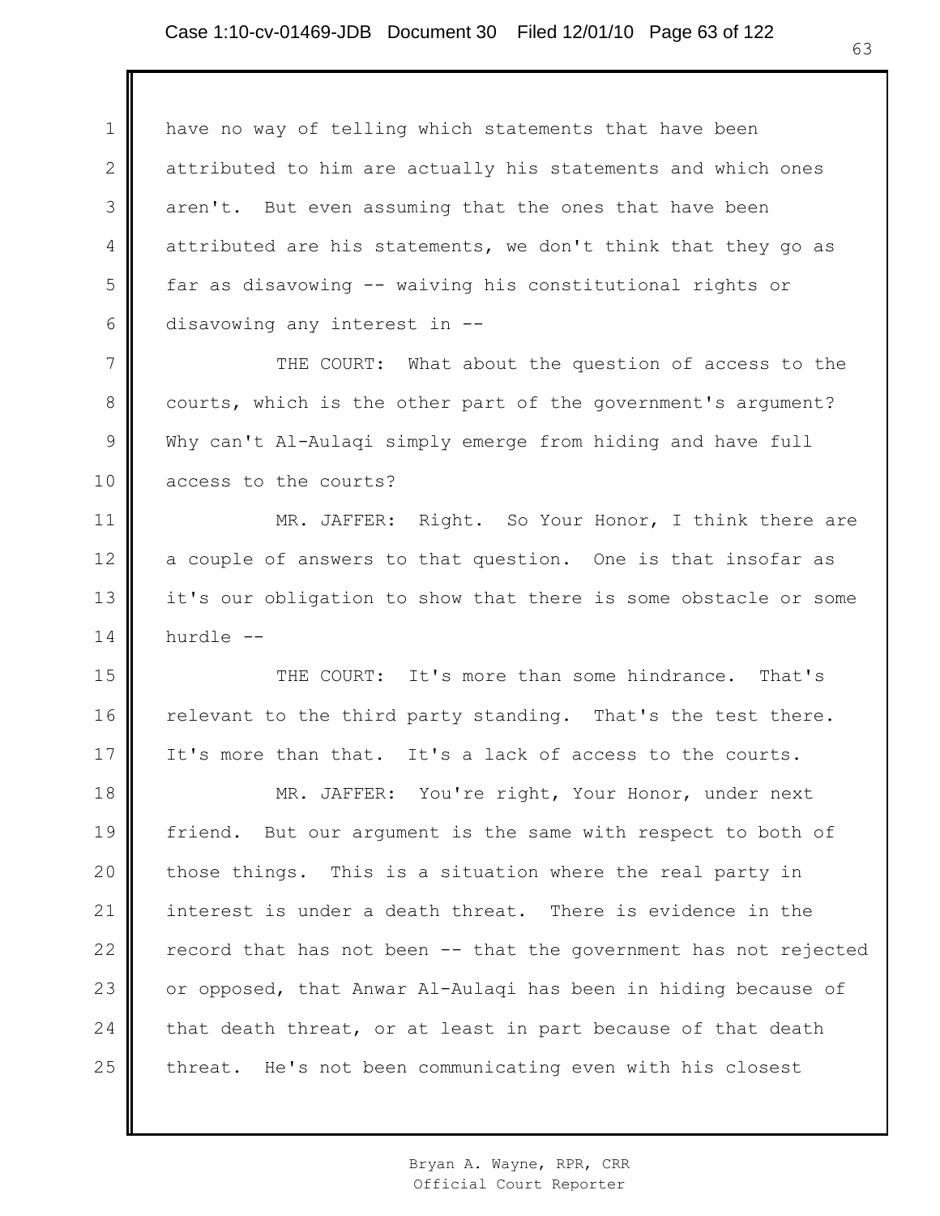have no way of telling which statements that have been attributed to him are actually his statements and which ones aren't. But even assuming that the ones that have been attributed are his statements, we don't think that they go as far as disavowing -- waiving his constitutional rights or disavowing any interest in --

THE COURT: What about the question of access to the courts, which is the other part of the government's argument? Why can't Al-Aulaqi simply emerge from hiding and have full access to the courts?

MR. JAFFER: Right. So Your Honor, I think there are a couple of answers to that question. One is that insofar as it's our obligation to show that there is some obstacle or some hurdle --

THE COURT: It's more than some hindrance. That's relevant to the third party standing. That's the test there. It's more than that. It's a lack of access to the courts.

MR. JAFFER: You're right, Your Honor, under next friend. But our argument is the same with respect to both of those things. This is a situation where the real party in interest is under a death threat. There is evidence in the record that has not been -- that the government has not rejected or opposed, that Anwar Al-Aulaqi has been in hiding because of that death threat, or at least in part because of that death threat. He's not been communicating even with his closest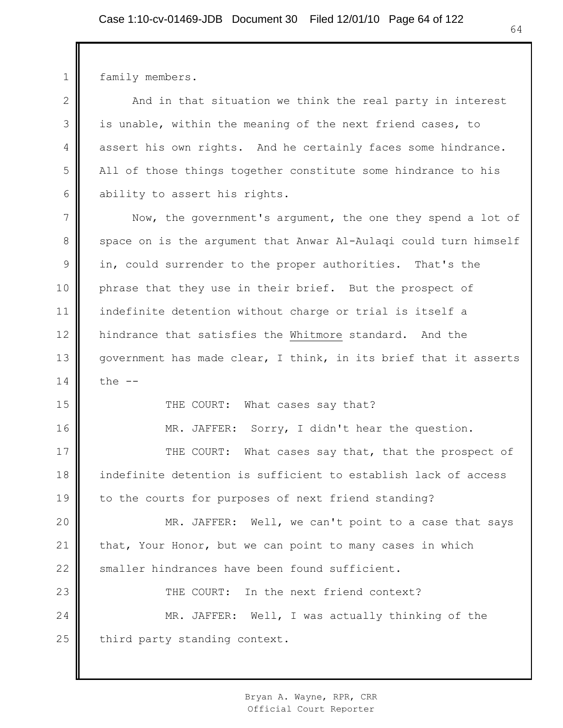family members.

And in that situation we think the real party in interest is unable, within the meaning of the next friend cases, to assert his own rights. And he certainly faces some hindrance. All of those things together constitute some hindrance to his ability to assert his rights.

Now, the government's argument, the one they spend a lot of space on is the argument that Anwar Al-Aulaqi could turn himself in, could surrender to the proper authorities. That's the phrase that they use in their brief. But the prospect of indefinite detention without charge or trial is itself a hindrance that satisfies the Whitmore standard. And the government has made clear, I think, in its brief that it asserts the --

THE COURT: What cases say that?

MR. JAFFER: Sorry, I didn't hear the question.

THE COURT: What cases say that, that the prospect of indefinite detention is sufficient to establish lack of access to the courts for purposes of next friend standing?

MR. JAFFER: Well, we can't point to a case that says that, Your Honor, but we can point to many cases in which smaller hindrances have been found sufficient.

THE COURT: In the next friend context?

MR. JAFFER: Well, I was actually thinking of the third party standing context.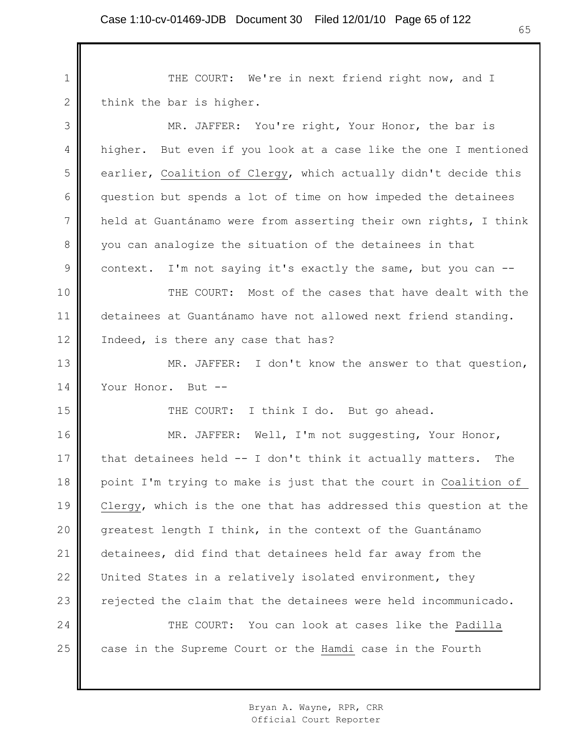THE COURT: We're in next friend right now, and I think the bar is higher.

MR. JAFFER: You're right, Your Honor, the bar is higher. But even if you look at a case like the one I mentioned earlier, _Coalition of Clergy_, which actually didn't decide this question but spends a lot of time on how impeded the detainees held at Guantánamo were from asserting their own rights, I think you can analogize the situation of the detainees in that context. I'm not saying it's exactly the same, but you can --

THE COURT: Most of the cases that have dealt with the detainees at Guantánamo have not allowed next friend standing. Indeed, is there any case that has?

MR. JAFFER: I don't know the answer to that question, Your Honor. But --

THE COURT: I think I do. But go ahead.

MR. JAFFER: Well, I'm not suggesting, Your Honor, that detainees held -- I don't think it actually matters. The point I'm trying to make is just that the court in _Coalition of Clergy_, which is the one that has addressed this question at the greatest length I think, in the context of the Guantánamo detainees, did find that detainees held far away from the United States in a relatively isolated environment, they rejected the claim that the detainees were held incommunicado.

THE COURT: You can look at cases like the _Padilla_ case in the Supreme Court or the _Hamdi_ case in the Fourth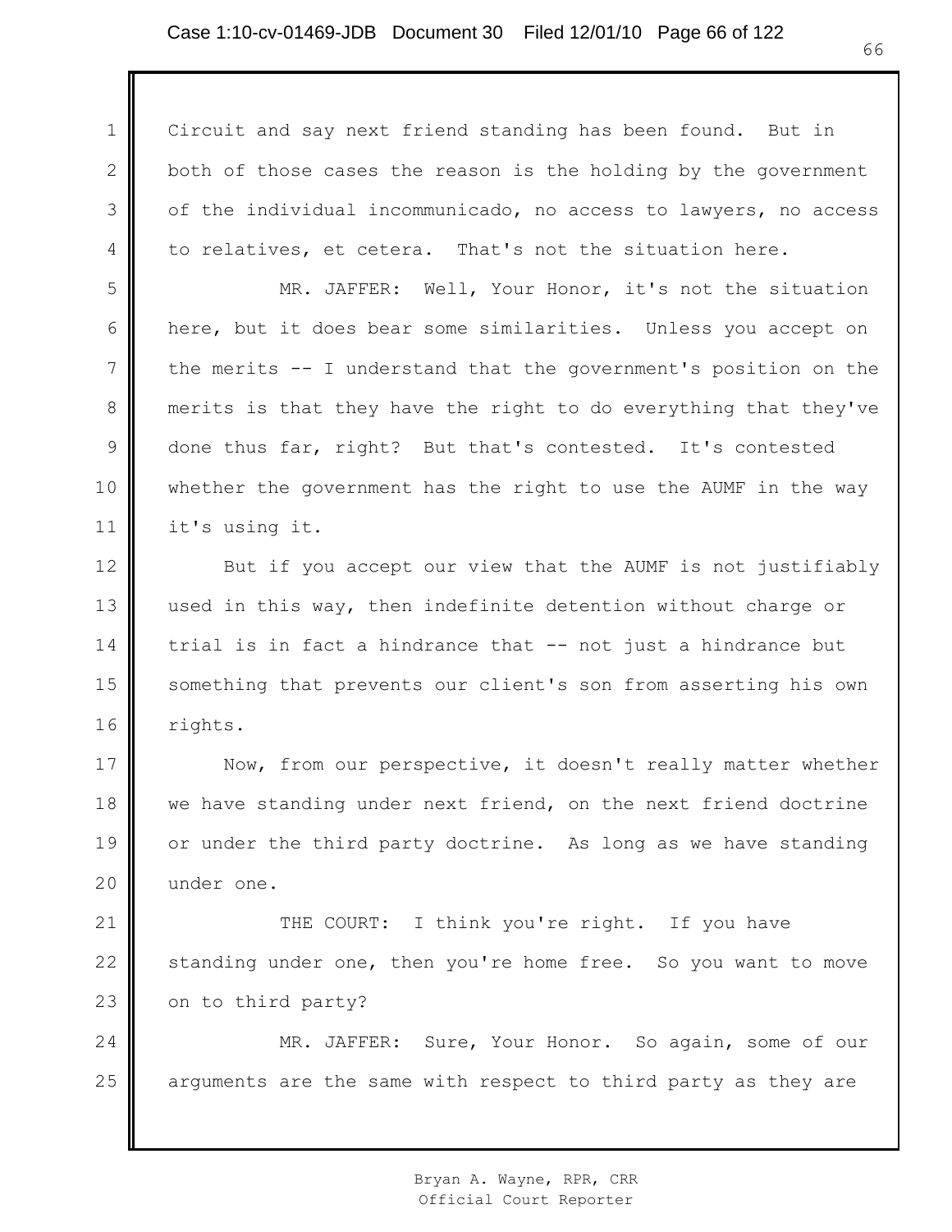Circuit and say next friend standing has been found. But in both of those cases the reason is the holding by the government of the individual incommunicado, no access to lawyers, no access to relatives, et cetera. That's not the situation here.

MR. JAFFER: Well, Your Honor, it's not the situation here, but it does bear some similarities. Unless you accept on the merits -- I understand that the government's position on the merits is that they have the right to do everything that they've done thus far, right? But that's contested. It's contested whether the government has the right to use the AUMF in the way it's using it.

But if you accept our view that the AUMF is not justifiably used in this way, then indefinite detention without charge or trial is in fact a hindrance that -- not just a hindrance but something that prevents our client's son from asserting his own rights.

Now, from our perspective, it doesn't really matter whether we have standing under next friend, on the next friend doctrine or under the third party doctrine. As long as we have standing under one.

THE COURT: I think you're right. If you have standing under one, then you're home free. So you want to move on to third party?

MR. JAFFER: Sure, Your Honor. So again, some of our arguments are the same with respect to third party as they are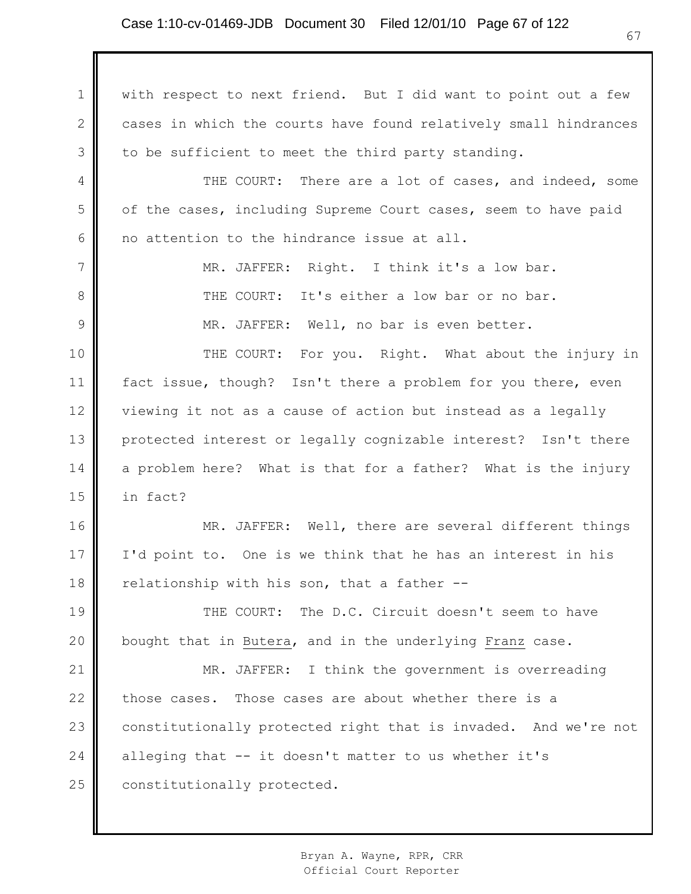with respect to next friend. But I did want to point out a few cases in which the courts have found relatively small hindrances to be sufficient to meet the third party standing.

THE COURT: There are a lot of cases, and indeed, some of the cases, including Supreme Court cases, seem to have paid no attention to the hindrance issue at all.

MR. JAFFER: Right. I think it's a low bar.

THE COURT: It's either a low bar or no bar.

MR. JAFFER: Well, no bar is even better.

THE COURT: For you. Right. What about the injury in fact issue, though? Isn't there a problem for you there, even viewing it not as a cause of action but instead as a legally protected interest or legally cognizable interest? Isn't there a problem here? What is that for a father? What is the injury in fact?

MR. JAFFER: Well, there are several different things I'd point to. One is we think that he has an interest in his relationship with his son, that a father --

THE COURT: The D.C. Circuit doesn't seem to have bought that in Butera, and in the underlying Franz case.

MR. JAFFER: I think the government is overreading those cases. Those cases are about whether there is a constitutionally protected right that is invaded. And we're not alleging that -- it doesn't matter to us whether it's constitutionally protected.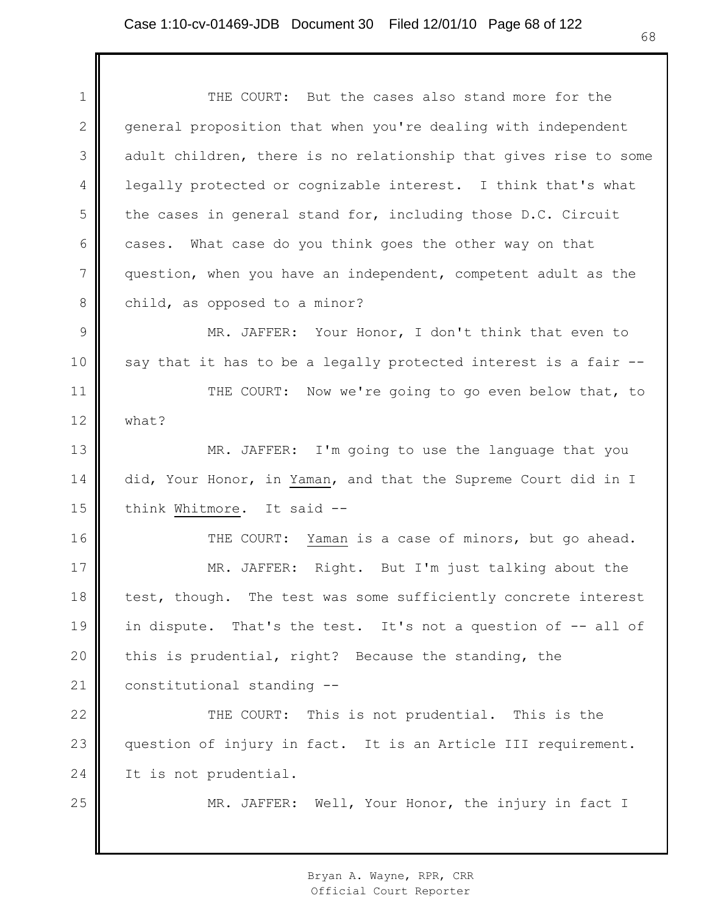THE COURT: But the cases also stand more for the general proposition that when you're dealing with independent adult children, there is no relationship that gives rise to some legally protected or cognizable interest. I think that's what the cases in general stand for, including those D.C. Circuit cases. What case do you think goes the other way on that question, when you have an independent, competent adult as the child, as opposed to a minor?

MR. JAFFER: Your Honor, I don't think that even to say that it has to be a legally protected interest is a fair --

THE COURT: Now we're going to go even below that, to what?

MR. JAFFER: I'm going to use the language that you did, Your Honor, in Yaman, and that the Supreme Court did in I think Whitmore. It said --

THE COURT: Yaman is a case of minors, but go ahead.

MR. JAFFER: Right. But I'm just talking about the test, though. The test was some sufficiently concrete interest in dispute. That's the test. It's not a question of -- all of this is prudential, right? Because the standing, the constitutional standing --

THE COURT: This is not prudential. This is the question of injury in fact. It is an Article III requirement. It is not prudential.

MR. JAFFER: Well, Your Honor, the injury in fact I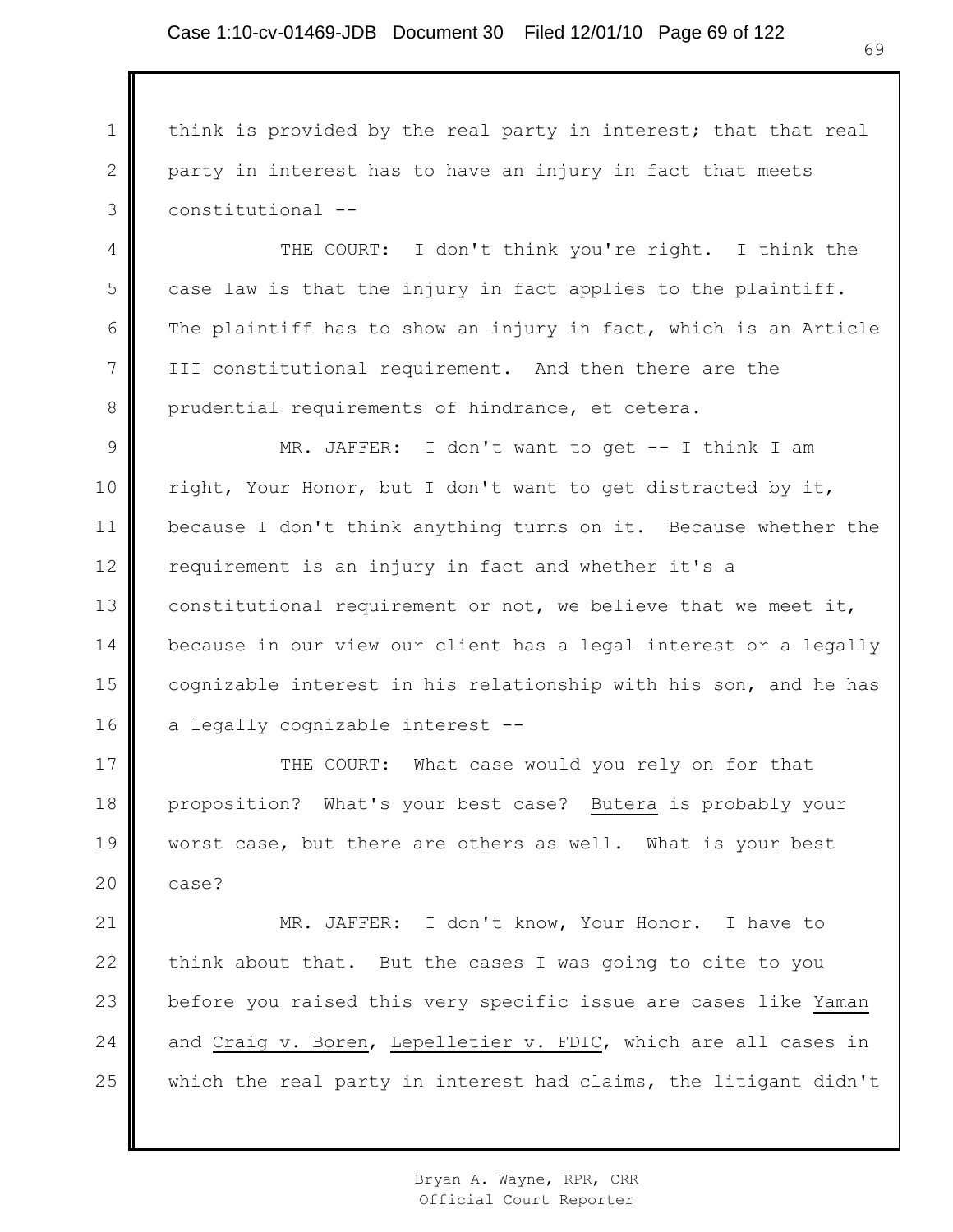think is provided by the real party in interest; that that real party in interest has to have an injury in fact that meets constitutional --

THE COURT: I don't think you're right. I think the case law is that the injury in fact applies to the plaintiff. The plaintiff has to show an injury in fact, which is an Article III constitutional requirement. And then there are the prudential requirements of hindrance, et cetera.

MR. JAFFER: I don't want to get -- I think I am right, Your Honor, but I don't want to get distracted by it, because I don't think anything turns on it. Because whether the requirement is an injury in fact and whether it's a constitutional requirement or not, we believe that we meet it, because in our view our client has a legal interest or a legally cognizable interest in his relationship with his son, and he has a legally cognizable interest --

THE COURT: What case would you rely on for that proposition? What's your best case? Butera is probably your worst case, but there are others as well. What is your best case?

MR. JAFFER: I don't know, Your Honor. I have to think about that. But the cases I was going to cite to you before you raised this very specific issue are cases like Yaman and Craig v. Boren, Lepelletier v. FDIC, which are all cases in which the real party in interest had claims, the litigant didn't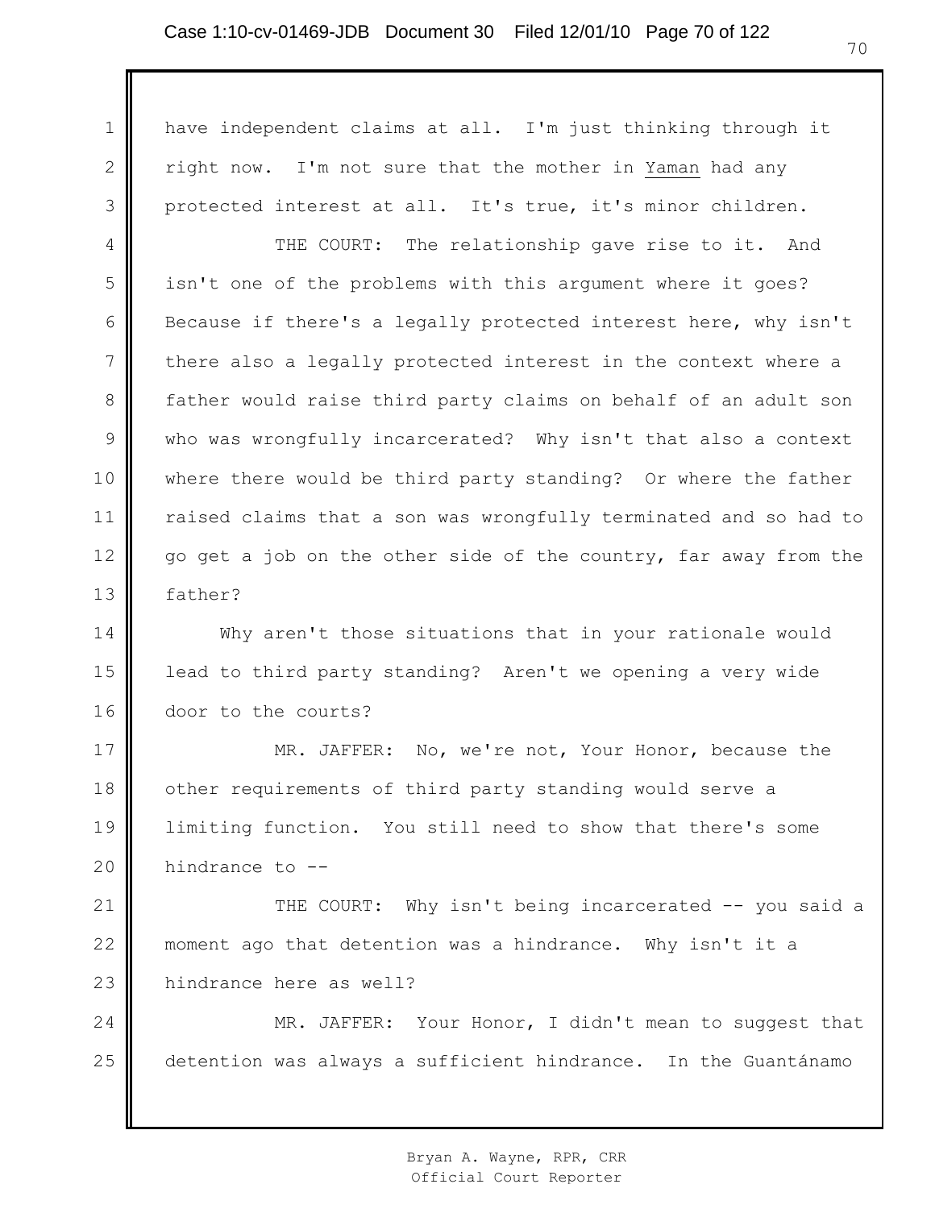have independent claims at all. I'm just thinking through it right now. I'm not sure that the mother in Yaman had any protected interest at all. It's true, it's minor children.

THE COURT: The relationship gave rise to it. And isn't one of the problems with this argument where it goes? Because if there's a legally protected interest here, why isn't there also a legally protected interest in the context where a father would raise third party claims on behalf of an adult son who was wrongfully incarcerated? Why isn't that also a context where there would be third party standing? Or where the father raised claims that a son was wrongfully terminated and so had to go get a job on the other side of the country, far away from the father?

Why aren't those situations that in your rationale would lead to third party standing? Aren't we opening a very wide door to the courts?

MR. JAFFER: No, we're not, Your Honor, because the other requirements of third party standing would serve a limiting function. You still need to show that there's some hindrance to --

THE COURT: Why isn't being incarcerated -- you said a moment ago that detention was a hindrance. Why isn't it a hindrance here as well?

MR. JAFFER: Your Honor, I didn't mean to suggest that detention was always a sufficient hindrance. In the Guantánamo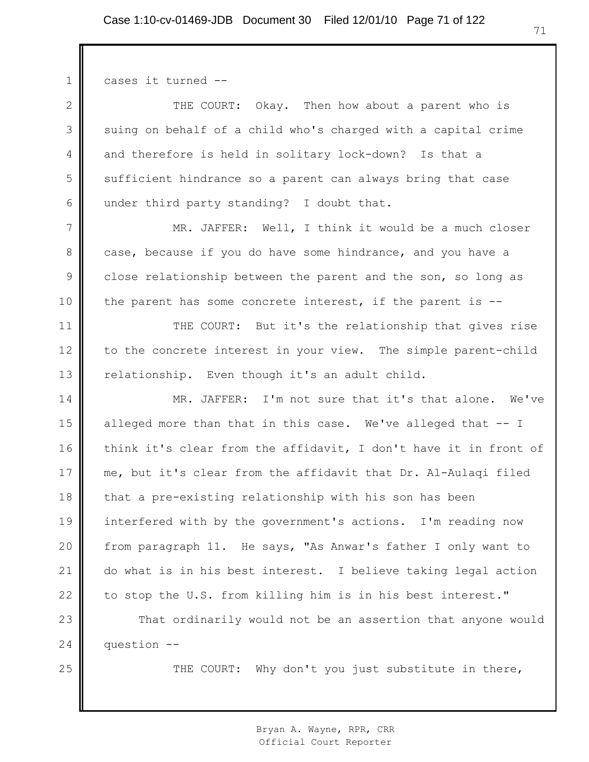cases it turned --

THE COURT: Okay. Then how about a parent who is suing on behalf of a child who's charged with a capital crime and therefore is held in solitary lock-down? Is that a sufficient hindrance so a parent can always bring that case under third party standing? I doubt that.

MR. JAFFER: Well, I think it would be a much closer case, because if you do have some hindrance, and you have a close relationship between the parent and the son, so long as the parent has some concrete interest, if the parent is --

THE COURT: But it's the relationship that gives rise to the concrete interest in your view. The simple parent-child relationship. Even though it's an adult child.

MR. JAFFER: I'm not sure that it's that alone. We've alleged more than that in this case. We've alleged that -- I think it's clear from the affidavit, I don't have it in front of me, but it's clear from the affidavit that Dr. Al-Aulaqi filed that a pre-existing relationship with his son has been interfered with by the government's actions. I'm reading now from paragraph 11. He says, "As Anwar's father I only want to do what is in his best interest. I believe taking legal action to stop the U.S. from killing him is in his best interest."

That ordinarily would not be an assertion that anyone would question --

THE COURT: Why don't you just substitute in there,

Bryan A. Wayne, RPR, CRR
Official Court Reporter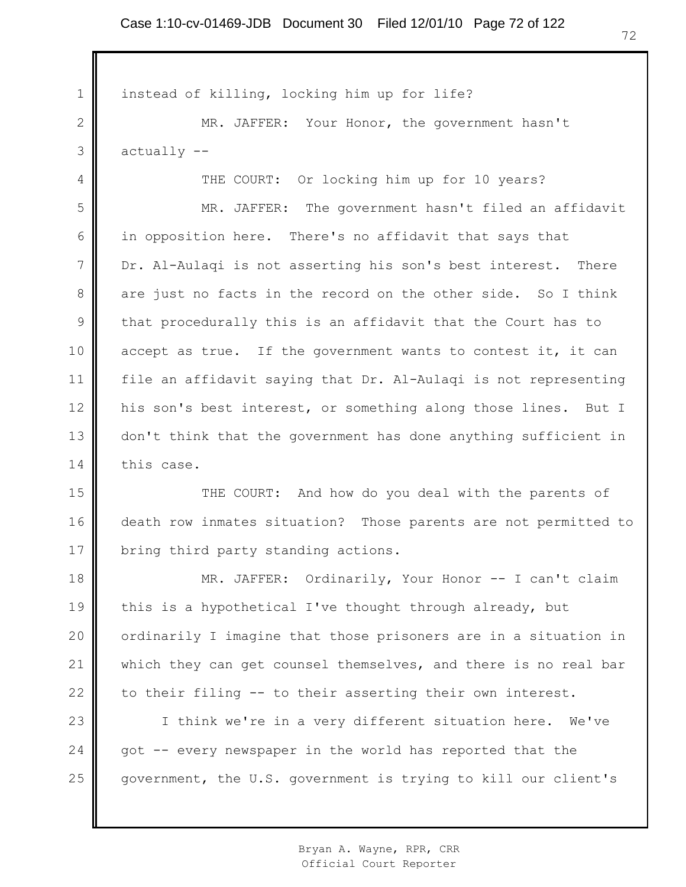instead of killing, locking him up for life?

MR. JAFFER: Your Honor, the government hasn't actually --

THE COURT: Or locking him up for 10 years?

MR. JAFFER: The government hasn't filed an affidavit in opposition here. There's no affidavit that says that Dr. Al-Aulaqi is not asserting his son's best interest. There are just no facts in the record on the other side. So I think that procedurally this is an affidavit that the Court has to accept as true. If the government wants to contest it, it can file an affidavit saying that Dr. Al-Aulaqi is not representing his son's best interest, or something along those lines. But I don't think that the government has done anything sufficient in this case.

THE COURT: And how do you deal with the parents of death row inmates situation? Those parents are not permitted to bring third party standing actions.

MR. JAFFER: Ordinarily, Your Honor -- I can't claim this is a hypothetical I've thought through already, but ordinarily I imagine that those prisoners are in a situation in which they can get counsel themselves, and there is no real bar to their filing -- to their asserting their own interest.

I think we're in a very different situation here. We've got -- every newspaper in the world has reported that the government, the U.S. government is trying to kill our client's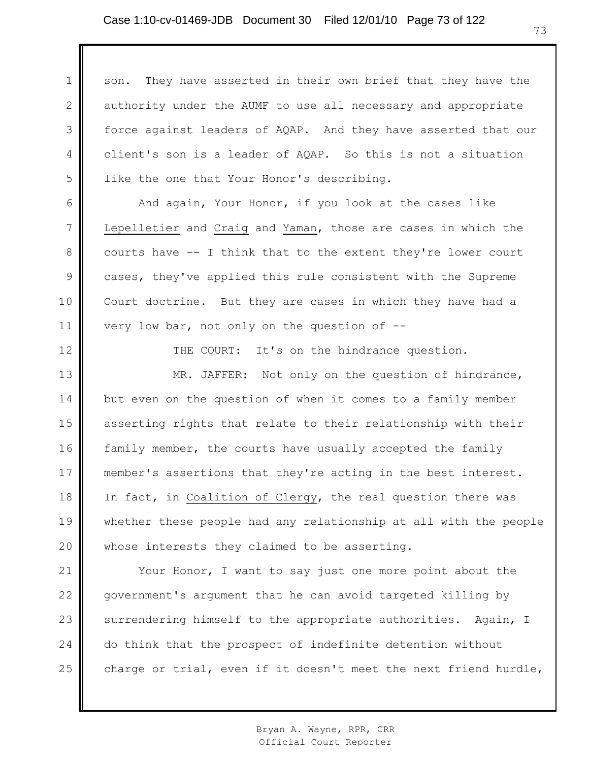son. They have asserted in their own brief that they have the authority under the AUMF to use all necessary and appropriate force against leaders of AQAP. And they have asserted that our client's son is a leader of AQAP. So this is not a situation like the one that Your Honor's describing.

And again, Your Honor, if you look at the cases like Lepelletier and Craig and Yaman, those are cases in which the courts have -- I think that to the extent they're lower court cases, they've applied this rule consistent with the Supreme Court doctrine. But they are cases in which they have had a very low bar, not only on the question of --

THE COURT: It's on the hindrance question.

MR. JAFFER: Not only on the question of hindrance, but even on the question of when it comes to a family member asserting rights that relate to their relationship with their family member, the courts have usually accepted the family member's assertions that they're acting in the best interest. In fact, in Coalition of Clergy, the real question there was whether these people had any relationship at all with the people whose interests they claimed to be asserting.

Your Honor, I want to say just one more point about the government's argument that he can avoid targeted killing by surrendering himself to the appropriate authorities. Again, I do think that the prospect of indefinite detention without charge or trial, even if it doesn't meet the next friend hurdle,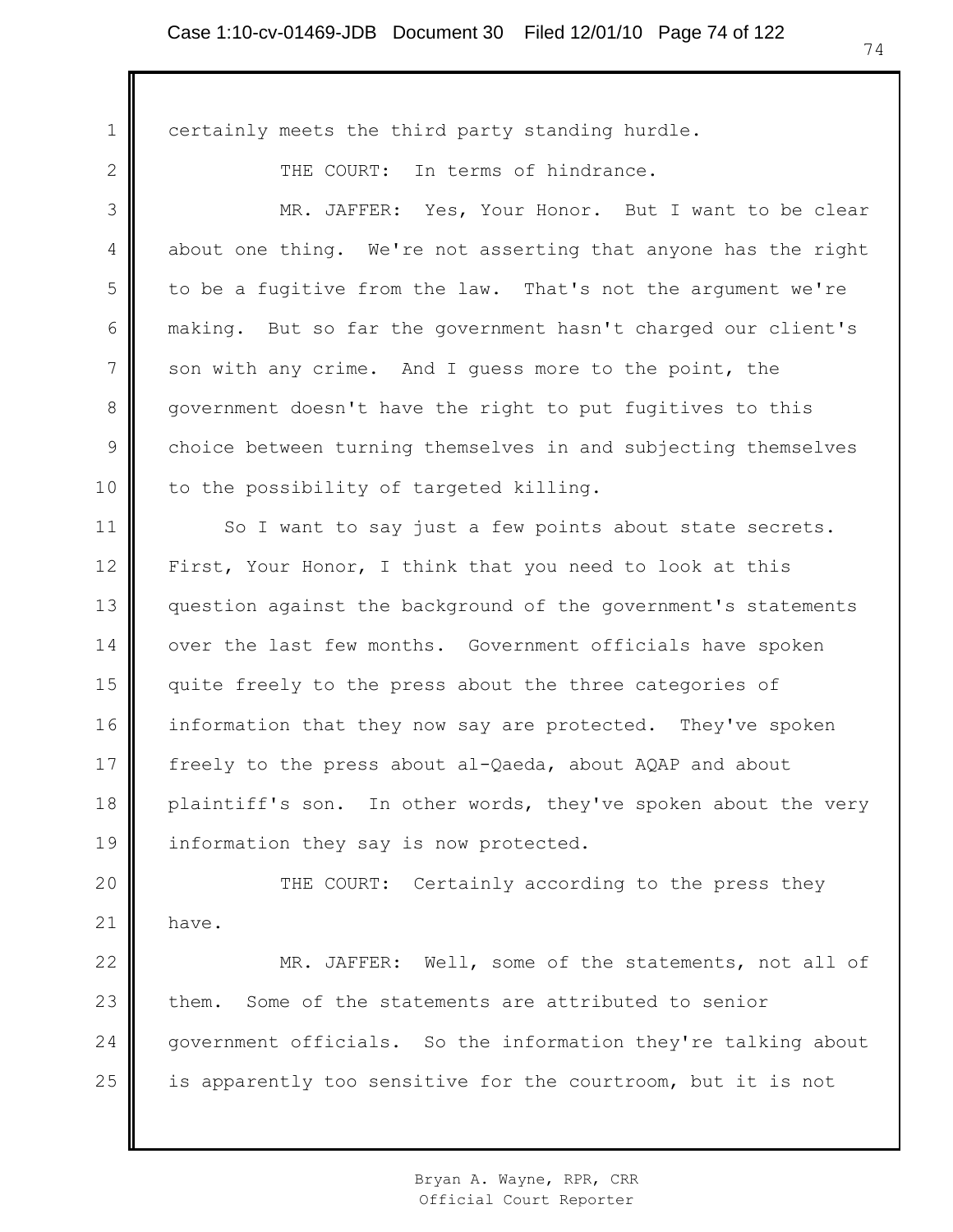certainly meets the third party standing hurdle.

THE COURT: In terms of hindrance.

MR. JAFFER: Yes, Your Honor. But I want to be clear about one thing. We're not asserting that anyone has the right to be a fugitive from the law. That's not the argument we're making. But so far the government hasn't charged our client's son with any crime. And I guess more to the point, the government doesn't have the right to put fugitives to this choice between turning themselves in and subjecting themselves to the possibility of targeted killing.

So I want to say just a few points about state secrets. First, Your Honor, I think that you need to look at this question against the background of the government's statements over the last few months. Government officials have spoken quite freely to the press about the three categories of information that they now say are protected. They've spoken freely to the press about al-Qaeda, about AQAP and about plaintiff's son. In other words, they've spoken about the very information they say is now protected.

THE COURT: Certainly according to the press they have.

MR. JAFFER: Well, some of the statements, not all of them. Some of the statements are attributed to senior government officials. So the information they're talking about is apparently too sensitive for the courtroom, but it is not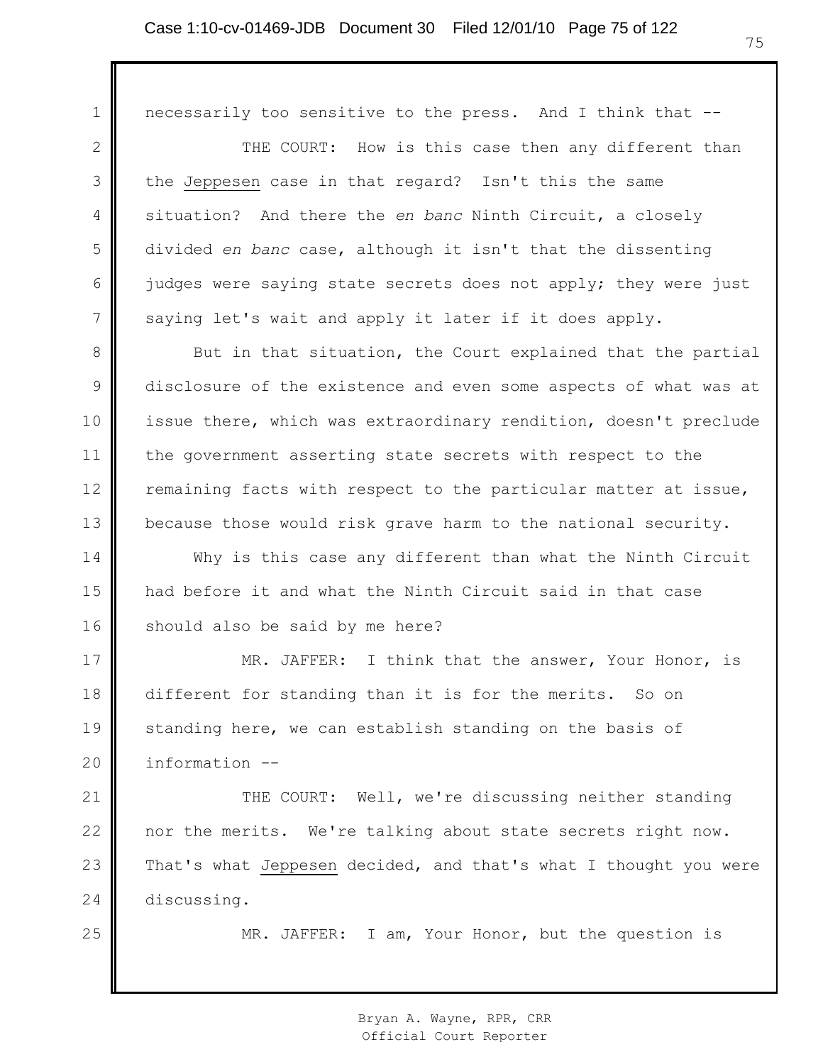necessarily too sensitive to the press. And I think that --

THE COURT: How is this case then any different than the Jeppesen case in that regard? Isn't this the same situation? And there the *en banc* Ninth Circuit, a closely divided *en banc* case, although it isn't that the dissenting judges were saying state secrets does not apply; they were just saying let's wait and apply it later if it does apply.

But in that situation, the Court explained that the partial disclosure of the existence and even some aspects of what was at issue there, which was extraordinary rendition, doesn't preclude the government asserting state secrets with respect to the remaining facts with respect to the particular matter at issue, because those would risk grave harm to the national security.

Why is this case any different than what the Ninth Circuit had before it and what the Ninth Circuit said in that case should also be said by me here?

MR. JAFFER: I think that the answer, Your Honor, is different for standing than it is for the merits. So on standing here, we can establish standing on the basis of information --

THE COURT: Well, we're discussing neither standing nor the merits. We're talking about state secrets right now. That's what Jeppesen decided, and that's what I thought you were discussing.

MR. JAFFER: I am, Your Honor, but the question is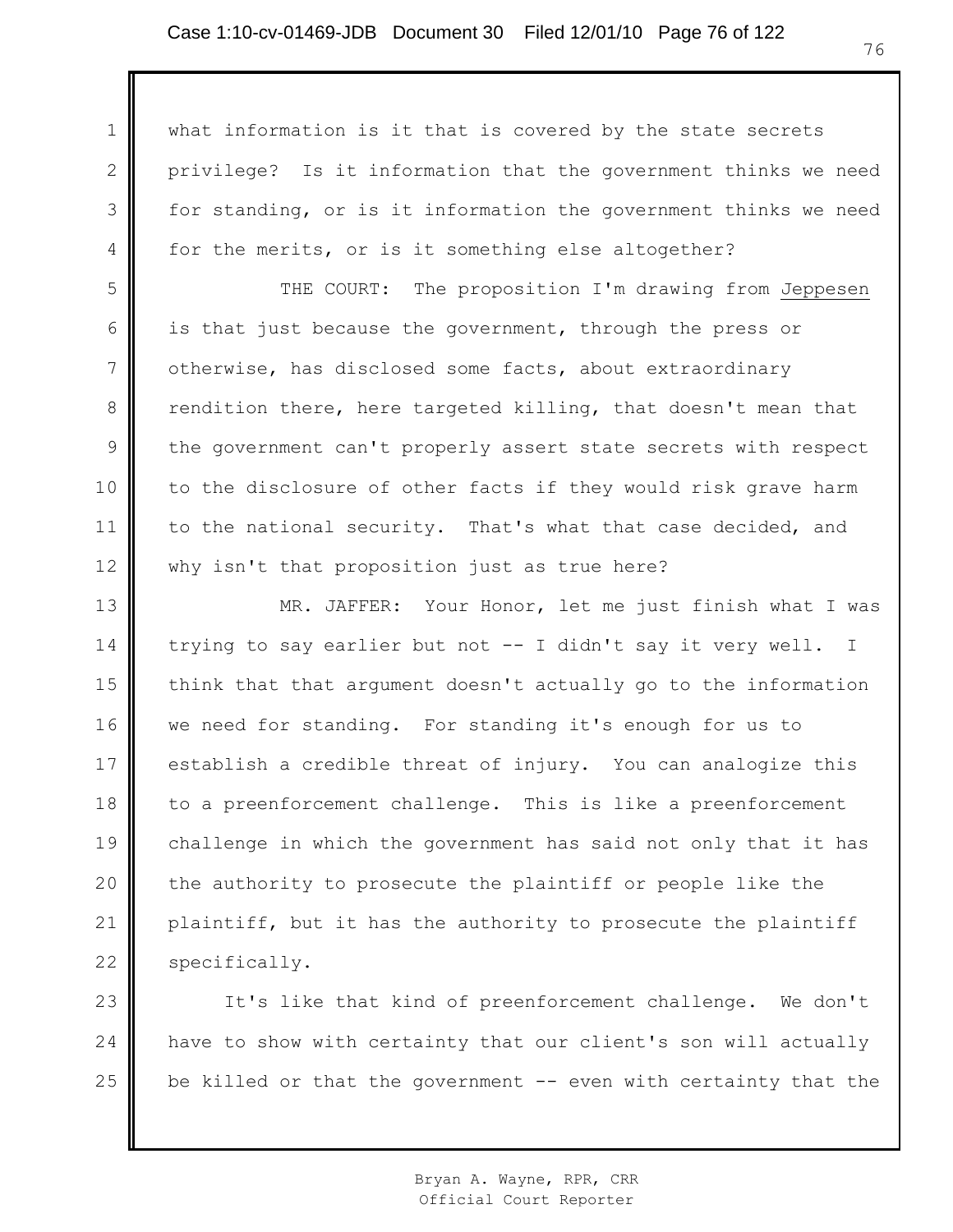what information is it that is covered by the state secrets privilege? Is it information that the government thinks we need for standing, or is it information the government thinks we need for the merits, or is it something else altogether?

THE COURT: The proposition I'm drawing from Jeppesen is that just because the government, through the press or otherwise, has disclosed some facts, about extraordinary rendition there, here targeted killing, that doesn't mean that the government can't properly assert state secrets with respect to the disclosure of other facts if they would risk grave harm to the national security. That's what that case decided, and why isn't that proposition just as true here?

MR. JAFFER: Your Honor, let me just finish what I was trying to say earlier but not -- I didn't say it very well. I think that that argument doesn't actually go to the information we need for standing. For standing it's enough for us to establish a credible threat of injury. You can analogize this to a preenforcement challenge. This is like a preenforcement challenge in which the government has said not only that it has the authority to prosecute the plaintiff or people like the plaintiff, but it has the authority to prosecute the plaintiff specifically.

It's like that kind of preenforcement challenge. We don't have to show with certainty that our client's son will actually be killed or that the government -- even with certainty that the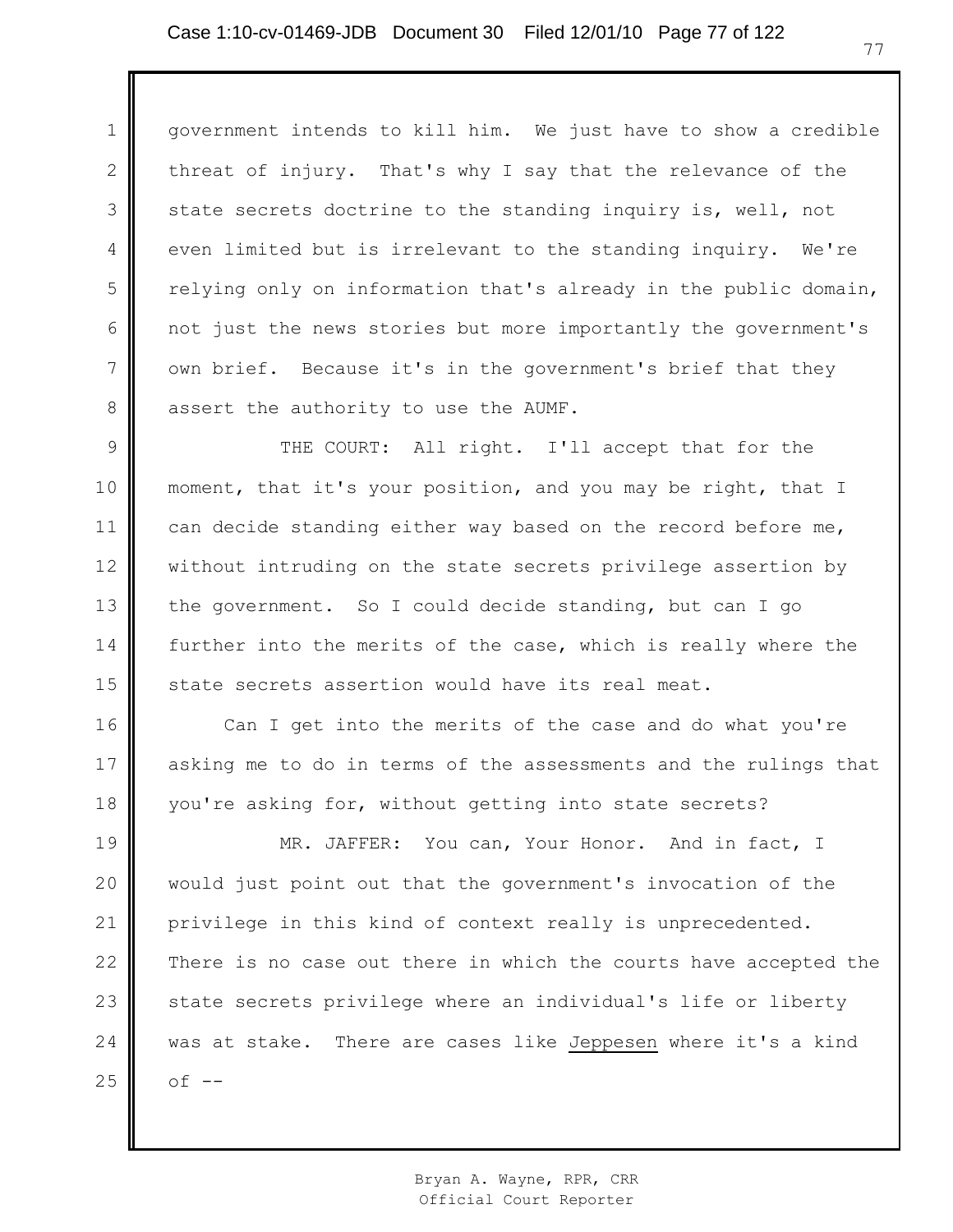government intends to kill him. We just have to show a credible threat of injury. That's why I say that the relevance of the state secrets doctrine to the standing inquiry is, well, not even limited but is irrelevant to the standing inquiry. We're relying only on information that's already in the public domain, not just the news stories but more importantly the government's own brief. Because it's in the government's brief that they assert the authority to use the AUMF.

THE COURT: All right. I'll accept that for the moment, that it's your position, and you may be right, that I can decide standing either way based on the record before me, without intruding on the state secrets privilege assertion by the government. So I could decide standing, but can I go further into the merits of the case, which is really where the state secrets assertion would have its real meat.

Can I get into the merits of the case and do what you're asking me to do in terms of the assessments and the rulings that you're asking for, without getting into state secrets?

MR. JAFFER: You can, Your Honor. And in fact, I would just point out that the government's invocation of the privilege in this kind of context really is unprecedented. There is no case out there in which the courts have accepted the state secrets privilege where an individual's life or liberty was at stake. There are cases like Jeppesen where it's a kind of --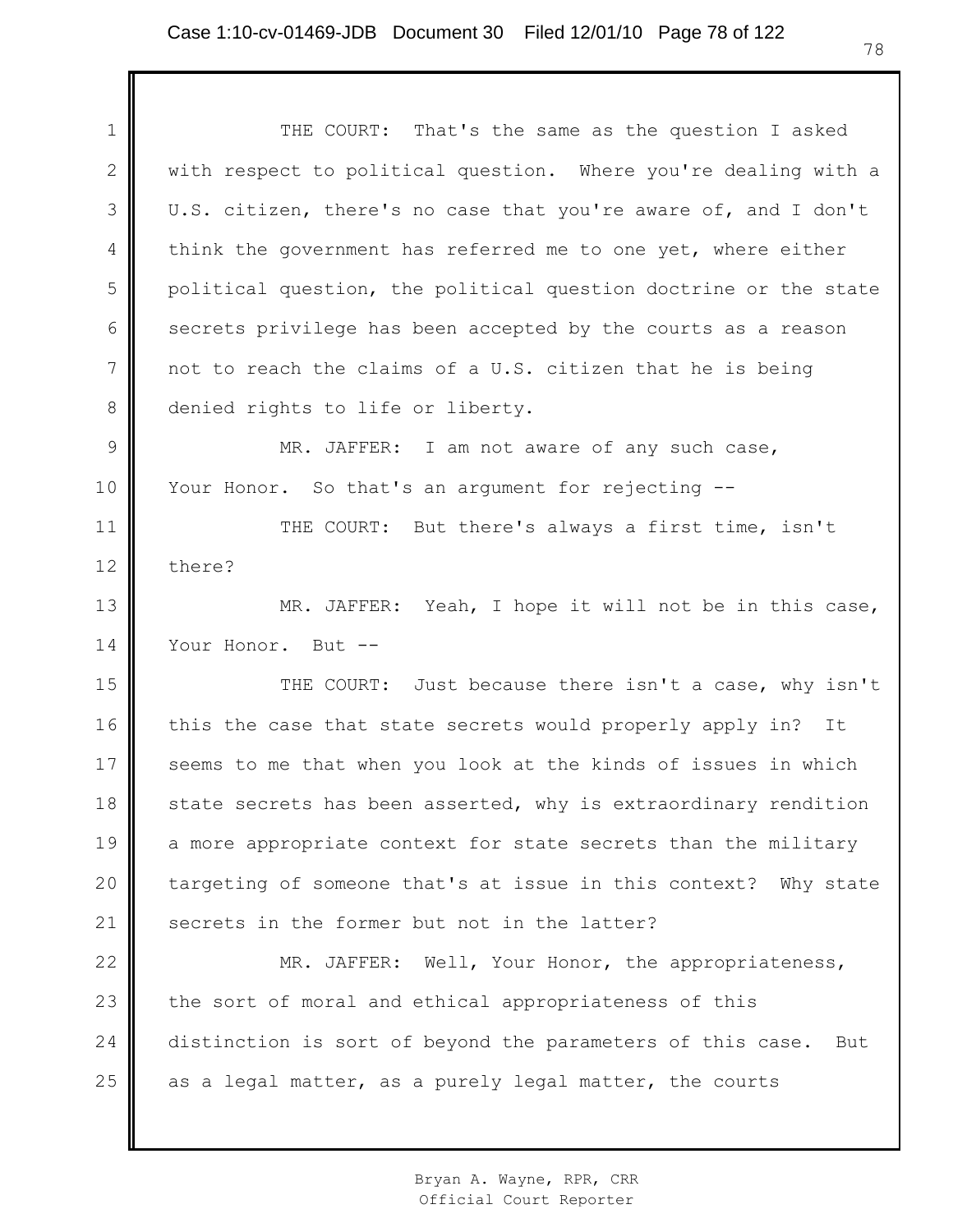THE COURT: That's the same as the question I asked with respect to political question. Where you're dealing with a U.S. citizen, there's no case that you're aware of, and I don't think the government has referred me to one yet, where either political question, the political question doctrine or the state secrets privilege has been accepted by the courts as a reason not to reach the claims of a U.S. citizen that he is being denied rights to life or liberty.

MR. JAFFER: I am not aware of any such case, Your Honor. So that's an argument for rejecting --

THE COURT: But there's always a first time, isn't there?

MR. JAFFER: Yeah, I hope it will not be in this case, Your Honor. But --

THE COURT: Just because there isn't a case, why isn't this the case that state secrets would properly apply in? It seems to me that when you look at the kinds of issues in which state secrets has been asserted, why is extraordinary rendition a more appropriate context for state secrets than the military targeting of someone that's at issue in this context? Why state secrets in the former but not in the latter?

MR. JAFFER: Well, Your Honor, the appropriateness, the sort of moral and ethical appropriateness of this distinction is sort of beyond the parameters of this case. But as a legal matter, as a purely legal matter, the courts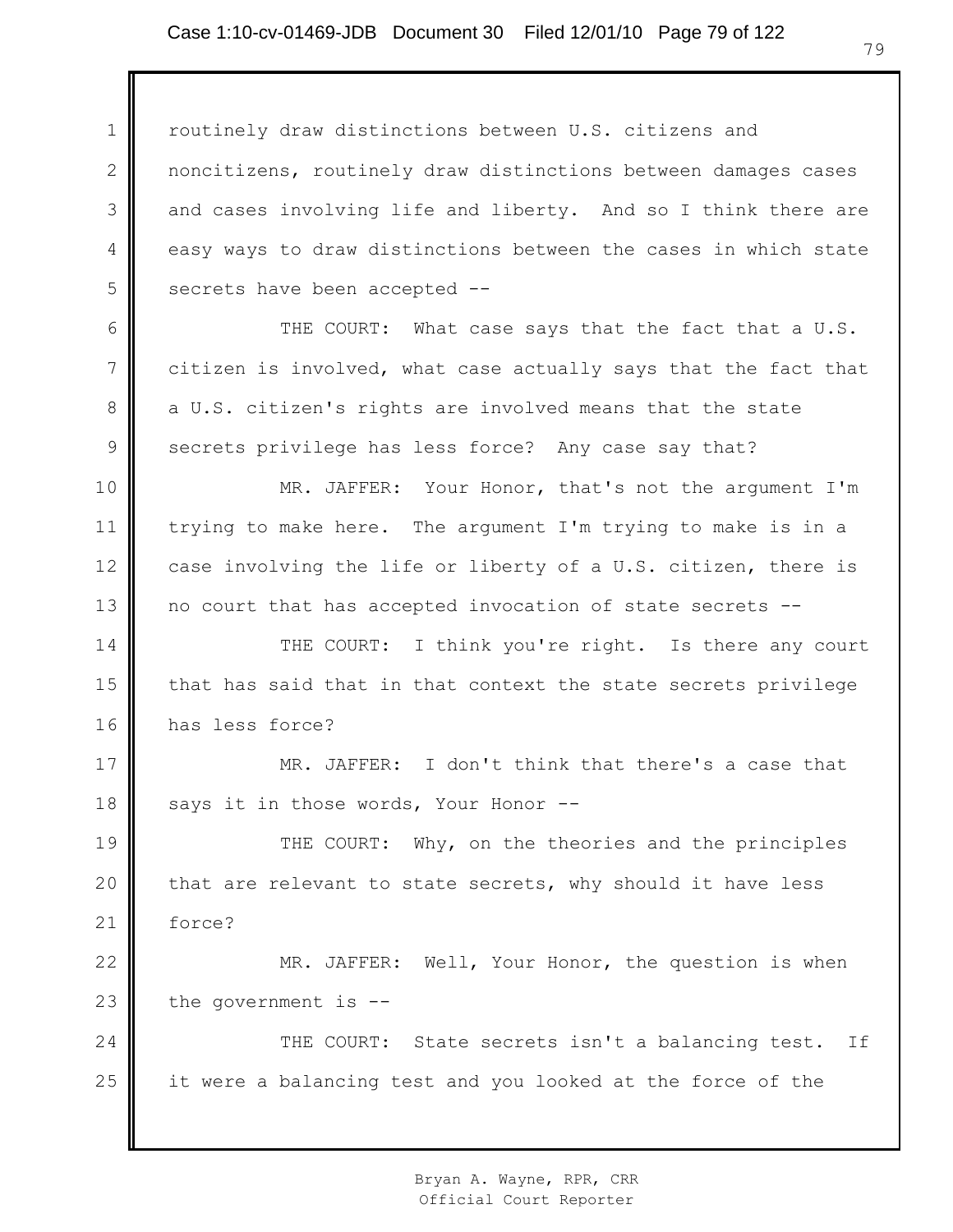routinely draw distinctions between U.S. citizens and noncitizens, routinely draw distinctions between damages cases and cases involving life and liberty. And so I think there are easy ways to draw distinctions between the cases in which state secrets have been accepted --

THE COURT: What case says that the fact that a U.S. citizen is involved, what case actually says that the fact that a U.S. citizen's rights are involved means that the state secrets privilege has less force? Any case say that?

MR. JAFFER: Your Honor, that's not the argument I'm trying to make here. The argument I'm trying to make is in a case involving the life or liberty of a U.S. citizen, there is no court that has accepted invocation of state secrets --

THE COURT: I think you're right. Is there any court that has said that in that context the state secrets privilege has less force?

MR. JAFFER: I don't think that there's a case that says it in those words, Your Honor --

THE COURT: Why, on the theories and the principles that are relevant to state secrets, why should it have less force?

MR. JAFFER: Well, Your Honor, the question is when the government is --

THE COURT: State secrets isn't a balancing test. If it were a balancing test and you looked at the force of the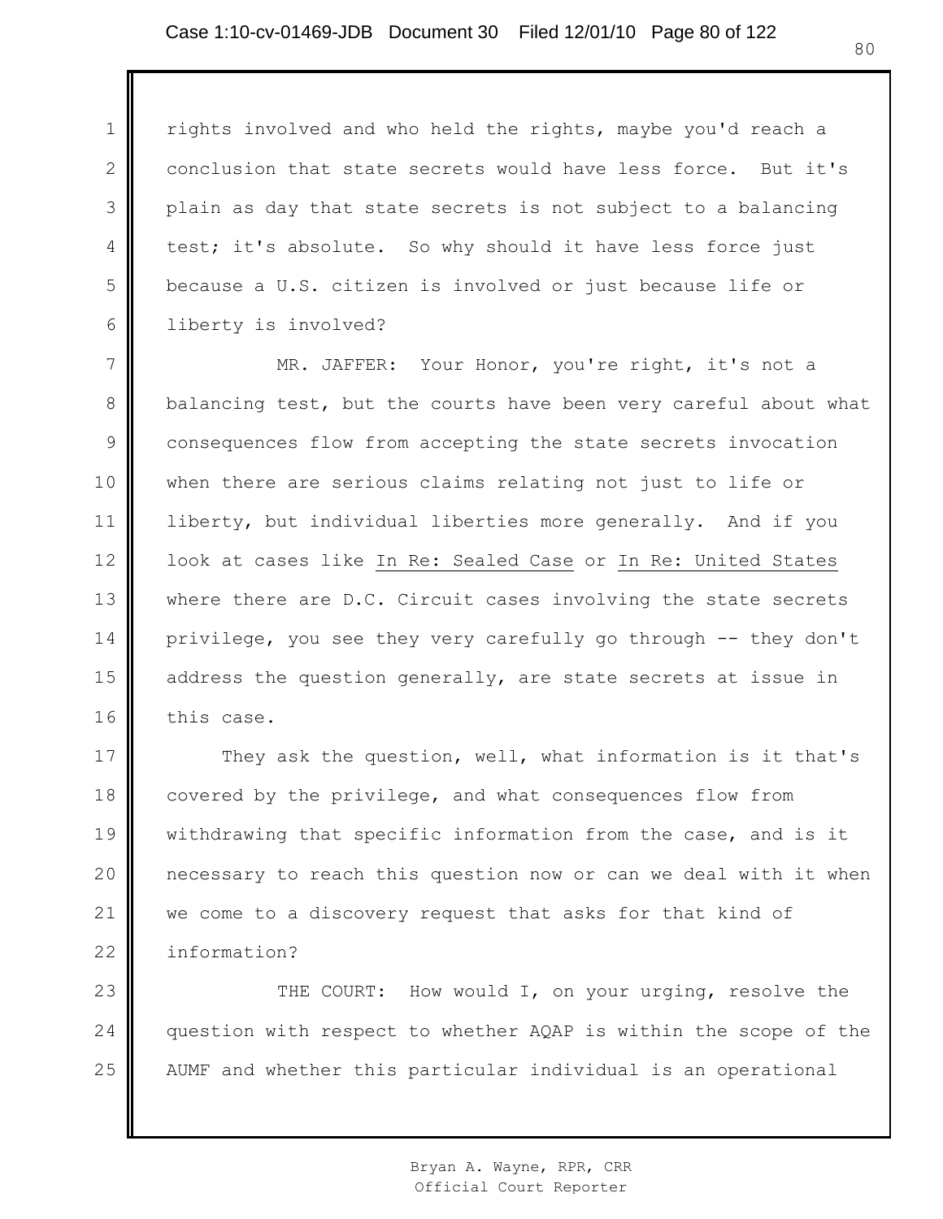rights involved and who held the rights, maybe you'd reach a conclusion that state secrets would have less force. But it's plain as day that state secrets is not subject to a balancing test; it's absolute. So why should it have less force just because a U.S. citizen is involved or just because life or liberty is involved?

MR. JAFFER: Your Honor, you're right, it's not a balancing test, but the courts have been very careful about what consequences flow from accepting the state secrets invocation when there are serious claims relating not just to life or liberty, but individual liberties more generally. And if you look at cases like In Re: Sealed Case or In Re: United States where there are D.C. Circuit cases involving the state secrets privilege, you see they very carefully go through -- they don't address the question generally, are state secrets at issue in this case.

They ask the question, well, what information is it that's covered by the privilege, and what consequences flow from withdrawing that specific information from the case, and is it necessary to reach this question now or can we deal with it when we come to a discovery request that asks for that kind of information?

THE COURT: How would I, on your urging, resolve the question with respect to whether AQAP is within the scope of the AUMF and whether this particular individual is an operational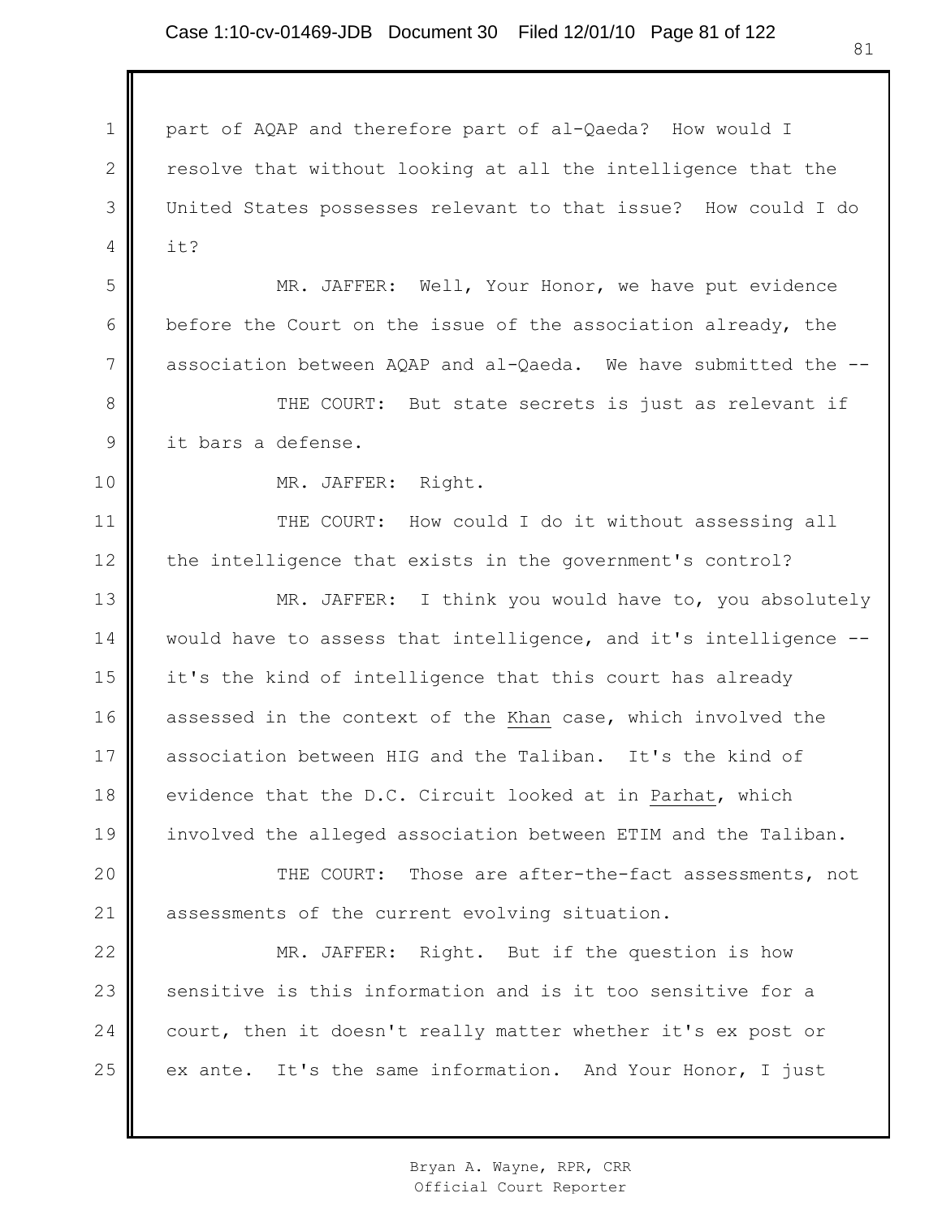part of AQAP and therefore part of al-Qaeda? How would I resolve that without looking at all the intelligence that the United States possesses relevant to that issue? How could I do it?

MR. JAFFER: Well, Your Honor, we have put evidence before the Court on the issue of the association already, the association between AQAP and al-Qaeda. We have submitted the --

THE COURT: But state secrets is just as relevant if it bars a defense.

MR. JAFFER: Right.

THE COURT: How could I do it without assessing all the intelligence that exists in the government's control?

MR. JAFFER: I think you would have to, you absolutely would have to assess that intelligence, and it's intelligence -- it's the kind of intelligence that this court has already assessed in the context of the _Khan_ case, which involved the association between HIG and the Taliban. It's the kind of evidence that the D.C. Circuit looked at in _Parhat_, which involved the alleged association between ETIM and the Taliban.

THE COURT: Those are after-the-fact assessments, not assessments of the current evolving situation.

MR. JAFFER: Right. But if the question is how sensitive is this information and is it too sensitive for a court, then it doesn't really matter whether it's ex post or ex ante. It's the same information. And Your Honor, I just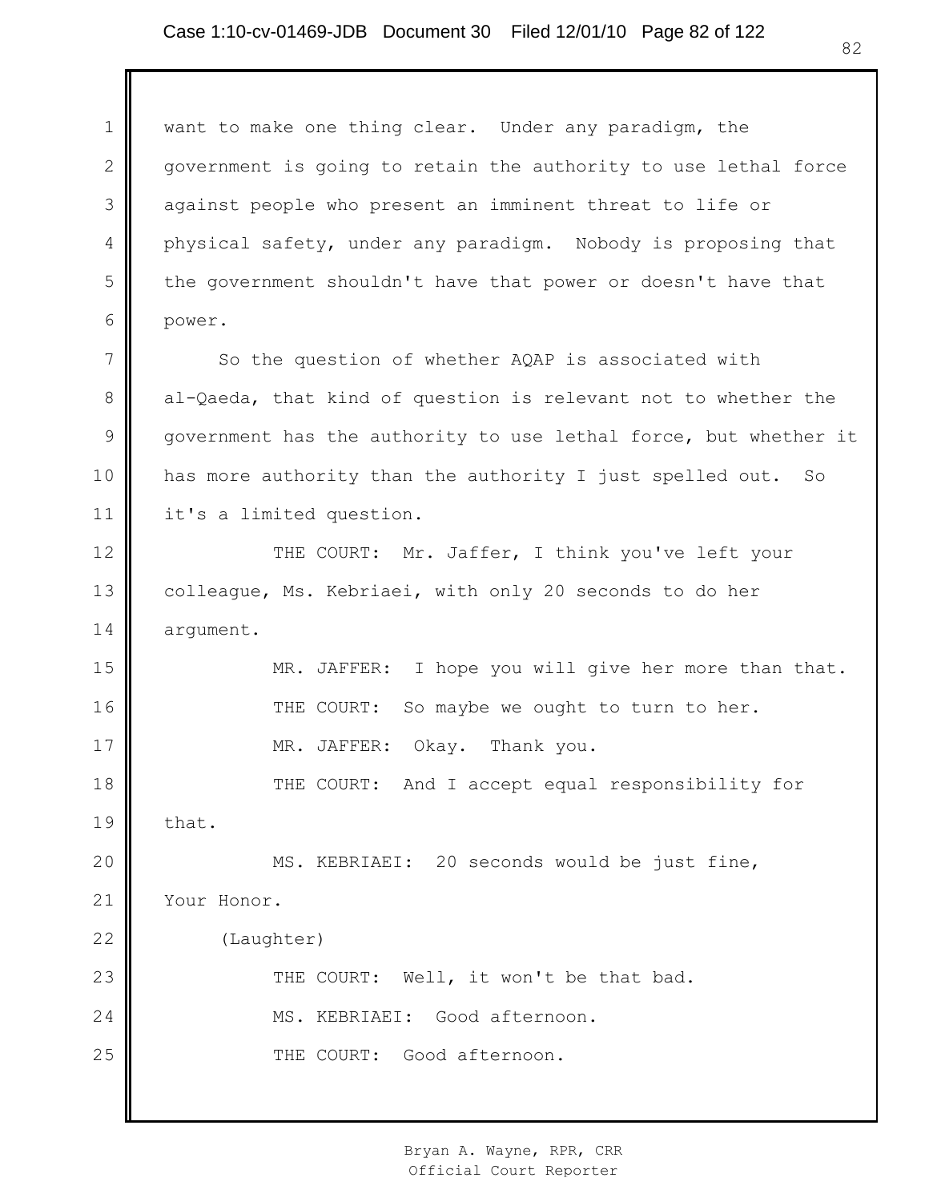want to make one thing clear. Under any paradigm, the government is going to retain the authority to use lethal force against people who present an imminent threat to life or physical safety, under any paradigm. Nobody is proposing that the government shouldn't have that power or doesn't have that power.

So the question of whether AQAP is associated with al-Qaeda, that kind of question is relevant not to whether the government has the authority to use lethal force, but whether it has more authority than the authority I just spelled out. So it's a limited question.

THE COURT: Mr. Jaffer, I think you've left your colleague, Ms. Kebriaei, with only 20 seconds to do her argument.

MR. JAFFER: I hope you will give her more than that.

THE COURT: So maybe we ought to turn to her.

MR. JAFFER: Okay. Thank you.

THE COURT: And I accept equal responsibility for that.

MS. KEBRIAEI: 20 seconds would be just fine, Your Honor.

(Laughter)

THE COURT: Well, it won't be that bad.

MS. KEBRIAEI: Good afternoon.

THE COURT: Good afternoon.

Bryan A. Wayne, RPR, CRR
Official Court Reporter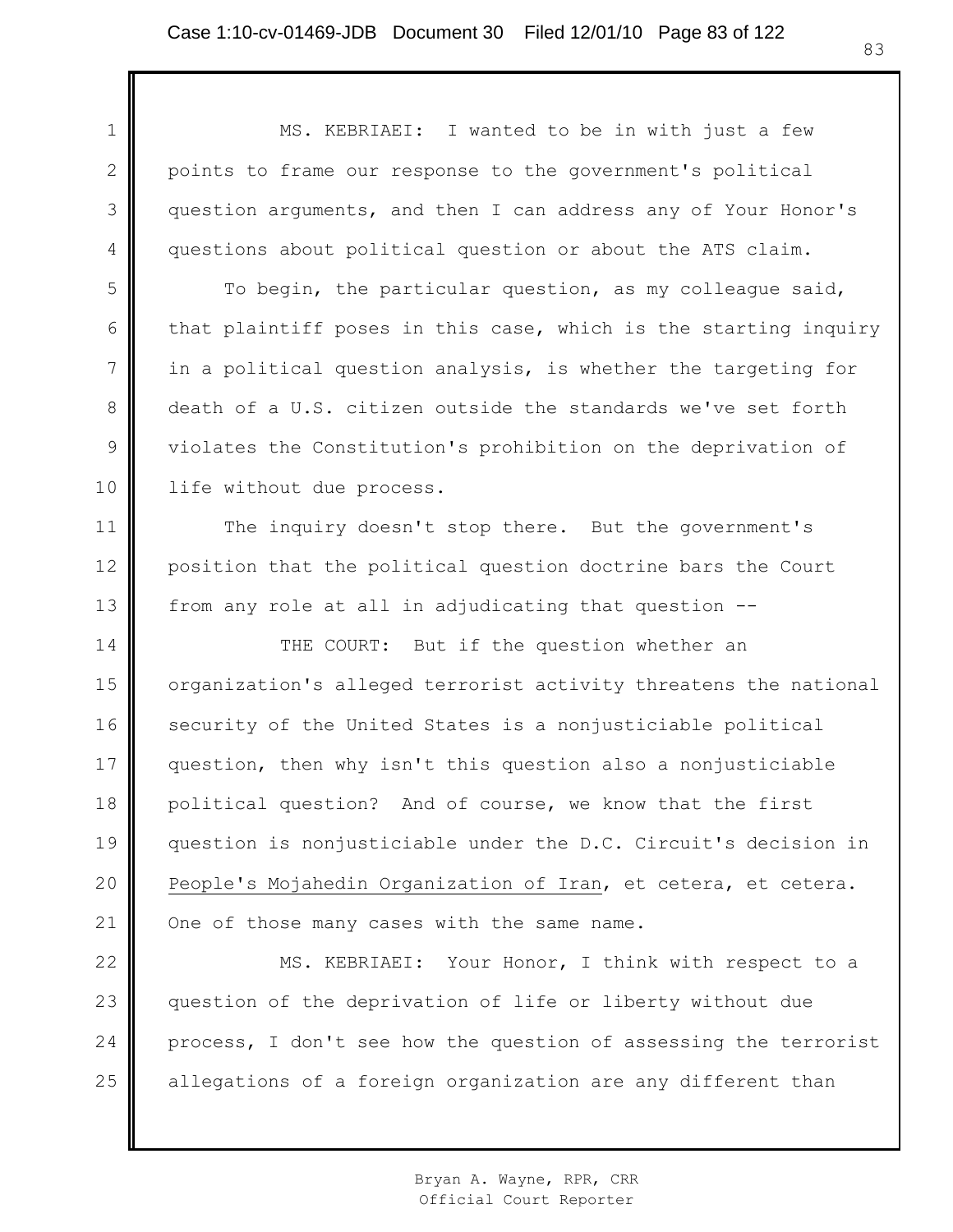MS. KEBRIAEI: I wanted to be in with just a few points to frame our response to the government's political question arguments, and then I can address any of Your Honor's questions about political question or about the ATS claim.

To begin, the particular question, as my colleague said, that plaintiff poses in this case, which is the starting inquiry in a political question analysis, is whether the targeting for death of a U.S. citizen outside the standards we've set forth violates the Constitution's prohibition on the deprivation of life without due process.

The inquiry doesn't stop there. But the government's position that the political question doctrine bars the Court from any role at all in adjudicating that question --

THE COURT: But if the question whether an organization's alleged terrorist activity threatens the national security of the United States is a nonjusticiable political question, then why isn't this question also a nonjusticiable political question? And of course, we know that the first question is nonjusticiable under the D.C. Circuit's decision in People's Mojahedin Organization of Iran, et cetera, et cetera. One of those many cases with the same name.

MS. KEBRIAEI: Your Honor, I think with respect to a question of the deprivation of life or liberty without due process, I don't see how the question of assessing the terrorist allegations of a foreign organization are any different than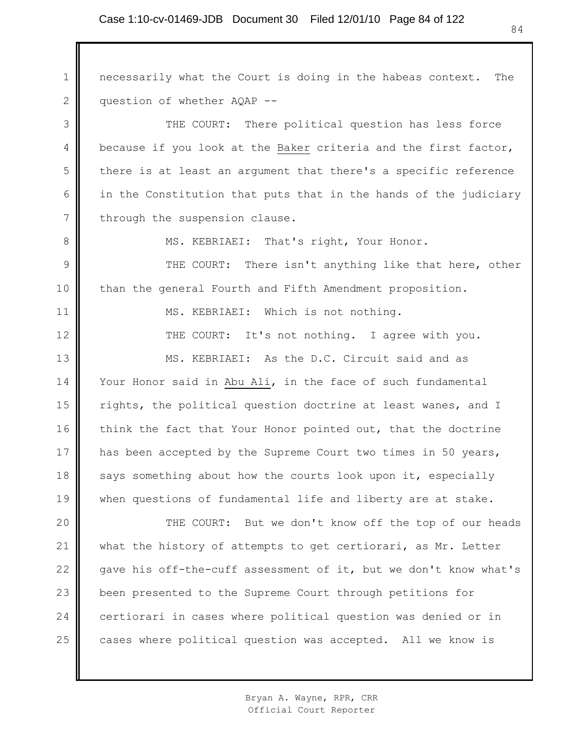necessarily what the Court is doing in the habeas context. The question of whether AQAP --

THE COURT: There political question has less force because if you look at the Baker criteria and the first factor, there is at least an argument that there's a specific reference in the Constitution that puts that in the hands of the judiciary through the suspension clause.

MS. KEBRIAEI: That's right, Your Honor.

THE COURT: There isn't anything like that here, other than the general Fourth and Fifth Amendment proposition.

MS. KEBRIAEI: Which is not nothing.

THE COURT: It's not nothing. I agree with you.

MS. KEBRIAEI: As the D.C. Circuit said and as Your Honor said in Abu Ali, in the face of such fundamental rights, the political question doctrine at least wanes, and I think the fact that Your Honor pointed out, that the doctrine has been accepted by the Supreme Court two times in 50 years, says something about how the courts look upon it, especially when questions of fundamental life and liberty are at stake.

THE COURT: But we don't know off the top of our heads what the history of attempts to get certiorari, as Mr. Letter gave his off-the-cuff assessment of it, but we don't know what's been presented to the Supreme Court through petitions for certiorari in cases where political question was denied or in cases where political question was accepted. All we know is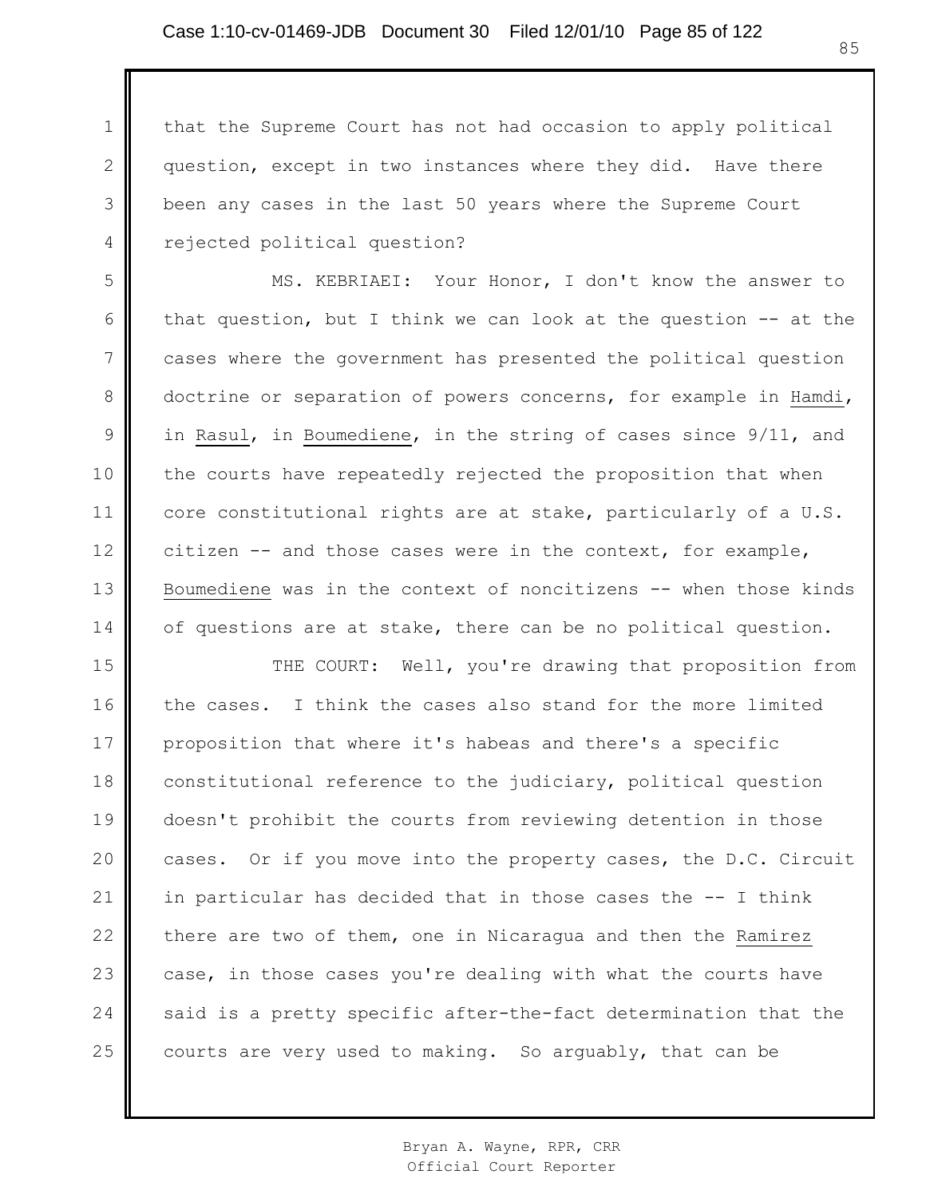that the Supreme Court has not had occasion to apply political question, except in two instances where they did. Have there been any cases in the last 50 years where the Supreme Court rejected political question?

MS. KEBRIAEI: Your Honor, I don't know the answer to that question, but I think we can look at the question -- at the cases where the government has presented the political question doctrine or separation of powers concerns, for example in Hamdi, in Rasul, in Boumediene, in the string of cases since 9/11, and the courts have repeatedly rejected the proposition that when core constitutional rights are at stake, particularly of a U.S. citizen -- and those cases were in the context, for example, Boumediene was in the context of noncitizens -- when those kinds of questions are at stake, there can be no political question.

THE COURT: Well, you're drawing that proposition from the cases. I think the cases also stand for the more limited proposition that where it's habeas and there's a specific constitutional reference to the judiciary, political question doesn't prohibit the courts from reviewing detention in those cases. Or if you move into the property cases, the D.C. Circuit in particular has decided that in those cases the -- I think there are two of them, one in Nicaragua and then the Ramirez case, in those cases you're dealing with what the courts have said is a pretty specific after-the-fact determination that the courts are very used to making. So arguably, that can be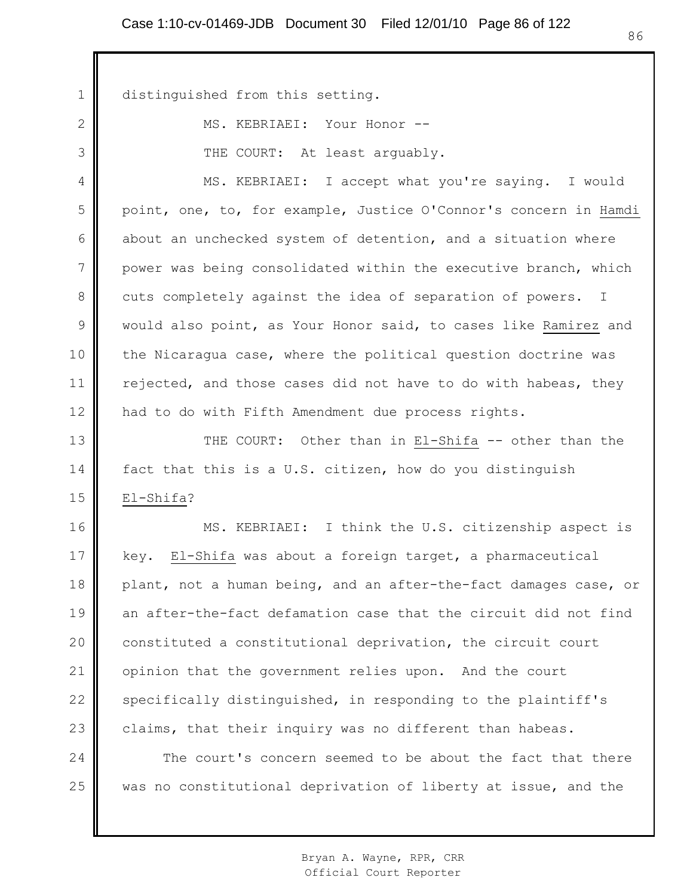distinguished from this setting.

MS. KEBRIAEI: Your Honor --

THE COURT: At least arguably.

MS. KEBRIAEI: I accept what you're saying. I would point, one, to, for example, Justice O'Connor's concern in Hamdi about an unchecked system of detention, and a situation where power was being consolidated within the executive branch, which cuts completely against the idea of separation of powers. I would also point, as Your Honor said, to cases like Ramirez and the Nicaragua case, where the political question doctrine was rejected, and those cases did not have to do with habeas, they had to do with Fifth Amendment due process rights.

THE COURT: Other than in El-Shifa -- other than the fact that this is a U.S. citizen, how do you distinguish El-Shifa?

MS. KEBRIAEI: I think the U.S. citizenship aspect is key. El-Shifa was about a foreign target, a pharmaceutical plant, not a human being, and an after-the-fact damages case, or an after-the-fact defamation case that the circuit did not find constituted a constitutional deprivation, the circuit court opinion that the government relies upon. And the court specifically distinguished, in responding to the plaintiff's claims, that their inquiry was no different than habeas.

The court's concern seemed to be about the fact that there was no constitutional deprivation of liberty at issue, and the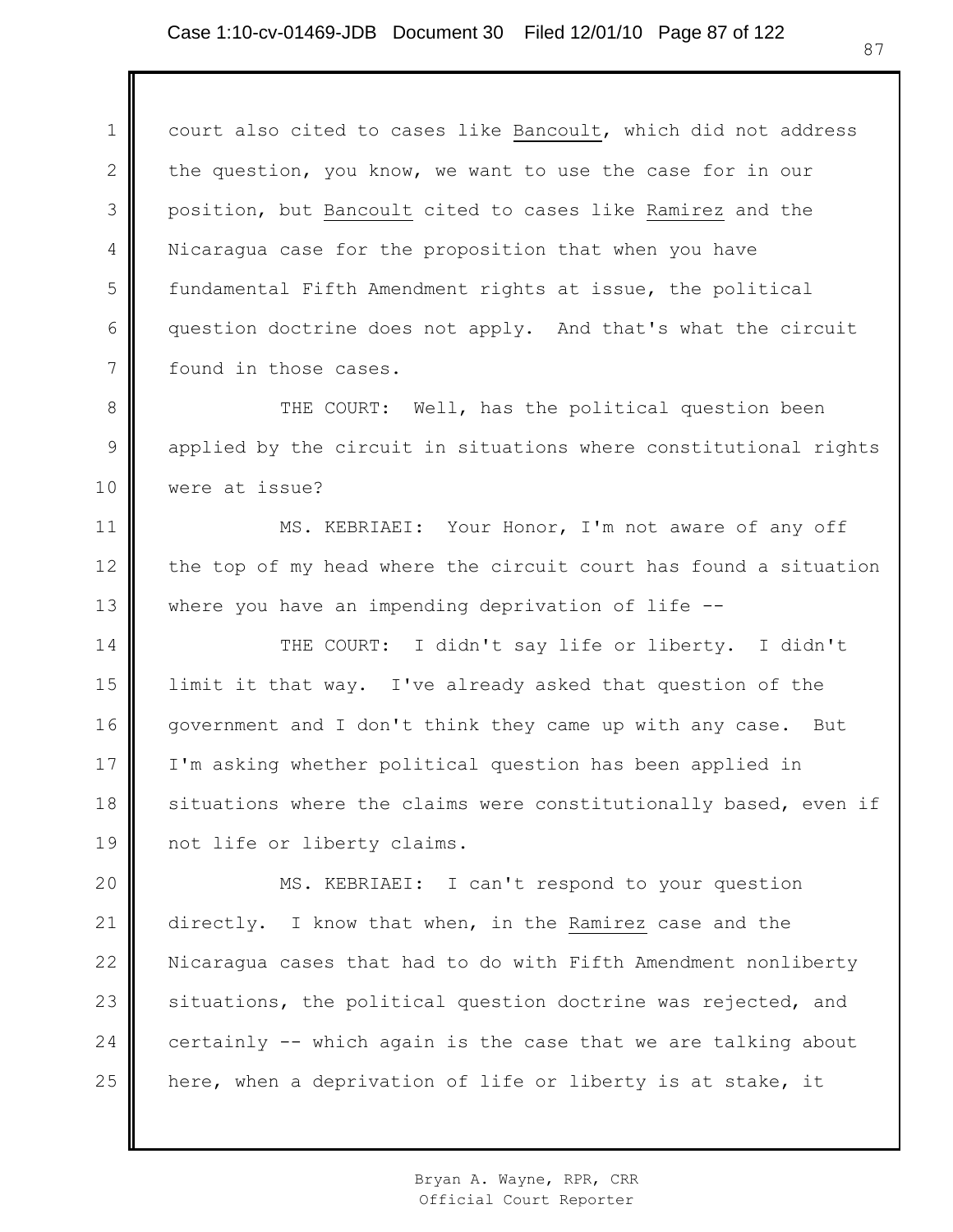court also cited to cases like Bancoult, which did not address the question, you know, we want to use the case for in our position, but Bancoult cited to cases like Ramirez and the Nicaragua case for the proposition that when you have fundamental Fifth Amendment rights at issue, the political question doctrine does not apply. And that's what the circuit found in those cases.

THE COURT: Well, has the political question been applied by the circuit in situations where constitutional rights were at issue?

MS. KEBRIAEI: Your Honor, I'm not aware of any off the top of my head where the circuit court has found a situation where you have an impending deprivation of life --

THE COURT: I didn't say life or liberty. I didn't limit it that way. I've already asked that question of the government and I don't think they came up with any case. But I'm asking whether political question has been applied in situations where the claims were constitutionally based, even if not life or liberty claims.

MS. KEBRIAEI: I can't respond to your question directly. I know that when, in the Ramirez case and the Nicaragua cases that had to do with Fifth Amendment nonliberty situations, the political question doctrine was rejected, and certainly -- which again is the case that we are talking about here, when a deprivation of life or liberty is at stake, it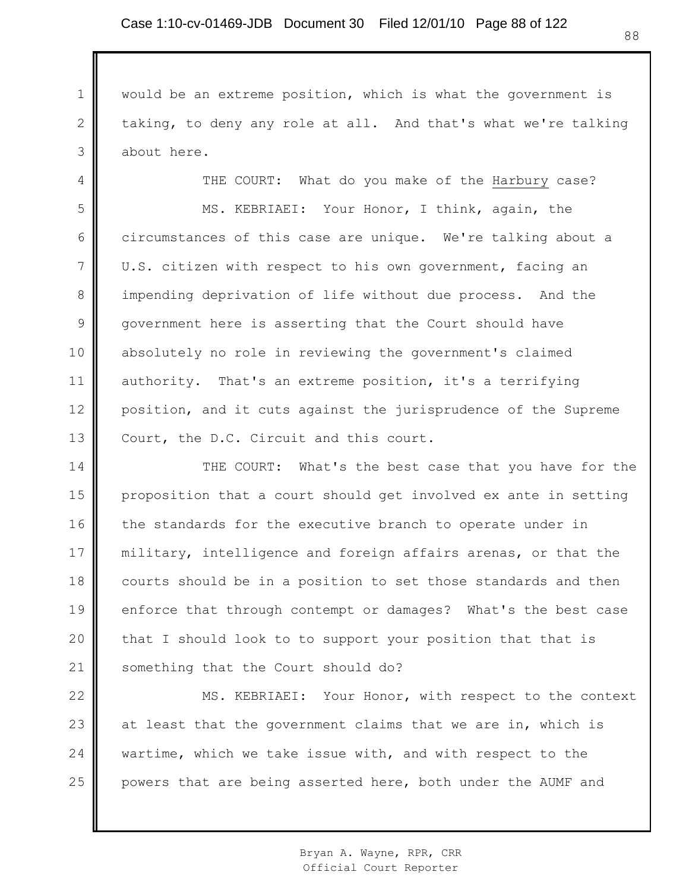would be an extreme position, which is what the government is taking, to deny any role at all. And that's what we're talking about here.

THE COURT: What do you make of the Harbury case?

MS. KEBRIAEI: Your Honor, I think, again, the circumstances of this case are unique. We're talking about a U.S. citizen with respect to his own government, facing an impending deprivation of life without due process. And the government here is asserting that the Court should have absolutely no role in reviewing the government's claimed authority. That's an extreme position, it's a terrifying position, and it cuts against the jurisprudence of the Supreme Court, the D.C. Circuit and this court.

THE COURT: What's the best case that you have for the proposition that a court should get involved ex ante in setting the standards for the executive branch to operate under in military, intelligence and foreign affairs arenas, or that the courts should be in a position to set those standards and then enforce that through contempt or damages? What's the best case that I should look to to support your position that that is something that the Court should do?

MS. KEBRIAEI: Your Honor, with respect to the context at least that the government claims that we are in, which is wartime, which we take issue with, and with respect to the powers that are being asserted here, both under the AUMF and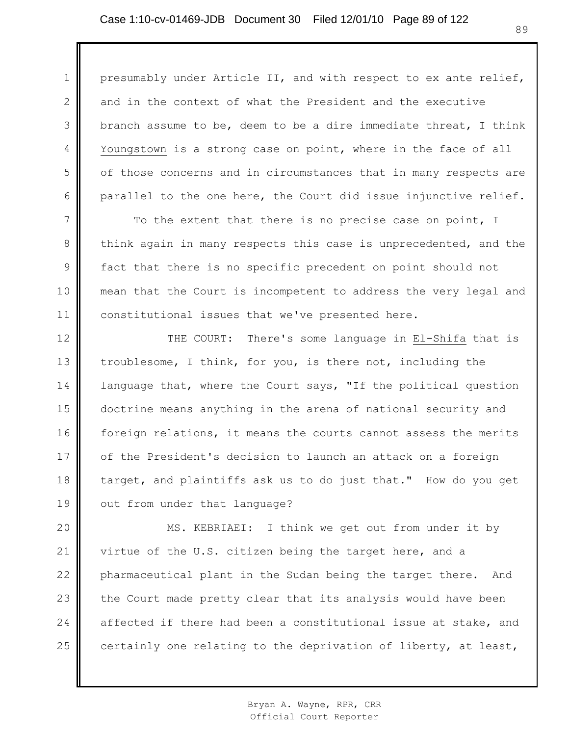presumably under Article II, and with respect to ex ante relief, and in the context of what the President and the executive branch assume to be, deem to be a dire immediate threat, I think Youngstown is a strong case on point, where in the face of all of those concerns and in circumstances that in many respects are parallel to the one here, the Court did issue injunctive relief.

To the extent that there is no precise case on point, I think again in many respects this case is unprecedented, and the fact that there is no specific precedent on point should not mean that the Court is incompetent to address the very legal and constitutional issues that we've presented here.

THE COURT: There's some language in El-Shifa that is troublesome, I think, for you, is there not, including the language that, where the Court says, "If the political question doctrine means anything in the arena of national security and foreign relations, it means the courts cannot assess the merits of the President's decision to launch an attack on a foreign target, and plaintiffs ask us to do just that." How do you get out from under that language?

MS. KEBRIAEI: I think we get out from under it by virtue of the U.S. citizen being the target here, and a pharmaceutical plant in the Sudan being the target there. And the Court made pretty clear that its analysis would have been affected if there had been a constitutional issue at stake, and certainly one relating to the deprivation of liberty, at least,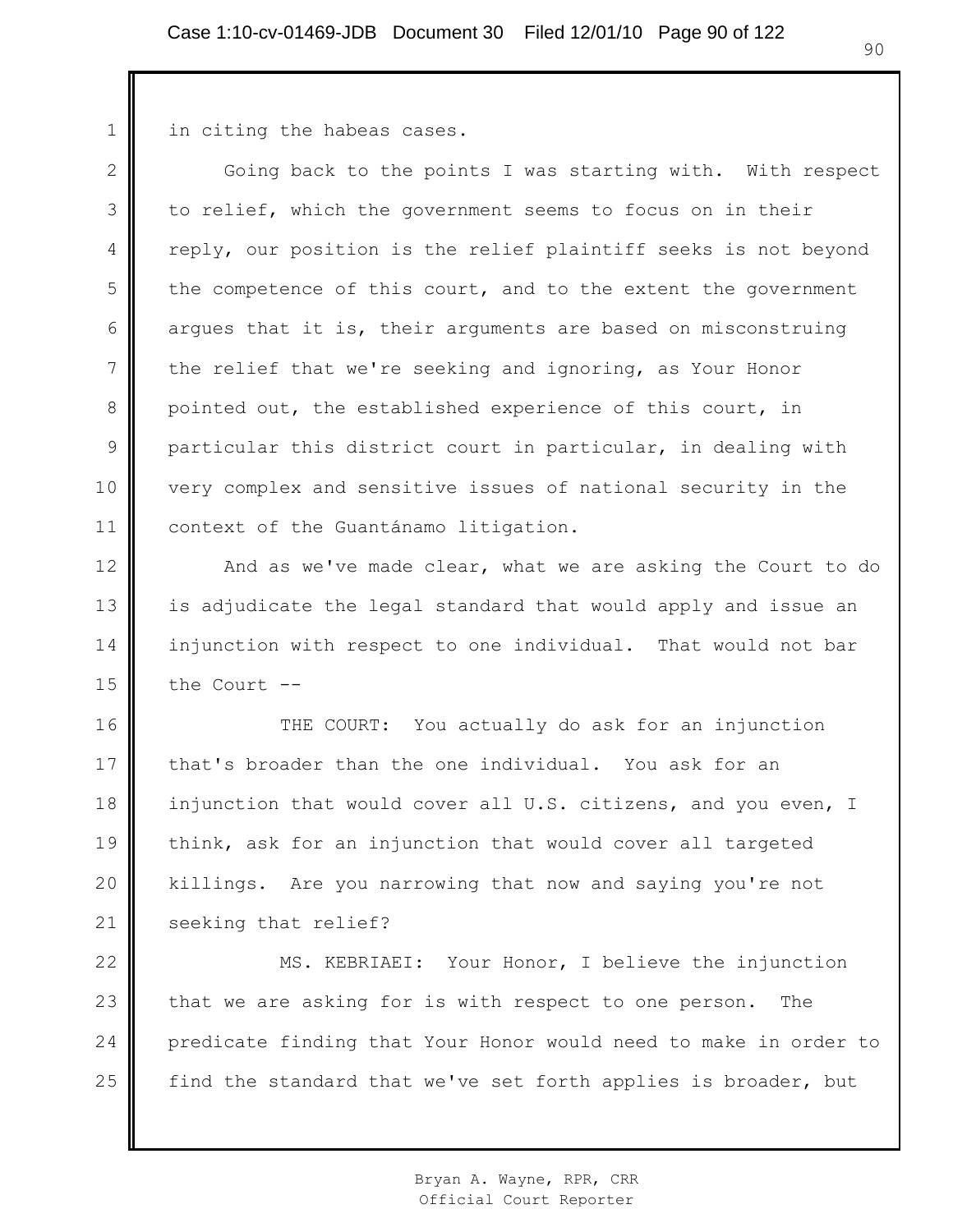in citing the habeas cases.

Going back to the points I was starting with. With respect to relief, which the government seems to focus on in their reply, our position is the relief plaintiff seeks is not beyond the competence of this court, and to the extent the government argues that it is, their arguments are based on misconstruing the relief that we're seeking and ignoring, as Your Honor pointed out, the established experience of this court, in particular this district court in particular, in dealing with very complex and sensitive issues of national security in the context of the Guantánamo litigation.

And as we've made clear, what we are asking the Court to do is adjudicate the legal standard that would apply and issue an injunction with respect to one individual. That would not bar the Court --

THE COURT: You actually do ask for an injunction that's broader than the one individual. You ask for an injunction that would cover all U.S. citizens, and you even, I think, ask for an injunction that would cover all targeted killings. Are you narrowing that now and saying you're not seeking that relief?

MS. KEBRIAEI: Your Honor, I believe the injunction that we are asking for is with respect to one person. The predicate finding that Your Honor would need to make in order to find the standard that we've set forth applies is broader, but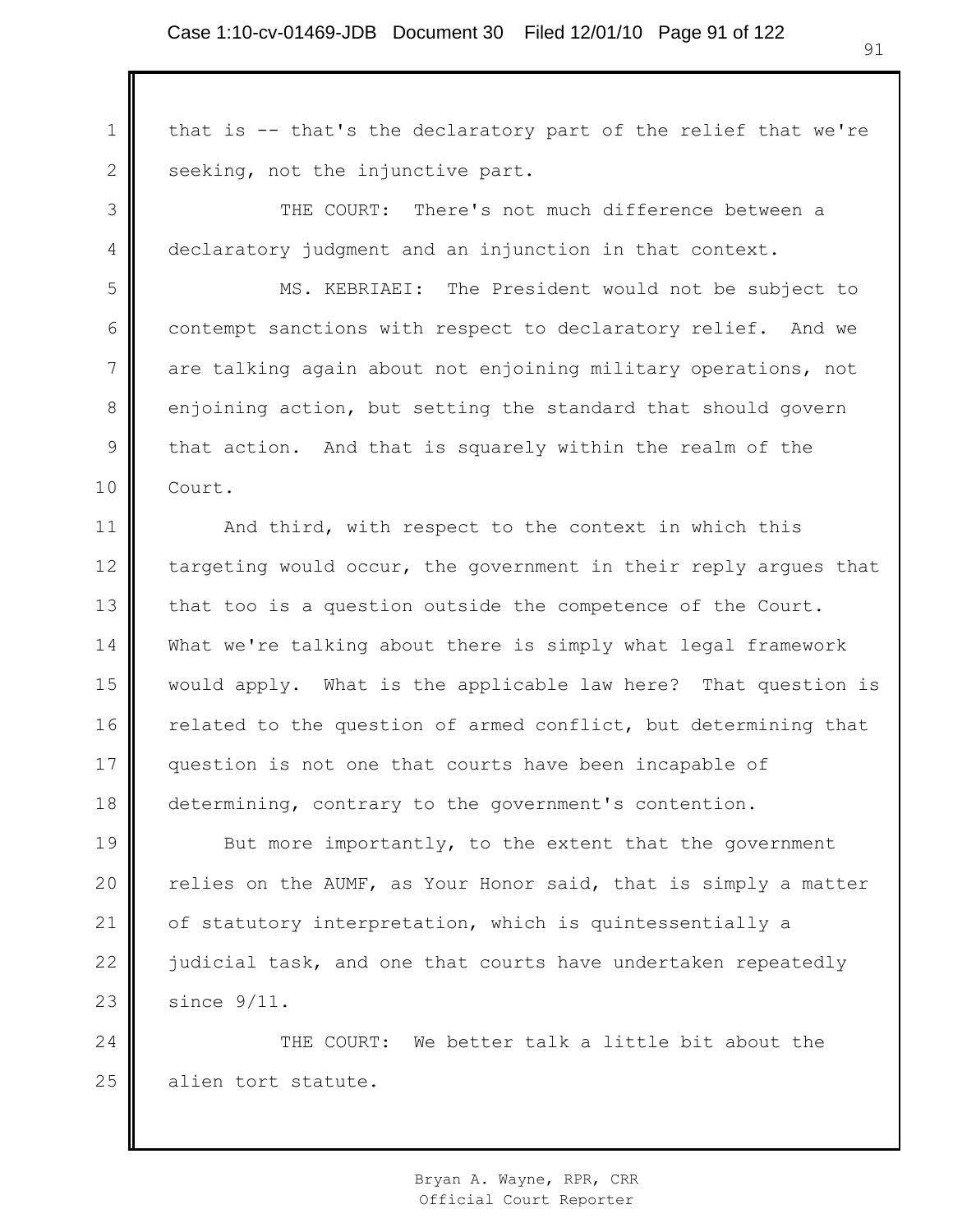that is -- that's the declaratory part of the relief that we're seeking, not the injunctive part.

THE COURT: There's not much difference between a declaratory judgment and an injunction in that context.

MS. KEBRIAEI: The President would not be subject to contempt sanctions with respect to declaratory relief. And we are talking again about not enjoining military operations, not enjoining action, but setting the standard that should govern that action. And that is squarely within the realm of the Court.

And third, with respect to the context in which this targeting would occur, the government in their reply argues that that too is a question outside the competence of the Court. What we're talking about there is simply what legal framework would apply. What is the applicable law here? That question is related to the question of armed conflict, but determining that question is not one that courts have been incapable of determining, contrary to the government's contention.

But more importantly, to the extent that the government relies on the AUMF, as Your Honor said, that is simply a matter of statutory interpretation, which is quintessentially a judicial task, and one that courts have undertaken repeatedly since 9/11.

THE COURT: We better talk a little bit about the alien tort statute.

Bryan A. Wayne, RPR, CRR
Official Court Reporter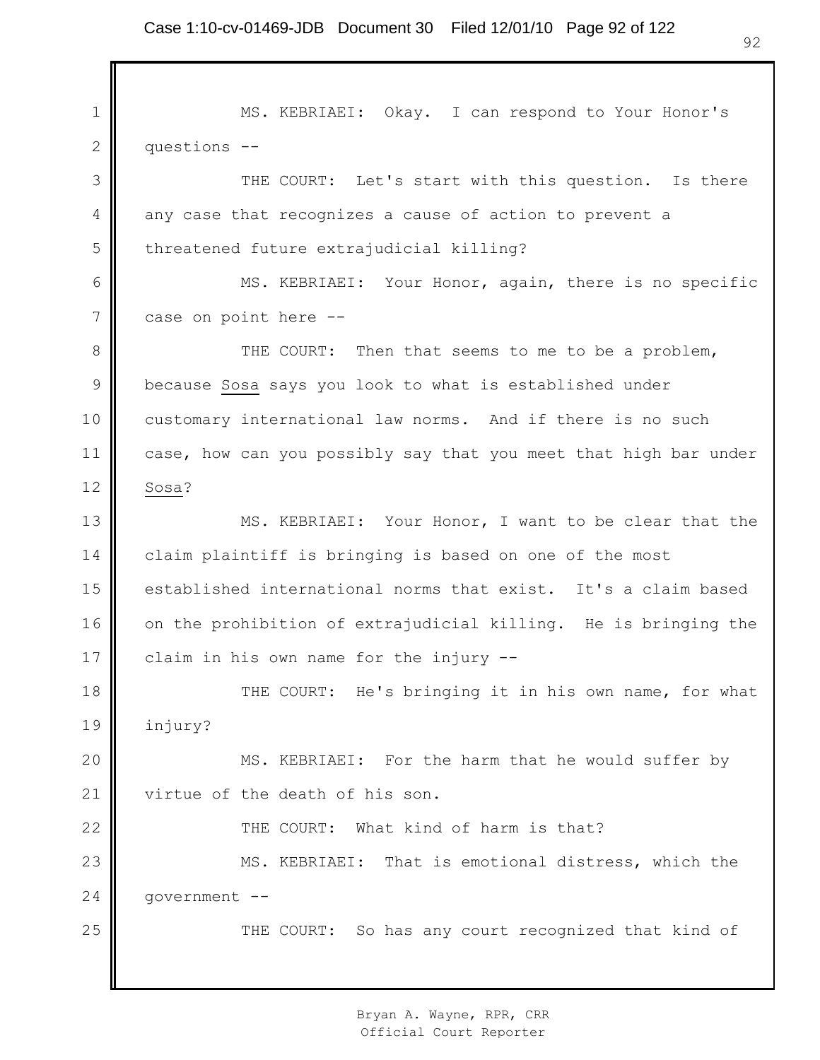MS. KEBRIAEI: Okay. I can respond to Your Honor's questions --

THE COURT: Let's start with this question. Is there any case that recognizes a cause of action to prevent a threatened future extrajudicial killing?

MS. KEBRIAEI: Your Honor, again, there is no specific case on point here --

THE COURT: Then that seems to me to be a problem, because _Sosa_ says you look to what is established under customary international law norms. And if there is no such case, how can you possibly say that you meet that high bar under _Sosa_?

MS. KEBRIAEI: Your Honor, I want to be clear that the claim plaintiff is bringing is based on one of the most established international norms that exist. It's a claim based on the prohibition of extrajudicial killing. He is bringing the claim in his own name for the injury --

THE COURT: He's bringing it in his own name, for what injury?

MS. KEBRIAEI: For the harm that he would suffer by virtue of the death of his son.

THE COURT: What kind of harm is that?

MS. KEBRIAEI: That is emotional distress, which the government --

THE COURT: So has any court recognized that kind of

Bryan A. Wayne, RPR, CRR
Official Court Reporter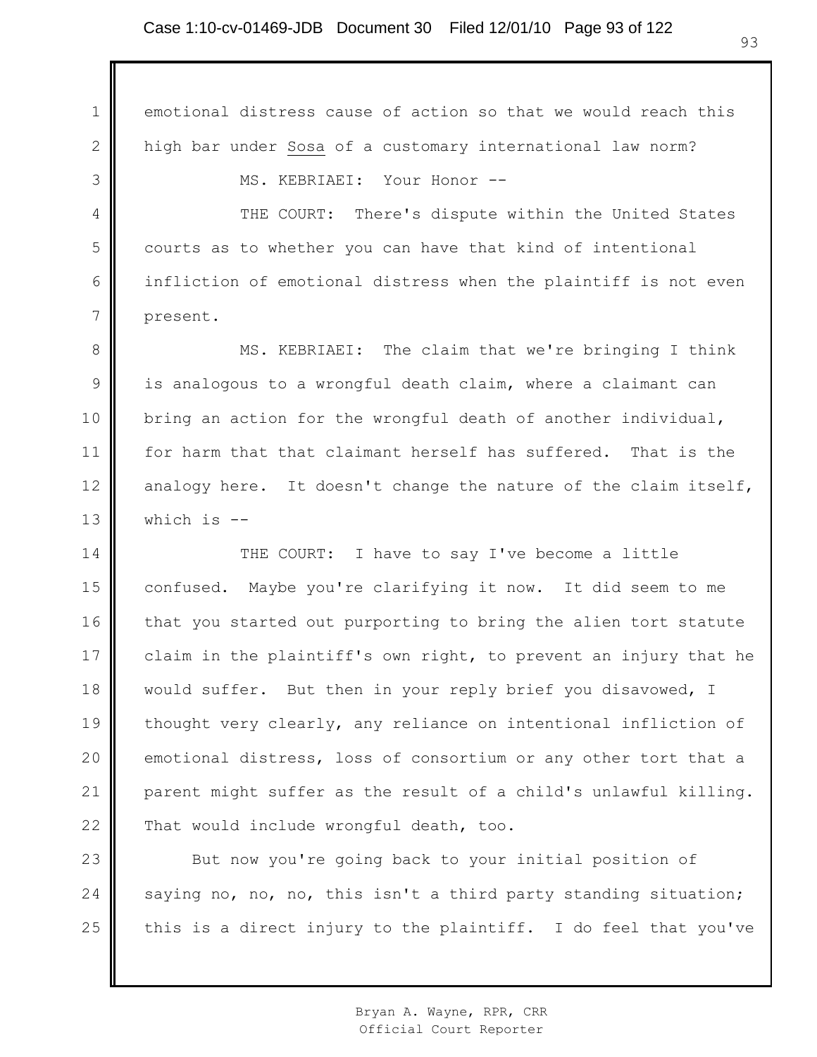emotional distress cause of action so that we would reach this high bar under Sosa of a customary international law norm?

MS. KEBRIAEI: Your Honor --

THE COURT: There's dispute within the United States courts as to whether you can have that kind of intentional infliction of emotional distress when the plaintiff is not even present.

MS. KEBRIAEI: The claim that we're bringing I think is analogous to a wrongful death claim, where a claimant can bring an action for the wrongful death of another individual, for harm that that claimant herself has suffered. That is the analogy here. It doesn't change the nature of the claim itself, which is --

THE COURT: I have to say I've become a little confused. Maybe you're clarifying it now. It did seem to me that you started out purporting to bring the alien tort statute claim in the plaintiff's own right, to prevent an injury that he would suffer. But then in your reply brief you disavowed, I thought very clearly, any reliance on intentional infliction of emotional distress, loss of consortium or any other tort that a parent might suffer as the result of a child's unlawful killing. That would include wrongful death, too.

But now you're going back to your initial position of saying no, no, no, this isn't a third party standing situation; this is a direct injury to the plaintiff. I do feel that you've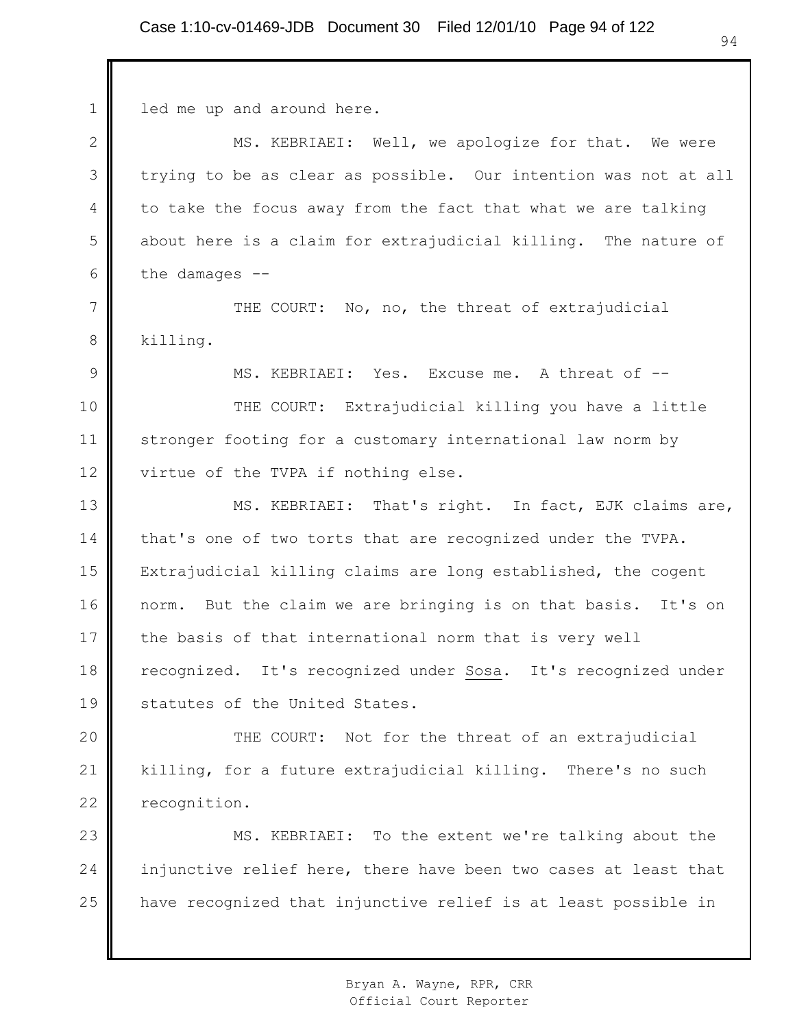led me up and around here.

MS. KEBRIAEI: Well, we apologize for that. We were trying to be as clear as possible. Our intention was not at all to take the focus away from the fact that what we are talking about here is a claim for extrajudicial killing. The nature of the damages --

THE COURT: No, no, the threat of extrajudicial killing.

MS. KEBRIAEI: Yes. Excuse me. A threat of --

THE COURT: Extrajudicial killing you have a little stronger footing for a customary international law norm by virtue of the TVPA if nothing else.

MS. KEBRIAEI: That's right. In fact, EJK claims are, that's one of two torts that are recognized under the TVPA. Extrajudicial killing claims are long established, the cogent norm. But the claim we are bringing is on that basis. It's on the basis of that international norm that is very well recognized. It's recognized under _Sosa_. It's recognized under statutes of the United States.

THE COURT: Not for the threat of an extrajudicial killing, for a future extrajudicial killing. There's no such recognition.

MS. KEBRIAEI: To the extent we're talking about the injunctive relief here, there have been two cases at least that have recognized that injunctive relief is at least possible in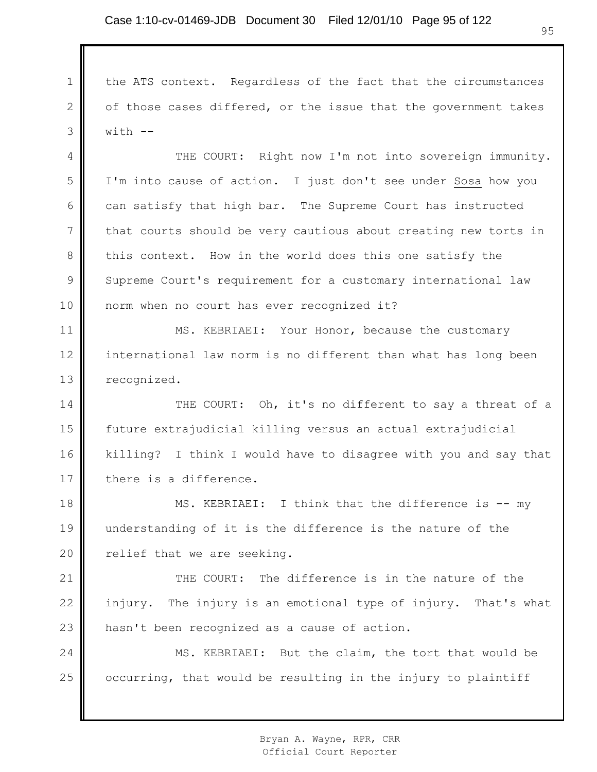the ATS context. Regardless of the fact that the circumstances of those cases differed, or the issue that the government takes with --

THE COURT: Right now I'm not into sovereign immunity. I'm into cause of action. I just don't see under Sosa how you can satisfy that high bar. The Supreme Court has instructed that courts should be very cautious about creating new torts in this context. How in the world does this one satisfy the Supreme Court's requirement for a customary international law norm when no court has ever recognized it?

MS. KEBRIAEI: Your Honor, because the customary international law norm is no different than what has long been recognized.

THE COURT: Oh, it's no different to say a threat of a future extrajudicial killing versus an actual extrajudicial killing? I think I would have to disagree with you and say that there is a difference.

MS. KEBRIAEI: I think that the difference is -- my understanding of it is the difference is the nature of the relief that we are seeking.

THE COURT: The difference is in the nature of the injury. The injury is an emotional type of injury. That's what hasn't been recognized as a cause of action.

MS. KEBRIAEI: But the claim, the tort that would be occurring, that would be resulting in the injury to plaintiff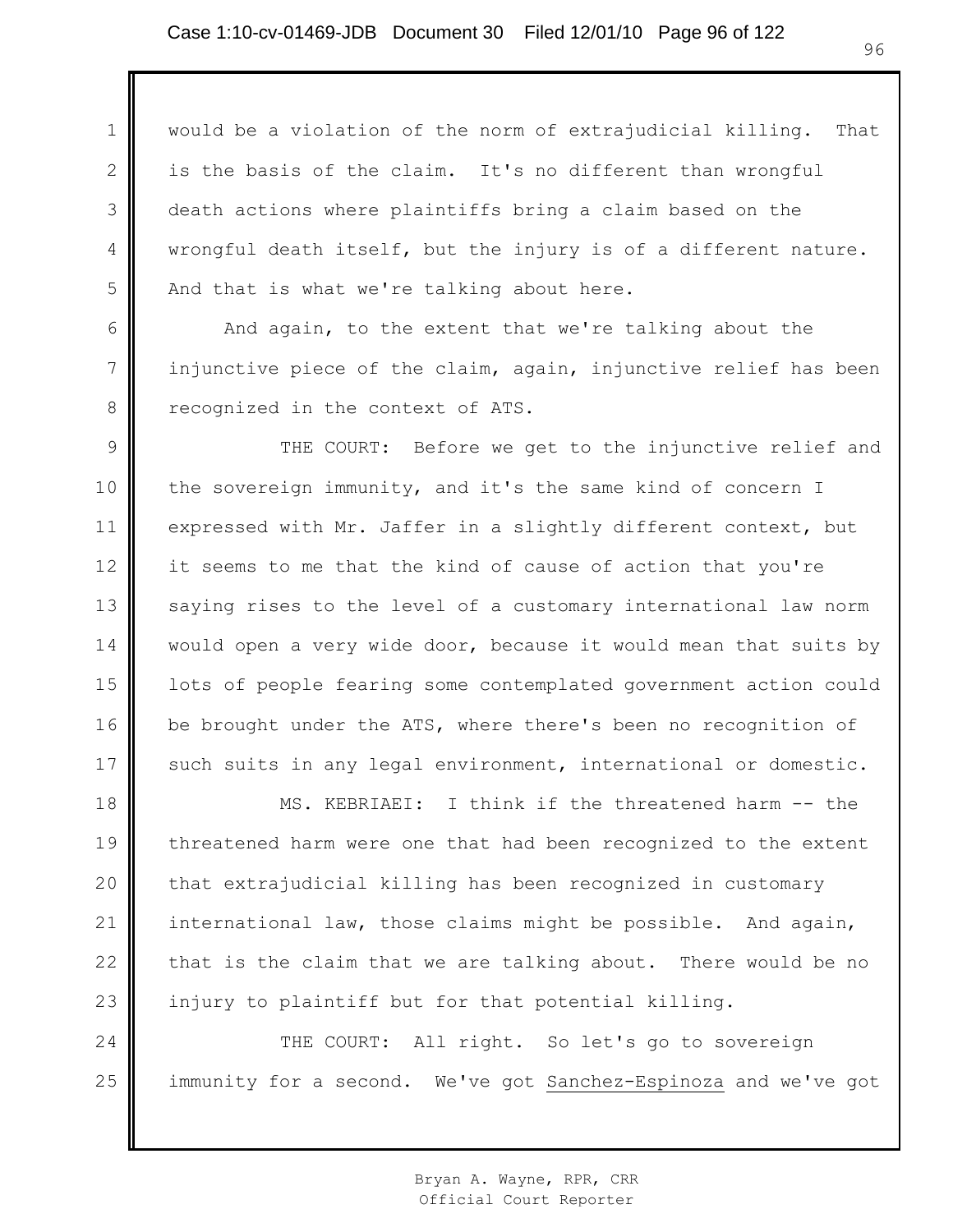would be a violation of the norm of extrajudicial killing. That is the basis of the claim. It's no different than wrongful death actions where plaintiffs bring a claim based on the wrongful death itself, but the injury is of a different nature. And that is what we're talking about here.

And again, to the extent that we're talking about the injunctive piece of the claim, again, injunctive relief has been recognized in the context of ATS.

THE COURT: Before we get to the injunctive relief and the sovereign immunity, and it's the same kind of concern I expressed with Mr. Jaffer in a slightly different context, but it seems to me that the kind of cause of action that you're saying rises to the level of a customary international law norm would open a very wide door, because it would mean that suits by lots of people fearing some contemplated government action could be brought under the ATS, where there's been no recognition of such suits in any legal environment, international or domestic.

MS. KEBRIAEI: I think if the threatened harm -- the threatened harm were one that had been recognized to the extent that extrajudicial killing has been recognized in customary international law, those claims might be possible. And again, that is the claim that we are talking about. There would be no injury to plaintiff but for that potential killing.

THE COURT: All right. So let's go to sovereign immunity for a second. We've got Sanchez-Espinoza and we've got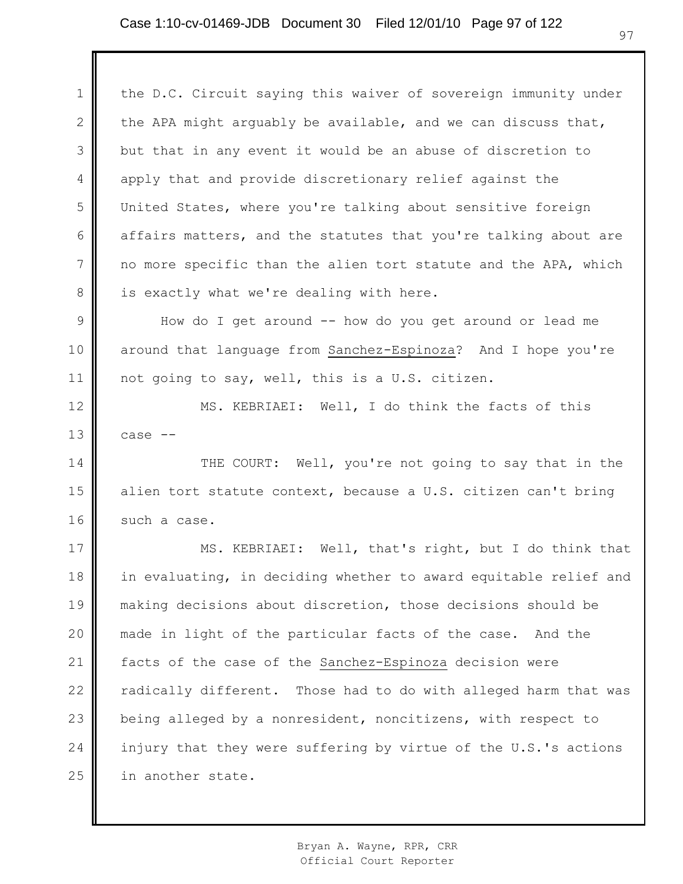the D.C. Circuit saying this waiver of sovereign immunity under the APA might arguably be available, and we can discuss that, but that in any event it would be an abuse of discretion to apply that and provide discretionary relief against the United States, where you're talking about sensitive foreign affairs matters, and the statutes that you're talking about are no more specific than the alien tort statute and the APA, which is exactly what we're dealing with here.

How do I get around -- how do you get around or lead me around that language from Sanchez-Espinoza? And I hope you're not going to say, well, this is a U.S. citizen.

MS. KEBRIAEI: Well, I do think the facts of this case --

THE COURT: Well, you're not going to say that in the alien tort statute context, because a U.S. citizen can't bring such a case.

MS. KEBRIAEI: Well, that's right, but I do think that in evaluating, in deciding whether to award equitable relief and making decisions about discretion, those decisions should be made in light of the particular facts of the case. And the facts of the case of the Sanchez-Espinoza decision were radically different. Those had to do with alleged harm that was being alleged by a nonresident, noncitizens, with respect to injury that they were suffering by virtue of the U.S.'s actions in another state.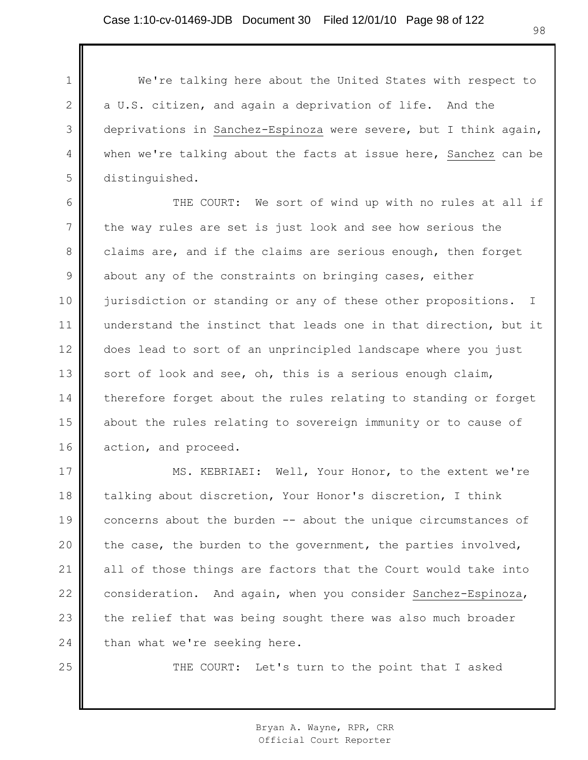We're talking here about the United States with respect to a U.S. citizen, and again a deprivation of life. And the deprivations in _Sanchez-Espinoza_ were severe, but I think again, when we're talking about the facts at issue here, _Sanchez_ can be distinguished.

THE COURT: We sort of wind up with no rules at all if the way rules are set is just look and see how serious the claims are, and if the claims are serious enough, then forget about any of the constraints on bringing cases, either jurisdiction or standing or any of these other propositions. I understand the instinct that leads one in that direction, but it does lead to sort of an unprincipled landscape where you just sort of look and see, oh, this is a serious enough claim, therefore forget about the rules relating to standing or forget about the rules relating to sovereign immunity or to cause of action, and proceed.

MS. KEBRIAEI: Well, Your Honor, to the extent we're talking about discretion, Your Honor's discretion, I think concerns about the burden -- about the unique circumstances of the case, the burden to the government, the parties involved, all of those things are factors that the Court would take into consideration. And again, when you consider _Sanchez-Espinoza_, the relief that was being sought there was also much broader than what we're seeking here.

THE COURT: Let's turn to the point that I asked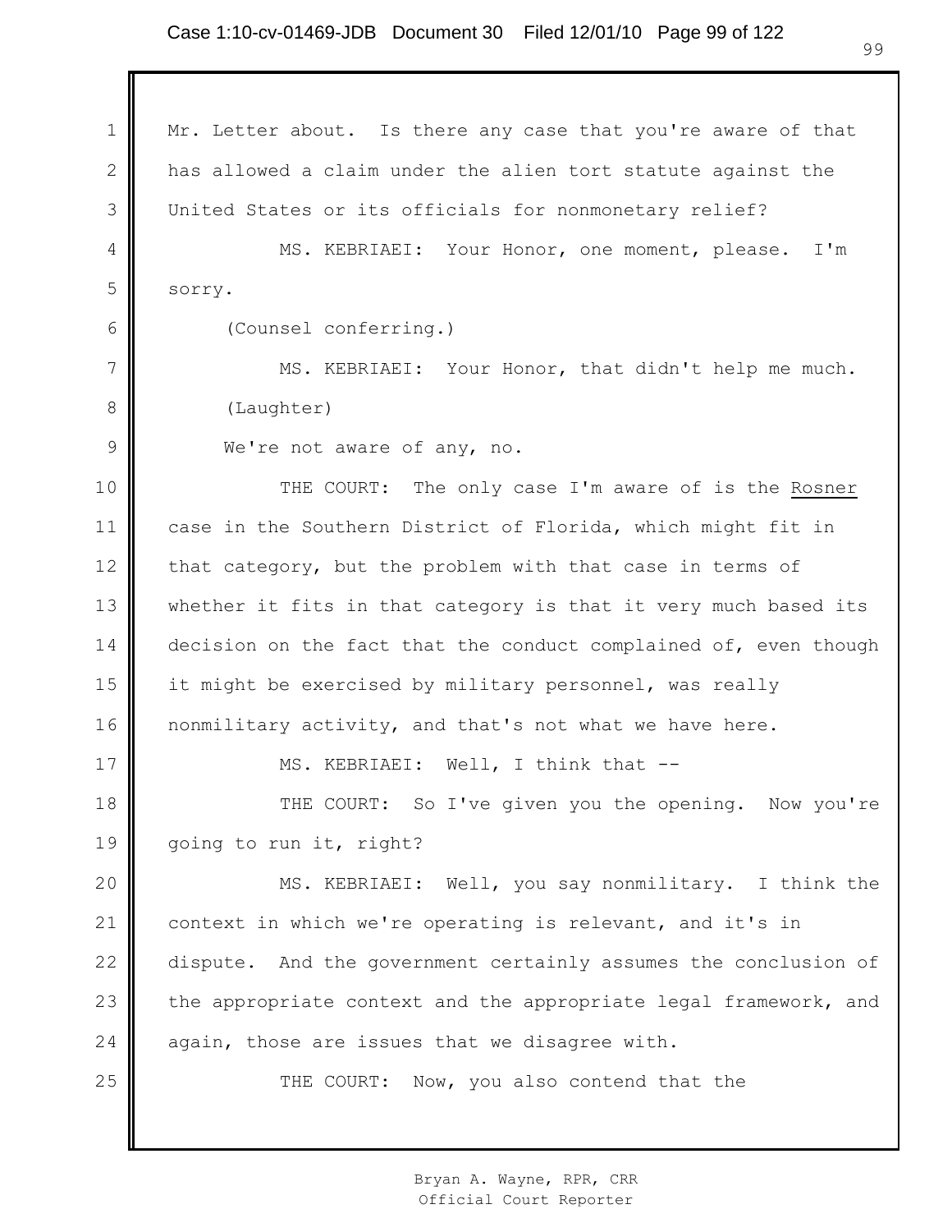Mr. Letter about. Is there any case that you're aware of that has allowed a claim under the alien tort statute against the United States or its officials for nonmonetary relief?

MS. KEBRIAEI: Your Honor, one moment, please. I'm sorry.

(Counsel conferring.)

MS. KEBRIAEI: Your Honor, that didn't help me much.

(Laughter)

We're not aware of any, no.

THE COURT: The only case I'm aware of is the Rosner case in the Southern District of Florida, which might fit in that category, but the problem with that case in terms of whether it fits in that category is that it very much based its decision on the fact that the conduct complained of, even though it might be exercised by military personnel, was really nonmilitary activity, and that's not what we have here.

MS. KEBRIAEI: Well, I think that --

THE COURT: So I've given you the opening. Now you're going to run it, right?

MS. KEBRIAEI: Well, you say nonmilitary. I think the context in which we're operating is relevant, and it's in dispute. And the government certainly assumes the conclusion of the appropriate context and the appropriate legal framework, and again, those are issues that we disagree with.

THE COURT: Now, you also contend that the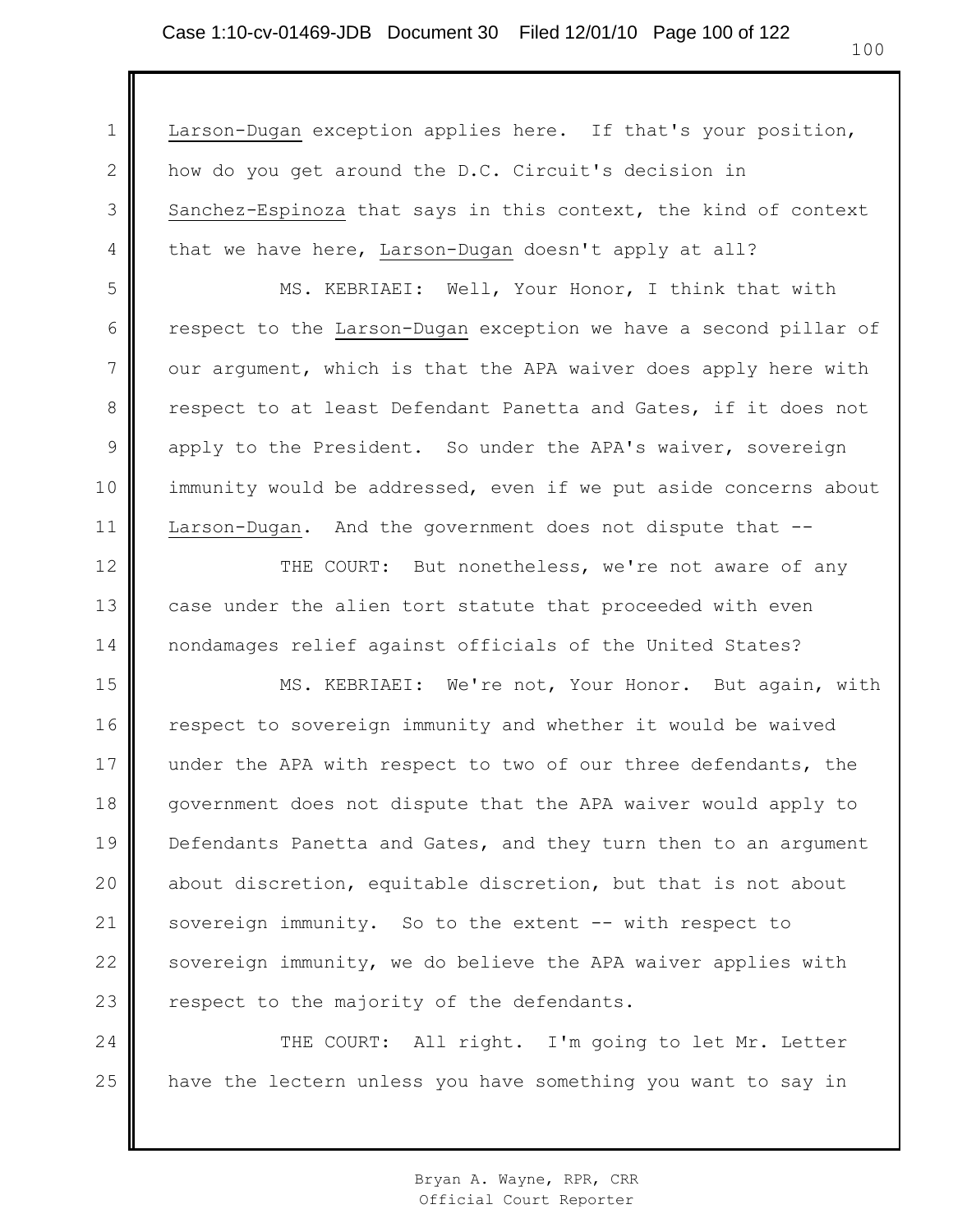Larson-Dugan exception applies here. If that's your position, how do you get around the D.C. Circuit's decision in Sanchez-Espinoza that says in this context, the kind of context that we have here, Larson-Dugan doesn't apply at all?

MS. KEBRIAEI: Well, Your Honor, I think that with respect to the Larson-Dugan exception we have a second pillar of our argument, which is that the APA waiver does apply here with respect to at least Defendant Panetta and Gates, if it does not apply to the President. So under the APA's waiver, sovereign immunity would be addressed, even if we put aside concerns about Larson-Dugan. And the government does not dispute that --

THE COURT: But nonetheless, we're not aware of any case under the alien tort statute that proceeded with even nondamages relief against officials of the United States?

MS. KEBRIAEI: We're not, Your Honor. But again, with respect to sovereign immunity and whether it would be waived under the APA with respect to two of our three defendants, the government does not dispute that the APA waiver would apply to Defendants Panetta and Gates, and they turn then to an argument about discretion, equitable discretion, but that is not about sovereign immunity. So to the extent -- with respect to sovereign immunity, we do believe the APA waiver applies with respect to the majority of the defendants.

THE COURT: All right. I'm going to let Mr. Letter have the lectern unless you have something you want to say in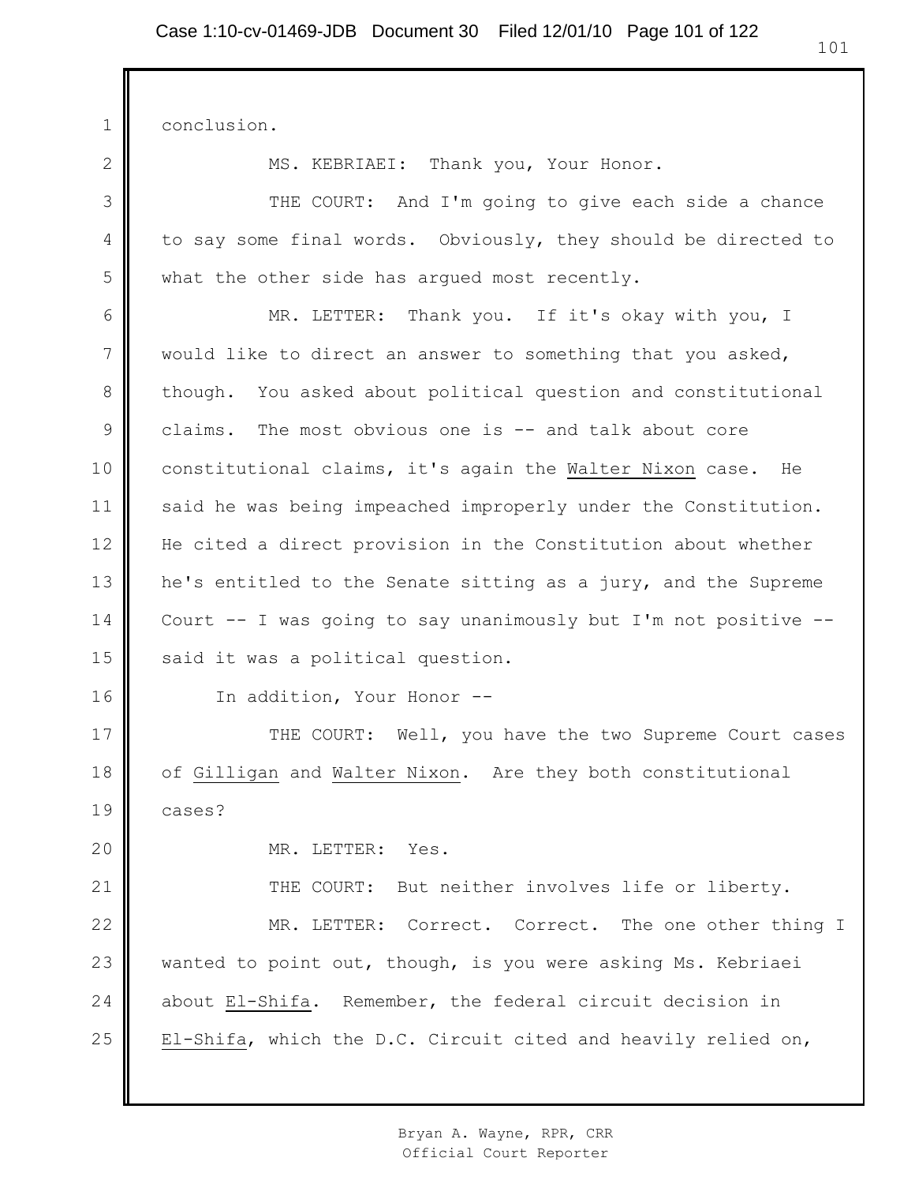conclusion.

MS. KEBRIAEI: Thank you, Your Honor.

THE COURT: And I'm going to give each side a chance to say some final words. Obviously, they should be directed to what the other side has argued most recently.

MR. LETTER: Thank you. If it's okay with you, I would like to direct an answer to something that you asked, though. You asked about political question and constitutional claims. The most obvious one is -- and talk about core constitutional claims, it's again the Walter Nixon case. He said he was being impeached improperly under the Constitution. He cited a direct provision in the Constitution about whether he's entitled to the Senate sitting as a jury, and the Supreme Court -- I was going to say unanimously but I'm not positive -- said it was a political question.

In addition, Your Honor --

THE COURT: Well, you have the two Supreme Court cases of Gilligan and Walter Nixon. Are they both constitutional cases?

MR. LETTER: Yes.

THE COURT: But neither involves life or liberty.

MR. LETTER: Correct. Correct. The one other thing I wanted to point out, though, is you were asking Ms. Kebriaei about El-Shifa. Remember, the federal circuit decision in El-Shifa, which the D.C. Circuit cited and heavily relied on,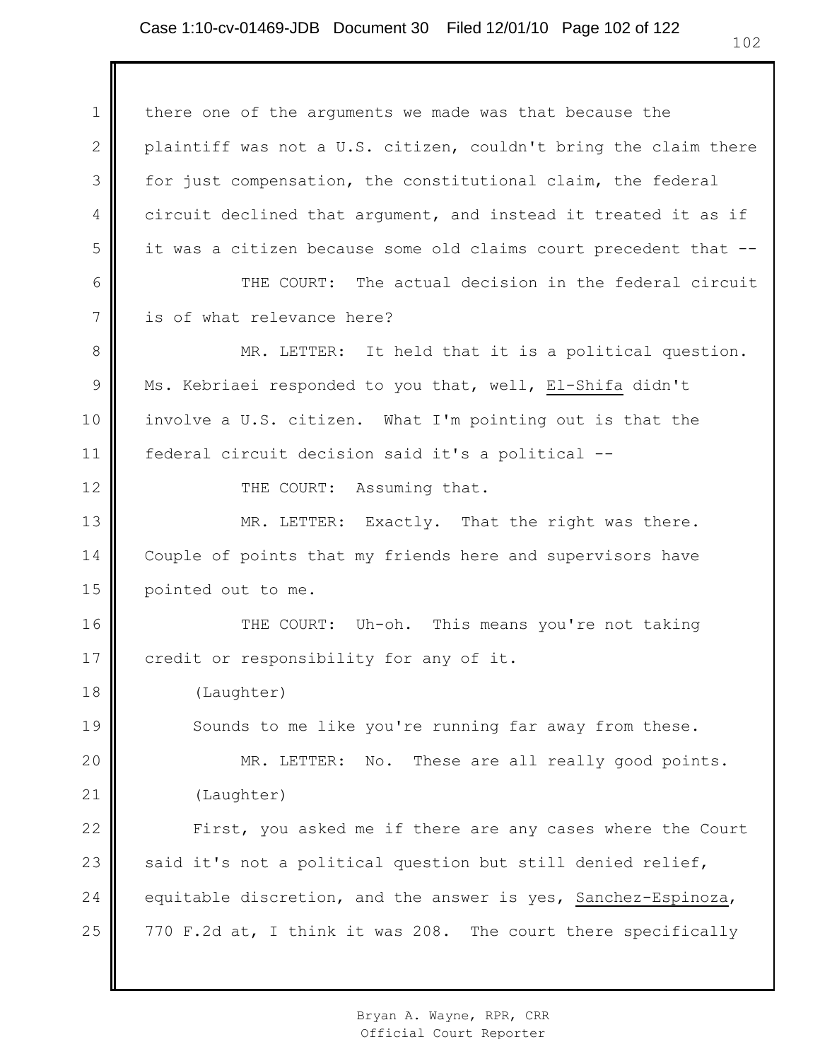there one of the arguments we made was that because the plaintiff was not a U.S. citizen, couldn't bring the claim there for just compensation, the constitutional claim, the federal circuit declined that argument, and instead it treated it as if it was a citizen because some old claims court precedent that --

THE COURT: The actual decision in the federal circuit is of what relevance here?

MR. LETTER: It held that it is a political question. Ms. Kebriaei responded to you that, well, El-Shifa didn't involve a U.S. citizen. What I'm pointing out is that the federal circuit decision said it's a political --

THE COURT: Assuming that.

MR. LETTER: Exactly. That the right was there. Couple of points that my friends here and supervisors have pointed out to me.

THE COURT: Uh-oh. This means you're not taking credit or responsibility for any of it.

(Laughter)

Sounds to me like you're running far away from these.

MR. LETTER: No. These are all really good points.

(Laughter)

First, you asked me if there are any cases where the Court said it's not a political question but still denied relief, equitable discretion, and the answer is yes, Sanchez-Espinoza, 770 F.2d at, I think it was 208. The court there specifically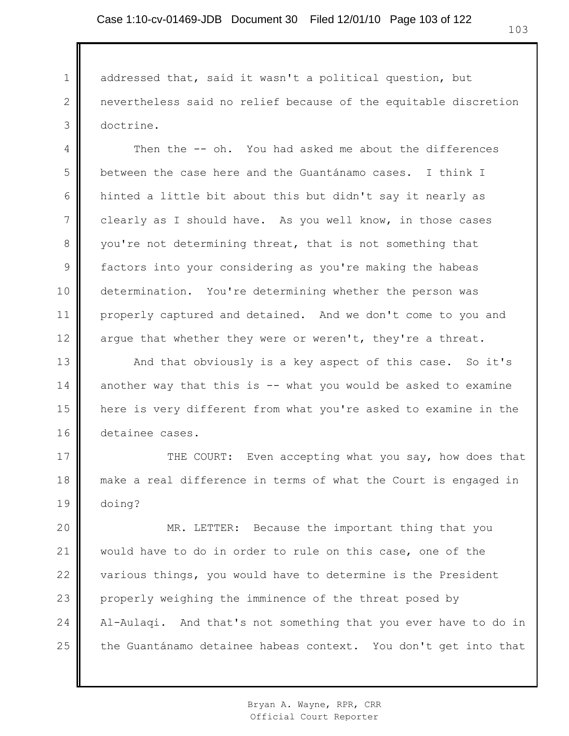addressed that, said it wasn't a political question, but nevertheless said no relief because of the equitable discretion doctrine.

Then the -- oh. You had asked me about the differences between the case here and the Guantánamo cases. I think I hinted a little bit about this but didn't say it nearly as clearly as I should have. As you well know, in those cases you're not determining threat, that is not something that factors into your considering as you're making the habeas determination. You're determining whether the person was properly captured and detained. And we don't come to you and argue that whether they were or weren't, they're a threat.

And that obviously is a key aspect of this case. So it's another way that this is -- what you would be asked to examine here is very different from what you're asked to examine in the detainee cases.

THE COURT: Even accepting what you say, how does that make a real difference in terms of what the Court is engaged in doing?

MR. LETTER: Because the important thing that you would have to do in order to rule on this case, one of the various things, you would have to determine is the President properly weighing the imminence of the threat posed by Al-Aulaqi. And that's not something that you ever have to do in the Guantánamo detainee habeas context. You don't get into that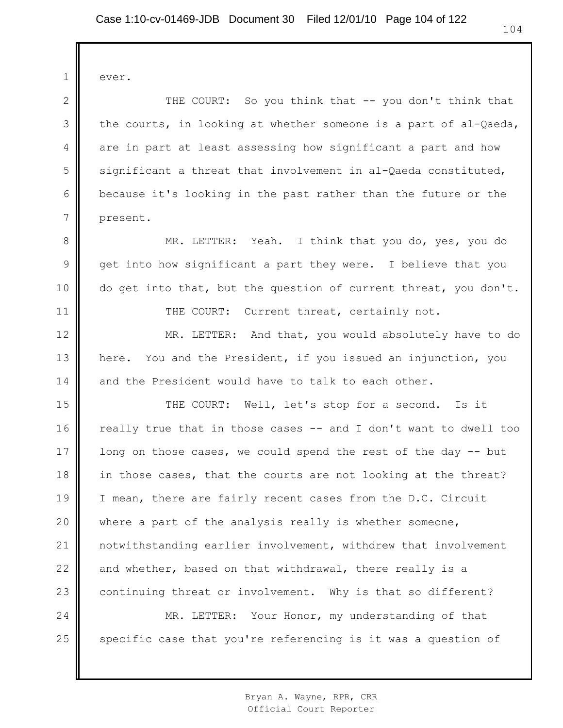ever.

THE COURT: So you think that -- you don't think that the courts, in looking at whether someone is a part of al-Qaeda, are in part at least assessing how significant a part and how significant a threat that involvement in al-Qaeda constituted, because it's looking in the past rather than the future or the present.

MR. LETTER: Yeah. I think that you do, yes, you do get into how significant a part they were. I believe that you do get into that, but the question of current threat, you don't.

THE COURT: Current threat, certainly not.

MR. LETTER: And that, you would absolutely have to do here. You and the President, if you issued an injunction, you and the President would have to talk to each other.

THE COURT: Well, let's stop for a second. Is it really true that in those cases -- and I don't want to dwell too long on those cases, we could spend the rest of the day -- but in those cases, that the courts are not looking at the threat? I mean, there are fairly recent cases from the D.C. Circuit where a part of the analysis really is whether someone, notwithstanding earlier involvement, withdrew that involvement and whether, based on that withdrawal, there really is a continuing threat or involvement. Why is that so different?

MR. LETTER: Your Honor, my understanding of that specific case that you're referencing is it was a question of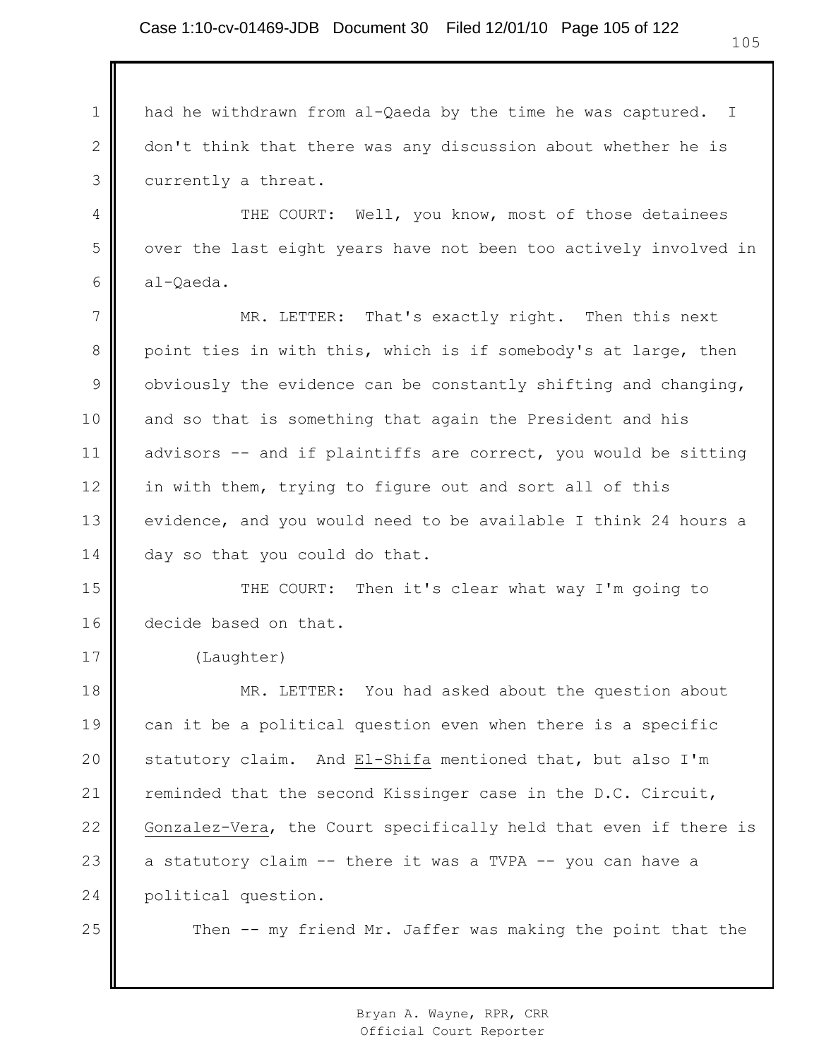had he withdrawn from al-Qaeda by the time he was captured. I don't think that there was any discussion about whether he is currently a threat.

THE COURT: Well, you know, most of those detainees over the last eight years have not been too actively involved in al-Qaeda.

MR. LETTER: That's exactly right. Then this next point ties in with this, which is if somebody's at large, then obviously the evidence can be constantly shifting and changing, and so that is something that again the President and his advisors -- and if plaintiffs are correct, you would be sitting in with them, trying to figure out and sort all of this evidence, and you would need to be available I think 24 hours a day so that you could do that.

THE COURT: Then it's clear what way I'm going to decide based on that.

(Laughter)

MR. LETTER: You had asked about the question about can it be a political question even when there is a specific statutory claim. And El-Shifa mentioned that, but also I'm reminded that the second Kissinger case in the D.C. Circuit, Gonzalez-Vera, the Court specifically held that even if there is a statutory claim -- there it was a TVPA -- you can have a political question.

Then -- my friend Mr. Jaffer was making the point that the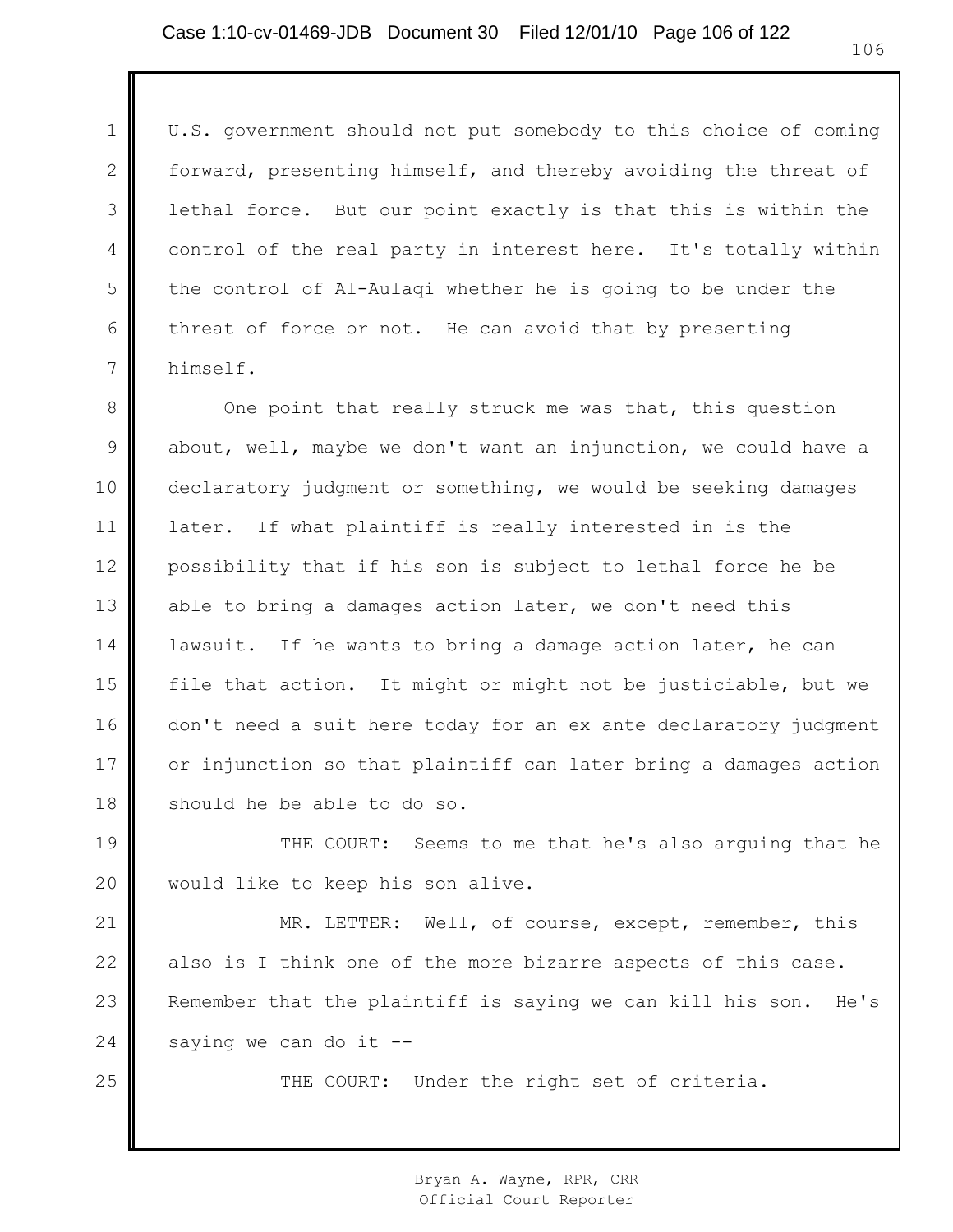U.S. government should not put somebody to this choice of coming forward, presenting himself, and thereby avoiding the threat of lethal force. But our point exactly is that this is within the control of the real party in interest here. It's totally within the control of Al-Aulaqi whether he is going to be under the threat of force or not. He can avoid that by presenting himself.

One point that really struck me was that, this question about, well, maybe we don't want an injunction, we could have a declaratory judgment or something, we would be seeking damages later. If what plaintiff is really interested in is the possibility that if his son is subject to lethal force he be able to bring a damages action later, we don't need this lawsuit. If he wants to bring a damage action later, he can file that action. It might or might not be justiciable, but we don't need a suit here today for an ex ante declaratory judgment or injunction so that plaintiff can later bring a damages action should he be able to do so.

THE COURT: Seems to me that he's also arguing that he would like to keep his son alive.

MR. LETTER: Well, of course, except, remember, this also is I think one of the more bizarre aspects of this case. Remember that the plaintiff is saying we can kill his son. He's saying we can do it --

THE COURT: Under the right set of criteria.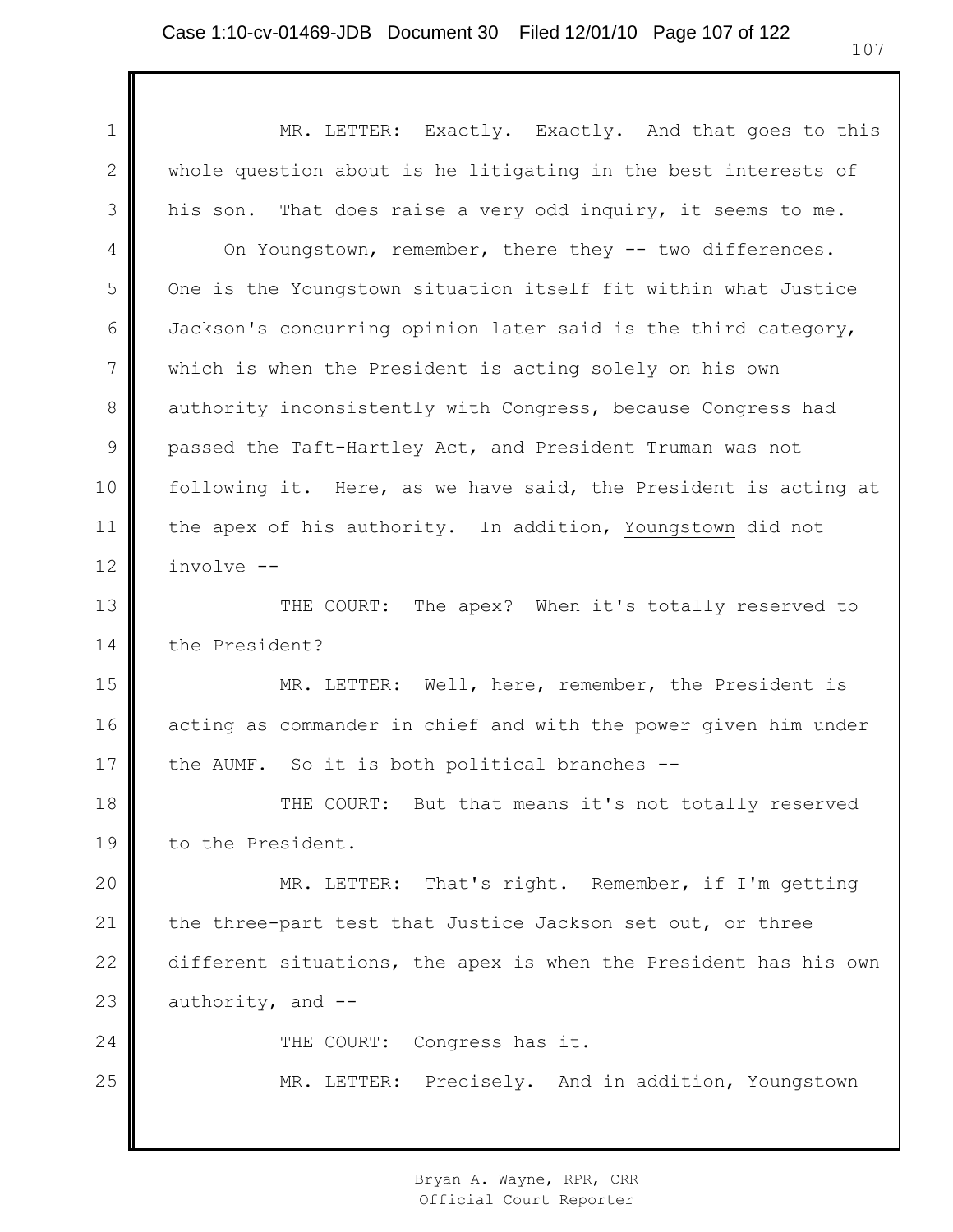MR. LETTER: Exactly. Exactly. And that goes to this whole question about is he litigating in the best interests of his son. That does raise a very odd inquiry, it seems to me.

On Youngstown, remember, there they -- two differences. One is the Youngstown situation itself fit within what Justice Jackson's concurring opinion later said is the third category, which is when the President is acting solely on his own authority inconsistently with Congress, because Congress had passed the Taft-Hartley Act, and President Truman was not following it. Here, as we have said, the President is acting at the apex of his authority. In addition, Youngstown did not involve --

THE COURT: The apex? When it's totally reserved to the President?

MR. LETTER: Well, here, remember, the President is acting as commander in chief and with the power given him under the AUMF. So it is both political branches --

THE COURT: But that means it's not totally reserved to the President.

MR. LETTER: That's right. Remember, if I'm getting the three-part test that Justice Jackson set out, or three different situations, the apex is when the President has his own authority, and --

THE COURT: Congress has it.

MR. LETTER: Precisely. And in addition, Youngstown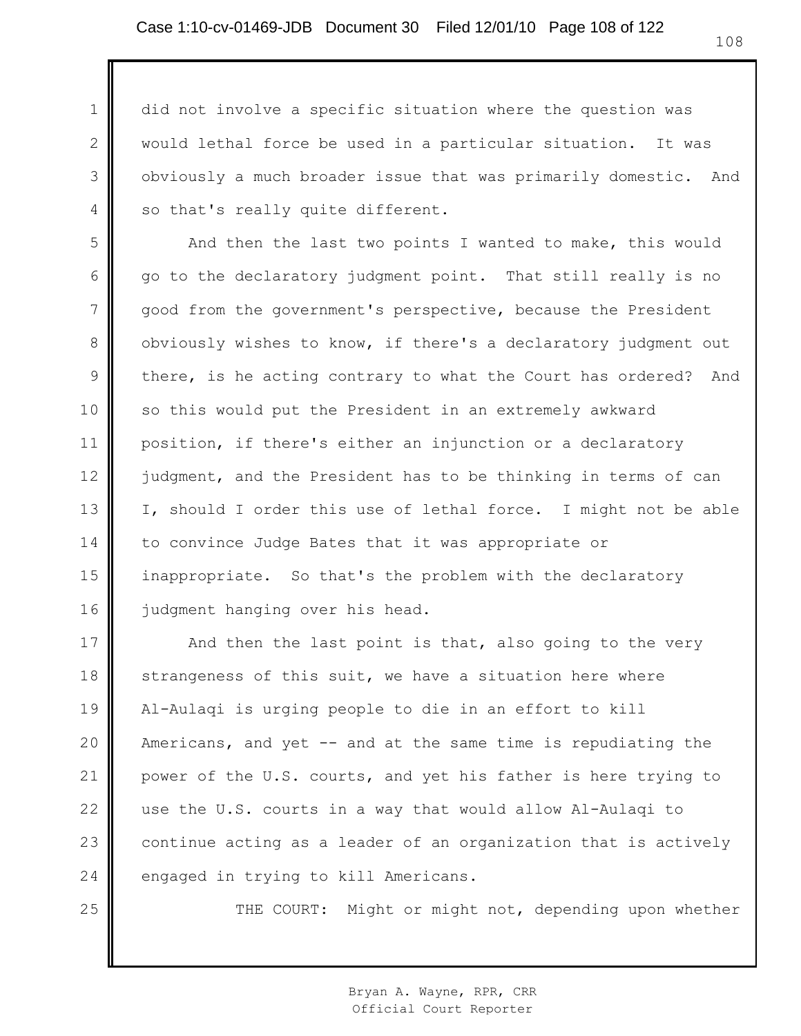did not involve a specific situation where the question was would lethal force be used in a particular situation. It was obviously a much broader issue that was primarily domestic. And so that's really quite different.

And then the last two points I wanted to make, this would go to the declaratory judgment point. That still really is no good from the government's perspective, because the President obviously wishes to know, if there's a declaratory judgment out there, is he acting contrary to what the Court has ordered? And so this would put the President in an extremely awkward position, if there's either an injunction or a declaratory judgment, and the President has to be thinking in terms of can I, should I order this use of lethal force. I might not be able to convince Judge Bates that it was appropriate or inappropriate. So that's the problem with the declaratory judgment hanging over his head.

And then the last point is that, also going to the very strangeness of this suit, we have a situation here where Al-Aulaqi is urging people to die in an effort to kill Americans, and yet -- and at the same time is repudiating the power of the U.S. courts, and yet his father is here trying to use the U.S. courts in a way that would allow Al-Aulaqi to continue acting as a leader of an organization that is actively engaged in trying to kill Americans.

THE COURT: Might or might not, depending upon whether

Bryan A. Wayne, RPR, CRR
Official Court Reporter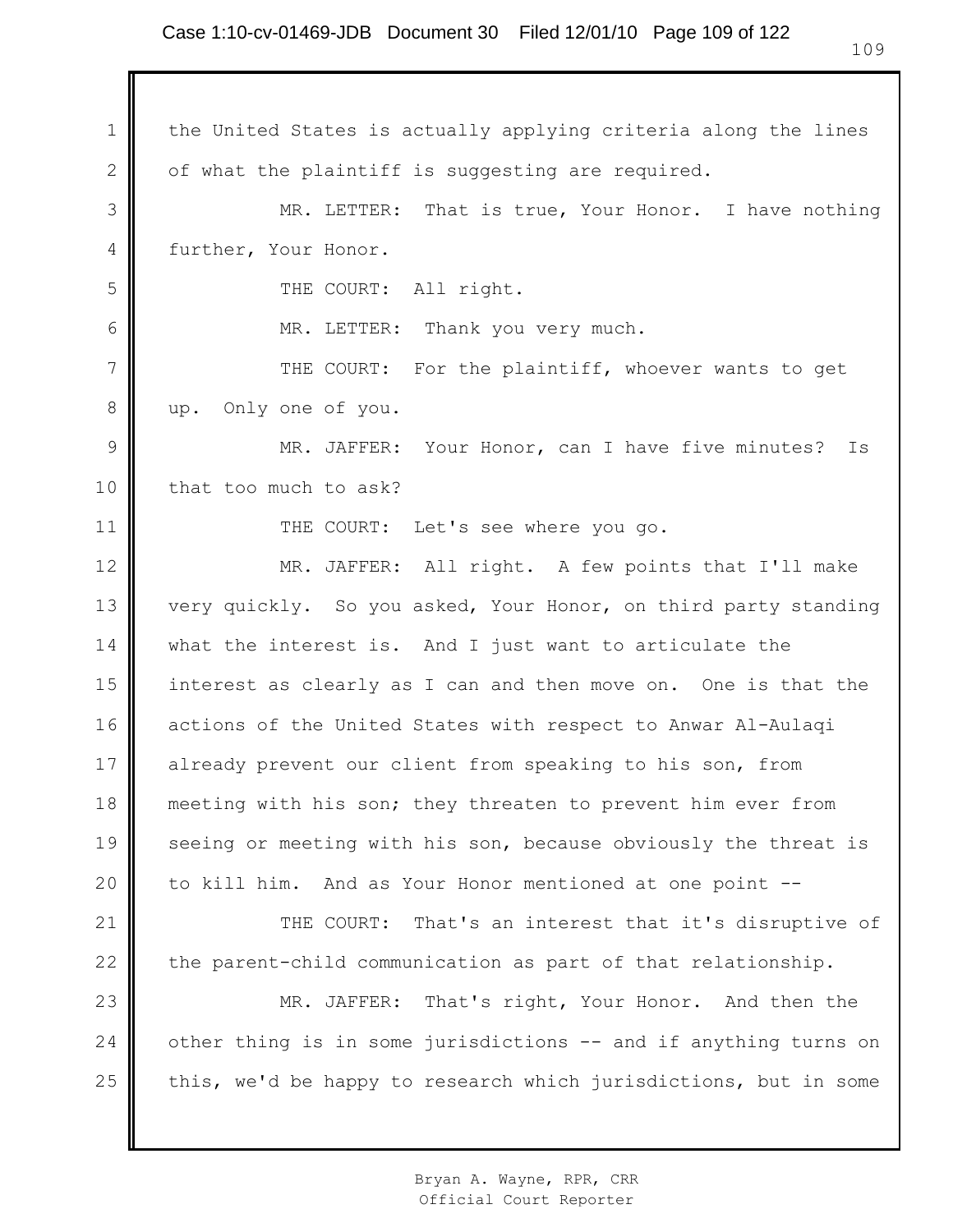the United States is actually applying criteria along the lines of what the plaintiff is suggesting are required.

MR. LETTER: That is true, Your Honor. I have nothing further, Your Honor.

THE COURT: All right.

MR. LETTER: Thank you very much.

THE COURT: For the plaintiff, whoever wants to get up. Only one of you.

MR. JAFFER: Your Honor, can I have five minutes? Is that too much to ask?

THE COURT: Let's see where you go.

MR. JAFFER: All right. A few points that I'll make very quickly. So you asked, Your Honor, on third party standing what the interest is. And I just want to articulate the interest as clearly as I can and then move on. One is that the actions of the United States with respect to Anwar Al-Aulaqi already prevent our client from speaking to his son, from meeting with his son; they threaten to prevent him ever from seeing or meeting with his son, because obviously the threat is to kill him. And as Your Honor mentioned at one point --

THE COURT: That's an interest that it's disruptive of the parent-child communication as part of that relationship.

MR. JAFFER: That's right, Your Honor. And then the other thing is in some jurisdictions -- and if anything turns on this, we'd be happy to research which jurisdictions, but in some

Bryan A. Wayne, RPR, CRR
Official Court Reporter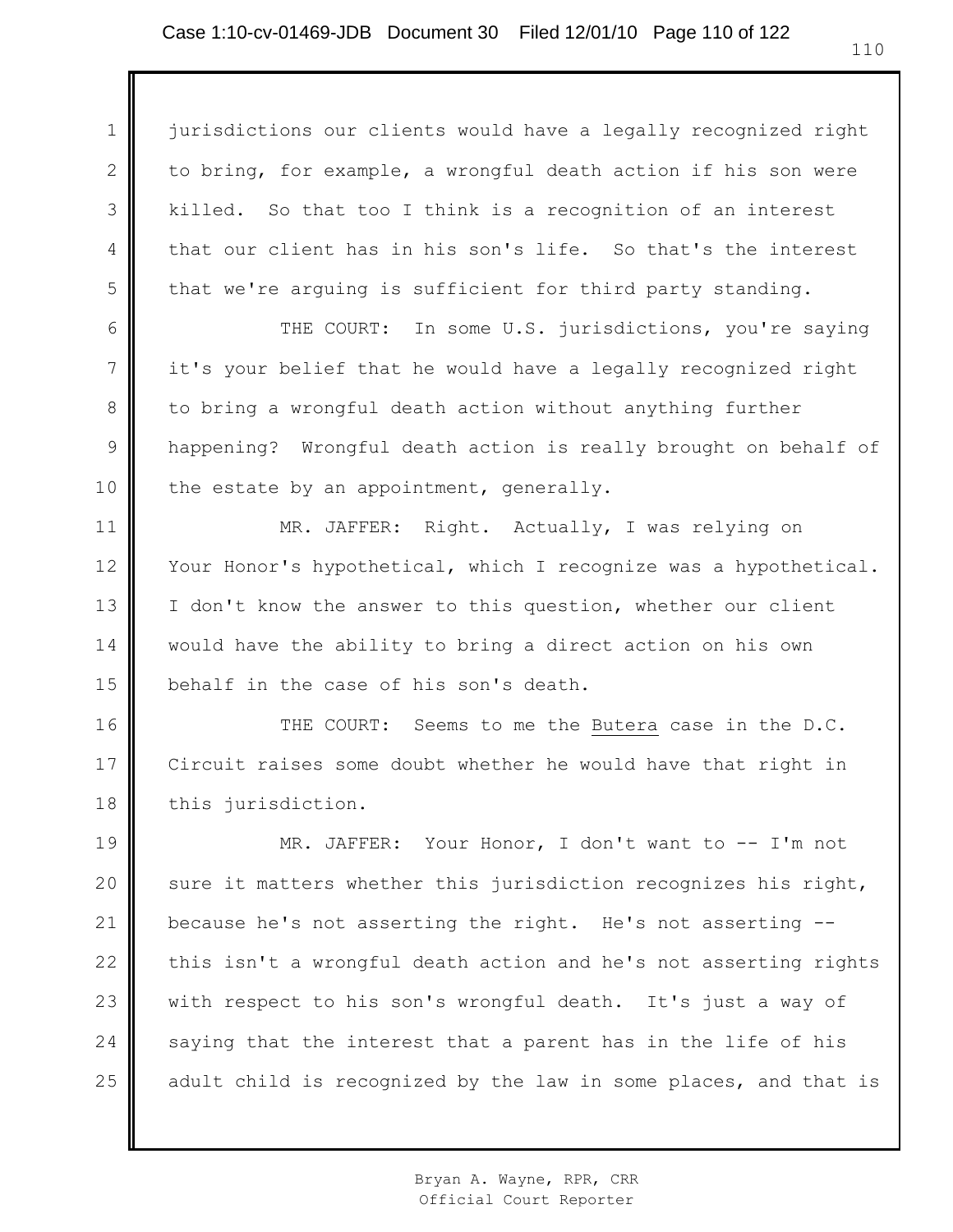jurisdictions our clients would have a legally recognized right to bring, for example, a wrongful death action if his son were killed. So that too I think is a recognition of an interest that our client has in his son's life. So that's the interest that we're arguing is sufficient for third party standing.

THE COURT: In some U.S. jurisdictions, you're saying it's your belief that he would have a legally recognized right to bring a wrongful death action without anything further happening? Wrongful death action is really brought on behalf of the estate by an appointment, generally.

MR. JAFFER: Right. Actually, I was relying on Your Honor's hypothetical, which I recognize was a hypothetical. I don't know the answer to this question, whether our client would have the ability to bring a direct action on his own behalf in the case of his son's death.

THE COURT: Seems to me the Butera case in the D.C. Circuit raises some doubt whether he would have that right in this jurisdiction.

MR. JAFFER: Your Honor, I don't want to -- I'm not sure it matters whether this jurisdiction recognizes his right, because he's not asserting the right. He's not asserting -- this isn't a wrongful death action and he's not asserting rights with respect to his son's wrongful death. It's just a way of saying that the interest that a parent has in the life of his adult child is recognized by the law in some places, and that is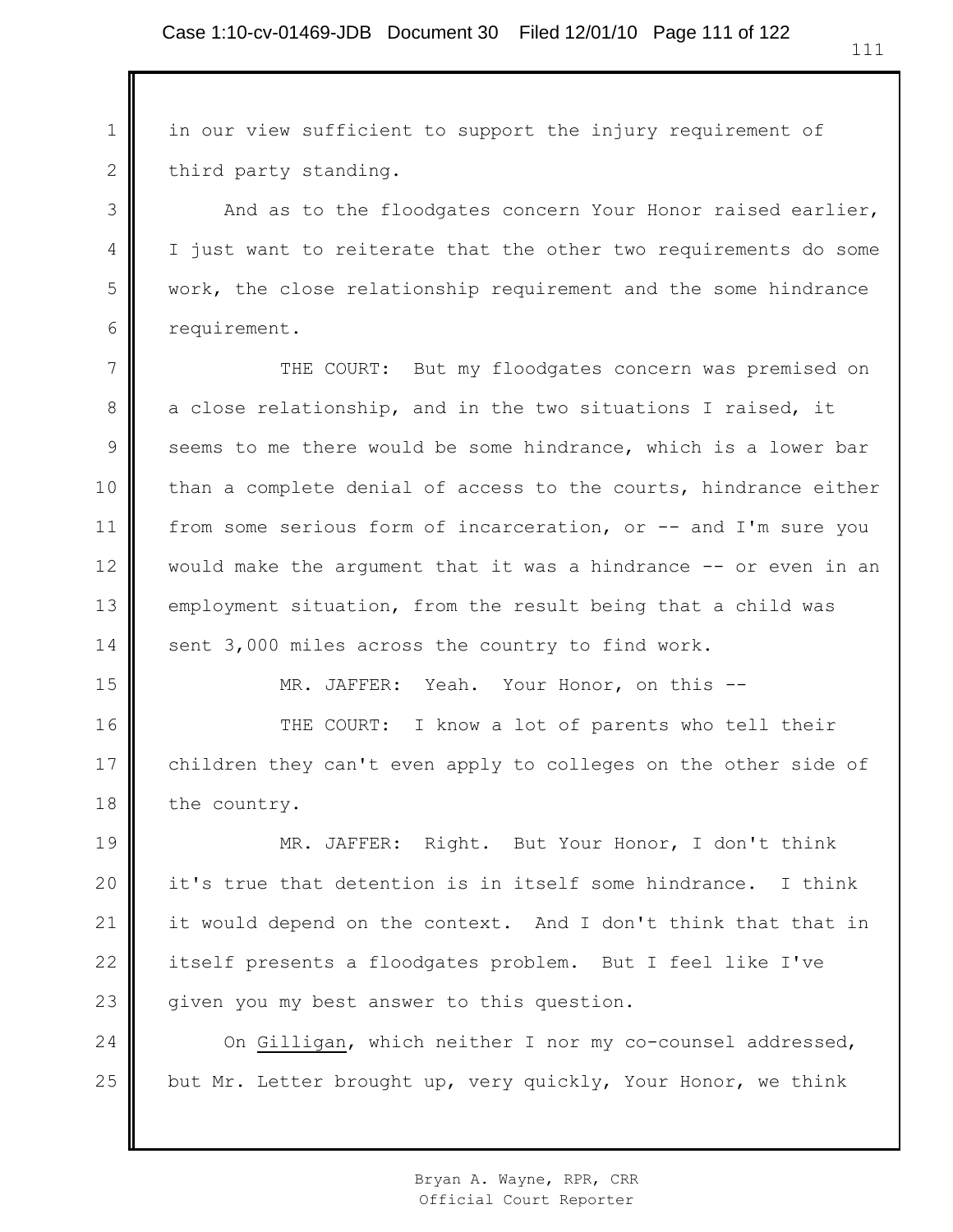in our view sufficient to support the injury requirement of third party standing.

And as to the floodgates concern Your Honor raised earlier, I just want to reiterate that the other two requirements do some work, the close relationship requirement and the some hindrance requirement.

THE COURT: But my floodgates concern was premised on a close relationship, and in the two situations I raised, it seems to me there would be some hindrance, which is a lower bar than a complete denial of access to the courts, hindrance either from some serious form of incarceration, or -- and I'm sure you would make the argument that it was a hindrance -- or even in an employment situation, from the result being that a child was sent 3,000 miles across the country to find work.

MR. JAFFER: Yeah. Your Honor, on this --

THE COURT: I know a lot of parents who tell their children they can't even apply to colleges on the other side of the country.

MR. JAFFER: Right. But Your Honor, I don't think it's true that detention is in itself some hindrance. I think it would depend on the context. And I don't think that that in itself presents a floodgates problem. But I feel like I've given you my best answer to this question.

On Gilligan, which neither I nor my co-counsel addressed, but Mr. Letter brought up, very quickly, Your Honor, we think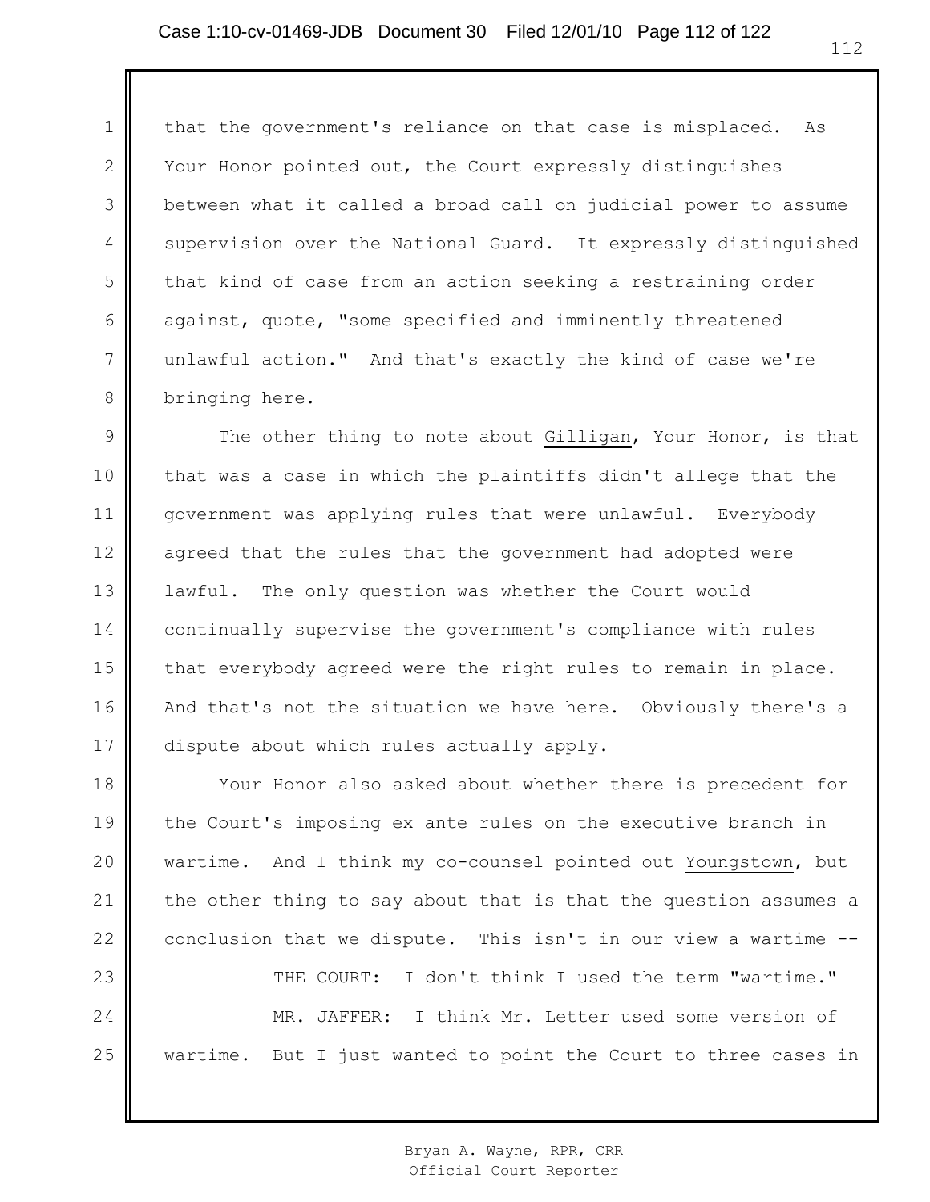that the government's reliance on that case is misplaced. As Your Honor pointed out, the Court expressly distinguishes between what it called a broad call on judicial power to assume supervision over the National Guard. It expressly distinguished that kind of case from an action seeking a restraining order against, quote, "some specified and imminently threatened unlawful action." And that's exactly the kind of case we're bringing here.

The other thing to note about Gilligan, Your Honor, is that that was a case in which the plaintiffs didn't allege that the government was applying rules that were unlawful. Everybody agreed that the rules that the government had adopted were lawful. The only question was whether the Court would continually supervise the government's compliance with rules that everybody agreed were the right rules to remain in place. And that's not the situation we have here. Obviously there's a dispute about which rules actually apply.

Your Honor also asked about whether there is precedent for the Court's imposing ex ante rules on the executive branch in wartime. And I think my co-counsel pointed out Youngstown, but the other thing to say about that is that the question assumes a conclusion that we dispute. This isn't in our view a wartime --

THE COURT: I don't think I used the term "wartime."

MR. JAFFER: I think Mr. Letter used some version of wartime. But I just wanted to point the Court to three cases in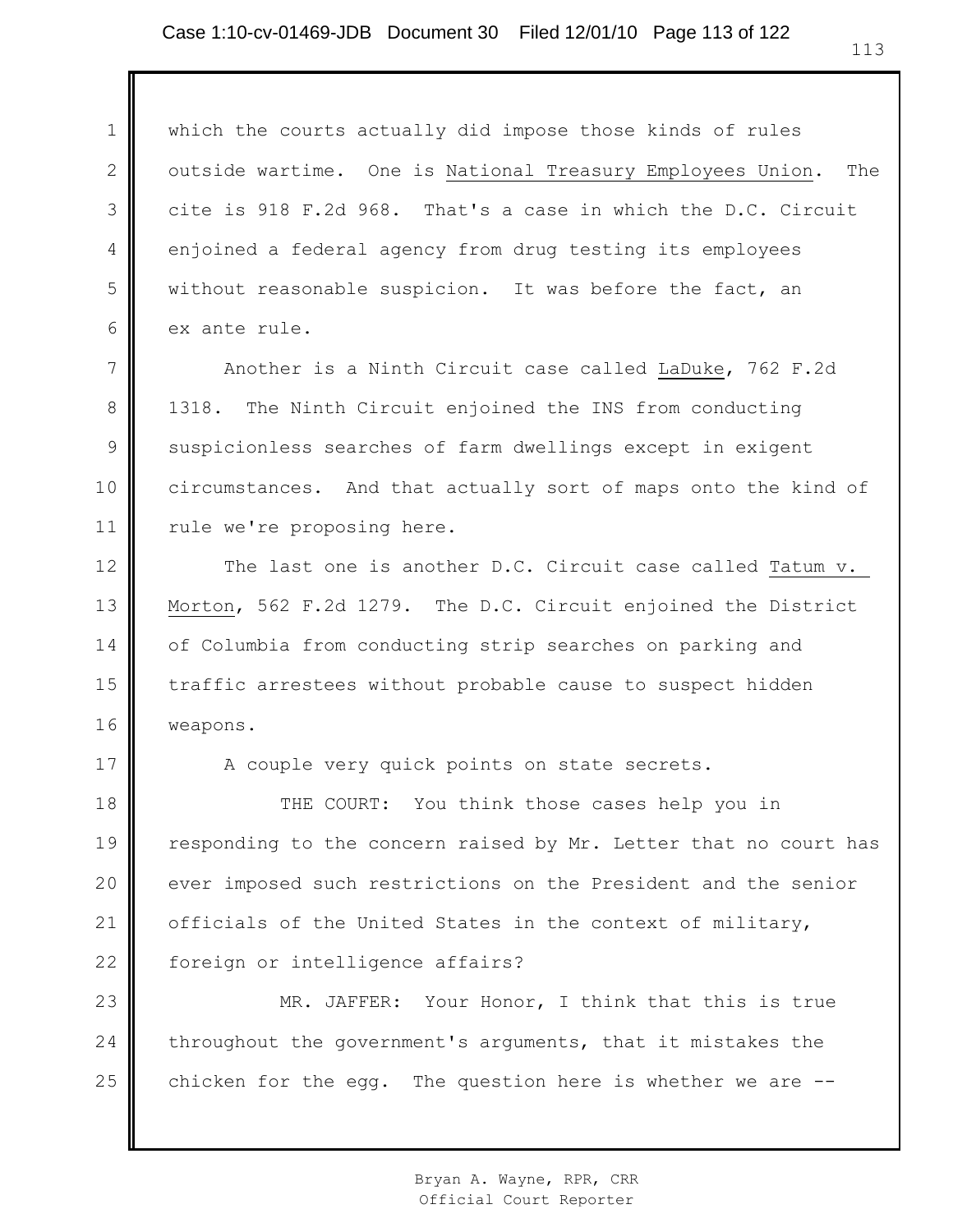which the courts actually did impose those kinds of rules outside wartime. One is National Treasury Employees Union. The cite is 918 F.2d 968. That's a case in which the D.C. Circuit enjoined a federal agency from drug testing its employees without reasonable suspicion. It was before the fact, an ex ante rule.

Another is a Ninth Circuit case called LaDuke, 762 F.2d 1318. The Ninth Circuit enjoined the INS from conducting suspicionless searches of farm dwellings except in exigent circumstances. And that actually sort of maps onto the kind of rule we're proposing here.

The last one is another D.C. Circuit case called Tatum v. Morton, 562 F.2d 1279. The D.C. Circuit enjoined the District of Columbia from conducting strip searches on parking and traffic arrestees without probable cause to suspect hidden weapons.

A couple very quick points on state secrets.

THE COURT: You think those cases help you in responding to the concern raised by Mr. Letter that no court has ever imposed such restrictions on the President and the senior officials of the United States in the context of military, foreign or intelligence affairs?

MR. JAFFER: Your Honor, I think that this is true throughout the government's arguments, that it mistakes the chicken for the egg. The question here is whether we are --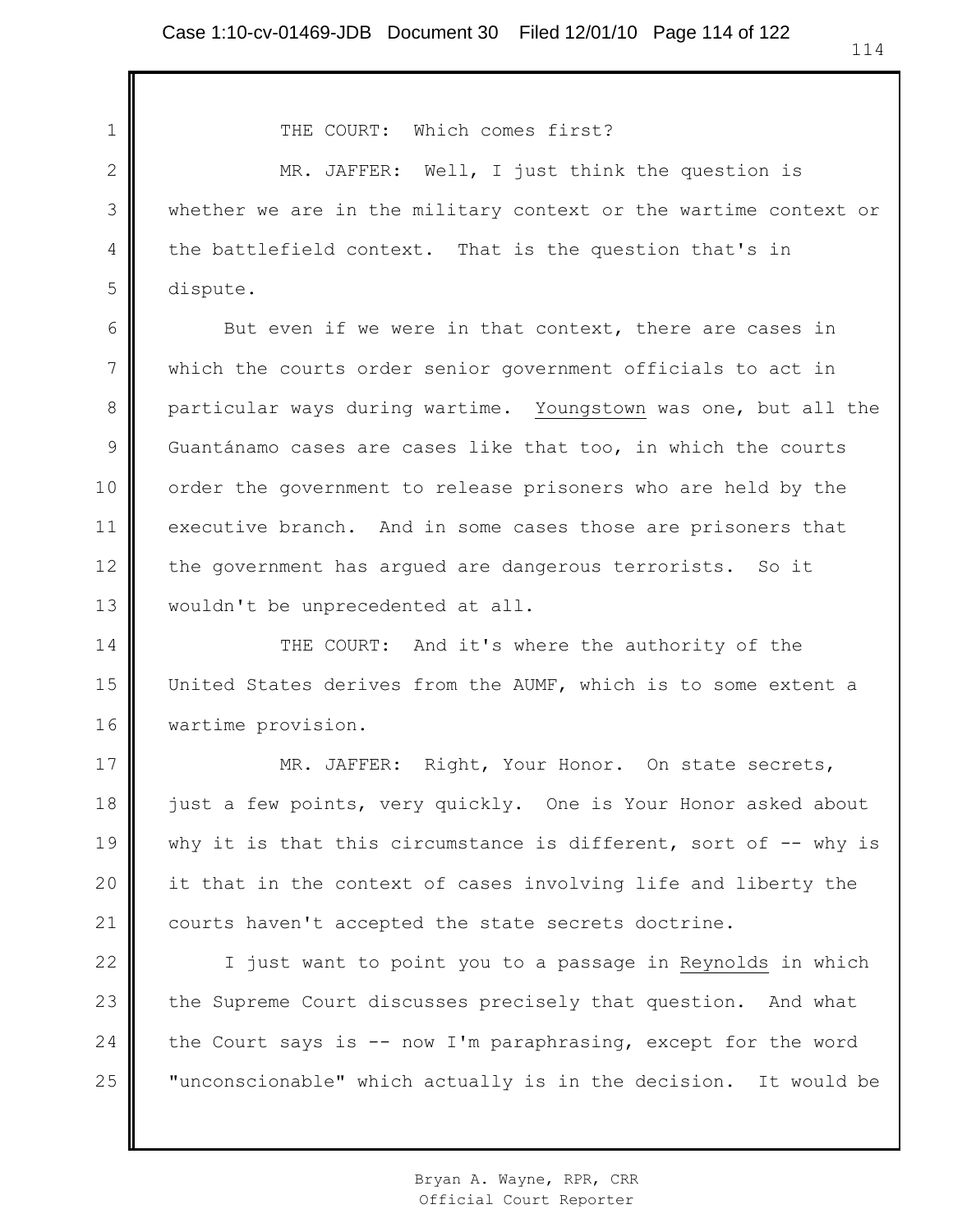THE COURT: Which comes first?

MR. JAFFER: Well, I just think the question is whether we are in the military context or the wartime context or the battlefield context. That is the question that's in dispute.

But even if we were in that context, there are cases in which the courts order senior government officials to act in particular ways during wartime. Youngstown was one, but all the Guantánamo cases are cases like that too, in which the courts order the government to release prisoners who are held by the executive branch. And in some cases those are prisoners that the government has argued are dangerous terrorists. So it wouldn't be unprecedented at all.

THE COURT: And it's where the authority of the United States derives from the AUMF, which is to some extent a wartime provision.

MR. JAFFER: Right, Your Honor. On state secrets, just a few points, very quickly. One is Your Honor asked about why it is that this circumstance is different, sort of -- why is it that in the context of cases involving life and liberty the courts haven't accepted the state secrets doctrine.

I just want to point you to a passage in Reynolds in which the Supreme Court discusses precisely that question. And what the Court says is -- now I'm paraphrasing, except for the word "unconscionable" which actually is in the decision. It would be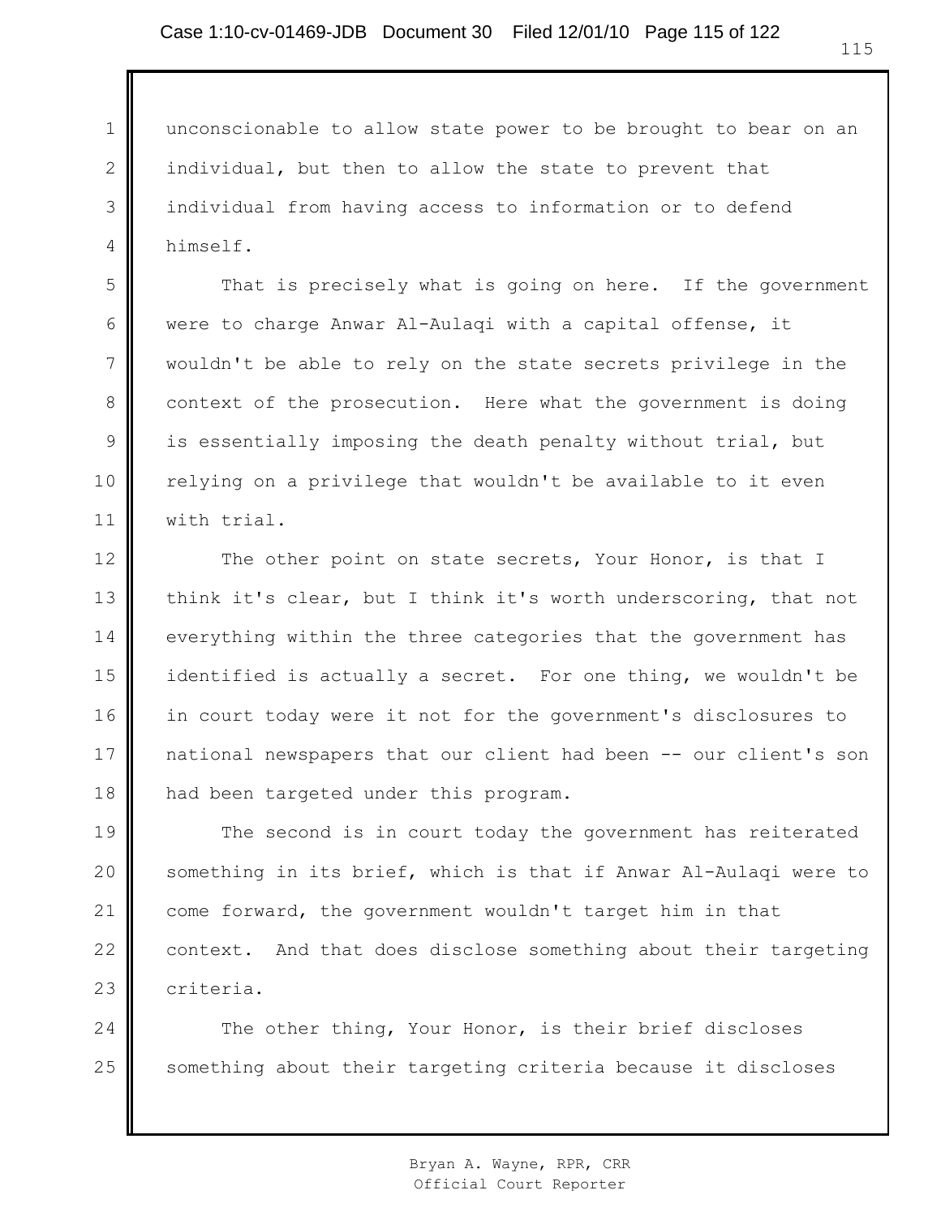unconscionable to allow state power to be brought to bear on an individual, but then to allow the state to prevent that individual from having access to information or to defend himself.

That is precisely what is going on here. If the government were to charge Anwar Al-Aulaqi with a capital offense, it wouldn't be able to rely on the state secrets privilege in the context of the prosecution. Here what the government is doing is essentially imposing the death penalty without trial, but relying on a privilege that wouldn't be available to it even with trial.

The other point on state secrets, Your Honor, is that I think it's clear, but I think it's worth underscoring, that not everything within the three categories that the government has identified is actually a secret. For one thing, we wouldn't be in court today were it not for the government's disclosures to national newspapers that our client had been -- our client's son had been targeted under this program.

The second is in court today the government has reiterated something in its brief, which is that if Anwar Al-Aulaqi were to come forward, the government wouldn't target him in that context. And that does disclose something about their targeting criteria.

The other thing, Your Honor, is their brief discloses something about their targeting criteria because it discloses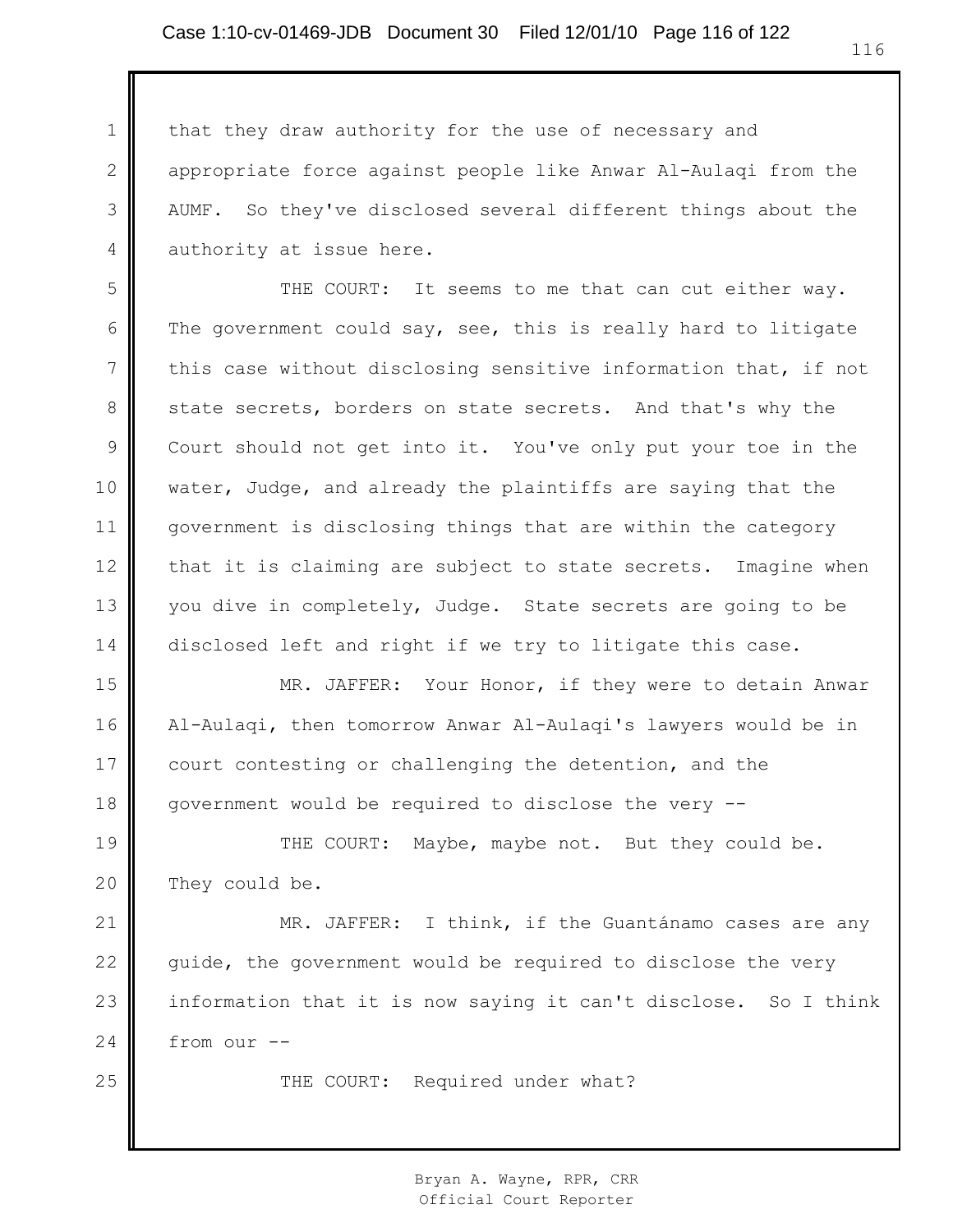that they draw authority for the use of necessary and appropriate force against people like Anwar Al-Aulaqi from the AUMF. So they've disclosed several different things about the authority at issue here.

THE COURT: It seems to me that can cut either way. The government could say, see, this is really hard to litigate this case without disclosing sensitive information that, if not state secrets, borders on state secrets. And that's why the Court should not get into it. You've only put your toe in the water, Judge, and already the plaintiffs are saying that the government is disclosing things that are within the category that it is claiming are subject to state secrets. Imagine when you dive in completely, Judge. State secrets are going to be disclosed left and right if we try to litigate this case.

MR. JAFFER: Your Honor, if they were to detain Anwar Al-Aulaqi, then tomorrow Anwar Al-Aulaqi's lawyers would be in court contesting or challenging the detention, and the government would be required to disclose the very --

THE COURT: Maybe, maybe not. But they could be. They could be.

MR. JAFFER: I think, if the Guantánamo cases are any guide, the government would be required to disclose the very information that it is now saying it can't disclose. So I think from our --

THE COURT: Required under what?

Bryan A. Wayne, RPR, CRR
Official Court Reporter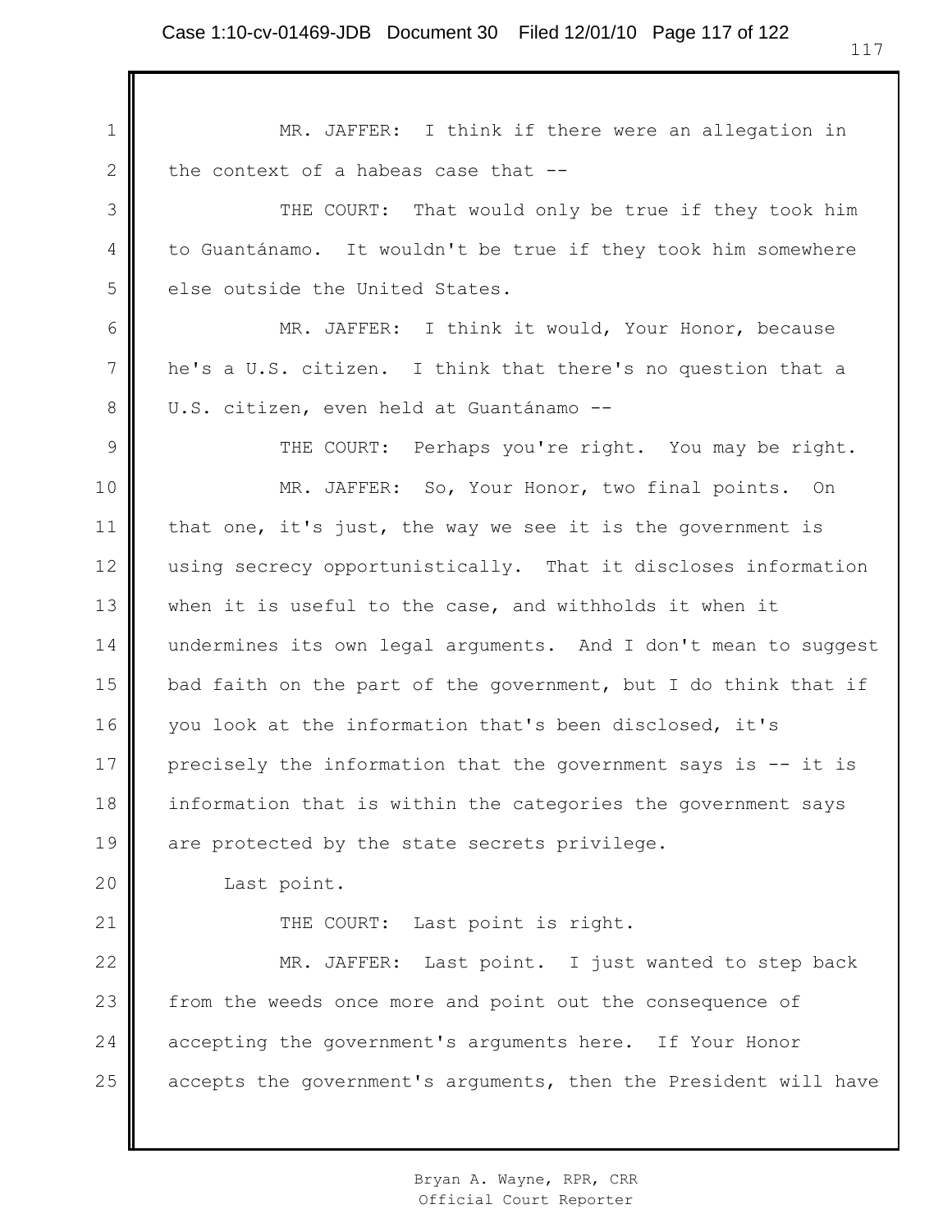MR. JAFFER: I think if there were an allegation in the context of a habeas case that --

THE COURT: That would only be true if they took him to Guantánamo. It wouldn't be true if they took him somewhere else outside the United States.

MR. JAFFER: I think it would, Your Honor, because he's a U.S. citizen. I think that there's no question that a U.S. citizen, even held at Guantánamo --

THE COURT: Perhaps you're right. You may be right.

MR. JAFFER: So, Your Honor, two final points. On that one, it's just, the way we see it is the government is using secrecy opportunistically. That it discloses information when it is useful to the case, and withholds it when it undermines its own legal arguments. And I don't mean to suggest bad faith on the part of the government, but I do think that if you look at the information that's been disclosed, it's precisely the information that the government says is -- it is information that is within the categories the government says are protected by the state secrets privilege.

Last point.

THE COURT: Last point is right.

MR. JAFFER: Last point. I just wanted to step back from the weeds once more and point out the consequence of accepting the government's arguments here. If Your Honor accepts the government's arguments, then the President will have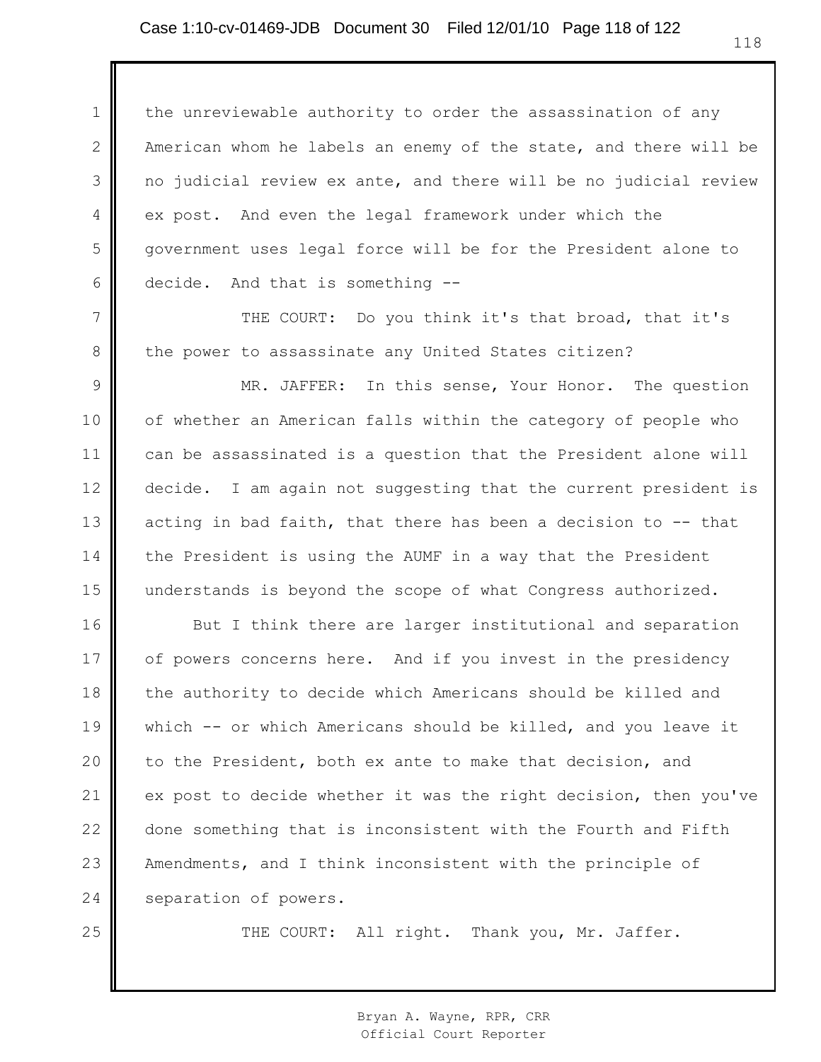the unreviewable authority to order the assassination of any American whom he labels an enemy of the state, and there will be no judicial review ex ante, and there will be no judicial review ex post. And even the legal framework under which the government uses legal force will be for the President alone to decide. And that is something --

THE COURT: Do you think it's that broad, that it's the power to assassinate any United States citizen?

MR. JAFFER: In this sense, Your Honor. The question of whether an American falls within the category of people who can be assassinated is a question that the President alone will decide. I am again not suggesting that the current president is acting in bad faith, that there has been a decision to -- that the President is using the AUMF in a way that the President understands is beyond the scope of what Congress authorized.

But I think there are larger institutional and separation of powers concerns here. And if you invest in the presidency the authority to decide which Americans should be killed and which -- or which Americans should be killed, and you leave it to the President, both ex ante to make that decision, and ex post to decide whether it was the right decision, then you've done something that is inconsistent with the Fourth and Fifth Amendments, and I think inconsistent with the principle of separation of powers.

THE COURT: All right. Thank you, Mr. Jaffer.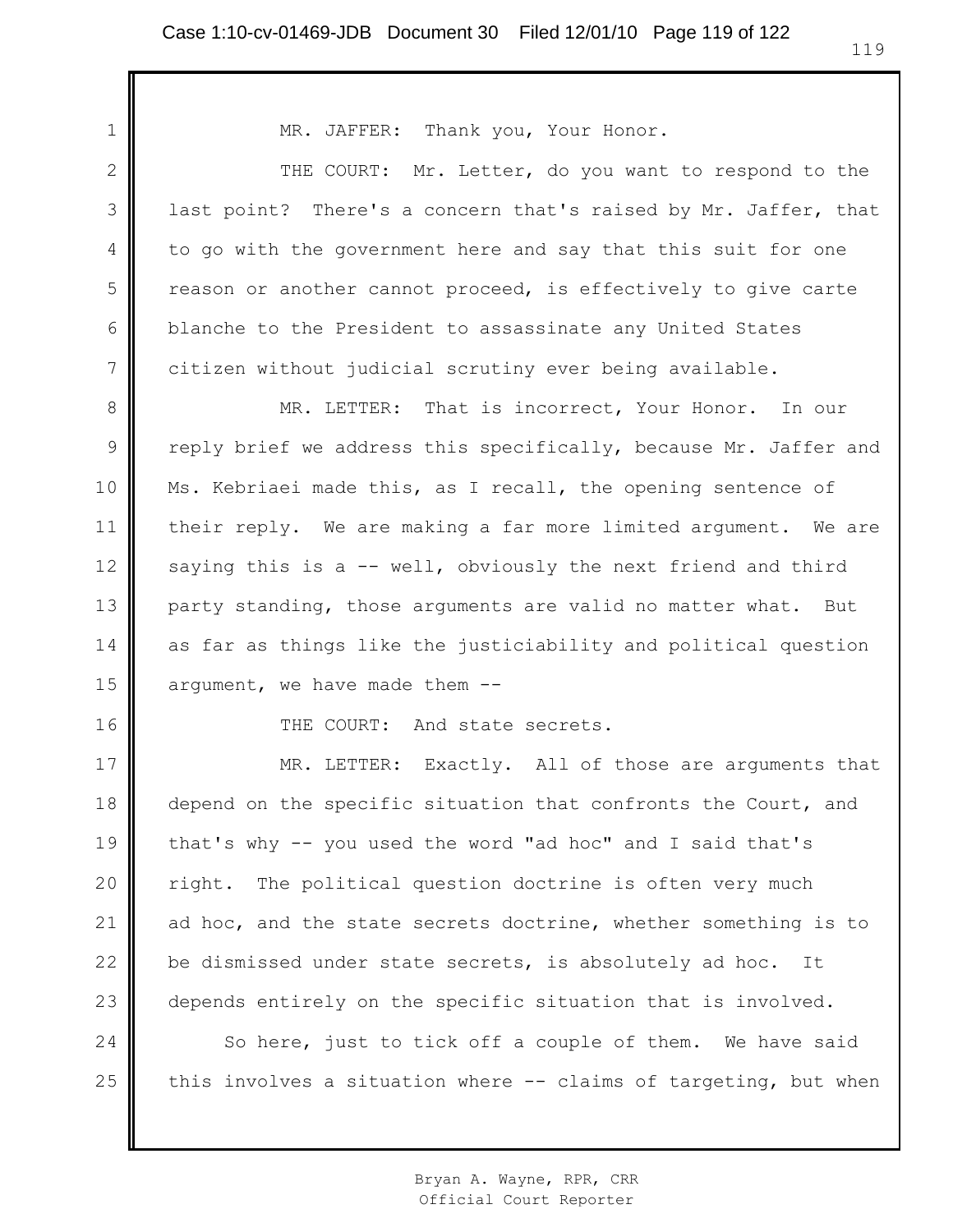MR. JAFFER: Thank you, Your Honor.

THE COURT: Mr. Letter, do you want to respond to the last point? There's a concern that's raised by Mr. Jaffer, that to go with the government here and say that this suit for one reason or another cannot proceed, is effectively to give carte blanche to the President to assassinate any United States citizen without judicial scrutiny ever being available.

MR. LETTER: That is incorrect, Your Honor. In our reply brief we address this specifically, because Mr. Jaffer and Ms. Kebriaei made this, as I recall, the opening sentence of their reply. We are making a far more limited argument. We are saying this is a -- well, obviously the next friend and third party standing, those arguments are valid no matter what. But as far as things like the justiciability and political question argument, we have made them --

THE COURT: And state secrets.

MR. LETTER: Exactly. All of those are arguments that depend on the specific situation that confronts the Court, and that's why -- you used the word "ad hoc" and I said that's right. The political question doctrine is often very much ad hoc, and the state secrets doctrine, whether something is to be dismissed under state secrets, is absolutely ad hoc. It depends entirely on the specific situation that is involved.

So here, just to tick off a couple of them. We have said this involves a situation where -- claims of targeting, but when

Bryan A. Wayne, RPR, CRR
Official Court Reporter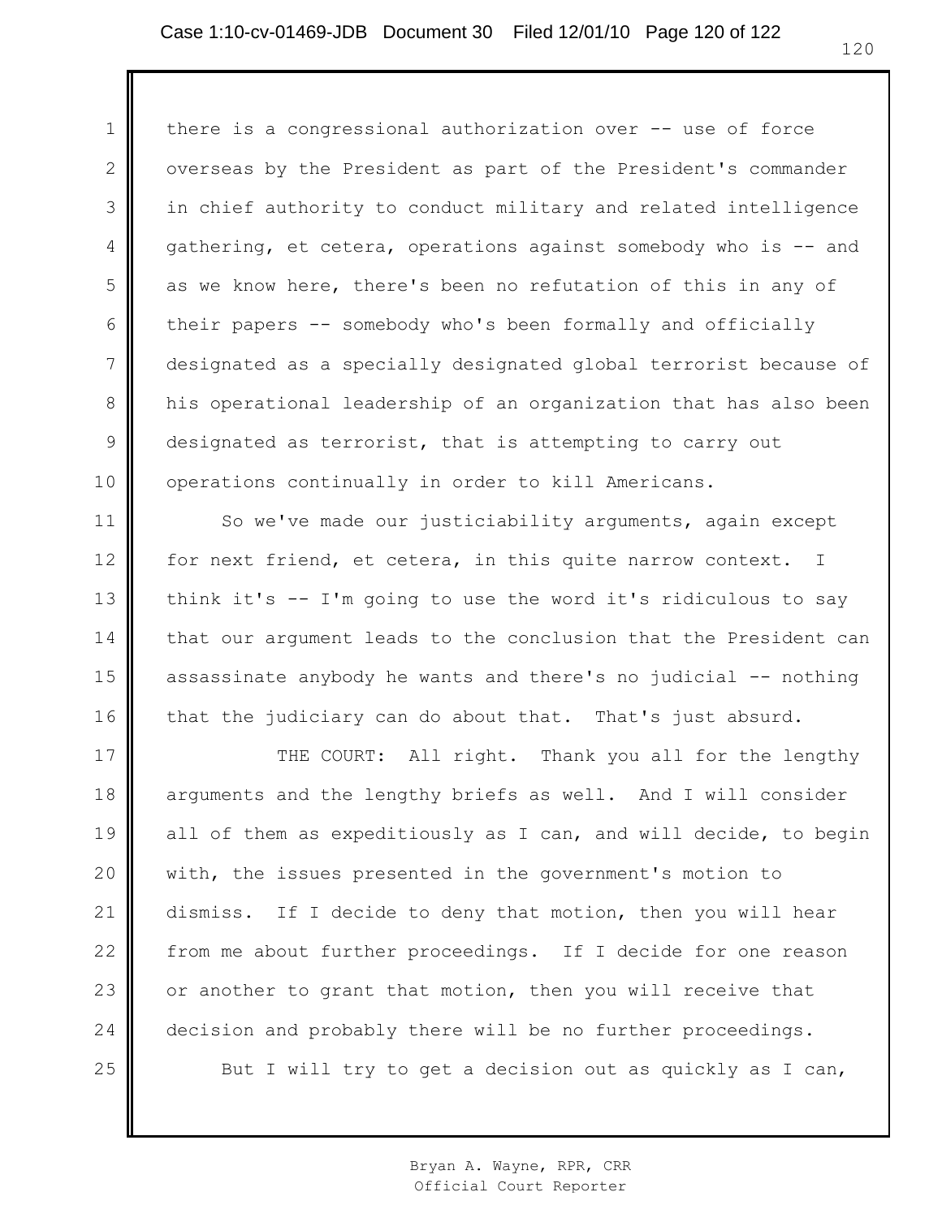there is a congressional authorization over -- use of force overseas by the President as part of the President's commander in chief authority to conduct military and related intelligence gathering, et cetera, operations against somebody who is -- and as we know here, there's been no refutation of this in any of their papers -- somebody who's been formally and officially designated as a specially designated global terrorist because of his operational leadership of an organization that has also been designated as terrorist, that is attempting to carry out operations continually in order to kill Americans.

So we've made our justiciability arguments, again except for next friend, et cetera, in this quite narrow context. I think it's -- I'm going to use the word it's ridiculous to say that our argument leads to the conclusion that the President can assassinate anybody he wants and there's no judicial -- nothing that the judiciary can do about that. That's just absurd.

THE COURT: All right. Thank you all for the lengthy arguments and the lengthy briefs as well. And I will consider all of them as expeditiously as I can, and will decide, to begin with, the issues presented in the government's motion to dismiss. If I decide to deny that motion, then you will hear from me about further proceedings. If I decide for one reason or another to grant that motion, then you will receive that decision and probably there will be no further proceedings.

But I will try to get a decision out as quickly as I can,

Bryan A. Wayne, RPR, CRR
Official Court Reporter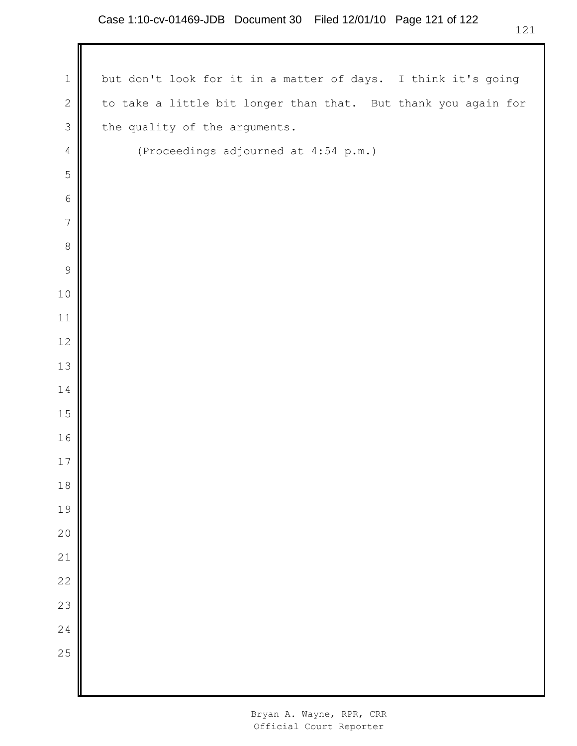but don't look for it in a matter of days. I think it's going to take a little bit longer than that. But thank you again for the quality of the arguments.

(Proceedings adjourned at 4:54 p.m.)

Bryan A. Wayne, RPR, CRR
Official Court Reporter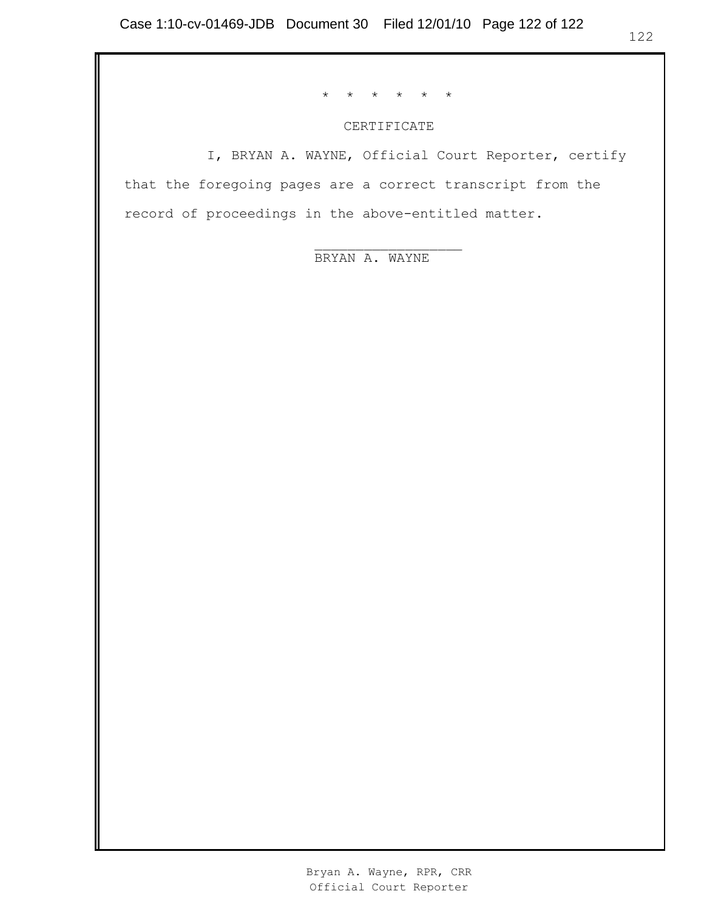\* \* \* \* \* \*

CERTIFICATE

I, BRYAN A. WAYNE, Official Court Reporter, certify that the foregoing pages are a correct transcript from the record of proceedings in the above-entitled matter.

\_\_\_\_\_\_\_\_\_\_\_\_\_\_\_\_\_\_

BRYAN A. WAYNE